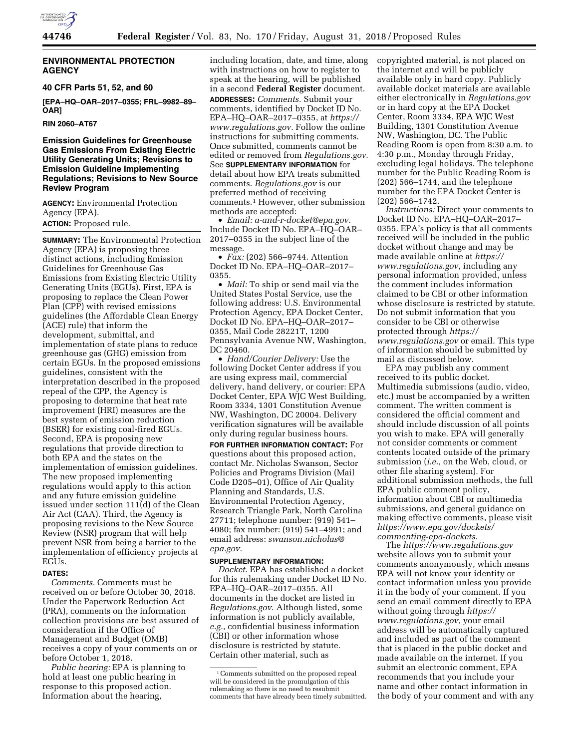## ENVIRONMENTAL PROTECTION AGENCY

### 40 CFR Parts 51, 52, and 60

**[EPA–HQ–OAR–2017–0355; FRL–9982–89–OAR]**

**RIN 2060–AT67**

### Emission Guidelines for Greenhouse Gas Emissions From Existing Electric Utility Generating Units; Revisions to Emission Guideline Implementing Regulations; Revisions to New Source Review Program

**AGENCY:** Environmental Protection Agency (EPA).

**ACTION:** Proposed rule.

**SUMMARY:** The Environmental Protection Agency (EPA) is proposing three distinct actions, including Emission Guidelines for Greenhouse Gas Emissions from Existing Electric Utility Generating Units (EGUs). First, EPA is proposing to replace the Clean Power Plan (CPP) with revised emissions guidelines (the Affordable Clean Energy (ACE) rule) that inform the development, submittal, and implementation of state plans to reduce greenhouse gas (GHG) emission from certain EGUs. In the proposed emissions guidelines, consistent with the interpretation described in the proposed repeal of the CPP, the Agency is proposing to determine that heat rate improvement (HRI) measures are the best system of emission reduction (BSER) for existing coal-fired EGUs. Second, EPA is proposing new regulations that provide direction to both EPA and the states on the implementation of emission guidelines. The new proposed implementing regulations would apply to this action and any future emission guideline issued under section 111(d) of the Clean Air Act (CAA). Third, the Agency is proposing revisions to the New Source Review (NSR) program that will help prevent NSR from being a barrier to the implementation of efficiency projects at EGUs.

**DATES:**

*Comments.* Comments must be received on or before October 30, 2018. Under the Paperwork Reduction Act (PRA), comments on the information collection provisions are best assured of consideration if the Office of Management and Budget (OMB) receives a copy of your comments on or before October 1, 2018.

*Public hearing:* EPA is planning to hold at least one public hearing in response to this proposed action. Information about the hearing, including location, date, and time, along with instructions on how to register to speak at the hearing, will be published in a second **Federal Register** document.

**ADDRESSES:** *Comments.* Submit your comments, identified by Docket ID No. EPA–HQ–OAR–2017–0355, at *https://www.regulations.gov*. Follow the online instructions for submitting comments. Once submitted, comments cannot be edited or removed from *Regulations.gov*. See **SUPPLEMENTARY INFORMATION** for detail about how EPA treats submitted comments. *Regulations.gov* is our preferred method of receiving comments.[1] However, other submission methods are accepted:

- *Email: a-and-r-docket@epa.gov*. Include Docket ID No. EPA–HQ–OAR–2017–0355 in the subject line of the message.
- *Fax:* (202) 566–9744. Attention Docket ID No. EPA–HQ–OAR–2017–0355.
- *Mail:* To ship or send mail via the United States Postal Service, use the following address: U.S. Environmental Protection Agency, EPA Docket Center, Docket ID No. EPA–HQ–OAR–2017–0355, Mail Code 28221T, 1200 Pennsylvania Avenue NW, Washington, DC 20460.
- *Hand/Courier Delivery:* Use the following Docket Center address if you are using express mail, commercial delivery, hand delivery, or courier: EPA Docket Center, EPA WJC West Building, Room 3334, 1301 Constitution Avenue NW, Washington, DC 20004. Delivery verification signatures will be available only during regular business hours.

**FOR FURTHER INFORMATION CONTACT:** For questions about this proposed action, contact Mr. Nicholas Swanson, Sector Policies and Programs Division (Mail Code D205–01), Office of Air Quality Planning and Standards, U.S. Environmental Protection Agency, Research Triangle Park, North Carolina 27711; telephone number: (919) 541–4080; fax number: (919) 541–4991; and email address: *swanson.nicholas@epa.gov*.

**SUPPLEMENTARY INFORMATION:**

*Docket.* EPA has established a docket for this rulemaking under Docket ID No. EPA–HQ–OAR–2017–0355. All documents in the docket are listed in *Regulations.gov*. Although listed, some information is not publicly available, *e.g.,* confidential business information (CBI) or other information whose disclosure is restricted by statute. Certain other material, such as copyrighted material, is not placed on the internet and will be publicly available only in hard copy. Publicly available docket materials are available either electronically in *Regulations.gov* or in hard copy at the EPA Docket Center, Room 3334, EPA WJC West Building, 1301 Constitution Avenue NW, Washington, DC. The Public Reading Room is open from 8:30 a.m. to 4:30 p.m., Monday through Friday, excluding legal holidays. The telephone number for the Public Reading Room is (202) 566–1744, and the telephone number for the EPA Docket Center is (202) 566–1742.

*Instructions:* Direct your comments to Docket ID No. EPA–HQ–OAR–2017–0355. EPA's policy is that all comments received will be included in the public docket without change and may be made available online at *https://www.regulations.gov,* including any personal information provided, unless the comment includes information claimed to be CBI or other information whose disclosure is restricted by statute. Do not submit information that you consider to be CBI or otherwise protected through *https://www.regulations.gov* or email. This type of information should be submitted by mail as discussed below.

EPA may publish any comment received to its public docket. Multimedia submissions (audio, video, etc.) must be accompanied by a written comment. The written comment is considered the official comment and should include discussion of all points you wish to make. EPA will generally not consider comments or comment contents located outside of the primary submission (*i.e.,* on the Web, cloud, or other file sharing system). For additional submission methods, the full EPA public comment policy, information about CBI or multimedia submissions, and general guidance on making effective comments, please visit *https://www.epa.gov/dockets/commenting-epa-dockets*.

The *https://www.regulations.gov* website allows you to submit your comments anonymously, which means EPA will not know your identity or contact information unless you provide it in the body of your comment. If you send an email comment directly to EPA without going through *https://www.regulations.gov,* your email address will be automatically captured and included as part of the comment that is placed in the public docket and made available on the internet. If you submit an electronic comment, EPA recommends that you include your name and other contact information in the body of your comment and with any

---

[1] Comments submitted on the proposed repeal will be considered in the promulgation of this rulemaking so there is no need to resubmit comments that have already been timely submitted.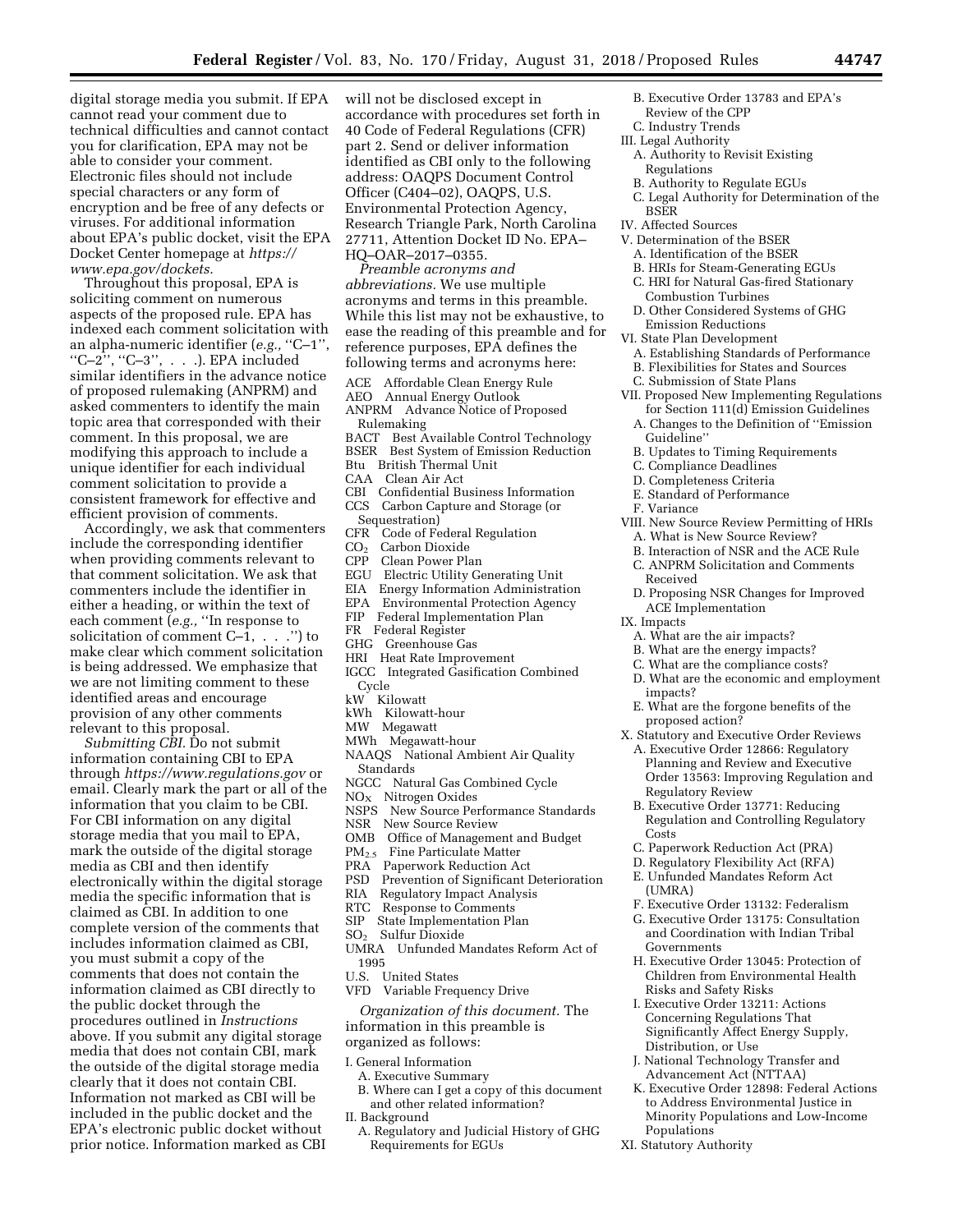digital storage media you submit. If EPA cannot read your comment due to technical difficulties and cannot contact you for clarification, EPA may not be able to consider your comment. Electronic files should not include special characters or any form of encryption and be free of any defects or viruses. For additional information about EPA's public docket, visit the EPA Docket Center homepage at *https://www.epa.gov/dockets.*

Throughout this proposal, EPA is soliciting comment on numerous aspects of the proposed rule. EPA has indexed each comment solicitation with an alpha-numeric identifier (*e.g.,* ''C–1'', ''C–2'', ''C–3'', . . .). EPA included similar identifiers in the advance notice of proposed rulemaking (ANPRM) and asked commenters to identify the main topic area that corresponded with their comment. In this proposal, we are modifying this approach to include a unique identifier for each individual comment solicitation to provide a consistent framework for effective and efficient provision of comments.

Accordingly, we ask that commenters include the corresponding identifier when providing comments relevant to that comment solicitation. We ask that commenters include the identifier in either a heading, or within the text of each comment (*e.g.,* ''In response to solicitation of comment C–1, . . .'') to make clear which comment solicitation is being addressed. We emphasize that we are not limiting comment to these identified areas and encourage provision of any other comments relevant to this proposal.

*Submitting CBI.* Do not submit information containing CBI to EPA through *https://www.regulations.gov* or email. Clearly mark the part or all of the information that you claim to be CBI. For CBI information on any digital storage media that you mail to EPA, mark the outside of the digital storage media as CBI and then identify electronically within the digital storage media the specific information that is claimed as CBI. In addition to one complete version of the comments that includes information claimed as CBI, you must submit a copy of the comments that does not contain the information claimed as CBI directly to the public docket through the procedures outlined in *Instructions* above. If you submit any digital storage media that does not contain CBI, mark the outside of the digital storage media clearly that it does not contain CBI. Information not marked as CBI will be included in the public docket and the EPA's electronic public docket without prior notice. Information marked as CBI will not be disclosed except in accordance with procedures set forth in 40 Code of Federal Regulations (CFR) part 2. Send or deliver information identified as CBI only to the following address: OAQPS Document Control Officer (C404–02), OAQPS, U.S. Environmental Protection Agency, Research Triangle Park, North Carolina 27711, Attention Docket ID No. EPA–HQ–OAR–2017–0355.

*Preamble acronyms and abbreviations.* We use multiple acronyms and terms in this preamble. While this list may not be exhaustive, to ease the reading of this preamble and for reference purposes, EPA defines the following terms and acronyms here:

ACE Affordable Clean Energy Rule
AEO Annual Energy Outlook
ANPRM Advance Notice of Proposed Rulemaking
BACT Best Available Control Technology
BSER Best System of Emission Reduction
Btu British Thermal Unit
CAA Clean Air Act
CBI Confidential Business Information
CCS Carbon Capture and Storage (or Sequestration)
CFR Code of Federal Regulation
$CO_2$ Carbon Dioxide
CPP Clean Power Plan
EGU Electric Utility Generating Unit
EIA Energy Information Administration
EPA Environmental Protection Agency
FIP Federal Implementation Plan
FR Federal Register
GHG Greenhouse Gas
HRI Heat Rate Improvement
IGCC Integrated Gasification Combined Cycle
kW Kilowatt
kWh Kilowatt-hour
MW Megawatt
MWh Megawatt-hour
NAAQS National Ambient Air Quality Standards
NGCC Natural Gas Combined Cycle
$NO_X$ Nitrogen Oxides
NSPS New Source Performance Standards
NSR New Source Review
OMB Office of Management and Budget
$PM_{2.5}$ Fine Particulate Matter
PRA Paperwork Reduction Act
PSD Prevention of Significant Deterioration
RIA Regulatory Impact Analysis
RTC Response to Comments
SIP State Implementation Plan
$SO_2$ Sulfur Dioxide
UMRA Unfunded Mandates Reform Act of 1995
U.S. United States
VFD Variable Frequency Drive

*Organization of this document.* The information in this preamble is organized as follows:

I. General Information
  A. Executive Summary
  B. Where can I get a copy of this document and other related information?
II. Background
  A. Regulatory and Judicial History of GHG Requirements for EGUs
  B. Executive Order 13783 and EPA's Review of the CPP
  C. Industry Trends
III. Legal Authority
  A. Authority to Revisit Existing Regulations
  B. Authority to Regulate EGUs
  C. Legal Authority for Determination of the BSER
IV. Affected Sources
V. Determination of the BSER
  A. Identification of the BSER
  B. HRIs for Steam-Generating EGUs
  C. HRI for Natural Gas-fired Stationary Combustion Turbines
  D. Other Considered Systems of GHG Emission Reductions
VI. State Plan Development
  A. Establishing Standards of Performance
  B. Flexibilities for States and Sources
  C. Submission of State Plans
VII. Proposed New Implementing Regulations for Section 111(d) Emission Guidelines
  A. Changes to the Definition of ''Emission Guideline''
  B. Updates to Timing Requirements
  C. Compliance Deadlines
  D. Completeness Criteria
  E. Standard of Performance
  F. Variance
VIII. New Source Review Permitting of HRIs
  A. What is New Source Review?
  B. Interaction of NSR and the ACE Rule
  C. ANPRM Solicitation and Comments Received
  D. Proposing NSR Changes for Improved ACE Implementation
IX. Impacts
  A. What are the air impacts?
  B. What are the energy impacts?
  C. What are the compliance costs?
  D. What are the economic and employment impacts?
  E. What are the forgone benefits of the proposed action?
X. Statutory and Executive Order Reviews
  A. Executive Order 12866: Regulatory Planning and Review and Executive Order 13563: Improving Regulation and Regulatory Review
  B. Executive Order 13771: Reducing Regulation and Controlling Regulatory Costs
  C. Paperwork Reduction Act (PRA)
  D. Regulatory Flexibility Act (RFA)
  E. Unfunded Mandates Reform Act (UMRA)
  F. Executive Order 13132: Federalism
  G. Executive Order 13175: Consultation and Coordination with Indian Tribal Governments
  H. Executive Order 13045: Protection of Children from Environmental Health Risks and Safety Risks
  I. Executive Order 13211: Actions Concerning Regulations That Significantly Affect Energy Supply, Distribution, or Use
  J. National Technology Transfer and Advancement Act (NTTAA)
  K. Executive Order 12898: Federal Actions to Address Environmental Justice in Minority Populations and Low-Income Populations
XI. Statutory Authority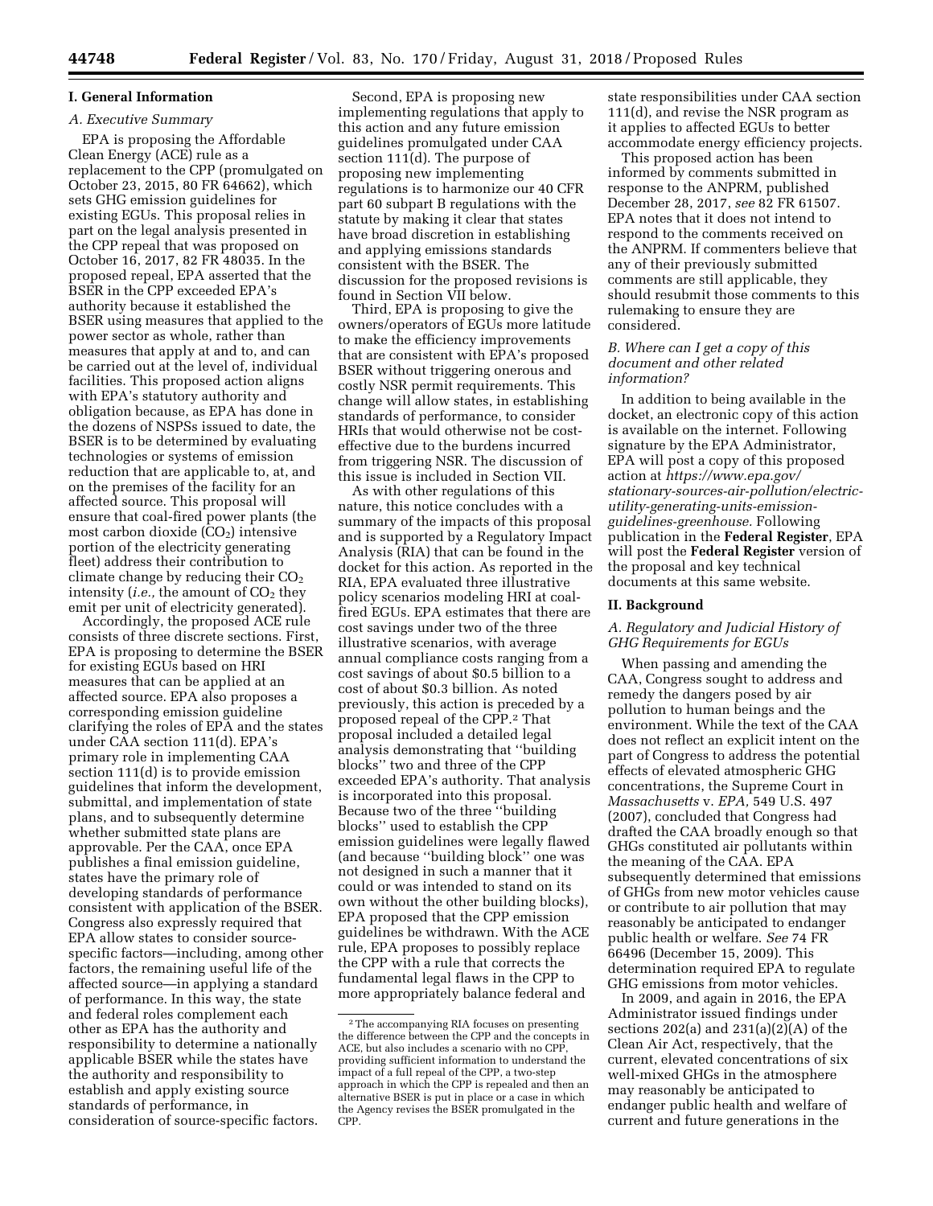## I. General Information

### A. Executive Summary

EPA is proposing the Affordable Clean Energy (ACE) rule as a replacement to the CPP (promulgated on October 23, 2015, 80 FR 64662), which sets GHG emission guidelines for existing EGUs. This proposal relies in part on the legal analysis presented in the CPP repeal that was proposed on October 16, 2017, 82 FR 48035. In the proposed repeal, EPA asserted that the BSER in the CPP exceeded EPA's authority because it established the BSER using measures that applied to the power sector as whole, rather than measures that apply at and to, and can be carried out at the level of, individual facilities. This proposed action aligns with EPA's statutory authority and obligation because, as EPA has done in the dozens of NSPSs issued to date, the BSER is to be determined by evaluating technologies or systems of emission reduction that are applicable to, at, and on the premises of the facility for an affected source. This proposal will ensure that coal-fired power plants (the most carbon dioxide ($CO_2$) intensive portion of the electricity generating fleet) address their contribution to climate change by reducing their $CO_2$ intensity (*i.e.,* the amount of $CO_2$ they emit per unit of electricity generated).

Accordingly, the proposed ACE rule consists of three discrete sections. First, EPA is proposing to determine the BSER for existing EGUs based on HRI measures that can be applied at an affected source. EPA also proposes a corresponding emission guideline clarifying the roles of EPA and the states under CAA section 111(d). EPA's primary role in implementing CAA section 111(d) is to provide emission guidelines that inform the development, submittal, and implementation of state plans, and to subsequently determine whether submitted state plans are approvable. Per the CAA, once EPA publishes a final emission guideline, states have the primary role of developing standards of performance consistent with application of the BSER. Congress also expressly required that EPA allow states to consider source-specific factors—including, among other factors, the remaining useful life of the affected source—in applying a standard of performance. In this way, the state and federal roles complement each other as EPA has the authority and responsibility to determine a nationally applicable BSER while the states have the authority and responsibility to establish and apply existing source standards of performance, in consideration of source-specific factors.

Second, EPA is proposing new implementing regulations that apply to this action and any future emission guidelines promulgated under CAA section 111(d). The purpose of proposing new implementing regulations is to harmonize our 40 CFR part 60 subpart B regulations with the statute by making it clear that states have broad discretion in establishing and applying emissions standards consistent with the BSER. The discussion for the proposed revisions is found in Section VII below.

Third, EPA is proposing to give the owners/operators of EGUs more latitude to make the efficiency improvements that are consistent with EPA's proposed BSER without triggering onerous and costly NSR permit requirements. This change will allow states, in establishing standards of performance, to consider HRIs that would otherwise not be cost-effective due to the burdens incurred from triggering NSR. The discussion of this issue is included in Section VII.

As with other regulations of this nature, this notice concludes with a summary of the impacts of this proposal and is supported by a Regulatory Impact Analysis (RIA) that can be found in the docket for this action. As reported in the RIA, EPA evaluated three illustrative policy scenarios modeling HRI at coal-fired EGUs. EPA estimates that there are cost savings under two of the three illustrative scenarios, with average annual compliance costs ranging from a cost savings of about \$0.5 billion to a cost of about \$0.3 billion. As noted previously, this action is preceded by a proposed repeal of the CPP.[2] That proposal included a detailed legal analysis demonstrating that ''building blocks'' two and three of the CPP exceeded EPA's authority. That analysis is incorporated into this proposal. Because two of the three ''building blocks'' used to establish the CPP emission guidelines were legally flawed (and because ''building block'' one was not designed in such a manner that it could or was intended to stand on its own without the other building blocks), EPA proposed that the CPP emission guidelines be withdrawn. With the ACE rule, EPA proposes to possibly replace the CPP with a rule that corrects the fundamental legal flaws in the CPP to more appropriately balance federal and state responsibilities under CAA section 111(d), and revise the NSR program as it applies to affected EGUs to better accommodate energy efficiency projects.

This proposed action has been informed by comments submitted in response to the ANPRM, published December 28, 2017, *see* 82 FR 61507. EPA notes that it does not intend to respond to the comments received on the ANPRM. If commenters believe that any of their previously submitted comments are still applicable, they should resubmit those comments to this rulemaking to ensure they are considered.

### B. Where can I get a copy of this document and other related information?

In addition to being available in the docket, an electronic copy of this action is available on the internet. Following signature by the EPA Administrator, EPA will post a copy of this proposed action at *https://www.epa.gov/stationary-sources-air-pollution/electric-utility-generating-units-emission-guidelines-greenhouse.* Following publication in the **Federal Register**, EPA will post the **Federal Register** version of the proposal and key technical documents at this same website.

## II. Background

### A. Regulatory and Judicial History of GHG Requirements for EGUs

When passing and amending the CAA, Congress sought to address and remedy the dangers posed by air pollution to human beings and the environment. While the text of the CAA does not reflect an explicit intent on the part of Congress to address the potential effects of elevated atmospheric GHG concentrations, the Supreme Court in *Massachusetts* v. *EPA,* 549 U.S. 497 (2007), concluded that Congress had drafted the CAA broadly enough so that GHGs constituted air pollutants within the meaning of the CAA. EPA subsequently determined that emissions of GHGs from new motor vehicles cause or contribute to air pollution that may reasonably be anticipated to endanger public health or welfare. *See* 74 FR 66496 (December 15, 2009). This determination required EPA to regulate GHG emissions from motor vehicles.

In 2009, and again in 2016, the EPA Administrator issued findings under sections 202(a) and 231(a)(2)(A) of the Clean Air Act, respectively, that the current, elevated concentrations of six well-mixed GHGs in the atmosphere may reasonably be anticipated to endanger public health and welfare of current and future generations in the

---

[2] The accompanying RIA focuses on presenting the difference between the CPP and the concepts in ACE, but also includes a scenario with no CPP, providing sufficient information to understand the impact of a full repeal of the CPP, a two-step approach in which the CPP is repealed and then an alternative BSER is put in place or a case in which the Agency revises the BSER promulgated in the CPP.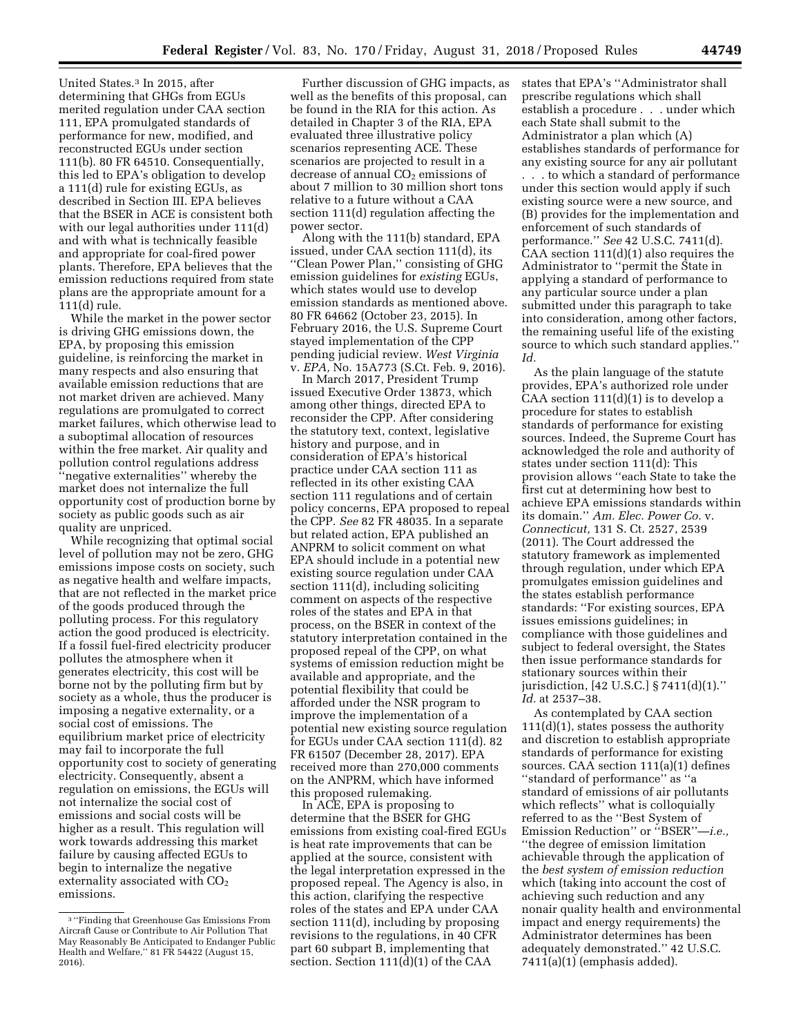United States.[3] In 2015, after determining that GHGs from EGUs merited regulation under CAA section 111, EPA promulgated standards of performance for new, modified, and reconstructed EGUs under section 111(b). 80 FR 64510. Consequentially, this led to EPA's obligation to develop a 111(d) rule for existing EGUs, as described in Section III. EPA believes that the BSER in ACE is consistent both with our legal authorities under 111(d) and with what is technically feasible and appropriate for coal-fired power plants. Therefore, EPA believes that the emission reductions required from state plans are the appropriate amount for a 111(d) rule.

While the market in the power sector is driving GHG emissions down, the EPA, by proposing this emission guideline, is reinforcing the market in many respects and also ensuring that available emission reductions that are not market driven are achieved. Many regulations are promulgated to correct market failures, which otherwise lead to a suboptimal allocation of resources within the free market. Air quality and pollution control regulations address ''negative externalities'' whereby the market does not internalize the full opportunity cost of production borne by society as public goods such as air quality are unpriced.

While recognizing that optimal social level of pollution may not be zero, GHG emissions impose costs on society, such as negative health and welfare impacts, that are not reflected in the market price of the goods produced through the polluting process. For this regulatory action the good produced is electricity. If a fossil fuel-fired electricity producer pollutes the atmosphere when it generates electricity, this cost will be borne not by the polluting firm but by society as a whole, thus the producer is imposing a negative externality, or a social cost of emissions. The equilibrium market price of electricity may fail to incorporate the full opportunity cost to society of generating electricity. Consequently, absent a regulation on emissions, the EGUs will not internalize the social cost of emissions and social costs will be higher as a result. This regulation will work towards addressing this market failure by causing affected EGUs to begin to internalize the negative externality associated with $CO_2$ emissions.

Further discussion of GHG impacts, as well as the benefits of this proposal, can be found in the RIA for this action. As detailed in Chapter 3 of the RIA, EPA evaluated three illustrative policy scenarios representing ACE. These scenarios are projected to result in a decrease of annual $CO_2$ emissions of about 7 million to 30 million short tons relative to a future without a CAA section 111(d) regulation affecting the power sector.

Along with the 111(b) standard, EPA issued, under CAA section 111(d), its ''Clean Power Plan,'' consisting of GHG emission guidelines for *existing* EGUs, which states would use to develop emission standards as mentioned above. 80 FR 64662 (October 23, 2015). In February 2016, the U.S. Supreme Court stayed implementation of the CPP pending judicial review. *West Virginia* v. *EPA,* No. 15A773 (S.Ct. Feb. 9, 2016).

In March 2017, President Trump issued Executive Order 13873, which among other things, directed EPA to reconsider the CPP. After considering the statutory text, context, legislative history and purpose, and in consideration of EPA's historical practice under CAA section 111 as reflected in its other existing CAA section 111 regulations and of certain policy concerns, EPA proposed to repeal the CPP. *See* 82 FR 48035. In a separate but related action, EPA published an ANPRM to solicit comment on what EPA should include in a potential new existing source regulation under CAA section 111(d), including soliciting comment on aspects of the respective roles of the states and EPA in that process, on the BSER in context of the statutory interpretation contained in the proposed repeal of the CPP, on what systems of emission reduction might be available and appropriate, and the potential flexibility that could be afforded under the NSR program to improve the implementation of a potential new existing source regulation for EGUs under CAA section 111(d). 82 FR 61507 (December 28, 2017). EPA received more than 270,000 comments on the ANPRM, which have informed this proposed rulemaking.

In ACE, EPA is proposing to determine that the BSER for GHG emissions from existing coal-fired EGUs is heat rate improvements that can be applied at the source, consistent with the legal interpretation expressed in the proposed repeal. The Agency is also, in this action, clarifying the respective roles of the states and EPA under CAA section 111(d), including by proposing revisions to the regulations, in 40 CFR part 60 subpart B, implementing that section. Section 111(d)(1) of the CAA states that EPA's ''Administrator shall prescribe regulations which shall establish a procedure . . . under which each State shall submit to the Administrator a plan which (A) establishes standards of performance for any existing source for any air pollutant . . . to which a standard of performance under this section would apply if such existing source were a new source, and (B) provides for the implementation and enforcement of such standards of performance.'' *See* 42 U.S.C. 7411(d). CAA section 111(d)(1) also requires the Administrator to ''permit the State in applying a standard of performance to any particular source under a plan submitted under this paragraph to take into consideration, among other factors, the remaining useful life of the existing source to which such standard applies.'' *Id.*

As the plain language of the statute provides, EPA's authorized role under CAA section 111(d)(1) is to develop a procedure for states to establish standards of performance for existing sources. Indeed, the Supreme Court has acknowledged the role and authority of states under section 111(d): This provision allows ''each State to take the first cut at determining how best to achieve EPA emissions standards within its domain.'' *Am. Elec. Power Co.* v. *Connecticut,* 131 S. Ct. 2527, 2539 (2011). The Court addressed the statutory framework as implemented through regulation, under which EPA promulgates emission guidelines and the states establish performance standards: ''For existing sources, EPA issues emissions guidelines; in compliance with those guidelines and subject to federal oversight, the States then issue performance standards for stationary sources within their jurisdiction, [42 U.S.C.] § 7411(d)(1).'' *Id.* at 2537–38.

As contemplated by CAA section 111(d)(1), states possess the authority and discretion to establish appropriate standards of performance for existing sources. CAA section 111(a)(1) defines ''standard of performance'' as ''a standard of emissions of air pollutants which reflects'' what is colloquially referred to as the ''Best System of Emission Reduction'' or ''BSER''—*i.e.,* ''the degree of emission limitation achievable through the application of the *best system of emission reduction* which (taking into account the cost of achieving such reduction and any nonair quality health and environmental impact and energy requirements) the Administrator determines has been adequately demonstrated.'' 42 U.S.C. 7411(a)(1) (emphasis added).

[3] ''Finding that Greenhouse Gas Emissions From Aircraft Cause or Contribute to Air Pollution That May Reasonably Be Anticipated to Endanger Public Health and Welfare,'' 81 FR 54422 (August 15, 2016).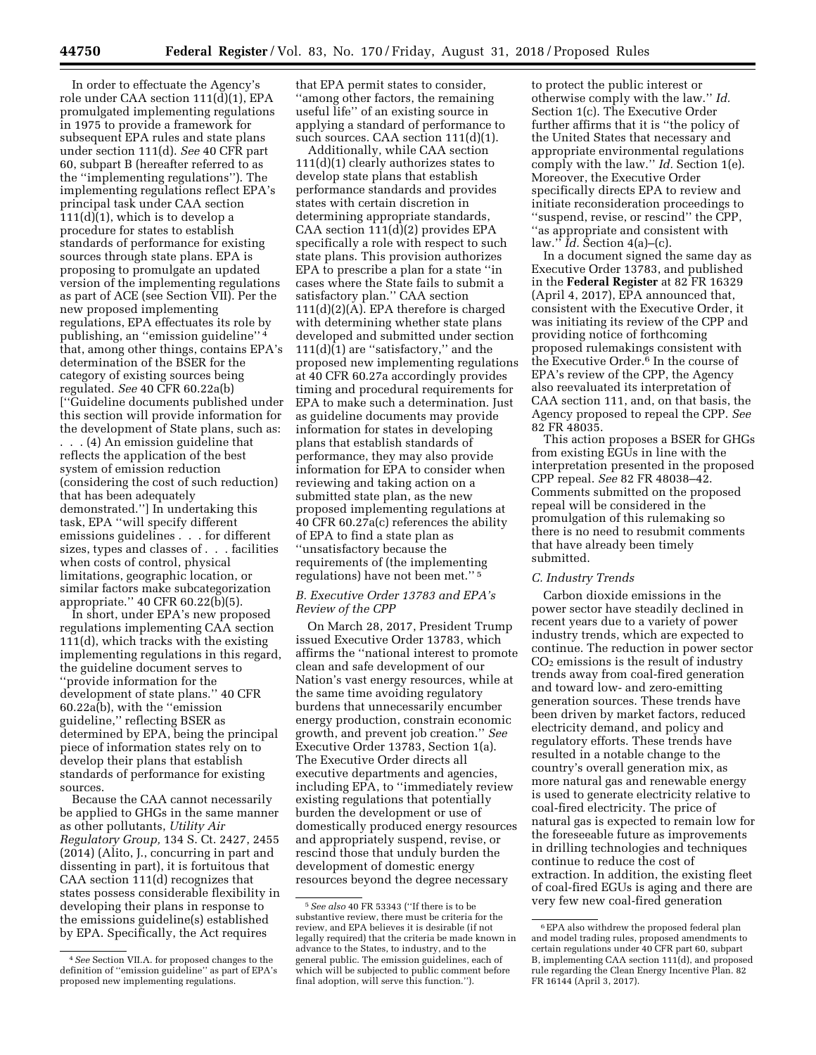In order to effectuate the Agency's role under CAA section 111(d)(1), EPA promulgated implementing regulations in 1975 to provide a framework for subsequent EPA rules and state plans under section 111(d). *See* 40 CFR part 60, subpart B (hereafter referred to as the ''implementing regulations''). The implementing regulations reflect EPA's principal task under CAA section 111(d)(1), which is to develop a procedure for states to establish standards of performance for existing sources through state plans. EPA is proposing to promulgate an updated version of the implementing regulations as part of ACE (see Section VII). Per the new proposed implementing regulations, EPA effectuates its role by publishing, an ''emission guideline'' [4] that, among other things, contains EPA's determination of the BSER for the category of existing sources being regulated. *See* 40 CFR 60.22a(b) [''Guideline documents published under this section will provide information for the development of State plans, such as: . . . (4) An emission guideline that reflects the application of the best system of emission reduction (considering the cost of such reduction) that has been adequately demonstrated.''] In undertaking this task, EPA ''will specify different emissions guidelines . . . for different sizes, types and classes of . . . facilities when costs of control, physical limitations, geographic location, or similar factors make subcategorization appropriate.'' 40 CFR 60.22(b)(5).

In short, under EPA's new proposed regulations implementing CAA section 111(d), which tracks with the existing implementing regulations in this regard, the guideline document serves to ''provide information for the development of state plans.'' 40 CFR 60.22a(b), with the ''emission guideline,'' reflecting BSER as determined by EPA, being the principal piece of information states rely on to develop their plans that establish standards of performance for existing sources.

Because the CAA cannot necessarily be applied to GHGs in the same manner as other pollutants, *Utility Air Regulatory Group,* 134 S. Ct. 2427, 2455 (2014) (Alito, J., concurring in part and dissenting in part), it is fortuitous that CAA section 111(d) recognizes that states possess considerable flexibility in developing their plans in response to the emissions guideline(s) established by EPA. Specifically, the Act requires that EPA permit states to consider, ''among other factors, the remaining useful life'' of an existing source in applying a standard of performance to such sources. CAA section 111(d)(1).

Additionally, while CAA section 111(d)(1) clearly authorizes states to develop state plans that establish performance standards and provides states with certain discretion in determining appropriate standards, CAA section 111(d)(2) provides EPA specifically a role with respect to such state plans. This provision authorizes EPA to prescribe a plan for a state ''in cases where the State fails to submit a satisfactory plan.'' CAA section 111(d)(2)(A). EPA therefore is charged with determining whether state plans developed and submitted under section 111(d)(1) are ''satisfactory,'' and the proposed new implementing regulations at 40 CFR 60.27a accordingly provides timing and procedural requirements for EPA to make such a determination. Just as guideline documents may provide information for states in developing plans that establish standards of performance, they may also provide information for EPA to consider when reviewing and taking action on a submitted state plan, as the new proposed implementing regulations at 40 CFR 60.27a(c) references the ability of EPA to find a state plan as ''unsatisfactory because the requirements of (the implementing regulations) have not been met.'' [5]

### *B. Executive Order 13783 and EPA's Review of the CPP*

On March 28, 2017, President Trump issued Executive Order 13783, which affirms the ''national interest to promote clean and safe development of our Nation's vast energy resources, while at the same time avoiding regulatory burdens that unnecessarily encumber energy production, constrain economic growth, and prevent job creation.'' *See* Executive Order 13783, Section 1(a). The Executive Order directs all executive departments and agencies, including EPA, to ''immediately review existing regulations that potentially burden the development or use of domestically produced energy resources and appropriately suspend, revise, or rescind those that unduly burden the development of domestic energy resources beyond the degree necessary to protect the public interest or otherwise comply with the law.'' *Id.* Section 1(c). The Executive Order further affirms that it is ''the policy of the United States that necessary and appropriate environmental regulations comply with the law.'' *Id.* Section 1(e). Moreover, the Executive Order specifically directs EPA to review and initiate reconsideration proceedings to ''suspend, revise, or rescind'' the CPP, ''as appropriate and consistent with law.'' *Id.* Section 4(a)–(c).

In a document signed the same day as Executive Order 13783, and published in the **Federal Register** at 82 FR 16329 (April 4, 2017), EPA announced that, consistent with the Executive Order, it was initiating its review of the CPP and providing notice of forthcoming proposed rulemakings consistent with the Executive Order.[6] In the course of EPA's review of the CPP, the Agency also reevaluated its interpretation of CAA section 111, and, on that basis, the Agency proposed to repeal the CPP. *See* 82 FR 48035.

This action proposes a BSER for GHGs from existing EGUs in line with the interpretation presented in the proposed CPP repeal. *See* 82 FR 48038–42. Comments submitted on the proposed repeal will be considered in the promulgation of this rulemaking so there is no need to resubmit comments that have already been timely submitted.

### *C. Industry Trends*

Carbon dioxide emissions in the power sector have steadily declined in recent years due to a variety of power industry trends, which are expected to continue. The reduction in power sector $CO_2$ emissions is the result of industry trends away from coal-fired generation and toward low- and zero-emitting generation sources. These trends have been driven by market factors, reduced electricity demand, and policy and regulatory efforts. These trends have resulted in a notable change to the country's overall generation mix, as more natural gas and renewable energy is used to generate electricity relative to coal-fired electricity. The price of natural gas is expected to remain low for the foreseeable future as improvements in drilling technologies and techniques continue to reduce the cost of extraction. In addition, the existing fleet of coal-fired EGUs is aging and there are very few new coal-fired generation

---

[4] *See* Section VII.A. for proposed changes to the definition of ''emission guideline'' as part of EPA's proposed new implementing regulations.

[5] *See also* 40 FR 53343 (''If there is to be substantive review, there must be criteria for the review, and EPA believes it is desirable (if not legally required) that the criteria be made known in advance to the States, to industry, and to the general public. The emission guidelines, each of which will be subjected to public comment before final adoption, will serve this function.'').

[6] EPA also withdrew the proposed federal plan and model trading rules, proposed amendments to certain regulations under 40 CFR part 60, subpart B, implementing CAA section 111(d), and proposed rule regarding the Clean Energy Incentive Plan. 82 FR 16144 (April 3, 2017).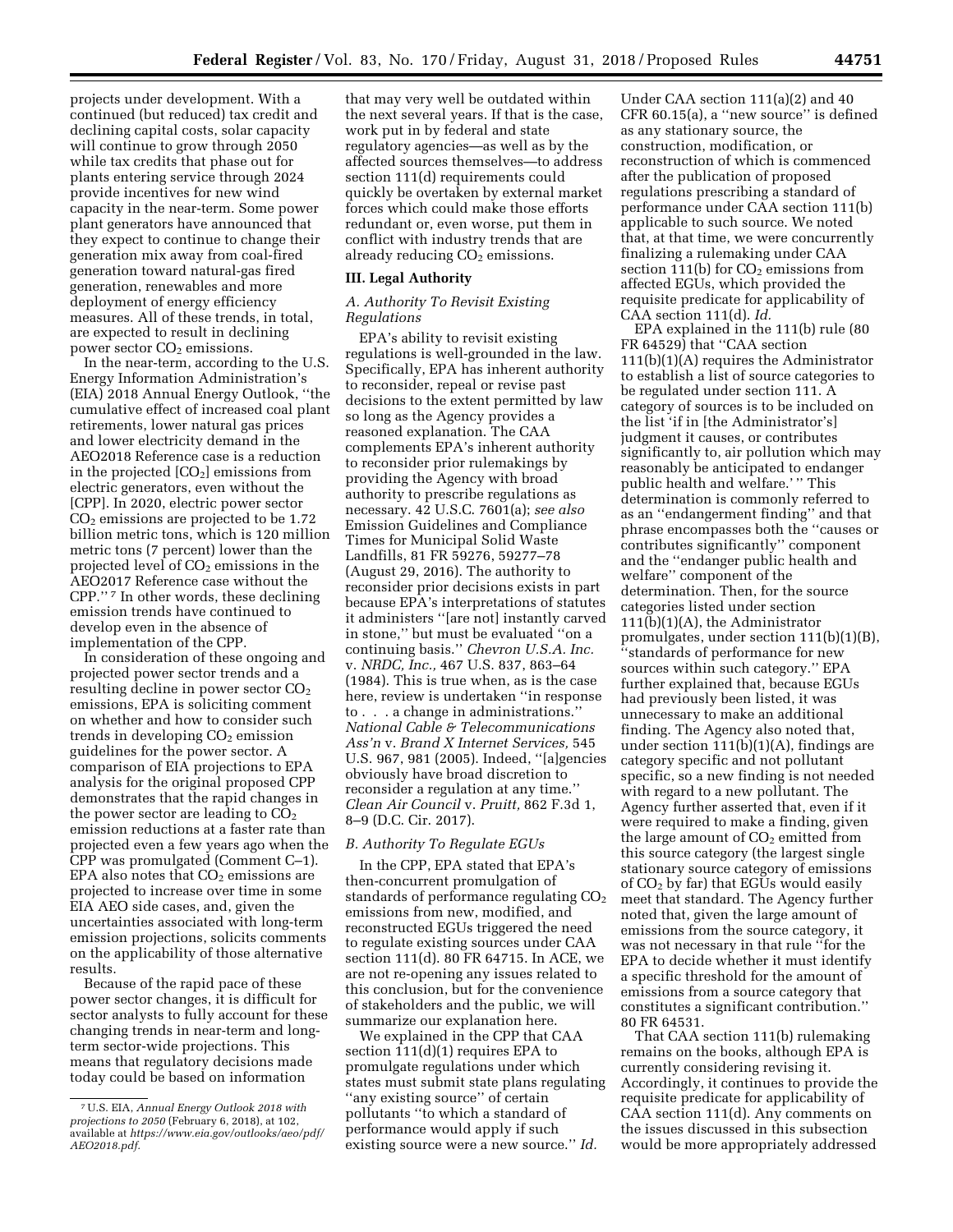projects under development. With a continued (but reduced) tax credit and declining capital costs, solar capacity will continue to grow through 2050 while tax credits that phase out for plants entering service through 2024 provide incentives for new wind capacity in the near-term. Some power plant generators have announced that they expect to continue to change their generation mix away from coal-fired generation toward natural-gas fired generation, renewables and more deployment of energy efficiency measures. All of these trends, in total, are expected to result in declining power sector $CO_2$ emissions.

In the near-term, according to the U.S. Energy Information Administration's (EIA) 2018 Annual Energy Outlook, ''the cumulative effect of increased coal plant retirements, lower natural gas prices and lower electricity demand in the AEO2018 Reference case is a reduction in the projected [$CO_2$] emissions from electric generators, even without the [CPP]. In 2020, electric power sector $CO_2$ emissions are projected to be 1.72 billion metric tons, which is 120 million metric tons (7 percent) lower than the projected level of $CO_2$ emissions in the AEO2017 Reference case without the CPP.''[7] In other words, these declining emission trends have continued to develop even in the absence of implementation of the CPP.

In consideration of these ongoing and projected power sector trends and a resulting decline in power sector $CO_2$ emissions, EPA is soliciting comment on whether and how to consider such trends in developing $CO_2$ emission guidelines for the power sector. A comparison of EIA projections to EPA analysis for the original proposed CPP demonstrates that the rapid changes in the power sector are leading to $CO_2$ emission reductions at a faster rate than projected even a few years ago when the CPP was promulgated (Comment C–1). EPA also notes that $CO_2$ emissions are projected to increase over time in some EIA AEO side cases, and, given the uncertainties associated with long-term emission projections, solicits comments on the applicability of those alternative results.

Because of the rapid pace of these power sector changes, it is difficult for sector analysts to fully account for these changing trends in near-term and long-term sector-wide projections. This means that regulatory decisions made today could be based on information that may very well be outdated within the next several years. If that is the case, work put in by federal and state regulatory agencies—as well as by the affected sources themselves—to address section 111(d) requirements could quickly be overtaken by external market forces which could make those efforts redundant or, even worse, put them in conflict with industry trends that are already reducing $CO_2$ emissions.

## III. Legal Authority

### A. Authority To Revisit Existing Regulations

EPA's ability to revisit existing regulations is well-grounded in the law. Specifically, EPA has inherent authority to reconsider, repeal or revise past decisions to the extent permitted by law so long as the Agency provides a reasoned explanation. The CAA complements EPA's inherent authority to reconsider prior rulemakings by providing the Agency with broad authority to prescribe regulations as necessary. 42 U.S.C. 7601(a); *see also* Emission Guidelines and Compliance Times for Municipal Solid Waste Landfills, 81 FR 59276, 59277–78 (August 29, 2016). The authority to reconsider prior decisions exists in part because EPA's interpretations of statutes it administers ''[are not] instantly carved in stone,'' but must be evaluated ''on a continuing basis.'' *Chevron U.S.A. Inc.* v. *NRDC, Inc.,* 467 U.S. 837, 863–64 (1984). This is true when, as is the case here, review is undertaken ''in response to . . . a change in administrations.'' *National Cable & Telecommunications Ass'n* v. *Brand X Internet Services,* 545 U.S. 967, 981 (2005). Indeed, ''[a]gencies obviously have broad discretion to reconsider a regulation at any time.'' *Clean Air Council* v. *Pruitt,* 862 F.3d 1, 8–9 (D.C. Cir. 2017).

### B. Authority To Regulate EGUs

In the CPP, EPA stated that EPA's then-concurrent promulgation of standards of performance regulating $CO_2$ emissions from new, modified, and reconstructed EGUs triggered the need to regulate existing sources under CAA section 111(d). 80 FR 64715. In ACE, we are not re-opening any issues related to this conclusion, but for the convenience of stakeholders and the public, we will summarize our explanation here.

We explained in the CPP that CAA section 111(d)(1) requires EPA to promulgate regulations under which states must submit state plans regulating ''any existing source'' of certain pollutants ''to which a standard of performance would apply if such existing source were a new source.'' *Id.* Under CAA section 111(a)(2) and 40 CFR 60.15(a), a ''new source'' is defined as any stationary source, the construction, modification, or reconstruction of which is commenced after the publication of proposed regulations prescribing a standard of performance under CAA section 111(b) applicable to such source. We noted that, at that time, we were concurrently finalizing a rulemaking under CAA section 111(b) for $CO_2$ emissions from affected EGUs, which provided the requisite predicate for applicability of CAA section 111(d). *Id.*

EPA explained in the 111(b) rule (80 FR 64529) that ''CAA section 111(b)(1)(A) requires the Administrator to establish a list of source categories to be regulated under section 111. A category of sources is to be included on the list 'if in [the Administrator's] judgment it causes, or contributes significantly to, air pollution which may reasonably be anticipated to endanger public health and welfare.' '' This determination is commonly referred to as an ''endangerment finding'' and that phrase encompasses both the ''causes or contributes significantly'' component and the ''endanger public health and welfare'' component of the determination. Then, for the source categories listed under section 111(b)(1)(A), the Administrator promulgates, under section 111(b)(1)(B), ''standards of performance for new sources within such category.'' EPA further explained that, because EGUs had previously been listed, it was unnecessary to make an additional finding. The Agency also noted that, under section 111(b)(1)(A), findings are category specific and not pollutant specific, so a new finding is not needed with regard to a new pollutant. The Agency further asserted that, even if it were required to make a finding, given the large amount of $CO_2$ emitted from this source category (the largest single stationary source category of emissions of $CO_2$ by far) that EGUs would easily meet that standard. The Agency further noted that, given the large amount of emissions from the source category, it was not necessary in that rule ''for the EPA to decide whether it must identify a specific threshold for the amount of emissions from a source category that constitutes a significant contribution.'' 80 FR 64531.

That CAA section 111(b) rulemaking remains on the books, although EPA is currently considering revising it. Accordingly, it continues to provide the requisite predicate for applicability of CAA section 111(d). Any comments on the issues discussed in this subsection would be more appropriately addressed

---

[7] U.S. EIA, *Annual Energy Outlook 2018 with projections to 2050* (February 6, 2018), at 102, available at *https://www.eia.gov/outlooks/aeo/pdf/AEO2018.pdf.*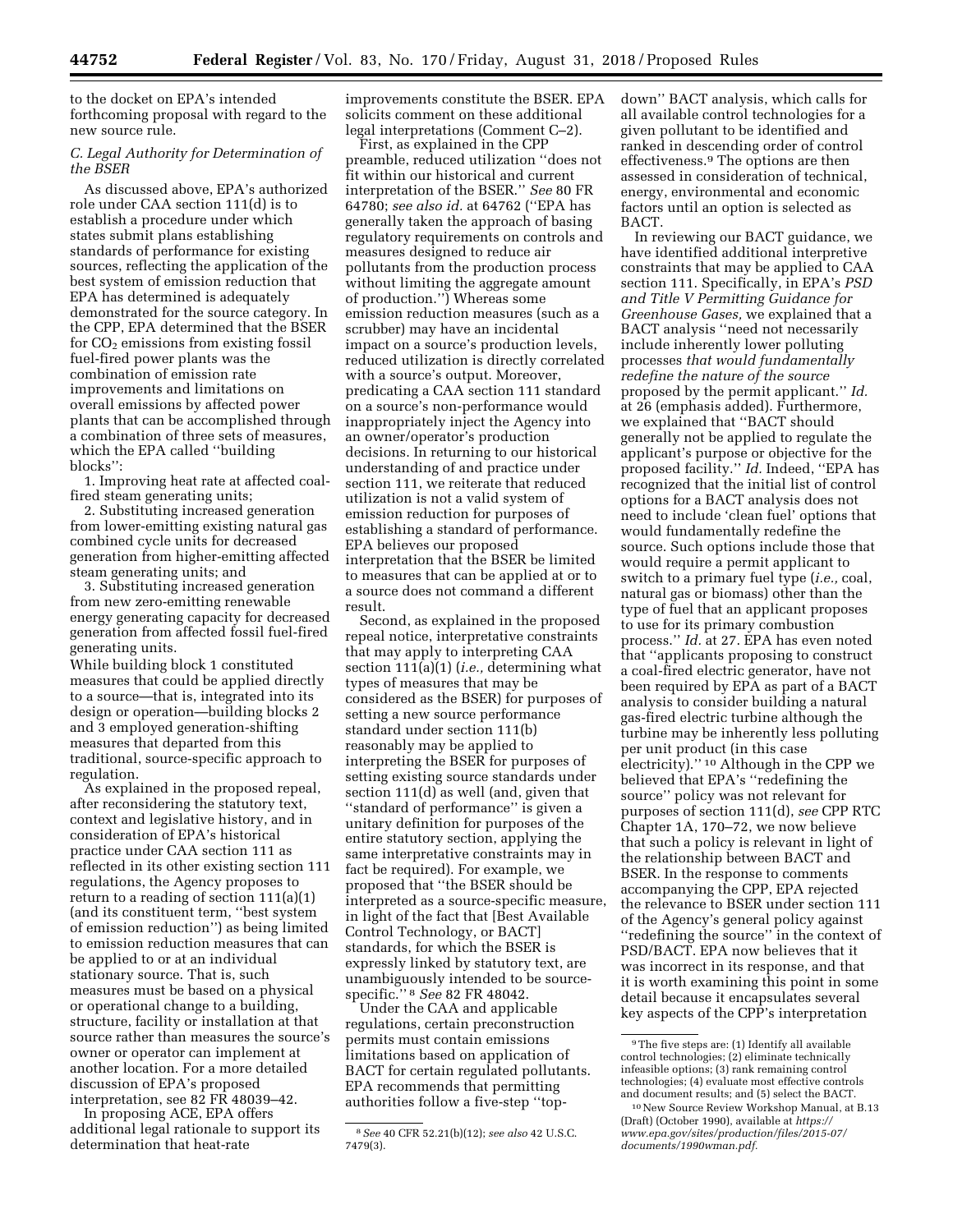to the docket on EPA's intended forthcoming proposal with regard to the new source rule.

### C. Legal Authority for Determination of the BSER

As discussed above, EPA's authorized role under CAA section 111(d) is to establish a procedure under which states submit plans establishing standards of performance for existing sources, reflecting the application of the best system of emission reduction that EPA has determined is adequately demonstrated for the source category. In the CPP, EPA determined that the BSER for $CO_2$ emissions from existing fossil fuel-fired power plants was the combination of emission rate improvements and limitations on overall emissions by affected power plants that can be accomplished through a combination of three sets of measures, which the EPA called "building blocks":

1. Improving heat rate at affected coal-fired steam generating units;
2. Substituting increased generation from lower-emitting existing natural gas combined cycle units for decreased generation from higher-emitting affected steam generating units; and
3. Substituting increased generation from new zero-emitting renewable energy generating capacity for decreased generation from affected fossil fuel-fired generating units.

While building block 1 constituted measures that could be applied directly to a source—that is, integrated into its design or operation—building blocks 2 and 3 employed generation-shifting measures that departed from this traditional, source-specific approach to regulation.

As explained in the proposed repeal, after reconsidering the statutory text, context and legislative history, and in consideration of EPA's historical practice under CAA section 111 as reflected in its other existing section 111 regulations, the Agency proposes to return to a reading of section 111(a)(1) (and its constituent term, "best system of emission reduction") as being limited to emission reduction measures that can be applied to or at an individual stationary source. That is, such measures must be based on a physical or operational change to a building, structure, facility or installation at that source rather than measures the source's owner or operator can implement at another location. For a more detailed discussion of EPA's proposed interpretation, see 82 FR 48039–42.

In proposing ACE, EPA offers additional legal rationale to support its determination that heat-rate improvements constitute the BSER. EPA solicits comment on these additional legal interpretations (Comment C–2).

First, as explained in the CPP preamble, reduced utilization "does not fit within our historical and current interpretation of the BSER." *See* 80 FR 64780; *see also id.* at 64762 ("EPA has generally taken the approach of basing regulatory requirements on controls and measures designed to reduce air pollutants from the production process without limiting the aggregate amount of production.") Whereas some emission reduction measures (such as a scrubber) may have an incidental impact on a source's production levels, reduced utilization is directly correlated with a source's output. Moreover, predicating a CAA section 111 standard on a source's non-performance would inappropriately inject the Agency into an owner/operator's production decisions. In returning to our historical understanding of and practice under section 111, we reiterate that reduced utilization is not a valid system of emission reduction for purposes of establishing a standard of performance. EPA believes our proposed interpretation that the BSER be limited to measures that can be applied at or to a source does not command a different result.

Second, as explained in the proposed repeal notice, interpretative constraints that may apply to interpreting CAA section 111(a)(1) (*i.e.,* determining what types of measures that may be considered as the BSER) for purposes of setting a new source performance standard under section 111(b) reasonably may be applied to interpreting the BSER for purposes of setting existing source standards under section 111(d) as well (and, given that "standard of performance" is given a unitary definition for purposes of the entire statutory section, applying the same interpretative constraints may in fact be required). For example, we proposed that "the BSER should be interpreted as a source-specific measure, in light of the fact that [Best Available Control Technology, or BACT] standards, for which the BSER is expressly linked by statutory text, are unambiguously intended to be source-specific." [8] *See* 82 FR 48042.

Under the CAA and applicable regulations, certain preconstruction permits must contain emissions limitations based on application of BACT for certain regulated pollutants. EPA recommends that permitting authorities follow a five-step "top-down" BACT analysis, which calls for all available control technologies for a given pollutant to be identified and ranked in descending order of control effectiveness.[9] The options are then assessed in consideration of technical, energy, environmental and economic factors until an option is selected as BACT.

In reviewing our BACT guidance, we have identified additional interpretive constraints that may be applied to CAA section 111. Specifically, in EPA's *PSD and Title V Permitting Guidance for Greenhouse Gases,* we explained that a BACT analysis "need not necessarily include inherently lower polluting processes *that would fundamentally redefine the nature of the source* proposed by the permit applicant." *Id.* at 26 (emphasis added). Furthermore, we explained that "BACT should generally not be applied to regulate the applicant's purpose or objective for the proposed facility." *Id.* Indeed, "EPA has recognized that the initial list of control options for a BACT analysis does not need to include 'clean fuel' options that would fundamentally redefine the source. Such options include those that would require a permit applicant to switch to a primary fuel type (*i.e.,* coal, natural gas or biomass) other than the type of fuel that an applicant proposes to use for its primary combustion process." *Id.* at 27. EPA has even noted that "applicants proposing to construct a coal-fired electric generator, have not been required by EPA as part of a BACT analysis to consider building a natural gas-fired electric turbine although the turbine may be inherently less polluting per unit product (in this case electricity)." [10] Although in the CPP we believed that EPA's "redefining the source" policy was not relevant for purposes of section 111(d), *see* CPP RTC Chapter 1A, 170–72, we now believe that such a policy is relevant in light of the relationship between BACT and BSER. In the response to comments accompanying the CPP, EPA rejected the relevance to BSER under section 111 of the Agency's general policy against "redefining the source" in the context of PSD/BACT. EPA now believes that it was incorrect in its response, and that it is worth examining this point in some detail because it encapsulates several key aspects of the CPP's interpretation

---

[8] *See* 40 CFR 52.21(b)(12); *see also* 42 U.S.C. 7479(3).

[9] The five steps are: (1) Identify all available control technologies; (2) eliminate technically infeasible options; (3) rank remaining control technologies; (4) evaluate most effective controls and document results; and (5) select the BACT.

[10] New Source Review Workshop Manual, at B.13 (Draft) (October 1990), available at *https://www.epa.gov/sites/production/files/2015-07/documents/1990wman.pdf.*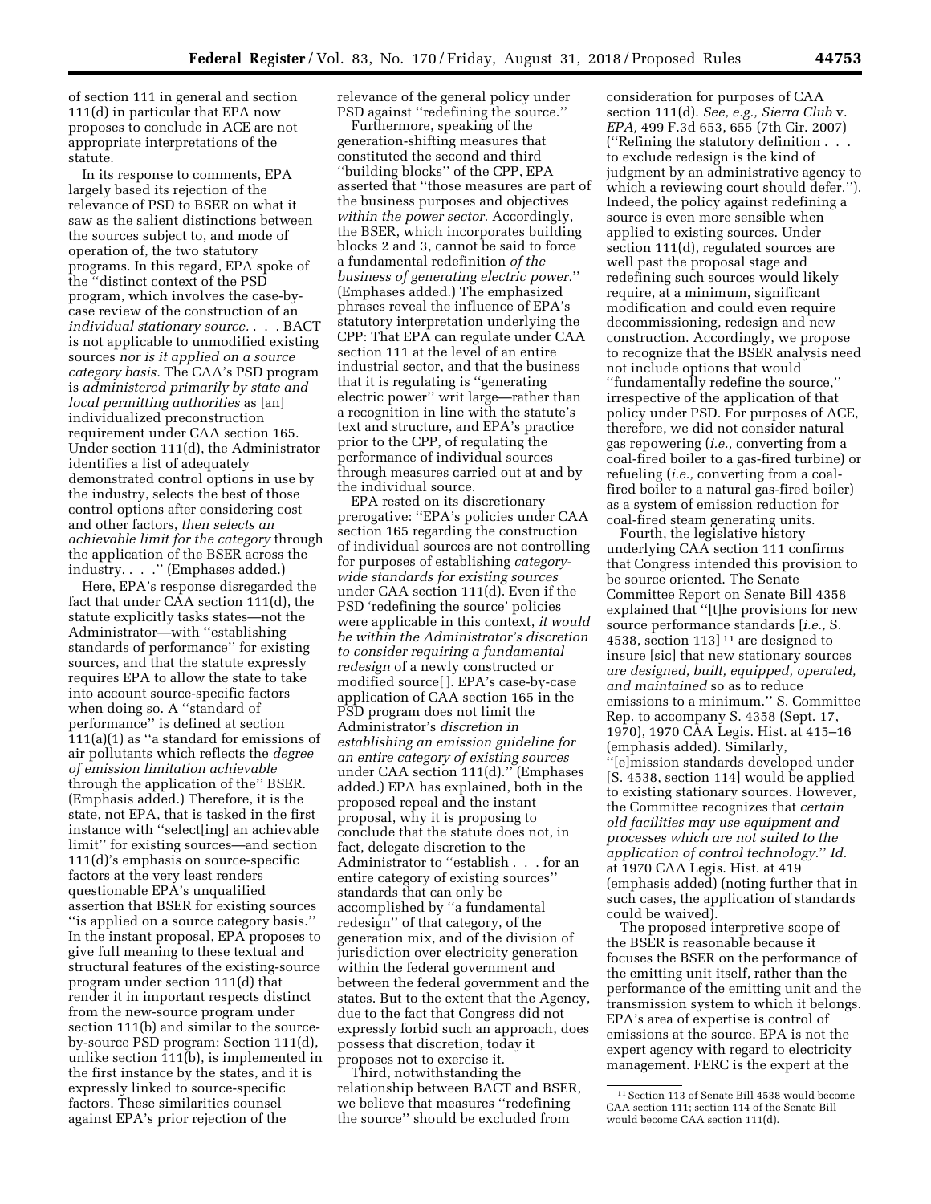of section 111 in general and section 111(d) in particular that EPA now proposes to conclude in ACE are not appropriate interpretations of the statute.

In its response to comments, EPA largely based its rejection of the relevance of PSD to BSER on what it saw as the salient distinctions between the sources subject to, and mode of operation of, the two statutory programs. In this regard, EPA spoke of the ''distinct context of the PSD program, which involves the case-by-case review of the construction of an *individual stationary source.* . . . BACT is not applicable to unmodified existing sources *nor is it applied on a source category basis.* The CAA's PSD program is *administered primarily by state and local permitting authorities* as [an] individualized preconstruction requirement under CAA section 165. Under section 111(d), the Administrator identifies a list of adequately demonstrated control options in use by the industry, selects the best of those control options after considering cost and other factors, *then selects an achievable limit for the category* through the application of the BSER across the industry. . . .'' (Emphases added.)

Here, EPA's response disregarded the fact that under CAA section 111(d), the statute explicitly tasks states—not the Administrator—with ''establishing standards of performance'' for existing sources, and that the statute expressly requires EPA to allow the state to take into account source-specific factors when doing so. A ''standard of performance'' is defined at section 111(a)(1) as ''a standard for emissions of air pollutants which reflects the *degree of emission limitation achievable* through the application of the'' BSER. (Emphasis added.) Therefore, it is the state, not EPA, that is tasked in the first instance with ''select[ing] an achievable limit'' for existing sources—and section 111(d)'s emphasis on source-specific factors at the very least renders questionable EPA's unqualified assertion that BSER for existing sources ''is applied on a source category basis.'' In the instant proposal, EPA proposes to give full meaning to these textual and structural features of the existing-source program under section 111(d) that render it in important respects distinct from the new-source program under section 111(b) and similar to the source-by-source PSD program: Section 111(d), unlike section 111(b), is implemented in the first instance by the states, and it is expressly linked to source-specific factors. These similarities counsel against EPA's prior rejection of the relevance of the general policy under PSD against ''redefining the source.''

Furthermore, speaking of the generation-shifting measures that constituted the second and third ''building blocks'' of the CPP, EPA asserted that ''those measures are part of the business purposes and objectives *within the power sector.* Accordingly, the BSER, which incorporates building blocks 2 and 3, cannot be said to force a fundamental redefinition *of the business of generating electric power.*'' (Emphases added.) The emphasized phrases reveal the influence of EPA's statutory interpretation underlying the CPP: That EPA can regulate under CAA section 111 at the level of an entire industrial sector, and that the business that it is regulating is ''generating electric power'' writ large—rather than a recognition in line with the statute's text and structure, and EPA's practice prior to the CPP, of regulating the performance of individual sources through measures carried out at and by the individual source.

EPA rested on its discretionary prerogative: ''EPA's policies under CAA section 165 regarding the construction of individual sources are not controlling for purposes of establishing *category-wide standards for existing sources* under CAA section 111(d). Even if the PSD 'redefining the source' policies were applicable in this context, *it would be within the Administrator's discretion to consider requiring a fundamental redesign* of a newly constructed or modified source[ ]. EPA's case-by-case application of CAA section 165 in the PSD program does not limit the Administrator's *discretion in establishing an emission guideline for an entire category of existing sources* under CAA section 111(d).'' (Emphases added.) EPA has explained, both in the proposed repeal and the instant proposal, why it is proposing to conclude that the statute does not, in fact, delegate discretion to the Administrator to ''establish . . . for an entire category of existing sources'' standards that can only be accomplished by ''a fundamental redesign'' of that category, of the generation mix, and of the division of jurisdiction over electricity generation within the federal government and between the federal government and the states. But to the extent that the Agency, due to the fact that Congress did not expressly forbid such an approach, does possess that discretion, today it proposes not to exercise it.

Third, notwithstanding the relationship between BACT and BSER, we believe that measures ''redefining the source'' should be excluded from consideration for purposes of CAA section 111(d). *See, e.g., Sierra Club* v. *EPA,* 499 F.3d 653, 655 (7th Cir. 2007) (''Refining the statutory definition . . . to exclude redesign is the kind of judgment by an administrative agency to which a reviewing court should defer.''). Indeed, the policy against redefining a source is even more sensible when applied to existing sources. Under section 111(d), regulated sources are well past the proposal stage and redefining such sources would likely require, at a minimum, significant modification and could even require decommissioning, redesign and new construction. Accordingly, we propose to recognize that the BSER analysis need not include options that would ''fundamentally redefine the source,'' irrespective of the application of that policy under PSD. For purposes of ACE, therefore, we did not consider natural gas repowering (*i.e.,* converting from a coal-fired boiler to a gas-fired turbine) or refueling (*i.e.,* converting from a coal-fired boiler to a natural gas-fired boiler) as a system of emission reduction for coal-fired steam generating units.

Fourth, the legislative history underlying CAA section 111 confirms that Congress intended this provision to be source oriented. The Senate Committee Report on Senate Bill 4358 explained that ''[t]he provisions for new source performance standards [*i.e.,* S. 4538, section 113] [11] are designed to insure [sic] that new stationary sources *are designed, built, equipped, operated, and maintained* so as to reduce emissions to a minimum.'' S. Committee Rep. to accompany S. 4358 (Sept. 17, 1970), 1970 CAA Legis. Hist. at 415–16 (emphasis added). Similarly, ''[e]mission standards developed under [S. 4538, section 114] would be applied to existing stationary sources. However, the Committee recognizes that *certain old facilities may use equipment and processes which are not suited to the application of control technology.*'' *Id.* at 1970 CAA Legis. Hist. at 419 (emphasis added) (noting further that in such cases, the application of standards could be waived).

The proposed interpretive scope of the BSER is reasonable because it focuses the BSER on the performance of the emitting unit itself, rather than the performance of the emitting unit and the transmission system to which it belongs. EPA's area of expertise is control of emissions at the source. EPA is not the expert agency with regard to electricity management. FERC is the expert at the

[11] Section 113 of Senate Bill 4538 would become CAA section 111; section 114 of the Senate Bill would become CAA section 111(d).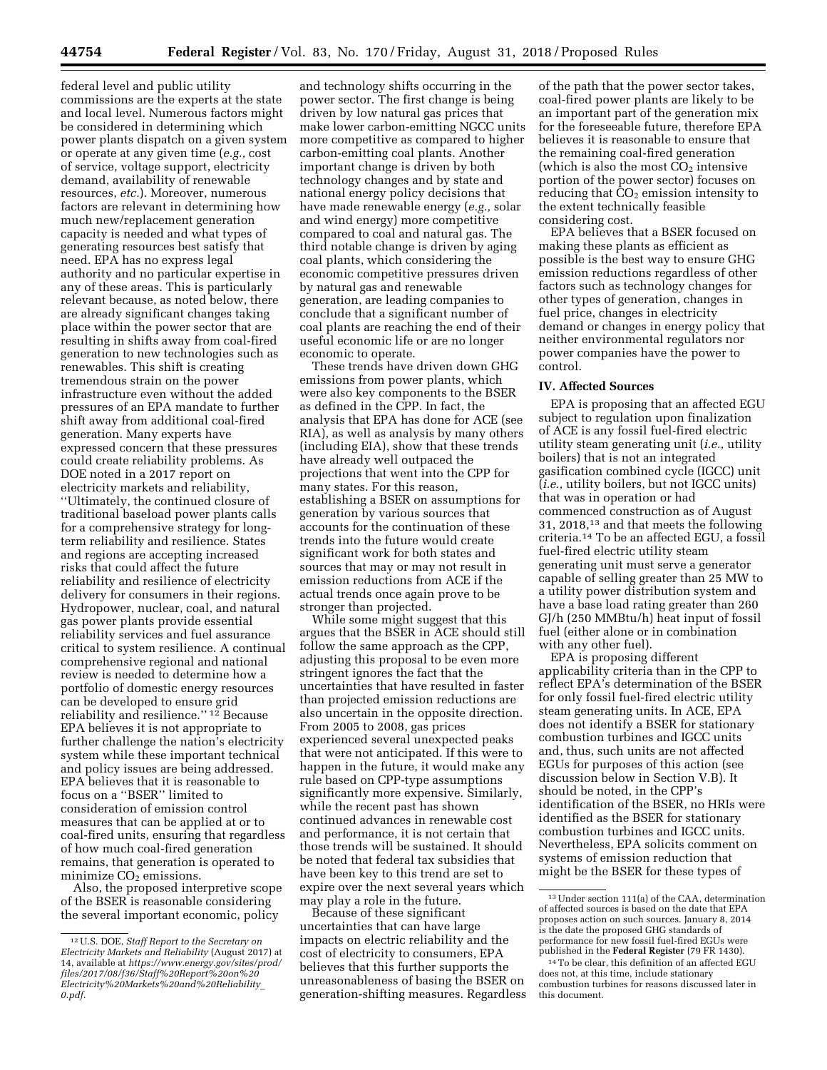federal level and public utility commissions are the experts at the state and local level. Numerous factors might be considered in determining which power plants dispatch on a given system or operate at any given time (*e.g.,* cost of service, voltage support, electricity demand, availability of renewable resources, *etc.*). Moreover, numerous factors are relevant in determining how much new/replacement generation capacity is needed and what types of generating resources best satisfy that need. EPA has no express legal authority and no particular expertise in any of these areas. This is particularly relevant because, as noted below, there are already significant changes taking place within the power sector that are resulting in shifts away from coal-fired generation to new technologies such as renewables. This shift is creating tremendous strain on the power infrastructure even without the added pressures of an EPA mandate to further shift away from additional coal-fired generation. Many experts have expressed concern that these pressures could create reliability problems. As DOE noted in a 2017 report on electricity markets and reliability, "Ultimately, the continued closure of traditional baseload power plants calls for a comprehensive strategy for long-term reliability and resilience. States and regions are accepting increased risks that could affect the future reliability and resilience of electricity delivery for consumers in their regions. Hydropower, nuclear, coal, and natural gas power plants provide essential reliability services and fuel assurance critical to system resilience. A continual comprehensive regional and national review is needed to determine how a portfolio of domestic energy resources can be developed to ensure grid reliability and resilience." [12] Because EPA believes it is not appropriate to further challenge the nation's electricity system while these important technical and policy issues are being addressed. EPA believes that it is reasonable to focus on a "BSER" limited to consideration of emission control measures that can be applied at or to coal-fired units, ensuring that regardless of how much coal-fired generation remains, that generation is operated to minimize $CO_2$ emissions.

Also, the proposed interpretive scope of the BSER is reasonable considering the several important economic, policy and technology shifts occurring in the power sector. The first change is being driven by low natural gas prices that make lower carbon-emitting NGCC units more competitive as compared to higher carbon-emitting coal plants. Another important change is driven by both technology changes and by state and national energy policy decisions that have made renewable energy (*e.g.,* solar and wind energy) more competitive compared to coal and natural gas. The third notable change is driven by aging coal plants, which considering the economic competitive pressures driven by natural gas and renewable generation, are leading companies to conclude that a significant number of coal plants are reaching the end of their useful economic life or are no longer economic to operate.

These trends have driven down GHG emissions from power plants, which were also key components to the BSER as defined in the CPP. In fact, the analysis that EPA has done for ACE (see RIA), as well as analysis by many others (including EIA), show that these trends have already well outpaced the projections that went into the CPP for many states. For this reason, establishing a BSER on assumptions for generation by various sources that accounts for the continuation of these trends into the future would create significant work for both states and sources that may or may not result in emission reductions from ACE if the actual trends once again prove to be stronger than projected.

While some might suggest that this argues that the BSER in ACE should still follow the same approach as the CPP, adjusting this proposal to be even more stringent ignores the fact that the uncertainties that have resulted in faster than projected emission reductions are also uncertain in the opposite direction. From 2005 to 2008, gas prices experienced several unexpected peaks that were not anticipated. If this were to happen in the future, it would make any rule based on CPP-type assumptions significantly more expensive. Similarly, while the recent past has shown continued advances in renewable cost and performance, it is not certain that those trends will be sustained. It should be noted that federal tax subsidies that have been key to this trend are set to expire over the next several years which may play a role in the future.

Because of these significant uncertainties that can have large impacts on electric reliability and the cost of electricity to consumers, EPA believes that this further supports the unreasonableness of basing the BSER on generation-shifting measures. Regardless of the path that the power sector takes, coal-fired power plants are likely to be an important part of the generation mix for the foreseeable future, therefore EPA believes it is reasonable to ensure that the remaining coal-fired generation (which is also the most $CO_2$ intensive portion of the power sector) focuses on reducing that $CO_2$ emission intensity to the extent technically feasible considering cost.

EPA believes that a BSER focused on making these plants as efficient as possible is the best way to ensure GHG emission reductions regardless of other factors such as technology changes for other types of generation, changes in fuel price, changes in electricity demand or changes in energy policy that neither environmental regulators nor power companies have the power to control.

## IV. Affected Sources

EPA is proposing that an affected EGU subject to regulation upon finalization of ACE is any fossil fuel-fired electric utility steam generating unit (*i.e.,* utility boilers) that is not an integrated gasification combined cycle (IGCC) unit (*i.e.,* utility boilers, but not IGCC units) that was in operation or had commenced construction as of August 31, 2018,[13] and that meets the following criteria.[14] To be an affected EGU, a fossil fuel-fired electric utility steam generating unit must serve a generator capable of selling greater than 25 MW to a utility power distribution system and have a base load rating greater than 260 GJ/h (250 MMBtu/h) heat input of fossil fuel (either alone or in combination with any other fuel).

EPA is proposing different applicability criteria than in the CPP to reflect EPA's determination of the BSER for only fossil fuel-fired electric utility steam generating units. In ACE, EPA does not identify a BSER for stationary combustion turbines and IGCC units and, thus, such units are not affected EGUs for purposes of this action (see discussion below in Section V.B). It should be noted, in the CPP's identification of the BSER, no HRIs were identified as the BSER for stationary combustion turbines and IGCC units. Nevertheless, EPA solicits comment on systems of emission reduction that might be the BSER for these types of

---

[12] U.S. DOE, *Staff Report to the Secretary on Electricity Markets and Reliability* (August 2017) at 14, available at *https://www.energy.gov/sites/prod/files/2017/08/f36/Staff%20Report%20on%20Electricity%20Markets%20and%20Reliability_0.pdf.*

[13] Under section 111(a) of the CAA, determination of affected sources is based on the date that EPA proposes action on such sources. January 8, 2014 is the date the proposed GHG standards of performance for new fossil fuel-fired EGUs were published in the **Federal Register** (79 FR 1430).

[14] To be clear, this definition of an affected EGU does not, at this time, include stationary combustion turbines for reasons discussed later in this document.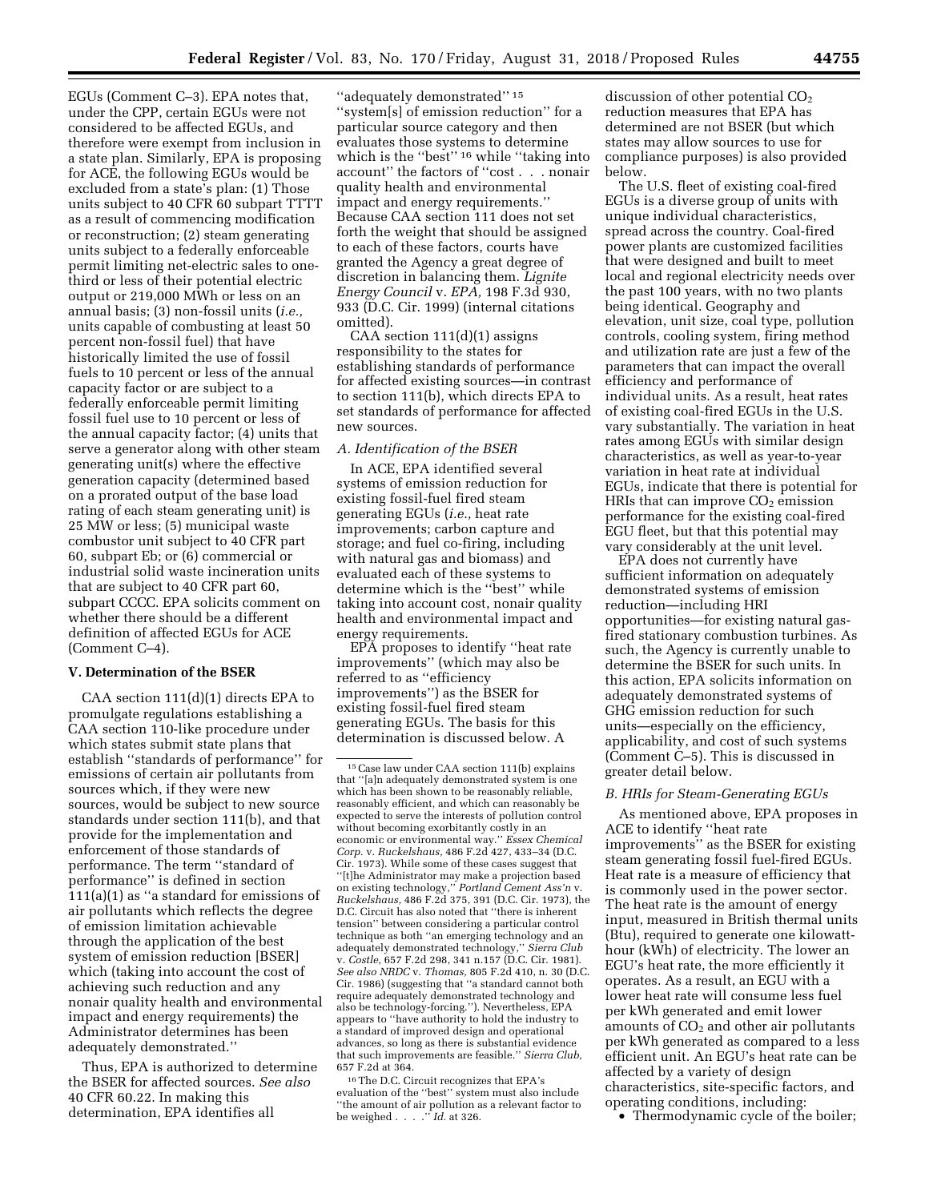EGUs (Comment C–3). EPA notes that, under the CPP, certain EGUs were not considered to be affected EGUs, and therefore were exempt from inclusion in a state plan. Similarly, EPA is proposing for ACE, the following EGUs would be excluded from a state's plan: (1) Those units subject to 40 CFR 60 subpart TTTT as a result of commencing modification or reconstruction; (2) steam generating units subject to a federally enforceable permit limiting net-electric sales to one-third or less of their potential electric output or 219,000 MWh or less on an annual basis; (3) non-fossil units (*i.e.,* units capable of combusting at least 50 percent non-fossil fuel) that have historically limited the use of fossil fuels to 10 percent or less of the annual capacity factor or are subject to a federally enforceable permit limiting fossil fuel use to 10 percent or less of the annual capacity factor; (4) units that serve a generator along with other steam generating unit(s) where the effective generation capacity (determined based on a prorated output of the base load rating of each steam generating unit) is 25 MW or less; (5) municipal waste combustor unit subject to 40 CFR part 60, subpart Eb; or (6) commercial or industrial solid waste incineration units that are subject to 40 CFR part 60, subpart CCCC. EPA solicits comment on whether there should be a different definition of affected EGUs for ACE (Comment C–4).

## V. Determination of the BSER

CAA section 111(d)(1) directs EPA to promulgate regulations establishing a CAA section 110-like procedure under which states submit state plans that establish ''standards of performance'' for emissions of certain air pollutants from sources which, if they were new sources, would be subject to new source standards under section 111(b), and that provide for the implementation and enforcement of those standards of performance. The term ''standard of performance'' is defined in section 111(a)(1) as ''a standard for emissions of air pollutants which reflects the degree of emission limitation achievable through the application of the best system of emission reduction [BSER] which (taking into account the cost of achieving such reduction and any nonair quality health and environmental impact and energy requirements) the Administrator determines has been adequately demonstrated.''

Thus, EPA is authorized to determine the BSER for affected sources. *See also* 40 CFR 60.22. In making this determination, EPA identifies all ''adequately demonstrated'' [15] ''system[s] of emission reduction'' for a particular source category and then evaluates those systems to determine which is the ''best'' [16] while ''taking into account'' the factors of ''cost . . . nonair quality health and environmental impact and energy requirements.'' Because CAA section 111 does not set forth the weight that should be assigned to each of these factors, courts have granted the Agency a great degree of discretion in balancing them. *Lignite Energy Council* v. *EPA,* 198 F.3d 930, 933 (D.C. Cir. 1999) (internal citations omitted).

CAA section 111(d)(1) assigns responsibility to the states for establishing standards of performance for affected existing sources—in contrast to section 111(b), which directs EPA to set standards of performance for affected new sources.

### A. Identification of the BSER

In ACE, EPA identified several systems of emission reduction for existing fossil-fuel fired steam generating EGUs (*i.e.,* heat rate improvements; carbon capture and storage; and fuel co-firing, including with natural gas and biomass) and evaluated each of these systems to determine which is the ''best'' while taking into account cost, nonair quality health and environmental impact and energy requirements.

EPA proposes to identify ''heat rate improvements'' (which may also be referred to as ''efficiency improvements'') as the BSER for existing fossil-fuel fired steam generating EGUs. The basis for this determination is discussed below. A discussion of other potential $CO_2$ reduction measures that EPA has determined are not BSER (but which states may allow sources to use for compliance purposes) is also provided below.

The U.S. fleet of existing coal-fired EGUs is a diverse group of units with unique individual characteristics, spread across the country. Coal-fired power plants are customized facilities that were designed and built to meet local and regional electricity needs over the past 100 years, with no two plants being identical. Geography and elevation, unit size, coal type, pollution controls, cooling system, firing method and utilization rate are just a few of the parameters that can impact the overall efficiency and performance of individual units. As a result, heat rates of existing coal-fired EGUs in the U.S. vary substantially. The variation in heat rates among EGUs with similar design characteristics, as well as year-to-year variation in heat rate at individual EGUs, indicate that there is potential for HRIs that can improve $CO_2$ emission performance for the existing coal-fired EGU fleet, but that this potential may vary considerably at the unit level.

EPA does not currently have sufficient information on adequately demonstrated systems of emission reduction—including HRI opportunities—for existing natural gas-fired stationary combustion turbines. As such, the Agency is currently unable to determine the BSER for such units. In this action, EPA solicits information on adequately demonstrated systems of GHG emission reduction for such units—especially on the efficiency, applicability, and cost of such systems (Comment C–5). This is discussed in greater detail below.

### B. HRIs for Steam-Generating EGUs

As mentioned above, EPA proposes in ACE to identify ''heat rate improvements'' as the BSER for existing steam generating fossil fuel-fired EGUs. Heat rate is a measure of efficiency that is commonly used in the power sector. The heat rate is the amount of energy input, measured in British thermal units (Btu), required to generate one kilowatt-hour (kWh) of electricity. The lower an EGU's heat rate, the more efficiently it operates. As a result, an EGU with a lower heat rate will consume less fuel per kWh generated and emit lower amounts of $CO_2$ and other air pollutants per kWh generated as compared to a less efficient unit. An EGU's heat rate can be affected by a variety of design characteristics, site-specific factors, and operating conditions, including:

- Thermodynamic cycle of the boiler;

---

[15] Case law under CAA section 111(b) explains that ''[a]n adequately demonstrated system is one which has been shown to be reasonably reliable, reasonably efficient, and which can reasonably be expected to serve the interests of pollution control without becoming exorbitantly costly in an economic or environmental way.'' *Essex Chemical Corp.* v. *Ruckelshaus,* 486 F.2d 427, 433–34 (D.C. Cir. 1973). While some of these cases suggest that ''[t]he Administrator may make a projection based on existing technology,'' *Portland Cement Ass'n* v. *Ruckelshaus,* 486 F.2d 375, 391 (D.C. Cir. 1973), the D.C. Circuit has also noted that ''there is inherent tension'' between considering a particular control technique as both ''an emerging technology and an adequately demonstrated technology,'' *Sierra Club* v. *Costle,* 657 F.2d 298, 341 n.157 (D.C. Cir. 1981). *See also NRDC* v. *Thomas,* 805 F.2d 410, n. 30 (D.C. Cir. 1986) (suggesting that ''a standard cannot both require adequately demonstrated technology and also be technology-forcing.''). Nevertheless, EPA appears to ''have authority to hold the industry to a standard of improved design and operational advances, so long as there is substantial evidence that such improvements are feasible.'' *Sierra Club,* 657 F.2d at 364.

[16] The D.C. Circuit recognizes that EPA's evaluation of the ''best'' system must also include ''the amount of air pollution as a relevant factor to be weighed . . . .'' *Id.* at 326.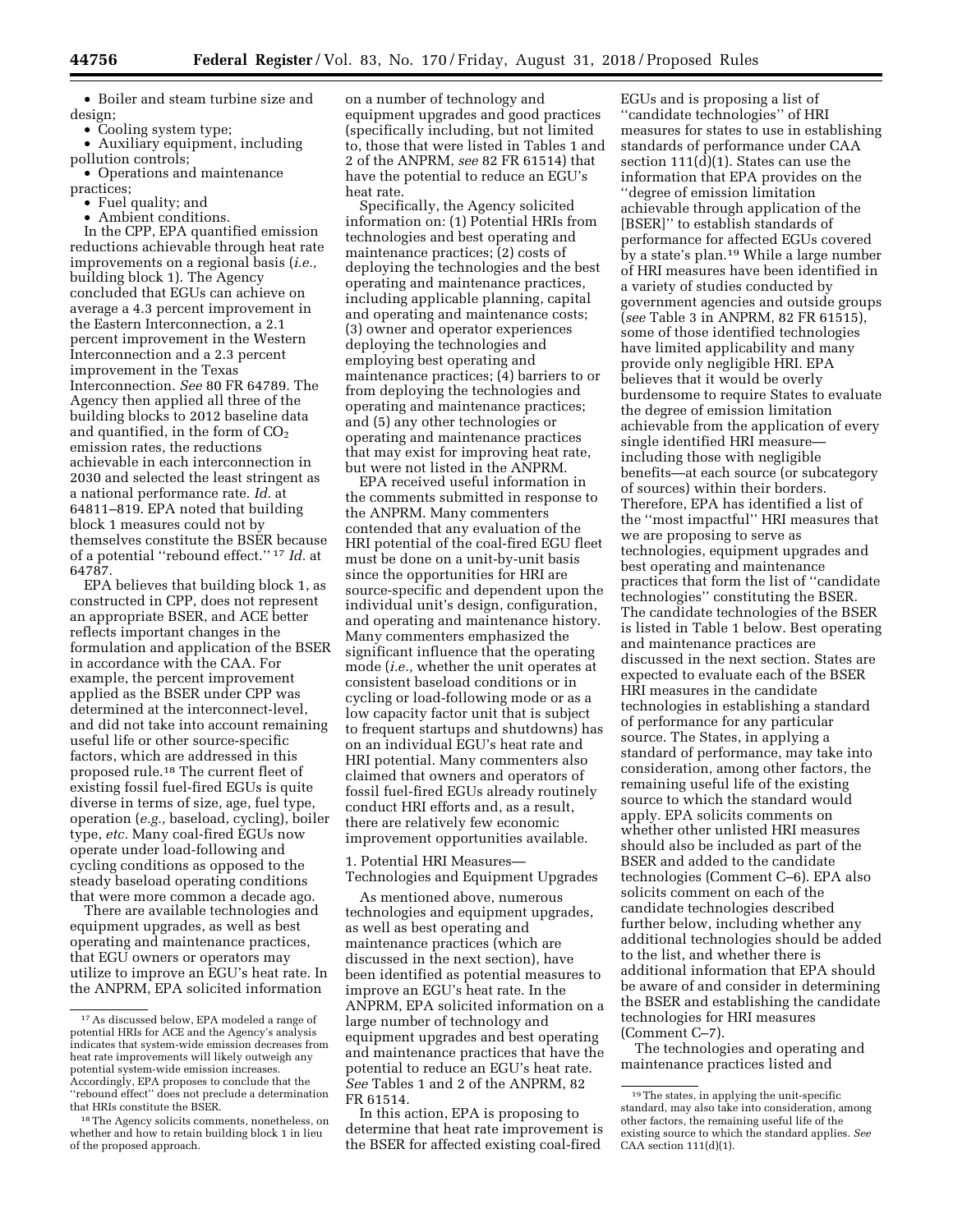- Boiler and steam turbine size and design;
- Cooling system type;
- Auxiliary equipment, including pollution controls;
- Operations and maintenance practices;
- Fuel quality; and
- Ambient conditions.

In the CPP, EPA quantified emission reductions achievable through heat rate improvements on a regional basis (*i.e.,* building block 1). The Agency concluded that EGUs can achieve on average a 4.3 percent improvement in the Eastern Interconnection, a 2.1 percent improvement in the Western Interconnection and a 2.3 percent improvement in the Texas Interconnection. *See* 80 FR 64789. The Agency then applied all three of the building blocks to 2012 baseline data and quantified, in the form of $CO_2$ emission rates, the reductions achievable in each interconnection in 2030 and selected the least stringent as a national performance rate. *Id.* at 64811–819. EPA noted that building block 1 measures could not by themselves constitute the BSER because of a potential ''rebound effect.''[17] *Id.* at 64787.

EPA believes that building block 1, as constructed in CPP, does not represent an appropriate BSER, and ACE better reflects important changes in the formulation and application of the BSER in accordance with the CAA. For example, the percent improvement applied as the BSER under CPP was determined at the interconnect-level, and did not take into account remaining useful life or other source-specific factors, which are addressed in this proposed rule.[18] The current fleet of existing fossil fuel-fired EGUs is quite diverse in terms of size, age, fuel type, operation (*e.g.,* baseload, cycling), boiler type, *etc.* Many coal-fired EGUs now operate under load-following and cycling conditions as opposed to the steady baseload operating conditions that were more common a decade ago.

There are available technologies and equipment upgrades, as well as best operating and maintenance practices, that EGU owners or operators may utilize to improve an EGU's heat rate. In the ANPRM, EPA solicited information on a number of technology and equipment upgrades and good practices (specifically including, but not limited to, those that were listed in Tables 1 and 2 of the ANPRM, *see* 82 FR 61514) that have the potential to reduce an EGU's heat rate.

Specifically, the Agency solicited information on: (1) Potential HRIs from technologies and best operating and maintenance practices; (2) costs of deploying the technologies and the best operating and maintenance practices, including applicable planning, capital and operating and maintenance costs; (3) owner and operator experiences deploying the technologies and employing best operating and maintenance practices; (4) barriers to or from deploying the technologies and operating and maintenance practices; and (5) any other technologies or operating and maintenance practices that may exist for improving heat rate, but were not listed in the ANPRM.

EPA received useful information in the comments submitted in response to the ANPRM. Many commenters contended that any evaluation of the HRI potential of the coal-fired EGU fleet must be done on a unit-by-unit basis since the opportunities for HRI are source-specific and dependent upon the individual unit's design, configuration, and operating and maintenance history. Many commenters emphasized the significant influence that the operating mode (*i.e.,* whether the unit operates at consistent baseload conditions or in cycling or load-following mode or as a low capacity factor unit that is subject to frequent startups and shutdowns) has on an individual EGU's heat rate and HRI potential. Many commenters also claimed that owners and operators of fossil fuel-fired EGUs already routinely conduct HRI efforts and, as a result, there are relatively few economic improvement opportunities available.

1. Potential HRI Measures—Technologies and Equipment Upgrades

As mentioned above, numerous technologies and equipment upgrades, as well as best operating and maintenance practices (which are discussed in the next section), have been identified as potential measures to improve an EGU's heat rate. In the ANPRM, EPA solicited information on a large number of technology and equipment upgrades and best operating and maintenance practices that have the potential to reduce an EGU's heat rate. *See* Tables 1 and 2 of the ANPRM, 82 FR 61514.

In this action, EPA is proposing to determine that heat rate improvement is the BSER for affected existing coal-fired EGUs and is proposing a list of ''candidate technologies'' of HRI measures for states to use in establishing standards of performance under CAA section 111(d)(1). States can use the information that EPA provides on the ''degree of emission limitation achievable through application of the [BSER]'' to establish standards of performance for affected EGUs covered by a state's plan.[19] While a large number of HRI measures have been identified in a variety of studies conducted by government agencies and outside groups (*see* Table 3 in ANPRM, 82 FR 61515), some of those identified technologies have limited applicability and many provide only negligible HRI. EPA believes that it would be overly burdensome to require States to evaluate the degree of emission limitation achievable from the application of every single identified HRI measure—including those with negligible benefits—at each source (or subcategory of sources) within their borders. Therefore, EPA has identified a list of the ''most impactful'' HRI measures that we are proposing to serve as technologies, equipment upgrades and best operating and maintenance practices that form the list of ''candidate technologies'' constituting the BSER. The candidate technologies of the BSER is listed in Table 1 below. Best operating and maintenance practices are discussed in the next section. States are expected to evaluate each of the BSER HRI measures in the candidate technologies in establishing a standard of performance for any particular source. The States, in applying a standard of performance, may take into consideration, among other factors, the remaining useful life of the existing source to which the standard would apply. EPA solicits comments on whether other unlisted HRI measures should also be included as part of the BSER and added to the candidate technologies (Comment C–6). EPA also solicits comment on each of the candidate technologies described further below, including whether any additional technologies should be added to the list, and whether there is additional information that EPA should be aware of and consider in determining the BSER and establishing the candidate technologies for HRI measures (Comment C–7).

The technologies and operating and maintenance practices listed and

[17] As discussed below, EPA modeled a range of potential HRIs for ACE and the Agency's analysis indicates that system-wide emission decreases from heat rate improvements will likely outweigh any potential system-wide emission increases. Accordingly, EPA proposes to conclude that the ''rebound effect'' does not preclude a determination that HRIs constitute the BSER.

[18] The Agency solicits comments, nonetheless, on whether and how to retain building block 1 in lieu of the proposed approach.

[19] The states, in applying the unit-specific standard, may also take into consideration, among other factors, the remaining useful life of the existing source to which the standard applies. *See* CAA section 111(d)(1).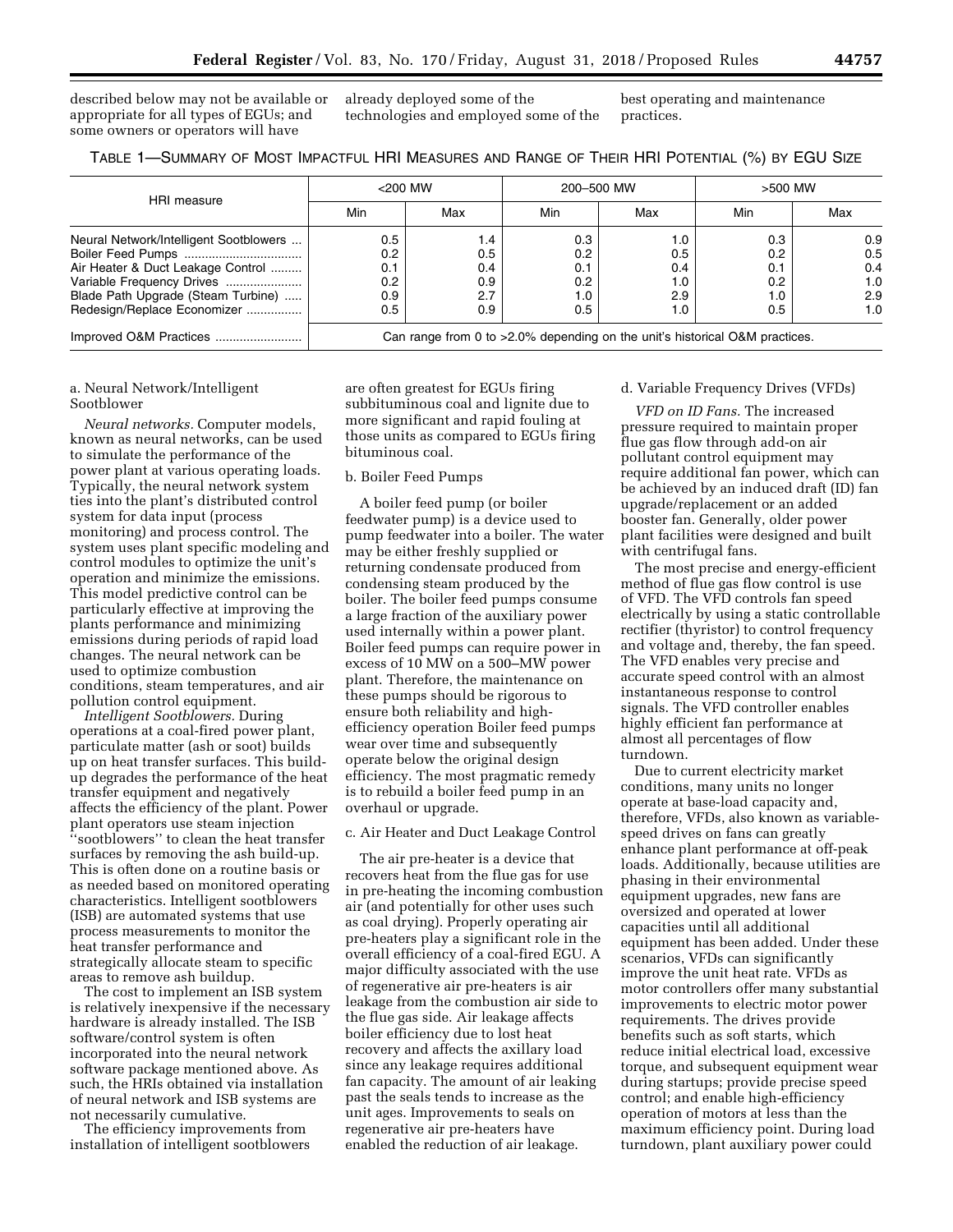described below may not be available or appropriate for all types of EGUs; and some owners or operators will have already deployed some of the technologies and employed some of the best operating and maintenance practices.

TABLE 1—SUMMARY OF MOST IMPACTFUL HRI MEASURES AND RANGE OF THEIR HRI POTENTIAL (%) BY EGU SIZE

| HRI measure | <200 MW | | 200–500 MW | | >500 MW | |
|---|---|---|---|---|---|---|
| | Min | Max | Min | Max | Min | Max |
| Neural Network/Intelligent Sootblowers | 0.5 | 1.4 | 0.3 | 1.0 | 0.3 | 0.9 |
| Boiler Feed Pumps | 0.2 | 0.5 | 0.2 | 0.5 | 0.2 | 0.5 |
| Air Heater & Duct Leakage Control | 0.1 | 0.4 | 0.1 | 0.4 | 0.1 | 0.4 |
| Variable Frequency Drives | 0.2 | 0.9 | 0.2 | 1.0 | 0.2 | 1.0 |
| Blade Path Upgrade (Steam Turbine) | 0.9 | 2.7 | 1.0 | 2.9 | 1.0 | 2.9 |
| Redesign/Replace Economizer | 0.5 | 0.9 | 0.5 | 1.0 | 0.5 | 1.0 |
| Improved O&M Practices | Can range from 0 to >2.0% depending on the unit's historical O&M practices. | | | | | |

a. Neural Network/Intelligent Sootblower

*Neural networks.* Computer models, known as neural networks, can be used to simulate the performance of the power plant at various operating loads. Typically, the neural network system ties into the plant's distributed control system for data input (process monitoring) and process control. The system uses plant specific modeling and control modules to optimize the unit's operation and minimize the emissions. This model predictive control can be particularly effective at improving the plants performance and minimizing emissions during periods of rapid load changes. The neural network can be used to optimize combustion conditions, steam temperatures, and air pollution control equipment.

*Intelligent Sootblowers.* During operations at a coal-fired power plant, particulate matter (ash or soot) builds up on heat transfer surfaces. This build-up degrades the performance of the heat transfer equipment and negatively affects the efficiency of the plant. Power plant operators use steam injection ''sootblowers'' to clean the heat transfer surfaces by removing the ash build-up. This is often done on a routine basis or as needed based on monitored operating characteristics. Intelligent sootblowers (ISB) are automated systems that use process measurements to monitor the heat transfer performance and strategically allocate steam to specific areas to remove ash buildup.

The cost to implement an ISB system is relatively inexpensive if the necessary hardware is already installed. The ISB software/control system is often incorporated into the neural network software package mentioned above. As such, the HRIs obtained via installation of neural network and ISB systems are not necessarily cumulative.

The efficiency improvements from installation of intelligent sootblowers are often greatest for EGUs firing subbituminous coal and lignite due to more significant and rapid fouling at those units as compared to EGUs firing bituminous coal.

b. Boiler Feed Pumps

A boiler feed pump (or boiler feedwater pump) is a device used to pump feedwater into a boiler. The water may be either freshly supplied or returning condensate produced from condensing steam produced by the boiler. The boiler feed pumps consume a large fraction of the auxiliary power used internally within a power plant. Boiler feed pumps can require power in excess of 10 MW on a 500–MW power plant. Therefore, the maintenance on these pumps should be rigorous to ensure both reliability and high-efficiency operation Boiler feed pumps wear over time and subsequently operate below the original design efficiency. The most pragmatic remedy is to rebuild a boiler feed pump in an overhaul or upgrade.

c. Air Heater and Duct Leakage Control

The air pre-heater is a device that recovers heat from the flue gas for use in pre-heating the incoming combustion air (and potentially for other uses such as coal drying). Properly operating air pre-heaters play a significant role in the overall efficiency of a coal-fired EGU. A major difficulty associated with the use of regenerative air pre-heaters is air leakage from the combustion air side to the flue gas side. Air leakage affects boiler efficiency due to lost heat recovery and affects the axillary load since any leakage requires additional fan capacity. The amount of air leaking past the seals tends to increase as the unit ages. Improvements to seals on regenerative air pre-heaters have enabled the reduction of air leakage.

d. Variable Frequency Drives (VFDs)

*VFD on ID Fans.* The increased pressure required to maintain proper flue gas flow through add-on air pollutant control equipment may require additional fan power, which can be achieved by an induced draft (ID) fan upgrade/replacement or an added booster fan. Generally, older power plant facilities were designed and built with centrifugal fans.

The most precise and energy-efficient method of flue gas flow control is use of VFD. The VFD controls fan speed electrically by using a static controllable rectifier (thyristor) to control frequency and voltage and, thereby, the fan speed. The VFD enables very precise and accurate speed control with an almost instantaneous response to control signals. The VFD controller enables highly efficient fan performance at almost all percentages of flow turndown.

Due to current electricity market conditions, many units no longer operate at base-load capacity and, therefore, VFDs, also known as variable-speed drives on fans can greatly enhance plant performance at off-peak loads. Additionally, because utilities are phasing in their environmental equipment upgrades, new fans are oversized and operated at lower capacities until all additional equipment has been added. Under these scenarios, VFDs can significantly improve the unit heat rate. VFDs as motor controllers offer many substantial improvements to electric motor power requirements. The drives provide benefits such as soft starts, which reduce initial electrical load, excessive torque, and subsequent equipment wear during startups; provide precise speed control; and enable high-efficiency operation of motors at less than the maximum efficiency point. During load turndown, plant auxiliary power could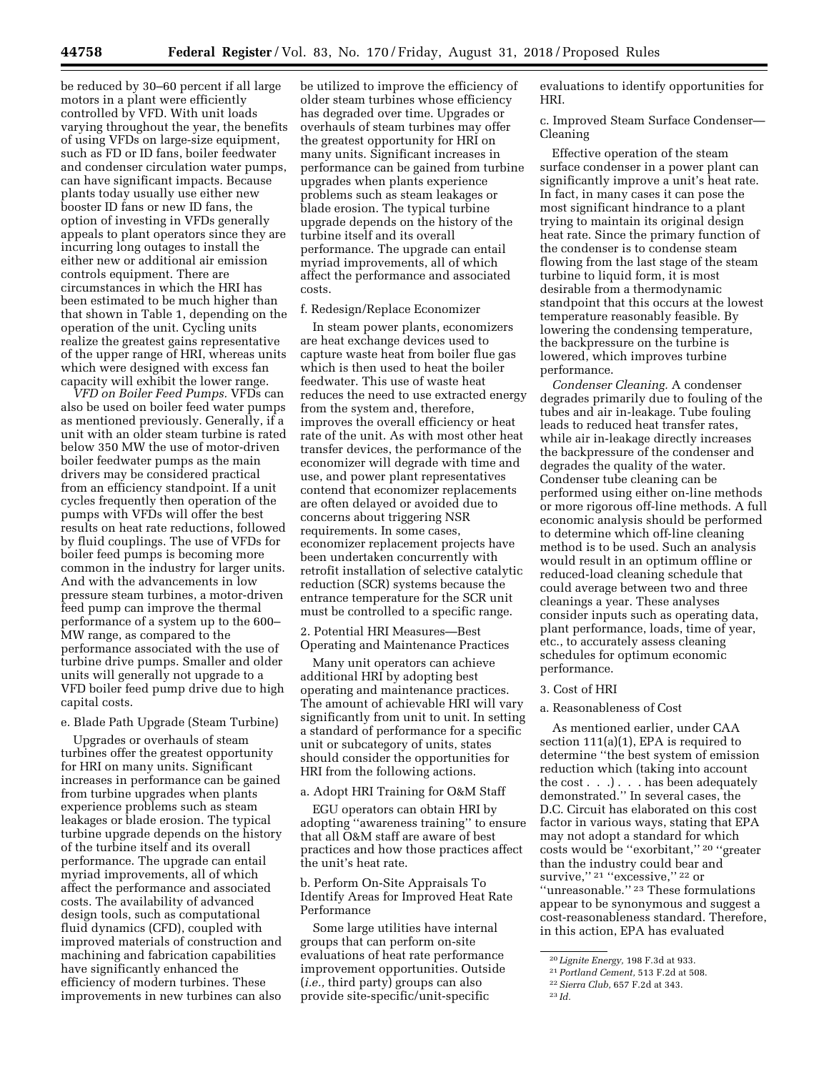be reduced by 30–60 percent if all large motors in a plant were efficiently controlled by VFD. With unit loads varying throughout the year, the benefits of using VFDs on large-size equipment, such as FD or ID fans, boiler feedwater and condenser circulation water pumps, can have significant impacts. Because plants today usually use either new booster ID fans or new ID fans, the option of investing in VFDs generally appeals to plant operators since they are incurring long outages to install the either new or additional air emission controls equipment. There are circumstances in which the HRI has been estimated to be much higher than that shown in Table 1, depending on the operation of the unit. Cycling units realize the greatest gains representative of the upper range of HRI, whereas units which were designed with excess fan capacity will exhibit the lower range.

*VFD on Boiler Feed Pumps.* VFDs can also be used on boiler feed water pumps as mentioned previously. Generally, if a unit with an older steam turbine is rated below 350 MW the use of motor-driven boiler feedwater pumps as the main drivers may be considered practical from an efficiency standpoint. If a unit cycles frequently then operation of the pumps with VFDs will offer the best results on heat rate reductions, followed by fluid couplings. The use of VFDs for boiler feed pumps is becoming more common in the industry for larger units. And with the advancements in low pressure steam turbines, a motor-driven feed pump can improve the thermal performance of a system up to the 600–MW range, as compared to the performance associated with the use of turbine drive pumps. Smaller and older units will generally not upgrade to a VFD boiler feed pump drive due to high capital costs.

e. Blade Path Upgrade (Steam Turbine)

Upgrades or overhauls of steam turbines offer the greatest opportunity for HRI on many units. Significant increases in performance can be gained from turbine upgrades when plants experience problems such as steam leakages or blade erosion. The typical turbine upgrade depends on the history of the turbine itself and its overall performance. The upgrade can entail myriad improvements, all of which affect the performance and associated costs. The availability of advanced design tools, such as computational fluid dynamics (CFD), coupled with improved materials of construction and machining and fabrication capabilities have significantly enhanced the efficiency of modern turbines. These improvements in new turbines can also be utilized to improve the efficiency of older steam turbines whose efficiency has degraded over time. Upgrades or overhauls of steam turbines may offer the greatest opportunity for HRI on many units. Significant increases in performance can be gained from turbine upgrades when plants experience problems such as steam leakages or blade erosion. The typical turbine upgrade depends on the history of the turbine itself and its overall performance. The upgrade can entail myriad improvements, all of which affect the performance and associated costs.

f. Redesign/Replace Economizer

In steam power plants, economizers are heat exchange devices used to capture waste heat from boiler flue gas which is then used to heat the boiler feedwater. This use of waste heat reduces the need to use extracted energy from the system and, therefore, improves the overall efficiency or heat rate of the unit. As with most other heat transfer devices, the performance of the economizer will degrade with time and use, and power plant representatives contend that economizer replacements are often delayed or avoided due to concerns about triggering NSR requirements. In some cases, economizer replacement projects have been undertaken concurrently with retrofit installation of selective catalytic reduction (SCR) systems because the entrance temperature for the SCR unit must be controlled to a specific range.

2. Potential HRI Measures—Best Operating and Maintenance Practices

Many unit operators can achieve additional HRI by adopting best operating and maintenance practices. The amount of achievable HRI will vary significantly from unit to unit. In setting a standard of performance for a specific unit or subcategory of units, states should consider the opportunities for HRI from the following actions.

a. Adopt HRI Training for O&M Staff

EGU operators can obtain HRI by adopting ''awareness training'' to ensure that all O&M staff are aware of best practices and how those practices affect the unit's heat rate.

b. Perform On-Site Appraisals To Identify Areas for Improved Heat Rate Performance

Some large utilities have internal groups that can perform on-site evaluations of heat rate performance improvement opportunities. Outside (*i.e.,* third party) groups can also provide site-specific/unit-specific evaluations to identify opportunities for HRI.

c. Improved Steam Surface Condenser—Cleaning

Effective operation of the steam surface condenser in a power plant can significantly improve a unit's heat rate. In fact, in many cases it can pose the most significant hindrance to a plant trying to maintain its original design heat rate. Since the primary function of the condenser is to condense steam flowing from the last stage of the steam turbine to liquid form, it is most desirable from a thermodynamic standpoint that this occurs at the lowest temperature reasonably feasible. By lowering the condensing temperature, the backpressure on the turbine is lowered, which improves turbine performance.

*Condenser Cleaning.* A condenser degrades primarily due to fouling of the tubes and air in-leakage. Tube fouling leads to reduced heat transfer rates, while air in-leakage directly increases the backpressure of the condenser and degrades the quality of the water. Condenser tube cleaning can be performed using either on-line methods or more rigorous off-line methods. A full economic analysis should be performed to determine which off-line cleaning method is to be used. Such an analysis would result in an optimum offline or reduced-load cleaning schedule that could average between two and three cleanings a year. These analyses consider inputs such as operating data, plant performance, loads, time of year, etc., to accurately assess cleaning schedules for optimum economic performance.

3. Cost of HRI

a. Reasonableness of Cost

As mentioned earlier, under CAA section 111(a)(1), EPA is required to determine ''the best system of emission reduction which (taking into account the cost . . .) . . . has been adequately demonstrated.'' In several cases, the D.C. Circuit has elaborated on this cost factor in various ways, stating that EPA may not adopt a standard for which costs would be ''exorbitant,'' [20] ''greater than the industry could bear and survive,'' [21] ''excessive,'' [22] or ''unreasonable.'' [23] These formulations appear to be synonymous and suggest a cost-reasonableness standard. Therefore, in this action, EPA has evaluated

[20] *Lignite Energy,* 198 F.3d at 933.

[21] *Portland Cement,* 513 F.2d at 508.

[22] *Sierra Club,* 657 F.2d at 343.

[23] *Id.*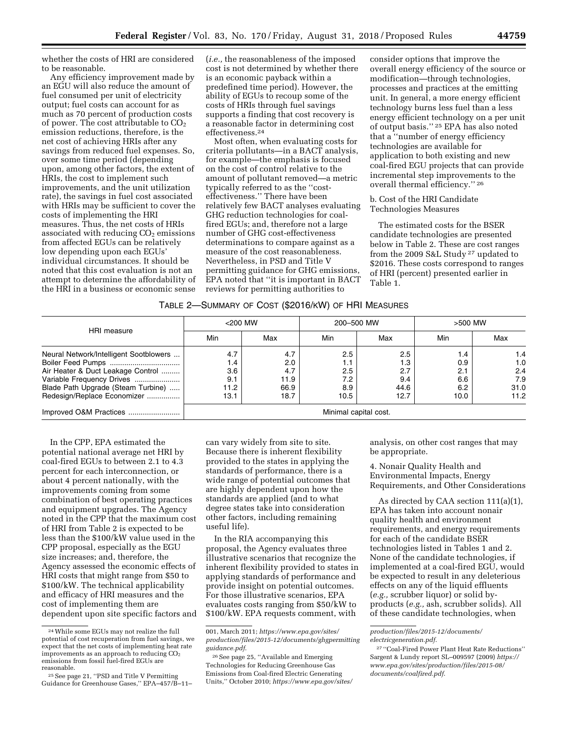whether the costs of HRI are considered to be reasonable.

Any efficiency improvement made by an EGU will also reduce the amount of fuel consumed per unit of electricity output; fuel costs can account for as much as 70 percent of production costs of power. The cost attributable to $CO_2$ emission reductions, therefore, is the net cost of achieving HRIs after any savings from reduced fuel expenses. So, over some time period (depending upon, among other factors, the extent of HRIs, the cost to implement such improvements, and the unit utilization rate), the savings in fuel cost associated with HRIs may be sufficient to cover the costs of implementing the HRI measures. Thus, the net costs of HRIs associated with reducing $CO_2$ emissions from affected EGUs can be relatively low depending upon each EGUs' individual circumstances. It should be noted that this cost evaluation is not an attempt to determine the affordability of the HRI in a business or economic sense (*i.e.,* the reasonableness of the imposed cost is not determined by whether there is an economic payback within a predefined time period). However, the ability of EGUs to recoup some of the costs of HRIs through fuel savings supports a finding that cost recovery is a reasonable factor in determining cost effectiveness.[24]

Most often, when evaluating costs for criteria pollutants—in a BACT analysis, for example—the emphasis is focused on the cost of control relative to the amount of pollutant removed—a metric typically referred to as the ''cost-effectiveness.'' There have been relatively few BACT analyses evaluating GHG reduction technologies for coal-fired EGUs; and, therefore not a large number of GHG cost-effectiveness determinations to compare against as a measure of the cost reasonableness. Nevertheless, in PSD and Title V permitting guidance for GHG emissions, EPA noted that ''it is important in BACT reviews for permitting authorities to consider options that improve the overall energy efficiency of the source or modification—through technologies, processes and practices at the emitting unit. In general, a more energy efficient technology burns less fuel than a less energy efficient technology on a per unit of output basis.'' [25] EPA has also noted that a ''number of energy efficiency technologies are available for application to both existing and new coal-fired EGU projects that can provide incremental step improvements to the overall thermal efficiency.'' [26]

b. Cost of the HRI Candidate Technologies Measures

The estimated costs for the BSER candidate technologies are presented below in Table 2. These are cost ranges from the 2009 S&L Study [27] updated to $2016. These costs correspond to ranges of HRI (percent) presented earlier in Table 1.

TABLE 2—SUMMARY OF COST ($2016/KW) OF HRI MEASURES

| HRI measure | <200 MW | | 200–500 MW | | >500 MW | |
|---|---|---|---|---|---|---|
| | Min | Max | Min | Max | Min | Max |
| Neural Network/Intelligent Sootblowers | 4.7 | 4.7 | 2.5 | 2.5 | 1.4 | 1.4 |
| Boiler Feed Pumps | 1.4 | 2.0 | 1.1 | 1.3 | 0.9 | 1.0 |
| Air Heater & Duct Leakage Control | 3.6 | 4.7 | 2.5 | 2.7 | 2.1 | 2.4 |
| Variable Frequency Drives | 9.1 | 11.9 | 7.2 | 9.4 | 6.6 | 7.9 |
| Blade Path Upgrade (Steam Turbine) | 11.2 | 66.9 | 8.9 | 44.6 | 6.2 | 31.0 |
| Redesign/Replace Economizer | 13.1 | 18.7 | 10.5 | 12.7 | 10.0 | 11.2 |
| Improved O&M Practices | Minimal capital cost. | | | | | |

In the CPP, EPA estimated the potential national average net HRI by coal-fired EGUs to between 2.1 to 4.3 percent for each interconnection, or about 4 percent nationally, with the improvements coming from some combination of best operating practices and equipment upgrades. The Agency noted in the CPP that the maximum cost of HRI from Table 2 is expected to be less than the $100/kW value used in the CPP proposal, especially as the EGU size increases; and, therefore, the Agency assessed the economic effects of HRI costs that might range from $50 to $100/kW. The technical applicability and efficacy of HRI measures and the cost of implementing them are dependent upon site specific factors and can vary widely from site to site. Because there is inherent flexibility provided to the states in applying the standards of performance, there is a wide range of potential outcomes that are highly dependent upon how the standards are applied (and to what degree states take into consideration other factors, including remaining useful life).

In the RIA accompanying this proposal, the Agency evaluates three illustrative scenarios that recognize the inherent flexibility provided to states in applying standards of performance and provide insight on potential outcomes. For those illustrative scenarios, EPA evaluates costs ranging from $50/kW to $100/kW. EPA requests comment, with analysis, on other cost ranges that may be appropriate.

4. Nonair Quality Health and Environmental Impacts, Energy Requirements, and Other Considerations

As directed by CAA section 111(a)(1), EPA has taken into account nonair quality health and environment requirements, and energy requirements for each of the candidate BSER technologies listed in Tables 1 and 2. None of the candidate technologies, if implemented at a coal-fired EGU, would be expected to result in any deleterious effects on any of the liquid effluents (*e.g.,* scrubber liquor) or solid by-products (*e.g.,* ash, scrubber solids). All of these candidate technologies, when

[24] While some EGUs may not realize the full potential of cost recuperation from fuel savings, we expect that the net costs of implementing heat rate improvements as an approach to reducing $CO_2$ emissions from fossil fuel-fired EGUs are reasonable.

[25] See page 21, ''PSD and Title V Permitting Guidance for Greenhouse Gases,'' EPA–457/B–11–001, March 2011; *https://www.epa.gov/sites/production/files/2015-12/documents/ghgpermittingguidance.pdf.*

[26] See page 25, ''Available and Emerging Technologies for Reducing Greenhouse Gas Emissions from Coal-fired Electric Generating Units,'' October 2010; *https://www.epa.gov/sites/production/files/2015-12/documents/electricgeneration.pdf.*

[27] ''Coal-Fired Power Plant Heat Rate Reductions'' Sargent & Lundy report SL–009597 (2009) *https://www.epa.gov/sites/production/files/2015-08/documents/coalfired.pdf.*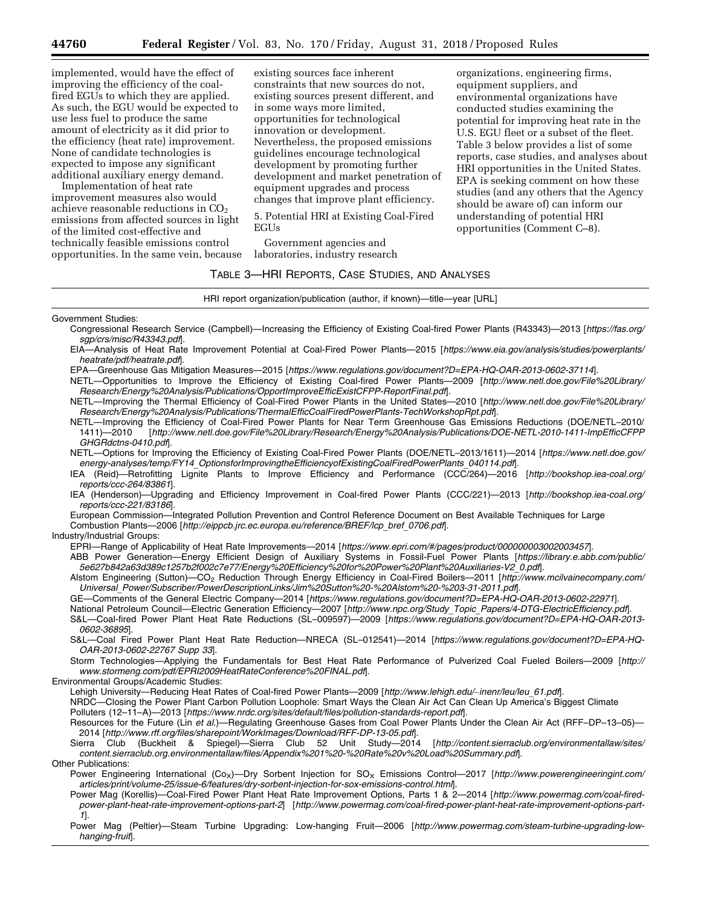implemented, would have the effect of improving the efficiency of the coal-fired EGUs to which they are applied. As such, the EGU would be expected to use less fuel to produce the same amount of electricity as it did prior to the efficiency (heat rate) improvement. None of candidate technologies is expected to impose any significant additional auxiliary energy demand.

Implementation of heat rate improvement measures also would achieve reasonable reductions in $CO_2$ emissions from affected sources in light of the limited cost-effective and technically feasible emissions control opportunities. In the same vein, because existing sources face inherent constraints that new sources do not, existing sources present different, and in some ways more limited, opportunities for technological innovation or development. Nevertheless, the proposed emissions guidelines encourage technological development by promoting further development and market penetration of equipment upgrades and process changes that improve plant efficiency.

5. Potential HRI at Existing Coal-Fired EGUs

Government agencies and laboratories, industry research organizations, engineering firms, equipment suppliers, and environmental organizations have conducted studies examining the potential for improving heat rate in the U.S. EGU fleet or a subset of the fleet. Table 3 below provides a list of some reports, case studies, and analyses about HRI opportunities in the United States. EPA is seeking comment on how these studies (and any others that the Agency should be aware of) can inform our understanding of potential HRI opportunities (Comment C–8).

TABLE 3—HRI REPORTS, CASE STUDIES, AND ANALYSES

| HRI report organization/publication (author, if known)—title—year [URL] |
|---|
| Government Studies: |
| Congressional Research Service (Campbell)—Increasing the Efficiency of Existing Coal-fired Power Plants (R43343)—2013 [*https://fas.org/sgp/crs/misc/R43343.pdf*]. |
| EIA—Analysis of Heat Rate Improvement Potential at Coal-Fired Power Plants—2015 [*https://www.eia.gov/analysis/studies/powerplants/heatrate/pdf/heatrate.pdf*]. |
| EPA—Greenhouse Gas Mitigation Measures—2015 [*https://www.regulations.gov/document?D=EPA-HQ-OAR-2013-0602-37114*]. |
| NETL—Opportunities to Improve the Efficiency of Existing Coal-fired Power Plants—2009 [*http://www.netl.doe.gov/File%20Library/Research/Energy%20Analysis/Publications/OpportImproveEfficExistCFPP-ReportFinal.pdf*]. |
| NETL—Improving the Thermal Efficiency of Coal-Fired Power Plants in the United States—2010 [*http://www.netl.doe.gov/File%20Library/Research/Energy%20Analysis/Publications/ThermalEfficCoalFiredPowerPlants-TechWorkshopRpt.pdf*]. |
| NETL—Improving the Efficiency of Coal-Fired Power Plants for Near Term Greenhouse Gas Emissions Reductions (DOE/NETL–2010/1411)—2010 [*http://www.netl.doe.gov/File%20Library/Research/Energy%20Analysis/Publications/DOE-NETL-2010-1411-ImpEfficCFPPGHGRdctns-0410.pdf*]. |
| NETL—Options for Improving the Efficiency of Existing Coal-Fired Power Plants (DOE/NETL–2013/1611)—2014 [*https://www.netl.doe.gov/energy-analyses/temp/FY14_OptionsforImprovingtheEfficiencyofExistingCoalFiredPowerPlants_040114.pdf*]. |
| IEA (Reid)—Retrofitting Lignite Plants to Improve Efficiency and Performance (CCC/264)—2016 [*http://bookshop.iea-coal.org/reports/ccc-264/83861*]. |
| IEA (Henderson)—Upgrading and Efficiency Improvement in Coal-fired Power Plants (CCC/221)—2013 [*http://bookshop.iea-coal.org/reports/ccc-221/83186*]. |
| European Commission—Integrated Pollution Prevention and Control Reference Document on Best Available Techniques for Large Combustion Plants—2006 [*http://eippcb.jrc.ec.europa.eu/reference/BREF/lcp_bref_0706.pdf*]. |
| Industry/Industrial Groups: |
| EPRI—Range of Applicability of Heat Rate Improvements—2014 [*https://www.epri.com/#/pages/product/000000003002003457*]. |
| ABB Power Generation—Energy Efficient Design of Auxiliary Systems in Fossil-Fuel Power Plants [*https://library.e.abb.com/public/5e627b842a63d389c1257b2f002c7e77/Energy%20Efficiency%20for%20Power%20Plant%20Auxiliaries-V2_0.pdf*]. |
| Alstom Engineering (Sutton)—$CO_2$ Reduction Through Energy Efficiency in Coal-Fired Boilers—2011 [*http://www.mcilvainecompany.com/Universal_Power/Subscriber/PowerDescriptionLinks/Jim%20Sutton%20-%20Alstom%20-%203-31-2011.pdf*]. |
| GE—Comments of the General Electric Company—2014 [*https://www.regulations.gov/document?D=EPA-HQ-OAR-2013-0602-22971*]. |
| National Petroleum Council—Electric Generation Efficiency—2007 [*http://www.npc.org/Study_Topic_Papers/4-DTG-ElectricEfficiency.pdf*]. |
| S&L—Coal-fired Power Plant Heat Rate Reductions (SL–009597)—2009 [*https://www.regulations.gov/document?D=EPA-HQ-OAR-2013-0602-36895*]. |
| S&L—Coal Fired Power Plant Heat Rate Reduction—NRECA (SL–012541)—2014 [*https://www.regulations.gov/document?D=EPA-HQ-OAR-2013-0602-22767 Supp 33*]. |
| Storm Technologies—Applying the Fundamentals for Best Heat Rate Performance of Pulverized Coal Fueled Boilers—2009 [*http://www.stormeng.com/pdf/EPRI2009HeatRateConference%20FINAL.pdf*]. |
| Environmental Groups/Academic Studies: |
| Lehigh University—Reducing Heat Rates of Coal-fired Power Plants—2009 [*http://www.lehigh.edu/~inenr/leu/leu_61.pdf*]. |
| NRDC—Closing the Power Plant Carbon Pollution Loophole: Smart Ways the Clean Air Act Can Clean Up America's Biggest Climate Polluters (12–11–A)—2013 [*https://www.nrdc.org/sites/default/files/pollution-standards-report.pdf*]. |
| Resources for the Future (Lin *et al.*)—Regulating Greenhouse Gases from Coal Power Plants Under the Clean Air Act (RFF–DP–13–05)—2014 [*http://www.rff.org/files/sharepoint/WorkImages/Download/RFF-DP-13-05.pdf*]. |
| Sierra Club (Buckheit & Spiegel)—Sierra Club 52 Unit Study—2014 [*http://content.sierraclub.org/environmentallaw/sites/content.sierraclub.org.environmentallaw/files/Appendix%201%20-%20Rate%20v%20Load%20Summary.pdf*]. |
| Other Publications: |
| Power Engineering International ($Co_X$)—Dry Sorbent Injection for $SO_X$ Emissions Control—2017 [*http://www.powerengineeringint.com/articles/print/volume-25/issue-6/features/dry-sorbent-injection-for-sox-emissions-control.html*]. |
| Power Mag (Korellis)—Coal-Fired Power Plant Heat Rate Improvement Options, Parts 1 & 2—2014 [*http://www.powermag.com/coal-fired-power-plant-heat-rate-improvement-options-part-2*] [*http://www.powermag.com/coal-fired-power-plant-heat-rate-improvement-options-part-1*]. |
| Power Mag (Peltier)—Steam Turbine Upgrading: Low-hanging Fruit—2006 [*http://www.powermag.com/steam-turbine-upgrading-low-hanging-fruit*]. |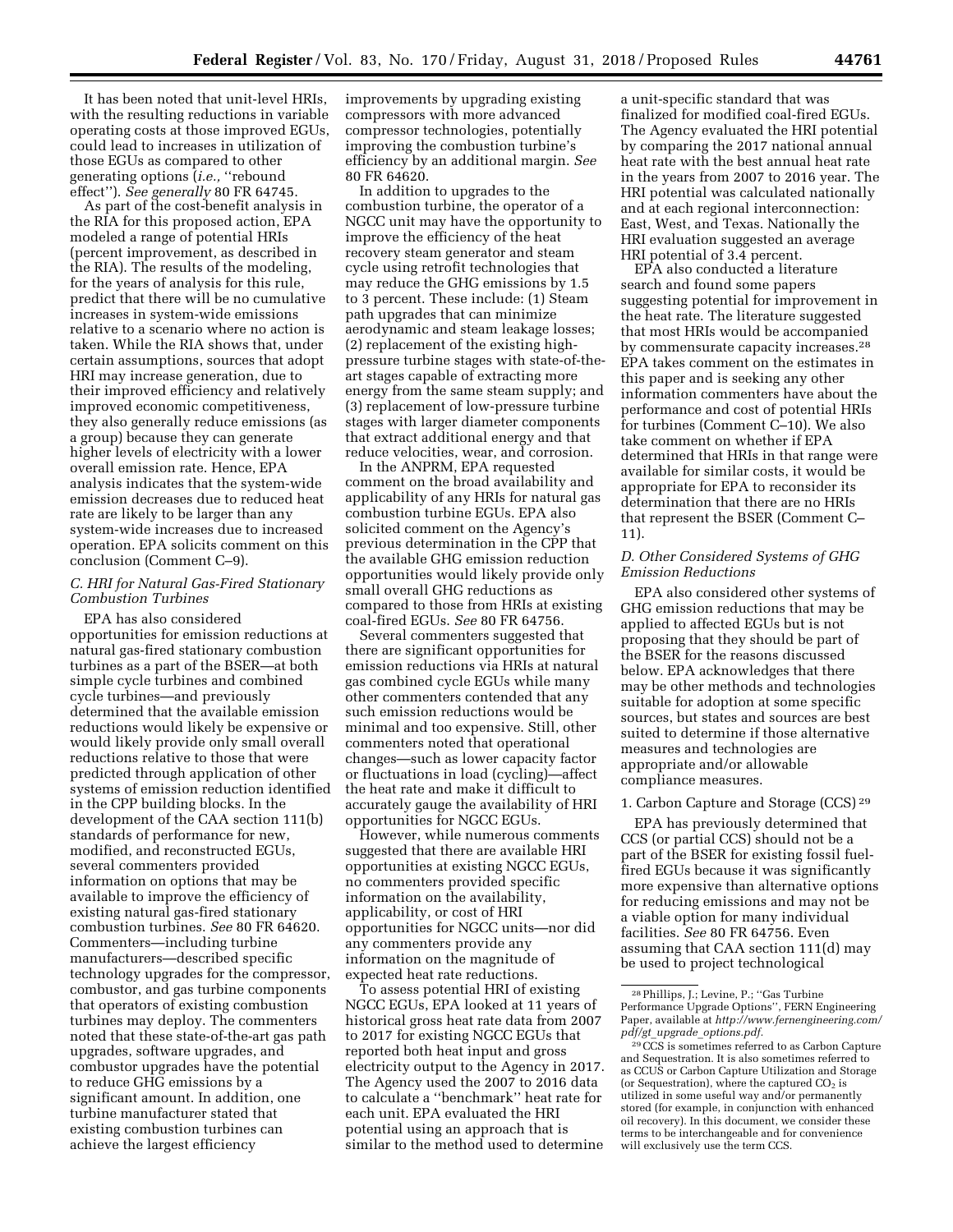It has been noted that unit-level HRIs, with the resulting reductions in variable operating costs at those improved EGUs, could lead to increases in utilization of those EGUs as compared to other generating options (*i.e.,* ''rebound effect''). *See generally* 80 FR 64745.

As part of the cost-benefit analysis in the RIA for this proposed action, EPA modeled a range of potential HRIs (percent improvement, as described in the RIA). The results of the modeling, for the years of analysis for this rule, predict that there will be no cumulative increases in system-wide emissions relative to a scenario where no action is taken. While the RIA shows that, under certain assumptions, sources that adopt HRI may increase generation, due to their improved efficiency and relatively improved economic competitiveness, they also generally reduce emissions (as a group) because they can generate higher levels of electricity with a lower overall emission rate. Hence, EPA analysis indicates that the system-wide emission decreases due to reduced heat rate are likely to be larger than any system-wide increases due to increased operation. EPA solicits comment on this conclusion (Comment C–9).

### C. HRI for Natural Gas-Fired Stationary Combustion Turbines

EPA has also considered opportunities for emission reductions at natural gas-fired stationary combustion turbines as a part of the BSER—at both simple cycle turbines and combined cycle turbines—and previously determined that the available emission reductions would likely be expensive or would likely provide only small overall reductions relative to those that were predicted through application of other systems of emission reduction identified in the CPP building blocks. In the development of the CAA section 111(b) standards of performance for new, modified, and reconstructed EGUs, several commenters provided information on options that may be available to improve the efficiency of existing natural gas-fired stationary combustion turbines. *See* 80 FR 64620. Commenters—including turbine manufacturers—described specific technology upgrades for the compressor, combustor, and gas turbine components that operators of existing combustion turbines may deploy. The commenters noted that these state-of-the-art gas path upgrades, software upgrades, and combustor upgrades have the potential to reduce GHG emissions by a significant amount. In addition, one turbine manufacturer stated that existing combustion turbines can achieve the largest efficiency improvements by upgrading existing compressors with more advanced compressor technologies, potentially improving the combustion turbine's efficiency by an additional margin. *See* 80 FR 64620.

In addition to upgrades to the combustion turbine, the operator of a NGCC unit may have the opportunity to improve the efficiency of the heat recovery steam generator and steam cycle using retrofit technologies that may reduce the GHG emissions by 1.5 to 3 percent. These include: (1) Steam path upgrades that can minimize aerodynamic and steam leakage losses; (2) replacement of the existing high-pressure turbine stages with state-of-the-art stages capable of extracting more energy from the same steam supply; and (3) replacement of low-pressure turbine stages with larger diameter components that extract additional energy and that reduce velocities, wear, and corrosion.

In the ANPRM, EPA requested comment on the broad availability and applicability of any HRIs for natural gas combustion turbine EGUs. EPA also solicited comment on the Agency's previous determination in the CPP that the available GHG emission reduction opportunities would likely provide only small overall GHG reductions as compared to those from HRIs at existing coal-fired EGUs. *See* 80 FR 64756.

Several commenters suggested that there are significant opportunities for emission reductions via HRIs at natural gas combined cycle EGUs while many other commenters contended that any such emission reductions would be minimal and too expensive. Still, other commenters noted that operational changes—such as lower capacity factor or fluctuations in load (cycling)—affect the heat rate and make it difficult to accurately gauge the availability of HRI opportunities for NGCC EGUs.

However, while numerous comments suggested that there are available HRI opportunities at existing NGCC EGUs, no commenters provided specific information on the availability, applicability, or cost of HRI opportunities for NGCC units—nor did any commenters provide any information on the magnitude of expected heat rate reductions.

To assess potential HRI of existing NGCC EGUs, EPA looked at 11 years of historical gross heat rate data from 2007 to 2017 for existing NGCC EGUs that reported both heat input and gross electricity output to the Agency in 2017. The Agency used the 2007 to 2016 data to calculate a ''benchmark'' heat rate for each unit. EPA evaluated the HRI potential using an approach that is similar to the method used to determine a unit-specific standard that was finalized for modified coal-fired EGUs. The Agency evaluated the HRI potential by comparing the 2017 national annual heat rate with the best annual heat rate in the years from 2007 to 2016 year. The HRI potential was calculated nationally and at each regional interconnection: East, West, and Texas. Nationally the HRI evaluation suggested an average HRI potential of 3.4 percent.

EPA also conducted a literature search and found some papers suggesting potential for improvement in the heat rate. The literature suggested that most HRIs would be accompanied by commensurate capacity increases.[28] EPA takes comment on the estimates in this paper and is seeking any other information commenters have about the performance and cost of potential HRIs for turbines (Comment C–10). We also take comment on whether if EPA determined that HRIs in that range were available for similar costs, it would be appropriate for EPA to reconsider its determination that there are no HRIs that represent the BSER (Comment C–11).

### D. Other Considered Systems of GHG Emission Reductions

EPA also considered other systems of GHG emission reductions that may be applied to affected EGUs but is not proposing that they should be part of the BSER for the reasons discussed below. EPA acknowledges that there may be other methods and technologies suitable for adoption at some specific sources, but states and sources are best suited to determine if those alternative measures and technologies are appropriate and/or allowable compliance measures.

#### 1. Carbon Capture and Storage (CCS)[29]

EPA has previously determined that CCS (or partial CCS) should not be a part of the BSER for existing fossil fuel-fired EGUs because it was significantly more expensive than alternative options for reducing emissions and may not be a viable option for many individual facilities. *See* 80 FR 64756. Even assuming that CAA section 111(d) may be used to project technological

---

[28] Phillips, J.; Levine, P.; ''Gas Turbine Performance Upgrade Options'', FERN Engineering Paper, available at *http://www.fernengineering.com/pdf/gt_upgrade_options.pdf*.

[29] CCS is sometimes referred to as Carbon Capture and Sequestration. It is also sometimes referred to as CCUS or Carbon Capture Utilization and Storage (or Sequestration), where the captured $CO_2$ is utilized in some useful way and/or permanently stored (for example, in conjunction with enhanced oil recovery). In this document, we consider these terms to be interchangeable and for convenience will exclusively use the term CCS.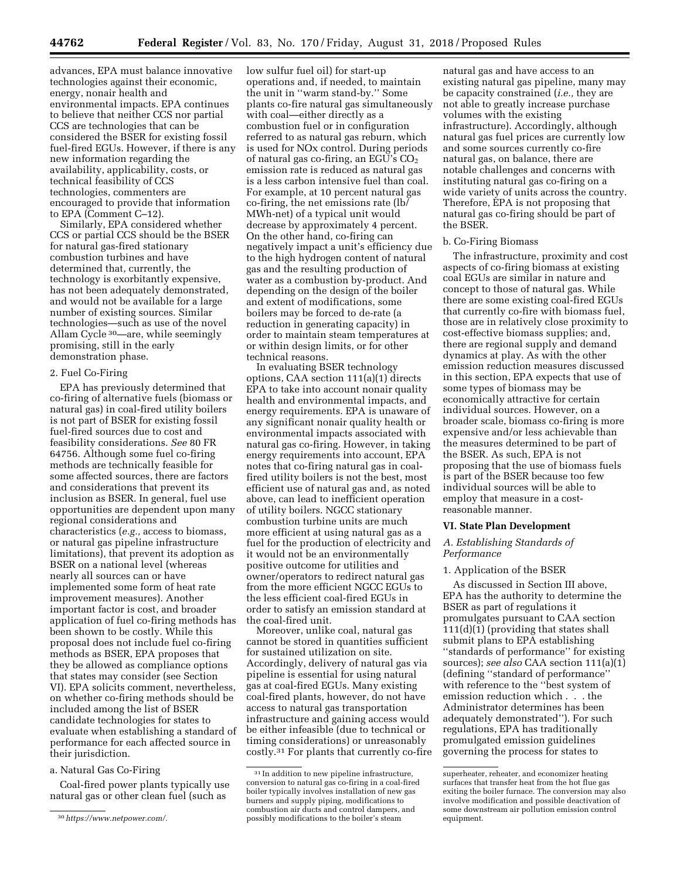advances, EPA must balance innovative technologies against their economic, energy, nonair health and environmental impacts. EPA continues to believe that neither CCS nor partial CCS are technologies that can be considered the BSER for existing fossil fuel-fired EGUs. However, if there is any new information regarding the availability, applicability, costs, or technical feasibility of CCS technologies, commenters are encouraged to provide that information to EPA (Comment C–12).

Similarly, EPA considered whether CCS or partial CCS should be the BSER for natural gas-fired stationary combustion turbines and have determined that, currently, the technology is exorbitantly expensive, has not been adequately demonstrated, and would not be available for a large number of existing sources. Similar technologies—such as use of the novel Allam Cycle [30]—are, while seemingly promising, still in the early demonstration phase.

#### 2. Fuel Co-Firing

EPA has previously determined that co-firing of alternative fuels (biomass or natural gas) in coal-fired utility boilers is not part of BSER for existing fossil fuel-fired sources due to cost and feasibility considerations. *See* 80 FR 64756. Although some fuel co-firing methods are technically feasible for some affected sources, there are factors and considerations that prevent its inclusion as BSER. In general, fuel use opportunities are dependent upon many regional considerations and characteristics (*e.g.,* access to biomass, or natural gas pipeline infrastructure limitations), that prevent its adoption as BSER on a national level (whereas nearly all sources can or have implemented some form of heat rate improvement measures). Another important factor is cost, and broader application of fuel co-firing methods has been shown to be costly. While this proposal does not include fuel co-firing methods as BSER, EPA proposes that they be allowed as compliance options that states may consider (see Section VI). EPA solicits comment, nevertheless, on whether co-firing methods should be included among the list of BSER candidate technologies for states to evaluate when establishing a standard of performance for each affected source in their jurisdiction.

##### a. Natural Gas Co-Firing

Coal-fired power plants typically use natural gas or other clean fuel (such as low sulfur fuel oil) for start-up operations and, if needed, to maintain the unit in ''warm stand-by.'' Some plants co-fire natural gas simultaneously with coal—either directly as a combustion fuel or in configuration referred to as natural gas reburn, which is used for NOx control. During periods of natural gas co-firing, an EGU's $CO_2$ emission rate is reduced as natural gas is a less carbon intensive fuel than coal. For example, at 10 percent natural gas co-firing, the net emissions rate (lb/MWh-net) of a typical unit would decrease by approximately 4 percent. On the other hand, co-firing can negatively impact a unit's efficiency due to the high hydrogen content of natural gas and the resulting production of water as a combustion by-product. And depending on the design of the boiler and extent of modifications, some boilers may be forced to de-rate (a reduction in generating capacity) in order to maintain steam temperatures at or within design limits, or for other technical reasons.

In evaluating BSER technology options, CAA section 111(a)(1) directs EPA to take into account nonair quality health and environmental impacts, and energy requirements. EPA is unaware of any significant nonair quality health or environmental impacts associated with natural gas co-firing. However, in taking energy requirements into account, EPA notes that co-firing natural gas in coal-fired utility boilers is not the best, most efficient use of natural gas and, as noted above, can lead to inefficient operation of utility boilers. NGCC stationary combustion turbine units are much more efficient at using natural gas as a fuel for the production of electricity and it would not be an environmentally positive outcome for utilities and owner/operators to redirect natural gas from the more efficient NGCC EGUs to the less efficient coal-fired EGUs in order to satisfy an emission standard at the coal-fired unit.

Moreover, unlike coal, natural gas cannot be stored in quantities sufficient for sustained utilization on site. Accordingly, delivery of natural gas via pipeline is essential for using natural gas at coal-fired EGUs. Many existing coal-fired plants, however, do not have access to natural gas transportation infrastructure and gaining access would be either infeasible (due to technical or timing considerations) or unreasonably costly.[31] For plants that currently co-fire natural gas and have access to an existing natural gas pipeline, many may be capacity constrained (*i.e.,* they are not able to greatly increase purchase volumes with the existing infrastructure). Accordingly, although natural gas fuel prices are currently low and some sources currently co-fire natural gas, on balance, there are notable challenges and concerns with instituting natural gas co-firing on a wide variety of units across the country. Therefore, EPA is not proposing that natural gas co-firing should be part of the BSER.

##### b. Co-Firing Biomass

The infrastructure, proximity and cost aspects of co-firing biomass at existing coal EGUs are similar in nature and concept to those of natural gas. While there are some existing coal-fired EGUs that currently co-fire with biomass fuel, those are in relatively close proximity to cost-effective biomass supplies; and, there are regional supply and demand dynamics at play. As with the other emission reduction measures discussed in this section, EPA expects that use of some types of biomass may be economically attractive for certain individual sources. However, on a broader scale, biomass co-firing is more expensive and/or less achievable than the measures determined to be part of the BSER. As such, EPA is not proposing that the use of biomass fuels is part of the BSER because too few individual sources will be able to employ that measure in a cost-reasonable manner.

## VI. State Plan Development

### A. Establishing Standards of Performance

#### 1. Application of the BSER

As discussed in Section III above, EPA has the authority to determine the BSER as part of regulations it promulgates pursuant to CAA section 111(d)(1) (providing that states shall submit plans to EPA establishing ''standards of performance'' for existing sources); *see also* CAA section 111(a)(1) (defining ''standard of performance'' with reference to the ''best system of emission reduction which . . . the Administrator determines has been adequately demonstrated''). For such regulations, EPA has traditionally promulgated emission guidelines governing the process for states to

---

[30] *https://www.netpower.com/.*

[31] In addition to new pipeline infrastructure, conversion to natural gas co-firing in a coal-fired boiler typically involves installation of new gas burners and supply piping, modifications to combustion air ducts and control dampers, and possibly modifications to the boiler's steam superheater, reheater, and economizer heating surfaces that transfer heat from the hot flue gas exiting the boiler furnace. The conversion may also involve modification and possible deactivation of some downstream air pollution emission control equipment.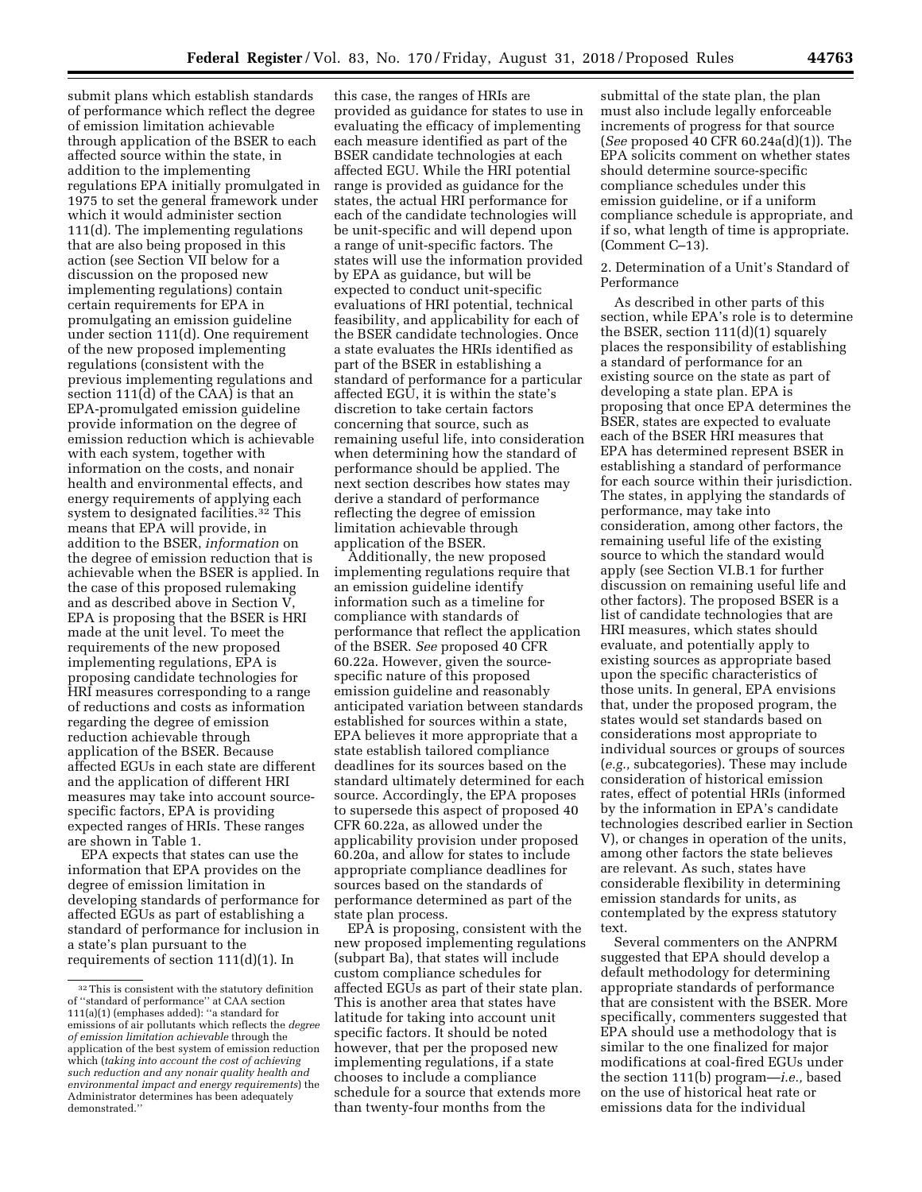submit plans which establish standards of performance which reflect the degree of emission limitation achievable through application of the BSER to each affected source within the state, in addition to the implementing regulations EPA initially promulgated in 1975 to set the general framework under which it would administer section 111(d). The implementing regulations that are also being proposed in this action (see Section VII below for a discussion on the proposed new implementing regulations) contain certain requirements for EPA in promulgating an emission guideline under section 111(d). One requirement of the new proposed implementing regulations (consistent with the previous implementing regulations and section 111(d) of the CAA) is that an EPA-promulgated emission guideline provide information on the degree of emission reduction which is achievable with each system, together with information on the costs, and nonair health and environmental effects, and energy requirements of applying each system to designated facilities.[32] This means that EPA will provide, in addition to the BSER, *information* on the degree of emission reduction that is achievable when the BSER is applied. In the case of this proposed rulemaking and as described above in Section V, EPA is proposing that the BSER is HRI made at the unit level. To meet the requirements of the new proposed implementing regulations, EPA is proposing candidate technologies for HRI measures corresponding to a range of reductions and costs as information regarding the degree of emission reduction achievable through application of the BSER. Because affected EGUs in each state are different and the application of different HRI measures may take into account source-specific factors, EPA is providing expected ranges of HRIs. These ranges are shown in Table 1.

EPA expects that states can use the information that EPA provides on the degree of emission limitation in developing standards of performance for affected EGUs as part of establishing a standard of performance for inclusion in a state's plan pursuant to the requirements of section 111(d)(1). In this case, the ranges of HRIs are provided as guidance for states to use in evaluating the efficacy of implementing each measure identified as part of the BSER candidate technologies at each affected EGU. While the HRI potential range is provided as guidance for the states, the actual HRI performance for each of the candidate technologies will be unit-specific and will depend upon a range of unit-specific factors. The states will use the information provided by EPA as guidance, but will be expected to conduct unit-specific evaluations of HRI potential, technical feasibility, and applicability for each of the BSER candidate technologies. Once a state evaluates the HRIs identified as part of the BSER in establishing a standard of performance for a particular affected EGU, it is within the state's discretion to take certain factors concerning that source, such as remaining useful life, into consideration when determining how the standard of performance should be applied. The next section describes how states may derive a standard of performance reflecting the degree of emission limitation achievable through application of the BSER.

Additionally, the new proposed implementing regulations require that an emission guideline identify information such as a timeline for compliance with standards of performance that reflect the application of the BSER. *See* proposed 40 CFR 60.22a. However, given the source-specific nature of this proposed emission guideline and reasonably anticipated variation between standards established for sources within a state, EPA believes it more appropriate that a state establish tailored compliance deadlines for its sources based on the standard ultimately determined for each source. Accordingly, the EPA proposes to supersede this aspect of proposed 40 CFR 60.22a, as allowed under the applicability provision under proposed 60.20a, and allow for states to include appropriate compliance deadlines for sources based on the standards of performance determined as part of the state plan process.

EPA is proposing, consistent with the new proposed implementing regulations (subpart Ba), that states will include custom compliance schedules for affected EGUs as part of their state plan. This is another area that states have latitude for taking into account unit specific factors. It should be noted however, that per the proposed new implementing regulations, if a state chooses to include a compliance schedule for a source that extends more than twenty-four months from the submittal of the state plan, the plan must also include legally enforceable increments of progress for that source (*See* proposed 40 CFR 60.24a(d)(1)). The EPA solicits comment on whether states should determine source-specific compliance schedules under this emission guideline, or if a uniform compliance schedule is appropriate, and if so, what length of time is appropriate. (Comment C–13).

2. Determination of a Unit's Standard of Performance

As described in other parts of this section, while EPA's role is to determine the BSER, section 111(d)(1) squarely places the responsibility of establishing a standard of performance for an existing source on the state as part of developing a state plan. EPA is proposing that once EPA determines the BSER, states are expected to evaluate each of the BSER HRI measures that EPA has determined represent BSER in establishing a standard of performance for each source within their jurisdiction. The states, in applying the standards of performance, may take into consideration, among other factors, the remaining useful life of the existing source to which the standard would apply (see Section VI.B.1 for further discussion on remaining useful life and other factors). The proposed BSER is a list of candidate technologies that are HRI measures, which states should evaluate, and potentially apply to existing sources as appropriate based upon the specific characteristics of those units. In general, EPA envisions that, under the proposed program, the states would set standards based on considerations most appropriate to individual sources or groups of sources (*e.g.,* subcategories). These may include consideration of historical emission rates, effect of potential HRIs (informed by the information in EPA's candidate technologies described earlier in Section V), or changes in operation of the units, among other factors the state believes are relevant. As such, states have considerable flexibility in determining emission standards for units, as contemplated by the express statutory text.

Several commenters on the ANPRM suggested that EPA should develop a default methodology for determining appropriate standards of performance that are consistent with the BSER. More specifically, commenters suggested that EPA should use a methodology that is similar to the one finalized for major modifications at coal-fired EGUs under the section 111(b) program—*i.e.,* based on the use of historical heat rate or emissions data for the individual

[32] This is consistent with the statutory definition of "standard of performance" at CAA section 111(a)(1) (emphases added): "a standard for emissions of air pollutants which reflects the *degree of emission limitation achievable* through the application of the best system of emission reduction which (*taking into account the cost of achieving such reduction and any nonair quality health and environmental impact and energy requirements*) the Administrator determines has been adequately demonstrated."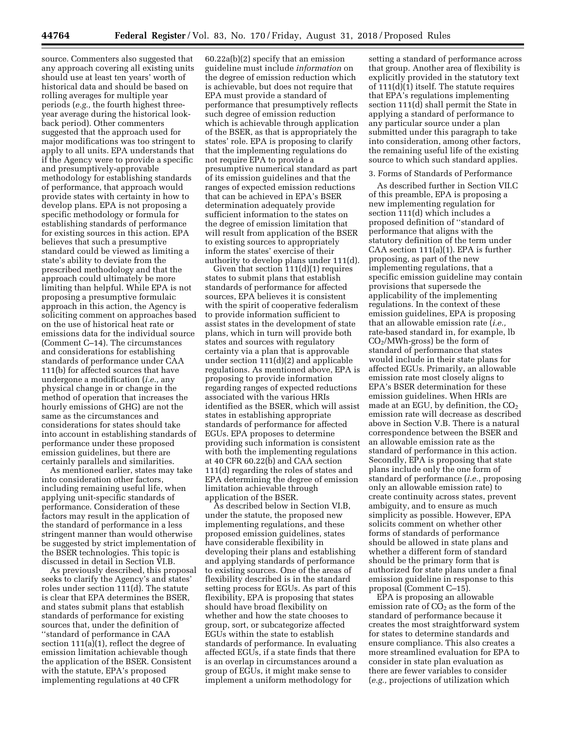source. Commenters also suggested that any approach covering all existing units should use at least ten years' worth of historical data and should be based on rolling averages for multiple year periods (*e.g.,* the fourth highest three-year average during the historical look-back period). Other commenters suggested that the approach used for major modifications was too stringent to apply to all units. EPA understands that if the Agency were to provide a specific and presumptively-approvable methodology for establishing standards of performance, that approach would provide states with certainty in how to develop plans. EPA is not proposing a specific methodology or formula for establishing standards of performance for existing sources in this action. EPA believes that such a presumptive standard could be viewed as limiting a state's ability to deviate from the prescribed methodology and that the approach could ultimately be more limiting than helpful. While EPA is not proposing a presumptive formulaic approach in this action, the Agency is soliciting comment on approaches based on the use of historical heat rate or emissions data for the individual source (Comment C–14). The circumstances and considerations for establishing standards of performance under CAA 111(b) for affected sources that have undergone a modification (*i.e.,* any physical change in or change in the method of operation that increases the hourly emissions of GHG) are not the same as the circumstances and considerations for states should take into account in establishing standards of performance under these proposed emission guidelines, but there are certainly parallels and similarities.

As mentioned earlier, states may take into consideration other factors, including remaining useful life, when applying unit-specific standards of performance. Consideration of these factors may result in the application of the standard of performance in a less stringent manner than would otherwise be suggested by strict implementation of the BSER technologies. This topic is discussed in detail in Section VI.B.

As previously described, this proposal seeks to clarify the Agency's and states' roles under section 111(d). The statute is clear that EPA determines the BSER, and states submit plans that establish standards of performance for existing sources that, under the definition of ''standard of performance in CAA section 111(a)(1), reflect the degree of emission limitation achievable though the application of the BSER. Consistent with the statute, EPA's proposed implementing regulations at 40 CFR 60.22a(b)(2) specify that an emission guideline must include *information* on the degree of emission reduction which is achievable, but does not require that EPA must provide a standard of performance that presumptively reflects such degree of emission reduction which is achievable through application of the BSER, as that is appropriately the states' role. EPA is proposing to clarify that the implementing regulations do not require EPA to provide a presumptive numerical standard as part of its emission guidelines and that the ranges of expected emission reductions that can be achieved in EPA's BSER determination adequately provide sufficient information to the states on the degree of emission limitation that will result from application of the BSER to existing sources to appropriately inform the states' exercise of their authority to develop plans under 111(d).

Given that section 111(d)(1) requires states to submit plans that establish standards of performance for affected sources, EPA believes it is consistent with the spirit of cooperative federalism to provide information sufficient to assist states in the development of state plans, which in turn will provide both states and sources with regulatory certainty via a plan that is approvable under section 111(d)(2) and applicable regulations. As mentioned above, EPA is proposing to provide information regarding ranges of expected reductions associated with the various HRIs identified as the BSER, which will assist states in establishing appropriate standards of performance for affected EGUs. EPA proposes to determine providing such information is consistent with both the implementing regulations at 40 CFR 60.22(b) and CAA section 111(d) regarding the roles of states and EPA determining the degree of emission limitation achievable through application of the BSER.

As described below in Section VI.B, under the statute, the proposed new implementing regulations, and these proposed emission guidelines, states have considerable flexibility in developing their plans and establishing and applying standards of performance to existing sources. One of the areas of flexibility described is in the standard setting process for EGUs. As part of this flexibility, EPA is proposing that states should have broad flexibility on whether and how the state chooses to group, sort, or subcategorize affected EGUs within the state to establish standards of performance. In evaluating affected EGUs, if a state finds that there is an overlap in circumstances around a group of EGUs, it might make sense to implement a uniform methodology for setting a standard of performance across that group. Another area of flexibility is explicitly provided in the statutory text of 111(d)(1) itself. The statute requires that EPA's regulations implementing section 111(d) shall permit the State in applying a standard of performance to any particular source under a plan submitted under this paragraph to take into consideration, among other factors, the remaining useful life of the existing source to which such standard applies.

3. Forms of Standards of Performance

As described further in Section VII.C of this preamble, EPA is proposing a new implementing regulation for section 111(d) which includes a proposed definition of ''standard of performance that aligns with the statutory definition of the term under CAA section 111(a)(1). EPA is further proposing, as part of the new implementing regulations, that a specific emission guideline may contain provisions that supersede the applicability of the implementing regulations. In the context of these emission guidelines, EPA is proposing that an allowable emission rate (*i.e.,* rate-based standard in, for example, lb $CO_2$/MWh-gross) be the form of standard of performance that states would include in their state plans for affected EGUs. Primarily, an allowable emission rate most closely aligns to EPA's BSER determination for these emission guidelines. When HRIs are made at an EGU, by definition, the $CO_2$ emission rate will decrease as described above in Section V.B. There is a natural correspondence between the BSER and an allowable emission rate as the standard of performance in this action. Secondly, EPA is proposing that state plans include only the one form of standard of performance (*i.e.,* proposing only an allowable emission rate) to create continuity across states, prevent ambiguity, and to ensure as much simplicity as possible. However, EPA solicits comment on whether other forms of standards of performance should be allowed in state plans and whether a different form of standard should be the primary form that is authorized for state plans under a final emission guideline in response to this proposal (Comment C–15).

EPA is proposing an allowable emission rate of $CO_2$ as the form of the standard of performance because it creates the most straightforward system for states to determine standards and ensure compliance. This also creates a more streamlined evaluation for EPA to consider in state plan evaluation as there are fewer variables to consider (*e.g.,* projections of utilization which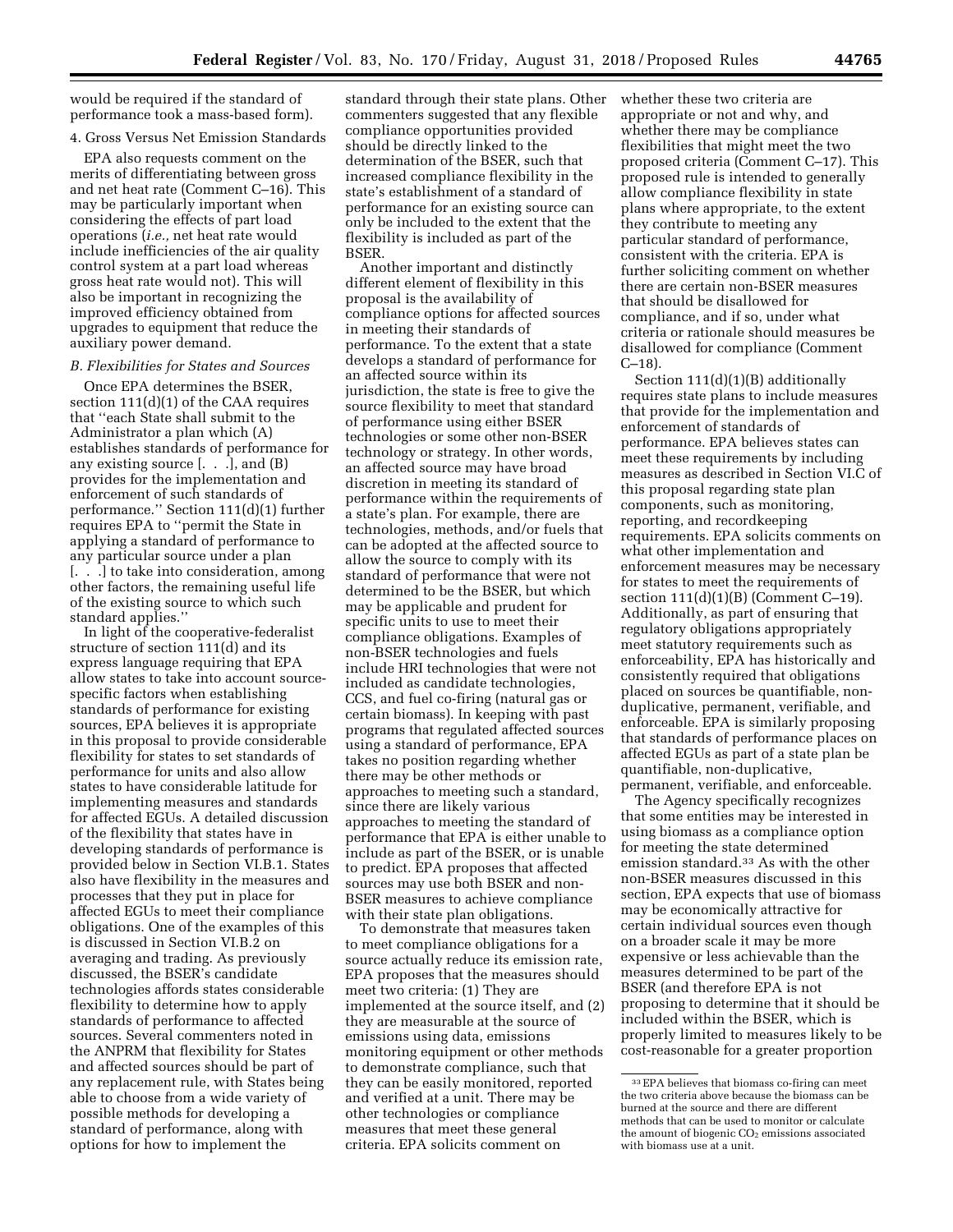would be required if the standard of performance took a mass-based form).

4. Gross Versus Net Emission Standards

EPA also requests comment on the merits of differentiating between gross and net heat rate (Comment C–16). This may be particularly important when considering the effects of part load operations (*i.e.,* net heat rate would include inefficiencies of the air quality control system at a part load whereas gross heat rate would not). This will also be important in recognizing the improved efficiency obtained from upgrades to equipment that reduce the auxiliary power demand.

*B. Flexibilities for States and Sources*

Once EPA determines the BSER, section 111(d)(1) of the CAA requires that ''each State shall submit to the Administrator a plan which (A) establishes standards of performance for any existing source [. . .], and (B) provides for the implementation and enforcement of such standards of performance.'' Section 111(d)(1) further requires EPA to ''permit the State in applying a standard of performance to any particular source under a plan [. . .] to take into consideration, among other factors, the remaining useful life of the existing source to which such standard applies.''

In light of the cooperative-federalist structure of section 111(d) and its express language requiring that EPA allow states to take into account source-specific factors when establishing standards of performance for existing sources, EPA believes it is appropriate in this proposal to provide considerable flexibility for states to set standards of performance for units and also allow states to have considerable latitude for implementing measures and standards for affected EGUs. A detailed discussion of the flexibility that states have in developing standards of performance is provided below in Section VI.B.1. States also have flexibility in the measures and processes that they put in place for affected EGUs to meet their compliance obligations. One of the examples of this is discussed in Section VI.B.2 on averaging and trading. As previously discussed, the BSER's candidate technologies affords states considerable flexibility to determine how to apply standards of performance to affected sources. Several commenters noted in the ANPRM that flexibility for States and affected sources should be part of any replacement rule, with States being able to choose from a wide variety of possible methods for developing a standard of performance, along with options for how to implement the standard through their state plans. Other commenters suggested that any flexible compliance opportunities provided should be directly linked to the determination of the BSER, such that increased compliance flexibility in the state's establishment of a standard of performance for an existing source can only be included to the extent that the flexibility is included as part of the BSER.

Another important and distinctly different element of flexibility in this proposal is the availability of compliance options for affected sources in meeting their standards of performance. To the extent that a state develops a standard of performance for an affected source within its jurisdiction, the state is free to give the source flexibility to meet that standard of performance using either BSER technologies or some other non-BSER technology or strategy. In other words, an affected source may have broad discretion in meeting its standard of performance within the requirements of a state's plan. For example, there are technologies, methods, and/or fuels that can be adopted at the affected source to allow the source to comply with its standard of performance that were not determined to be the BSER, but which may be applicable and prudent for specific units to use to meet their compliance obligations. Examples of non-BSER technologies and fuels include HRI technologies that were not included as candidate technologies, CCS, and fuel co-firing (natural gas or certain biomass). In keeping with past programs that regulated affected sources using a standard of performance, EPA takes no position regarding whether there may be other methods or approaches to meeting such a standard, since there are likely various approaches to meeting the standard of performance that EPA is either unable to include as part of the BSER, or is unable to predict. EPA proposes that affected sources may use both BSER and non-BSER measures to achieve compliance with their state plan obligations.

To demonstrate that measures taken to meet compliance obligations for a source actually reduce its emission rate, EPA proposes that the measures should meet two criteria: (1) They are implemented at the source itself, and (2) they are measurable at the source of emissions using data, emissions monitoring equipment or other methods to demonstrate compliance, such that they can be easily monitored, reported and verified at a unit. There may be other technologies or compliance measures that meet these general criteria. EPA solicits comment on whether these two criteria are appropriate or not and why, and whether there may be compliance flexibilities that might meet the two proposed criteria (Comment C–17). This proposed rule is intended to generally allow compliance flexibility in state plans where appropriate, to the extent they contribute to meeting any particular standard of performance, consistent with the criteria. EPA is further soliciting comment on whether there are certain non-BSER measures that should be disallowed for compliance, and if so, under what criteria or rationale should measures be disallowed for compliance (Comment C–18).

Section 111(d)(1)(B) additionally requires state plans to include measures that provide for the implementation and enforcement of standards of performance. EPA believes states can meet these requirements by including measures as described in Section VI.C of this proposal regarding state plan components, such as monitoring, reporting, and recordkeeping requirements. EPA solicits comments on what other implementation and enforcement measures may be necessary for states to meet the requirements of section 111(d)(1)(B) (Comment C–19). Additionally, as part of ensuring that regulatory obligations appropriately meet statutory requirements such as enforceability, EPA has historically and consistently required that obligations placed on sources be quantifiable, non-duplicative, permanent, verifiable, and enforceable. EPA is similarly proposing that standards of performance places on affected EGUs as part of a state plan be quantifiable, non-duplicative, permanent, verifiable, and enforceable.

The Agency specifically recognizes that some entities may be interested in using biomass as a compliance option for meeting the state determined emission standard.[33] As with the other non-BSER measures discussed in this section, EPA expects that use of biomass may be economically attractive for certain individual sources even though on a broader scale it may be more expensive or less achievable than the measures determined to be part of the BSER (and therefore EPA is not proposing to determine that it should be included within the BSER, which is properly limited to measures likely to be cost-reasonable for a greater proportion

[33] EPA believes that biomass co-firing can meet the two criteria above because the biomass can be burned at the source and there are different methods that can be used to monitor or calculate the amount of biogenic $CO_2$ emissions associated with biomass use at a unit.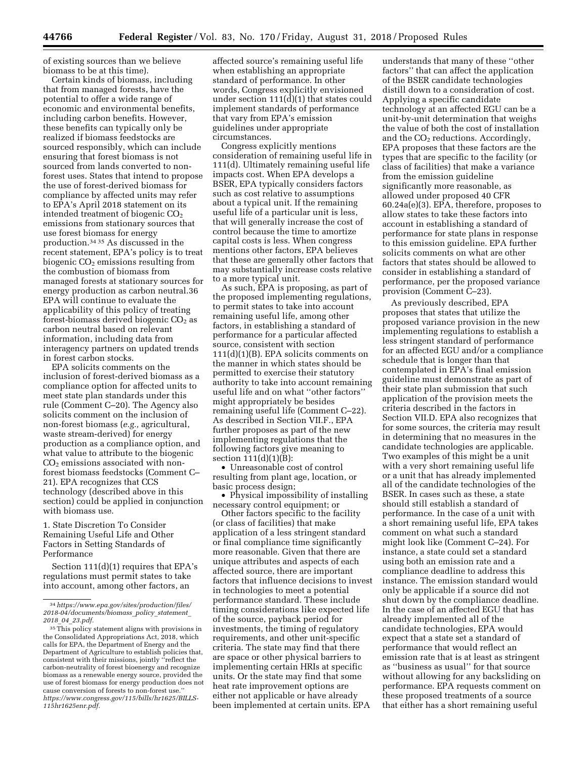of existing sources than we believe biomass to be at this time).

Certain kinds of biomass, including that from managed forests, have the potential to offer a wide range of economic and environmental benefits, including carbon benefits. However, these benefits can typically only be realized if biomass feedstocks are sourced responsibly, which can include ensuring that forest biomass is not sourced from lands converted to non-forest uses. States that intend to propose the use of forest-derived biomass for compliance by affected units may refer to EPA's April 2018 statement on its intended treatment of biogenic $CO_2$ emissions from stationary sources that use forest biomass for energy production.[34] [35] As discussed in the recent statement, EPA's policy is to treat biogenic $CO_2$ emissions resulting from the combustion of biomass from managed forests at stationary sources for energy production as carbon neutral.36 EPA will continue to evaluate the applicability of this policy of treating forest-biomass derived biogenic $CO_2$ as carbon neutral based on relevant information, including data from interagency partners on updated trends in forest carbon stocks.

EPA solicits comments on the inclusion of forest-derived biomass as a compliance option for affected units to meet state plan standards under this rule (Comment C–20). The Agency also solicits comment on the inclusion of non-forest biomass (*e.g.,* agricultural, waste stream-derived) for energy production as a compliance option, and what value to attribute to the biogenic $CO_2$ emissions associated with non-forest biomass feedstocks (Comment C–21). EPA recognizes that CCS technology (described above in this section) could be applied in conjunction with biomass use.

### 1. State Discretion To Consider Remaining Useful Life and Other Factors in Setting Standards of Performance

Section 111(d)(1) requires that EPA's regulations must permit states to take into account, among other factors, an affected source's remaining useful life when establishing an appropriate standard of performance. In other words, Congress explicitly envisioned under section 111(d)(1) that states could implement standards of performance that vary from EPA's emission guidelines under appropriate circumstances.

Congress explicitly mentions consideration of remaining useful life in 111(d). Ultimately remaining useful life impacts cost. When EPA develops a BSER, EPA typically considers factors such as cost relative to assumptions about a typical unit. If the remaining useful life of a particular unit is less, that will generally increase the cost of control because the time to amortize capital costs is less. When congress mentions other factors, EPA believes that these are generally other factors that may substantially increase costs relative to a more typical unit.

As such, EPA is proposing, as part of the proposed implementing regulations, to permit states to take into account remaining useful life, among other factors, in establishing a standard of performance for a particular affected source, consistent with section 111(d)(1)(B). EPA solicits comments on the manner in which states should be permitted to exercise their statutory authority to take into account remaining useful life and on what ''other factors'' might appropriately be besides remaining useful life (Comment C–22). As described in Section VII.F., EPA further proposes as part of the new implementing regulations that the following factors give meaning to section 111(d)(1)(B):

- Unreasonable cost of control resulting from plant age, location, or basic process design;
- Physical impossibility of installing necessary control equipment; or

Other factors specific to the facility (or class of facilities) that make application of a less stringent standard or final compliance time significantly more reasonable. Given that there are unique attributes and aspects of each affected source, there are important factors that influence decisions to invest in technologies to meet a potential performance standard. These include timing considerations like expected life of the source, payback period for investments, the timing of regulatory requirements, and other unit-specific criteria. The state may find that there are space or other physical barriers to implementing certain HRIs at specific units. Or the state may find that some heat rate improvement options are either not applicable or have already been implemented at certain units. EPA understands that many of these ''other factors'' that can affect the application of the BSER candidate technologies distill down to a consideration of cost. Applying a specific candidate technology at an affected EGU can be a unit-by-unit determination that weighs the value of both the cost of installation and the $CO_2$ reductions. Accordingly, EPA proposes that these factors are the types that are specific to the facility (or class of facilities) that make a variance from the emission guideline significantly more reasonable, as allowed under proposed 40 CFR 60.24a(e)(3). EPA, therefore, proposes to allow states to take these factors into account in establishing a standard of performance for state plans in response to this emission guideline. EPA further solicits comments on what are other factors that states should be allowed to consider in establishing a standard of performance, per the proposed variance provision (Comment C–23).

As previously described, EPA proposes that states that utilize the proposed variance provision in the new implementing regulations to establish a less stringent standard of performance for an affected EGU and/or a compliance schedule that is longer than that contemplated in EPA's final emission guideline must demonstrate as part of their state plan submission that such application of the provision meets the criteria described in the factors in Section VII.D. EPA also recognizes that for some sources, the criteria may result in determining that no measures in the candidate technologies are applicable. Two examples of this might be a unit with a very short remaining useful life or a unit that has already implemented all of the candidate technologies of the BSER. In cases such as these, a state should still establish a standard of performance. In the case of a unit with a short remaining useful life, EPA takes comment on what such a standard might look like (Comment C–24). For instance, a state could set a standard using both an emission rate and a compliance deadline to address this instance. The emission standard would only be applicable if a source did not shut down by the compliance deadline. In the case of an affected EGU that has already implemented all of the candidate technologies, EPA would expect that a state set a standard of performance that would reflect an emission rate that is at least as stringent as ''business as usual'' for that source without allowing for any backsliding on performance. EPA requests comment on these proposed treatments of a source that either has a short remaining useful

---

[34] *https://www.epa.gov/sites/production/files/2018-04/documents/biomass_policy_statement_2018_04_23.pdf.*

[35] This policy statement aligns with provisions in the Consolidated Appropriations Act, 2018, which calls for EPA, the Department of Energy and the Department of Agriculture to establish policies that, consistent with their missions, jointly ''reflect the carbon-neutrality of forest bioenergy and recognize biomass as a renewable energy source, provided the use of forest biomass for energy production does not cause conversion of forests to non-forest use.'' *https://www.congress.gov/115/bills/hr1625/BILLS-115hr1625enr.pdf.*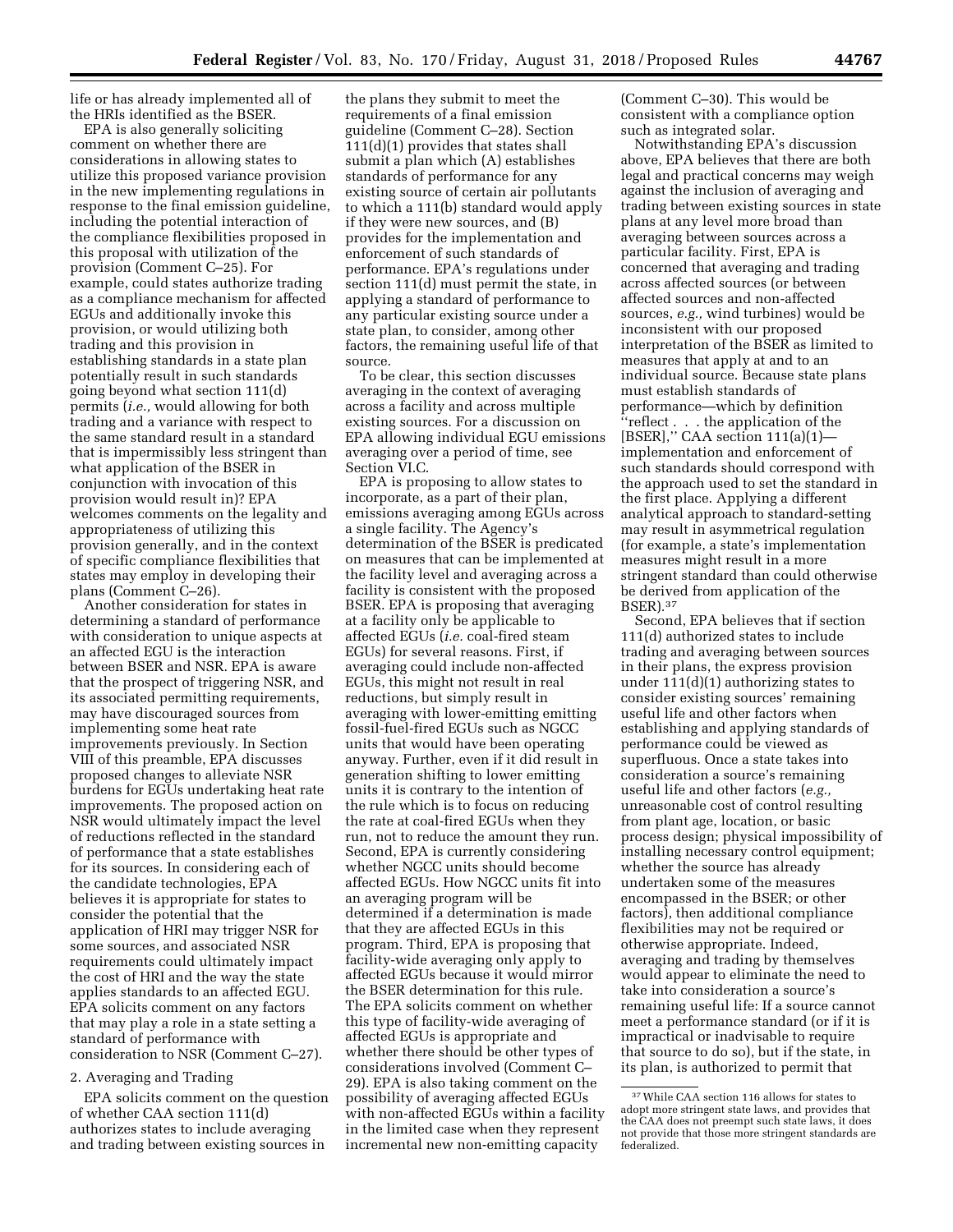life or has already implemented all of the HRIs identified as the BSER.

EPA is also generally soliciting comment on whether there are considerations in allowing states to utilize this proposed variance provision in the new implementing regulations in response to the final emission guideline, including the potential interaction of the compliance flexibilities proposed in this proposal with utilization of the provision (Comment C–25). For example, could states authorize trading as a compliance mechanism for affected EGUs and additionally invoke this provision, or would utilizing both trading and this provision in establishing standards in a state plan potentially result in such standards going beyond what section 111(d) permits (*i.e.,* would allowing for both trading and a variance with respect to the same standard result in a standard that is impermissibly less stringent than what application of the BSER in conjunction with invocation of this provision would result in)? EPA welcomes comments on the legality and appropriateness of utilizing this provision generally, and in the context of specific compliance flexibilities that states may employ in developing their plans (Comment C–26).

Another consideration for states in determining a standard of performance with consideration to unique aspects at an affected EGU is the interaction between BSER and NSR. EPA is aware that the prospect of triggering NSR, and its associated permitting requirements, may have discouraged sources from implementing some heat rate improvements previously. In Section VIII of this preamble, EPA discusses proposed changes to alleviate NSR burdens for EGUs undertaking heat rate improvements. The proposed action on NSR would ultimately impact the level of reductions reflected in the standard of performance that a state establishes for its sources. In considering each of the candidate technologies, EPA believes it is appropriate for states to consider the potential that the application of HRI may trigger NSR for some sources, and associated NSR requirements could ultimately impact the cost of HRI and the way the state applies standards to an affected EGU. EPA solicits comment on any factors that may play a role in a state setting a standard of performance with consideration to NSR (Comment C–27).

2. Averaging and Trading

EPA solicits comment on the question of whether CAA section 111(d) authorizes states to include averaging and trading between existing sources in the plans they submit to meet the requirements of a final emission guideline (Comment C–28). Section 111(d)(1) provides that states shall submit a plan which (A) establishes standards of performance for any existing source of certain air pollutants to which a 111(b) standard would apply if they were new sources, and (B) provides for the implementation and enforcement of such standards of performance. EPA's regulations under section 111(d) must permit the state, in applying a standard of performance to any particular existing source under a state plan, to consider, among other factors, the remaining useful life of that source.

To be clear, this section discusses averaging in the context of averaging across a facility and across multiple existing sources. For a discussion on EPA allowing individual EGU emissions averaging over a period of time, see Section VI.C.

EPA is proposing to allow states to incorporate, as a part of their plan, emissions averaging among EGUs across a single facility. The Agency's determination of the BSER is predicated on measures that can be implemented at the facility level and averaging across a facility is consistent with the proposed BSER. EPA is proposing that averaging at a facility only be applicable to affected EGUs (*i.e.* coal-fired steam EGUs) for several reasons. First, if averaging could include non-affected EGUs, this might not result in real reductions, but simply result in averaging with lower-emitting emitting fossil-fuel-fired EGUs such as NGCC units that would have been operating anyway. Further, even if it did result in generation shifting to lower emitting units it is contrary to the intention of the rule which is to focus on reducing the rate at coal-fired EGUs when they run, not to reduce the amount they run. Second, EPA is currently considering whether NGCC units should become affected EGUs. How NGCC units fit into an averaging program will be determined if a determination is made that they are affected EGUs in this program. Third, EPA is proposing that facility-wide averaging only apply to affected EGUs because it would mirror the BSER determination for this rule. The EPA solicits comment on whether this type of facility-wide averaging of affected EGUs is appropriate and whether there should be other types of considerations involved (Comment C–29). EPA is also taking comment on the possibility of averaging affected EGUs with non-affected EGUs within a facility in the limited case when they represent incremental new non-emitting capacity (Comment C–30). This would be consistent with a compliance option such as integrated solar.

Notwithstanding EPA's discussion above, EPA believes that there are both legal and practical concerns may weigh against the inclusion of averaging and trading between existing sources in state plans at any level more broad than averaging between sources across a particular facility. First, EPA is concerned that averaging and trading across affected sources (or between affected sources and non-affected sources, *e.g.,* wind turbines) would be inconsistent with our proposed interpretation of the BSER as limited to measures that apply at and to an individual source. Because state plans must establish standards of performance—which by definition ''reflect . . . the application of the [BSER],'' CAA section 111(a)(1)—implementation and enforcement of such standards should correspond with the approach used to set the standard in the first place. Applying a different analytical approach to standard-setting may result in asymmetrical regulation (for example, a state's implementation measures might result in a more stringent standard than could otherwise be derived from application of the BSER).[37]

Second, EPA believes that if section 111(d) authorized states to include trading and averaging between sources in their plans, the express provision under 111(d)(1) authorizing states to consider existing sources' remaining useful life and other factors when establishing and applying standards of performance could be viewed as superfluous. Once a state takes into consideration a source's remaining useful life and other factors (*e.g.,* unreasonable cost of control resulting from plant age, location, or basic process design; physical impossibility of installing necessary control equipment; whether the source has already undertaken some of the measures encompassed in the BSER; or other factors), then additional compliance flexibilities may not be required or otherwise appropriate. Indeed, averaging and trading by themselves would appear to eliminate the need to take into consideration a source's remaining useful life: If a source cannot meet a performance standard (or if it is impractical or inadvisable to require that source to do so), but if the state, in its plan, is authorized to permit that

[37] While CAA section 116 allows for states to adopt more stringent state laws, and provides that the CAA does not preempt such state laws, it does not provide that those more stringent standards are federalized.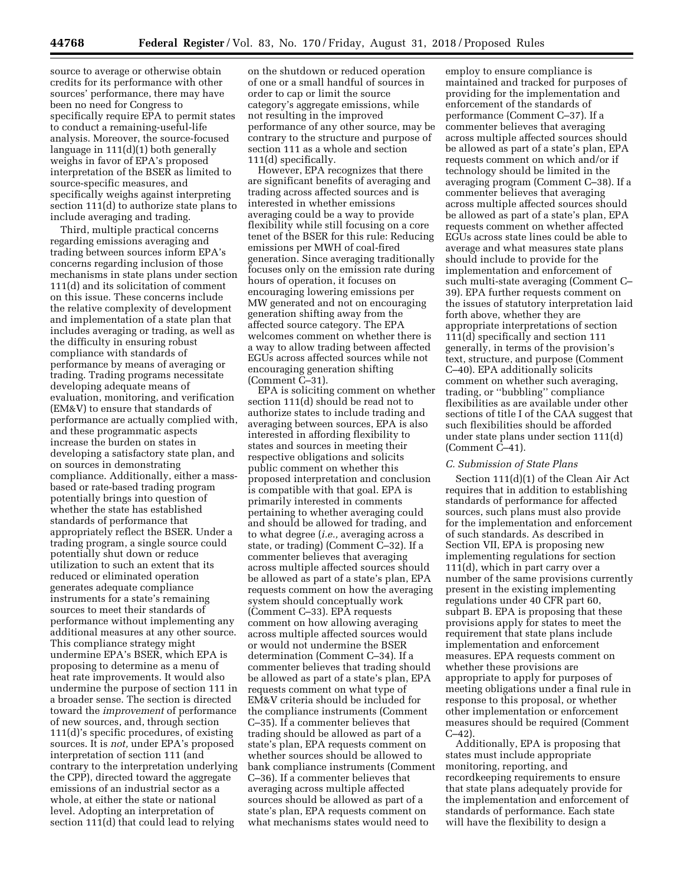source to average or otherwise obtain credits for its performance with other sources' performance, there may have been no need for Congress to specifically require EPA to permit states to conduct a remaining-useful-life analysis. Moreover, the source-focused language in 111(d)(1) both generally weighs in favor of EPA's proposed interpretation of the BSER as limited to source-specific measures, and specifically weighs against interpreting section 111(d) to authorize state plans to include averaging and trading.

Third, multiple practical concerns regarding emissions averaging and trading between sources inform EPA's concerns regarding inclusion of those mechanisms in state plans under section 111(d) and its solicitation of comment on this issue. These concerns include the relative complexity of development and implementation of a state plan that includes averaging or trading, as well as the difficulty in ensuring robust compliance with standards of performance by means of averaging or trading. Trading programs necessitate developing adequate means of evaluation, monitoring, and verification (EM&V) to ensure that standards of performance are actually complied with, and these programmatic aspects increase the burden on states in developing a satisfactory state plan, and on sources in demonstrating compliance. Additionally, either a mass-based or rate-based trading program potentially brings into question of whether the state has established standards of performance that appropriately reflect the BSER. Under a trading program, a single source could potentially shut down or reduce utilization to such an extent that its reduced or eliminated operation generates adequate compliance instruments for a state's remaining sources to meet their standards of performance without implementing any additional measures at any other source. This compliance strategy might undermine EPA's BSER, which EPA is proposing to determine as a menu of heat rate improvements. It would also undermine the purpose of section 111 in a broader sense. The section is directed toward the *improvement* of performance of new sources, and, through section 111(d)'s specific procedures, of existing sources. It is *not,* under EPA's proposed interpretation of section 111 (and contrary to the interpretation underlying the CPP), directed toward the aggregate emissions of an industrial sector as a whole, at either the state or national level. Adopting an interpretation of section 111(d) that could lead to relying on the shutdown or reduced operation of one or a small handful of sources in order to cap or limit the source category's aggregate emissions, while not resulting in the improved performance of any other source, may be contrary to the structure and purpose of section 111 as a whole and section 111(d) specifically.

However, EPA recognizes that there are significant benefits of averaging and trading across affected sources and is interested in whether emissions averaging could be a way to provide flexibility while still focusing on a core tenet of the BSER for this rule: Reducing emissions per MWH of coal-fired generation. Since averaging traditionally focuses only on the emission rate during hours of operation, it focuses on encouraging lowering emissions per MW generated and not on encouraging generation shifting away from the affected source category. The EPA welcomes comment on whether there is a way to allow trading between affected EGUs across affected sources while not encouraging generation shifting (Comment C–31).

EPA is soliciting comment on whether section 111(d) should be read not to authorize states to include trading and averaging between sources, EPA is also interested in affording flexibility to states and sources in meeting their respective obligations and solicits public comment on whether this proposed interpretation and conclusion is compatible with that goal. EPA is primarily interested in comments pertaining to whether averaging could and should be allowed for trading, and to what degree (*i.e.,* averaging across a state, or trading) (Comment C–32). If a commenter believes that averaging across multiple affected sources should be allowed as part of a state's plan, EPA requests comment on how the averaging system should conceptually work (Comment C–33). EPA requests comment on how allowing averaging across multiple affected sources would or would not undermine the BSER determination (Comment C–34). If a commenter believes that trading should be allowed as part of a state's plan, EPA requests comment on what type of EM&V criteria should be included for the compliance instruments (Comment C–35). If a commenter believes that trading should be allowed as part of a state's plan, EPA requests comment on whether sources should be allowed to bank compliance instruments (Comment C–36). If a commenter believes that averaging across multiple affected sources should be allowed as part of a state's plan, EPA requests comment on what mechanisms states would need to employ to ensure compliance is maintained and tracked for purposes of providing for the implementation and enforcement of the standards of performance (Comment C–37). If a commenter believes that averaging across multiple affected sources should be allowed as part of a state's plan, EPA requests comment on which and/or if technology should be limited in the averaging program (Comment C–38). If a commenter believes that averaging across multiple affected sources should be allowed as part of a state's plan, EPA requests comment on whether affected EGUs across state lines could be able to average and what measures state plans should include to provide for the implementation and enforcement of such multi-state averaging (Comment C–39). EPA further requests comment on the issues of statutory interpretation laid forth above, whether they are appropriate interpretations of section 111(d) specifically and section 111 generally, in terms of the provision's text, structure, and purpose (Comment C–40). EPA additionally solicits comment on whether such averaging, trading, or "bubbling" compliance flexibilities as are available under other sections of title I of the CAA suggest that such flexibilities should be afforded under state plans under section 111(d) (Comment C–41).

### C. Submission of State Plans

Section 111(d)(1) of the Clean Air Act requires that in addition to establishing standards of performance for affected sources, such plans must also provide for the implementation and enforcement of such standards. As described in Section VII, EPA is proposing new implementing regulations for section 111(d), which in part carry over a number of the same provisions currently present in the existing implementing regulations under 40 CFR part 60, subpart B. EPA is proposing that these provisions apply for states to meet the requirement that state plans include implementation and enforcement measures. EPA requests comment on whether these provisions are appropriate to apply for purposes of meeting obligations under a final rule in response to this proposal, or whether other implementation or enforcement measures should be required (Comment C–42).

Additionally, EPA is proposing that states must include appropriate monitoring, reporting, and recordkeeping requirements to ensure that state plans adequately provide for the implementation and enforcement of standards of performance. Each state will have the flexibility to design a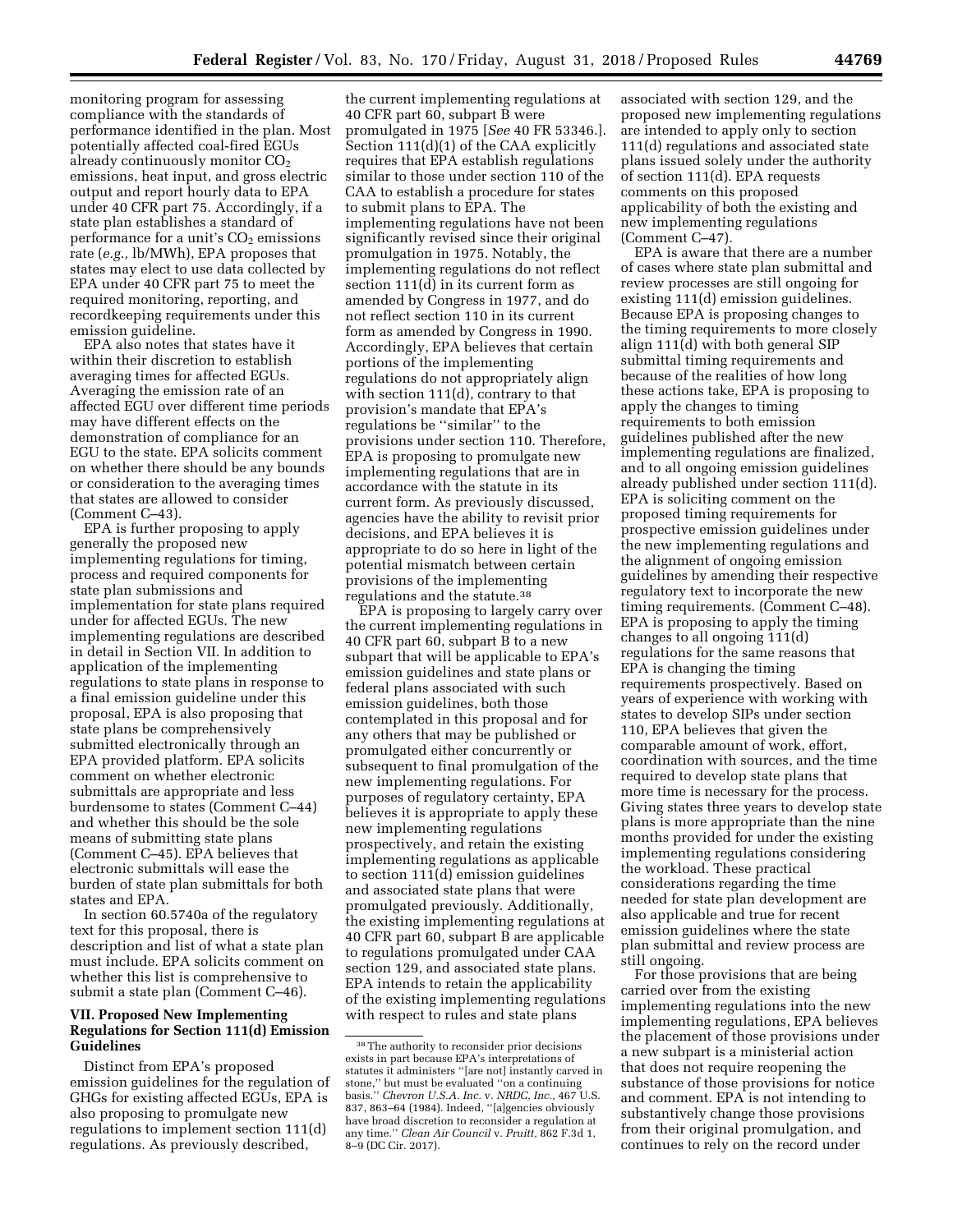monitoring program for assessing compliance with the standards of performance identified in the plan. Most potentially affected coal-fired EGUs already continuously monitor $CO_2$ emissions, heat input, and gross electric output and report hourly data to EPA under 40 CFR part 75. Accordingly, if a state plan establishes a standard of performance for a unit's $CO_2$ emissions rate (*e.g.,* lb/MWh), EPA proposes that states may elect to use data collected by EPA under 40 CFR part 75 to meet the required monitoring, reporting, and recordkeeping requirements under this emission guideline.

EPA also notes that states have it within their discretion to establish averaging times for affected EGUs. Averaging the emission rate of an affected EGU over different time periods may have different effects on the demonstration of compliance for an EGU to the state. EPA solicits comment on whether there should be any bounds or consideration to the averaging times that states are allowed to consider (Comment C–43).

EPA is further proposing to apply generally the proposed new implementing regulations for timing, process and required components for state plan submissions and implementation for state plans required under for affected EGUs. The new implementing regulations are described in detail in Section VII. In addition to application of the implementing regulations to state plans in response to a final emission guideline under this proposal, EPA is also proposing that state plans be comprehensively submitted electronically through an EPA provided platform. EPA solicits comment on whether electronic submittals are appropriate and less burdensome to states (Comment C–44) and whether this should be the sole means of submitting state plans (Comment C–45). EPA believes that electronic submittals will ease the burden of state plan submittals for both states and EPA.

In section 60.5740a of the regulatory text for this proposal, there is description and list of what a state plan must include. EPA solicits comment on whether this list is comprehensive to submit a state plan (Comment C–46).

## VII. Proposed New Implementing Regulations for Section 111(d) Emission Guidelines

Distinct from EPA's proposed emission guidelines for the regulation of GHGs for existing affected EGUs, EPA is also proposing to promulgate new regulations to implement section 111(d) regulations. As previously described, the current implementing regulations at 40 CFR part 60, subpart B were promulgated in 1975 [*See* 40 FR 53346.]. Section 111(d)(1) of the CAA explicitly requires that EPA establish regulations similar to those under section 110 of the CAA to establish a procedure for states to submit plans to EPA. The implementing regulations have not been significantly revised since their original promulgation in 1975. Notably, the implementing regulations do not reflect section 111(d) in its current form as amended by Congress in 1977, and do not reflect section 110 in its current form as amended by Congress in 1990. Accordingly, EPA believes that certain portions of the implementing regulations do not appropriately align with section 111(d), contrary to that provision's mandate that EPA's regulations be ''similar'' to the provisions under section 110. Therefore, EPA is proposing to promulgate new implementing regulations that are in accordance with the statute in its current form. As previously discussed, agencies have the ability to revisit prior decisions, and EPA believes it is appropriate to do so here in light of the potential mismatch between certain provisions of the implementing regulations and the statute.[38]

EPA is proposing to largely carry over the current implementing regulations in 40 CFR part 60, subpart B to a new subpart that will be applicable to EPA's emission guidelines and state plans or federal plans associated with such emission guidelines, both those contemplated in this proposal and for any others that may be published or promulgated either concurrently or subsequent to final promulgation of the new implementing regulations. For purposes of regulatory certainty, EPA believes it is appropriate to apply these new implementing regulations prospectively, and retain the existing implementing regulations as applicable to section 111(d) emission guidelines and associated state plans that were promulgated previously. Additionally, the existing implementing regulations at 40 CFR part 60, subpart B are applicable to regulations promulgated under CAA section 129, and associated state plans. EPA intends to retain the applicability of the existing implementing regulations with respect to rules and state plans associated with section 129, and the proposed new implementing regulations are intended to apply only to section 111(d) regulations and associated state plans issued solely under the authority of section 111(d). EPA requests comments on this proposed applicability of both the existing and new implementing regulations (Comment C–47).

EPA is aware that there are a number of cases where state plan submittal and review processes are still ongoing for existing 111(d) emission guidelines. Because EPA is proposing changes to the timing requirements to more closely align 111(d) with both general SIP submittal timing requirements and because of the realities of how long these actions take, EPA is proposing to apply the changes to timing requirements to both emission guidelines published after the new implementing regulations are finalized, and to all ongoing emission guidelines already published under section 111(d). EPA is soliciting comment on the proposed timing requirements for prospective emission guidelines under the new implementing regulations and the alignment of ongoing emission guidelines by amending their respective regulatory text to incorporate the new timing requirements. (Comment C–48). EPA is proposing to apply the timing changes to all ongoing 111(d) regulations for the same reasons that EPA is changing the timing requirements prospectively. Based on years of experience with working with states to develop SIPs under section 110, EPA believes that given the comparable amount of work, effort, coordination with sources, and the time required to develop state plans that more time is necessary for the process. Giving states three years to develop state plans is more appropriate than the nine months provided for under the existing implementing regulations considering the workload. These practical considerations regarding the time needed for state plan development are also applicable and true for recent emission guidelines where the state plan submittal and review process are still ongoing.

For those provisions that are being carried over from the existing implementing regulations into the new implementing regulations, EPA believes the placement of those provisions under a new subpart is a ministerial action that does not require reopening the substance of those provisions for notice and comment. EPA is not intending to substantively change those provisions from their original promulgation, and continues to rely on the record under

[38] The authority to reconsider prior decisions exists in part because EPA's interpretations of statutes it administers ''[are not] instantly carved in stone,'' but must be evaluated ''on a continuing basis.'' *Chevron U.S.A. Inc.* v. *NRDC, Inc.,* 467 U.S. 837, 863–64 (1984). Indeed, ''[a]gencies obviously have broad discretion to reconsider a regulation at any time.'' *Clean Air Council* v. *Pruitt,* 862 F.3d 1, 8–9 (DC Cir. 2017).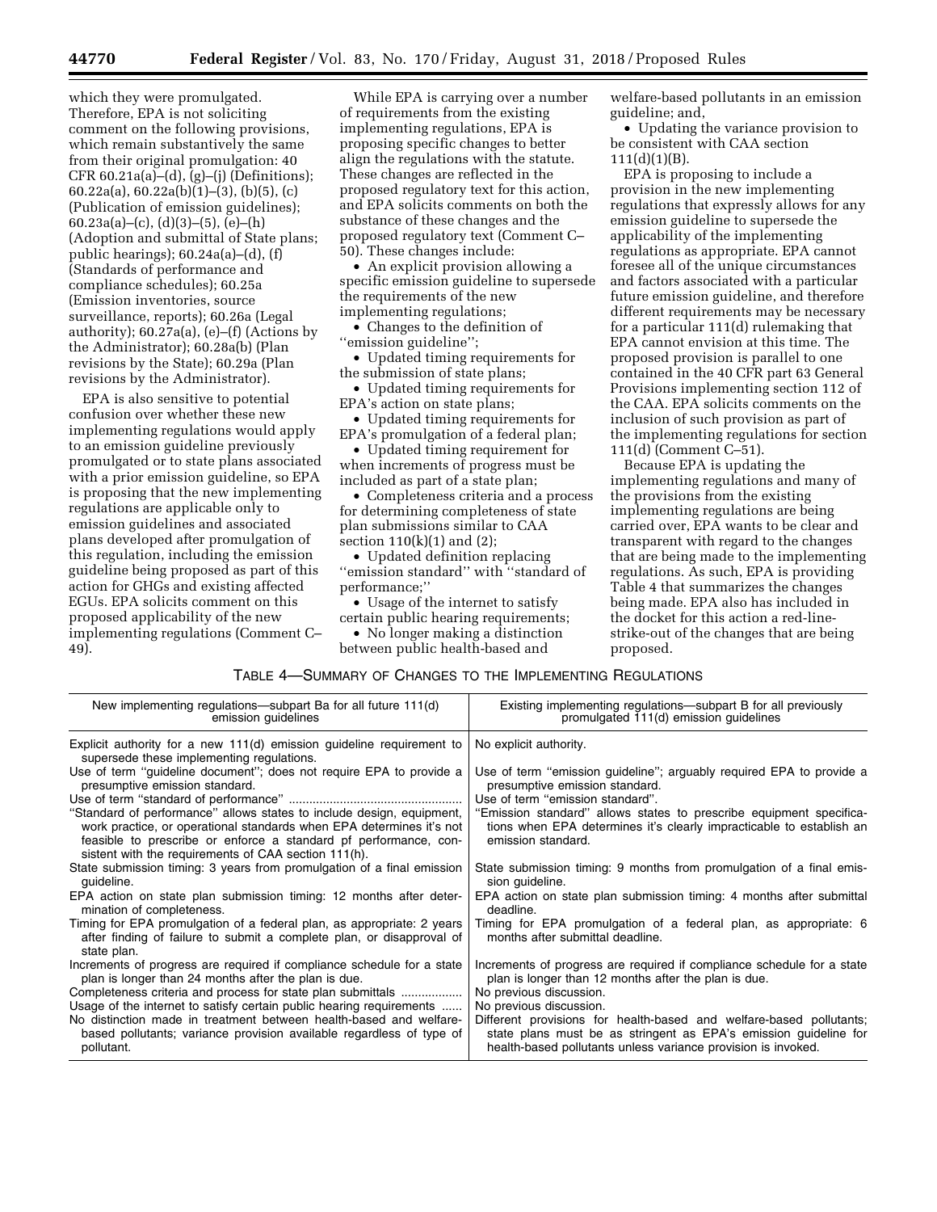which they were promulgated. Therefore, EPA is not soliciting comment on the following provisions, which remain substantively the same from their original promulgation: 40 CFR 60.21a(a)–(d), (g)–(j) (Definitions); 60.22a(a), 60.22a(b)(1)–(3), (b)(5), (c) (Publication of emission guidelines); 60.23a(a)–(c), (d)(3)–(5), (e)–(h) (Adoption and submittal of State plans; public hearings); 60.24a(a)–(d), (f) (Standards of performance and compliance schedules); 60.25a (Emission inventories, source surveillance, reports); 60.26a (Legal authority); 60.27a(a), (e)–(f) (Actions by the Administrator); 60.28a(b) (Plan revisions by the State); 60.29a (Plan revisions by the Administrator).

EPA is also sensitive to potential confusion over whether these new implementing regulations would apply to an emission guideline previously promulgated or to state plans associated with a prior emission guideline, so EPA is proposing that the new implementing regulations are applicable only to emission guidelines and associated plans developed after promulgation of this regulation, including the emission guideline being proposed as part of this action for GHGs and existing affected EGUs. EPA solicits comment on this proposed applicability of the new implementing regulations (Comment C–49).

While EPA is carrying over a number of requirements from the existing implementing regulations, EPA is proposing specific changes to better align the regulations with the statute. These changes are reflected in the proposed regulatory text for this action, and EPA solicits comments on both the substance of these changes and the proposed regulatory text (Comment C–50). These changes include:

- An explicit provision allowing a specific emission guideline to supersede the requirements of the new implementing regulations;
- Changes to the definition of "emission guideline";
- Updated timing requirements for the submission of state plans;
- Updated timing requirements for EPA's action on state plans;
- Updated timing requirements for EPA's promulgation of a federal plan;
- Updated timing requirement for when increments of progress must be included as part of a state plan;
- Completeness criteria and a process for determining completeness of state plan submissions similar to CAA section 110(k)(1) and (2);
- Updated definition replacing "emission standard" with "standard of performance;"
- Usage of the internet to satisfy certain public hearing requirements;
- No longer making a distinction between public health-based and welfare-based pollutants in an emission guideline; and,
- Updating the variance provision to be consistent with CAA section 111(d)(1)(B).

EPA is proposing to include a provision in the new implementing regulations that expressly allows for any emission guideline to supersede the applicability of the implementing regulations as appropriate. EPA cannot foresee all of the unique circumstances and factors associated with a particular future emission guideline, and therefore different requirements may be necessary for a particular 111(d) rulemaking that EPA cannot envision at this time. The proposed provision is parallel to one contained in the 40 CFR part 63 General Provisions implementing section 112 of the CAA. EPA solicits comments on the inclusion of such provision as part of the implementing regulations for section 111(d) (Comment C–51).

Because EPA is updating the implementing regulations and many of the provisions from the existing implementing regulations are being carried over, EPA wants to be clear and transparent with regard to the changes that are being made to the implementing regulations. As such, EPA is providing Table 4 that summarizes the changes being made. EPA also has included in the docket for this action a red-line-strike-out of the changes that are being proposed.

TABLE 4—SUMMARY OF CHANGES TO THE IMPLEMENTING REGULATIONS

| New implementing regulations—subpart Ba for all future 111(d) emission guidelines | Existing implementing regulations—subpart B for all previously promulgated 111(d) emission guidelines |
|---|---|
| Explicit authority for a new 111(d) emission guideline requirement to supersede these implementing regulations. | No explicit authority. |
| Use of term "guideline document"; does not require EPA to provide a presumptive emission standard. | Use of term "emission guideline"; arguably required EPA to provide a presumptive emission standard. |
| Use of term "standard of performance" | Use of term "emission standard". |
| "Standard of performance" allows states to include design, equipment, work practice, or operational standards when EPA determines it's not feasible to prescribe or enforce a standard pf performance, consistent with the requirements of CAA section 111(h). | "Emission standard" allows states to prescribe equipment specifications when EPA determines it's clearly impracticable to establish an emission standard. |
| State submission timing: 3 years from promulgation of a final emission guideline. | State submission timing: 9 months from promulgation of a final emission guideline. |
| EPA action on state plan submission timing: 12 months after determination of completeness. | EPA action on state plan submission timing: 4 months after submittal deadline. |
| Timing for EPA promulgation of a federal plan, as appropriate: 2 years after finding of failure to submit a complete plan, or disapproval of state plan. | Timing for EPA promulgation of a federal plan, as appropriate: 6 months after submittal deadline. |
| Increments of progress are required if compliance schedule for a state plan is longer than 24 months after the plan is due. | Increments of progress are required if compliance schedule for a state plan is longer than 12 months after the plan is due. |
| Completeness criteria and process for state plan submittals | No previous discussion. |
| Usage of the internet to satisfy certain public hearing requirements | No previous discussion. |
| No distinction made in treatment between health-based and welfare-based pollutants; variance provision available regardless of type of pollutant. | Different provisions for health-based and welfare-based pollutants; state plans must be as stringent as EPA's emission guideline for health-based pollutants unless variance provision is invoked. |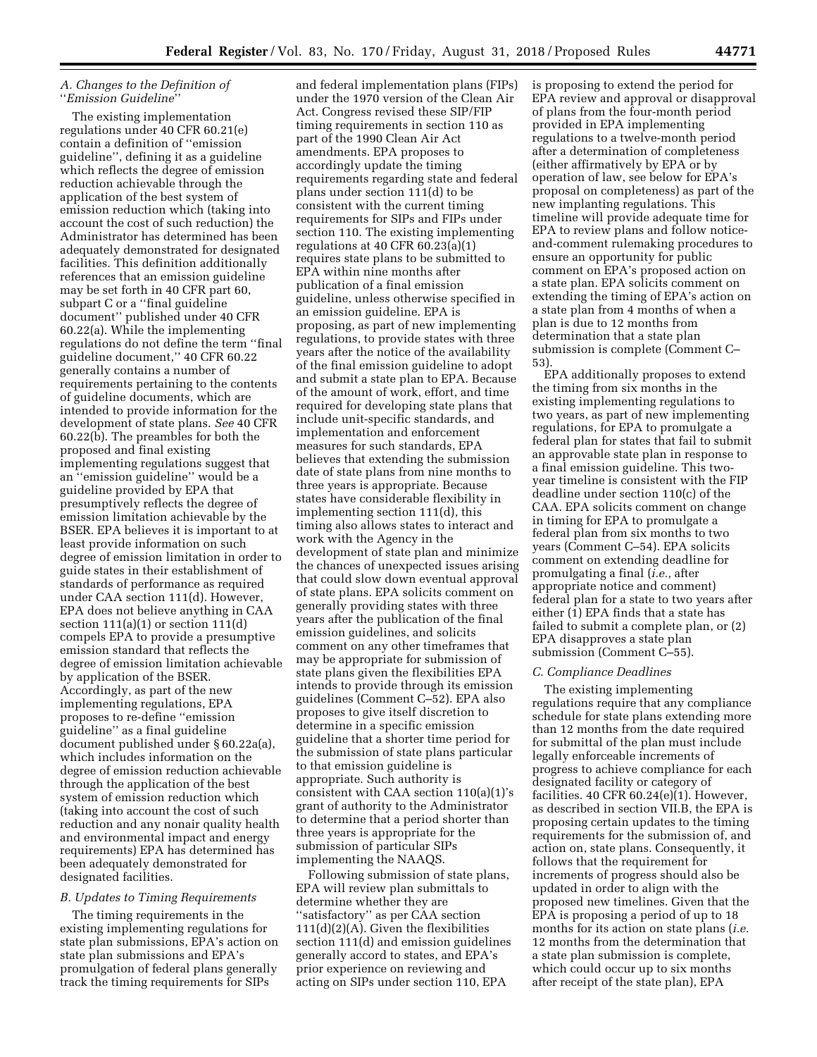### *A. Changes to the Definition of "Emission Guideline"*

The existing implementation regulations under 40 CFR 60.21(e) contain a definition of "emission guideline", defining it as a guideline which reflects the degree of emission reduction achievable through the application of the best system of emission reduction which (taking into account the cost of such reduction) the Administrator has determined has been adequately demonstrated for designated facilities. This definition additionally references that an emission guideline may be set forth in 40 CFR part 60, subpart C or a "final guideline document" published under 40 CFR 60.22(a). While the implementing regulations do not define the term "final guideline document," 40 CFR 60.22 generally contains a number of requirements pertaining to the contents of guideline documents, which are intended to provide information for the development of state plans. *See* 40 CFR 60.22(b). The preambles for both the proposed and final existing implementing regulations suggest that an "emission guideline" would be a guideline provided by EPA that presumptively reflects the degree of emission limitation achievable by the BSER. EPA believes it is important to at least provide information on such degree of emission limitation in order to guide states in their establishment of standards of performance as required under CAA section 111(d). However, EPA does not believe anything in CAA section 111(a)(1) or section 111(d) compels EPA to provide a presumptive emission standard that reflects the degree of emission limitation achievable by application of the BSER. Accordingly, as part of the new implementing regulations, EPA proposes to re-define "emission guideline" as a final guideline document published under § 60.22a(a), which includes information on the degree of emission reduction achievable through the application of the best system of emission reduction which (taking into account the cost of such reduction and any nonair quality health and environmental impact and energy requirements) EPA has determined has been adequately demonstrated for designated facilities.

### *B. Updates to Timing Requirements*

The timing requirements in the existing implementing regulations for state plan submissions, EPA's action on state plan submissions and EPA's promulgation of federal plans generally track the timing requirements for SIPs and federal implementation plans (FIPs) under the 1970 version of the Clean Air Act. Congress revised these SIP/FIP timing requirements in section 110 as part of the 1990 Clean Air Act amendments. EPA proposes to accordingly update the timing requirements regarding state and federal plans under section 111(d) to be consistent with the current timing requirements for SIPs and FIPs under section 110. The existing implementing regulations at 40 CFR 60.23(a)(1) requires state plans to be submitted to EPA within nine months after publication of a final emission guideline, unless otherwise specified in an emission guideline. EPA is proposing, as part of new implementing regulations, to provide states with three years after the notice of the availability of the final emission guideline to adopt and submit a state plan to EPA. Because of the amount of work, effort, and time required for developing state plans that include unit-specific standards, and implementation and enforcement measures for such standards, EPA believes that extending the submission date of state plans from nine months to three years is appropriate. Because states have considerable flexibility in implementing section 111(d), this timing also allows states to interact and work with the Agency in the development of state plan and minimize the chances of unexpected issues arising that could slow down eventual approval of state plans. EPA solicits comment on generally providing states with three years after the publication of the final emission guidelines, and solicits comment on any other timeframes that may be appropriate for submission of state plans given the flexibilities EPA intends to provide through its emission guidelines (Comment C–52). EPA also proposes to give itself discretion to determine in a specific emission guideline that a shorter time period for the submission of state plans particular to that emission guideline is appropriate. Such authority is consistent with CAA section 110(a)(1)'s grant of authority to the Administrator to determine that a period shorter than three years is appropriate for the submission of particular SIPs implementing the NAAQS.

Following submission of state plans, EPA will review plan submittals to determine whether they are "satisfactory" as per CAA section 111(d)(2)(A). Given the flexibilities section 111(d) and emission guidelines generally accord to states, and EPA's prior experience on reviewing and acting on SIPs under section 110, EPA is proposing to extend the period for EPA review and approval or disapproval of plans from the four-month period provided in EPA implementing regulations to a twelve-month period after a determination of completeness (either affirmatively by EPA or by operation of law, see below for EPA's proposal on completeness) as part of the new implanting regulations. This timeline will provide adequate time for EPA to review plans and follow notice-and-comment rulemaking procedures to ensure an opportunity for public comment on EPA's proposed action on a state plan. EPA solicits comment on extending the timing of EPA's action on a state plan from 4 months of when a plan is due to 12 months from determination that a state plan submission is complete (Comment C–53).

EPA additionally proposes to extend the timing from six months in the existing implementing regulations to two years, as part of new implementing regulations, for EPA to promulgate a federal plan for states that fail to submit an approvable state plan in response to a final emission guideline. This two-year timeline is consistent with the FIP deadline under section 110(c) of the CAA. EPA solicits comment on change in timing for EPA to promulgate a federal plan from six months to two years (Comment C–54). EPA solicits comment on extending deadline for promulgating a final (*i.e.,* after appropriate notice and comment) federal plan for a state to two years after either (1) EPA finds that a state has failed to submit a complete plan, or (2) EPA disapproves a state plan submission (Comment C–55).

### *C. Compliance Deadlines*

The existing implementing regulations require that any compliance schedule for state plans extending more than 12 months from the date required for submittal of the plan must include legally enforceable increments of progress to achieve compliance for each designated facility or category of facilities. 40 CFR 60.24(e)(1). However, as described in section VII.B, the EPA is proposing certain updates to the timing requirements for the submission of, and action on, state plans. Consequently, it follows that the requirement for increments of progress should also be updated in order to align with the proposed new timelines. Given that the EPA is proposing a period of up to 18 months for its action on state plans (*i.e.* 12 months from the determination that a state plan submission is complete, which could occur up to six months after receipt of the state plan), EPA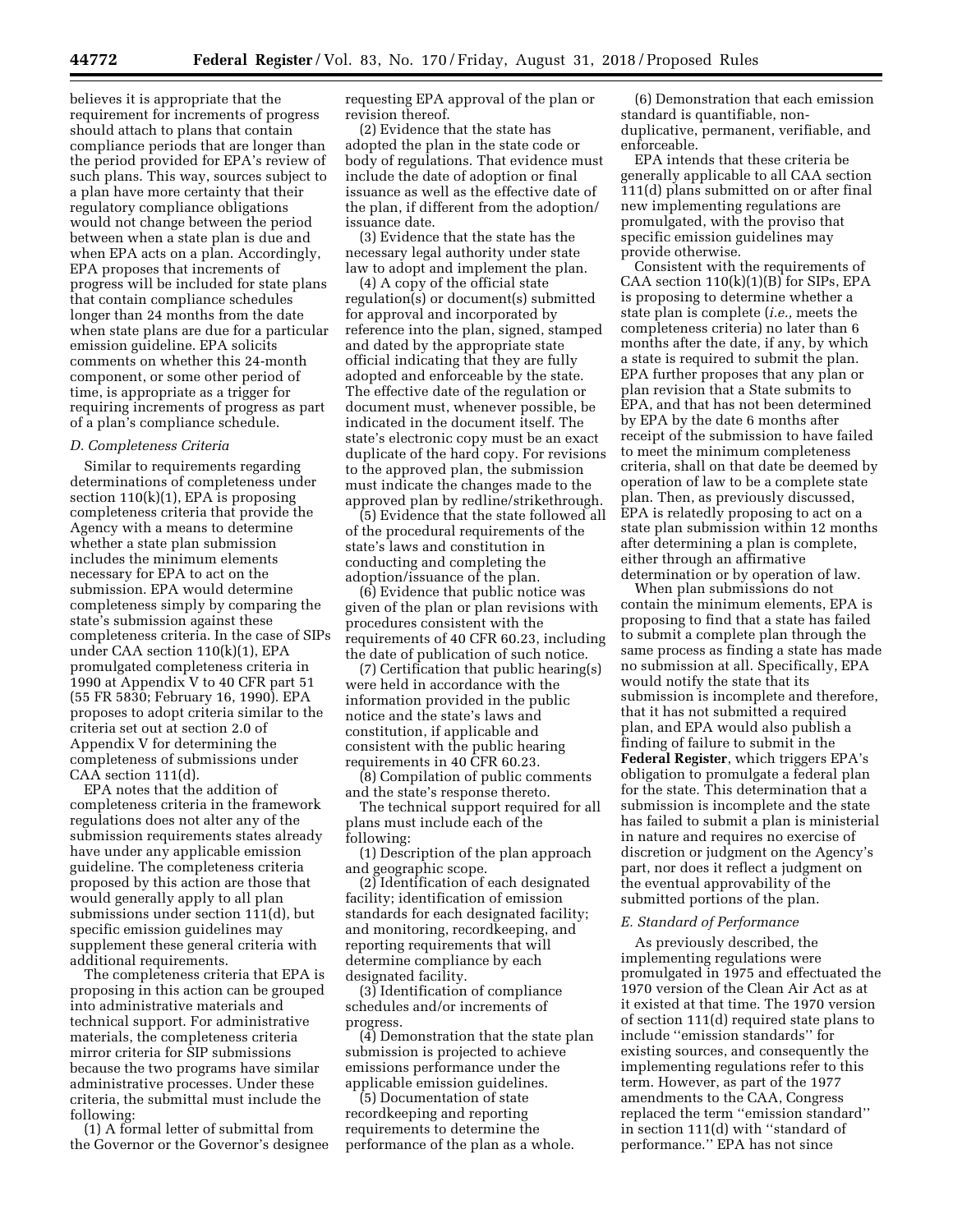believes it is appropriate that the requirement for increments of progress should attach to plans that contain compliance periods that are longer than the period provided for EPA's review of such plans. This way, sources subject to a plan have more certainty that their regulatory compliance obligations would not change between the period between when a state plan is due and when EPA acts on a plan. Accordingly, EPA proposes that increments of progress will be included for state plans that contain compliance schedules longer than 24 months from the date when state plans are due for a particular emission guideline. EPA solicits comments on whether this 24-month component, or some other period of time, is appropriate as a trigger for requiring increments of progress as part of a plan's compliance schedule.

### *D. Completeness Criteria*

Similar to requirements regarding determinations of completeness under section 110(k)(1), EPA is proposing completeness criteria that provide the Agency with a means to determine whether a state plan submission includes the minimum elements necessary for EPA to act on the submission. EPA would determine completeness simply by comparing the state's submission against these completeness criteria. In the case of SIPs under CAA section 110(k)(1), EPA promulgated completeness criteria in 1990 at Appendix V to 40 CFR part 51 (55 FR 5830; February 16, 1990). EPA proposes to adopt criteria similar to the criteria set out at section 2.0 of Appendix V for determining the completeness of submissions under CAA section 111(d).

EPA notes that the addition of completeness criteria in the framework regulations does not alter any of the submission requirements states already have under any applicable emission guideline. The completeness criteria proposed by this action are those that would generally apply to all plan submissions under section 111(d), but specific emission guidelines may supplement these general criteria with additional requirements.

The completeness criteria that EPA is proposing in this action can be grouped into administrative materials and technical support. For administrative materials, the completeness criteria mirror criteria for SIP submissions because the two programs have similar administrative processes. Under these criteria, the submittal must include the following:

(1) A formal letter of submittal from the Governor or the Governor's designee requesting EPA approval of the plan or revision thereof.

(2) Evidence that the state has adopted the plan in the state code or body of regulations. That evidence must include the date of adoption or final issuance as well as the effective date of the plan, if different from the adoption/issuance date.

(3) Evidence that the state has the necessary legal authority under state law to adopt and implement the plan.

(4) A copy of the official state regulation(s) or document(s) submitted for approval and incorporated by reference into the plan, signed, stamped and dated by the appropriate state official indicating that they are fully adopted and enforceable by the state. The effective date of the regulation or document must, whenever possible, be indicated in the document itself. The state's electronic copy must be an exact duplicate of the hard copy. For revisions to the approved plan, the submission must indicate the changes made to the approved plan by redline/strikethrough.

(5) Evidence that the state followed all of the procedural requirements of the state's laws and constitution in conducting and completing the adoption/issuance of the plan.

(6) Evidence that public notice was given of the plan or plan revisions with procedures consistent with the requirements of 40 CFR 60.23, including the date of publication of such notice.

(7) Certification that public hearing(s) were held in accordance with the information provided in the public notice and the state's laws and constitution, if applicable and consistent with the public hearing requirements in 40 CFR 60.23.

(8) Compilation of public comments and the state's response thereto.

The technical support required for all plans must include each of the following:

(1) Description of the plan approach and geographic scope.

(2) Identification of each designated facility; identification of emission standards for each designated facility; and monitoring, recordkeeping, and reporting requirements that will determine compliance by each designated facility.

(3) Identification of compliance schedules and/or increments of progress.

(4) Demonstration that the state plan submission is projected to achieve emissions performance under the applicable emission guidelines.

(5) Documentation of state recordkeeping and reporting requirements to determine the performance of the plan as a whole.

(6) Demonstration that each emission standard is quantifiable, non-duplicative, permanent, verifiable, and enforceable.

EPA intends that these criteria be generally applicable to all CAA section 111(d) plans submitted on or after final new implementing regulations are promulgated, with the proviso that specific emission guidelines may provide otherwise.

Consistent with the requirements of CAA section 110(k)(1)(B) for SIPs, EPA is proposing to determine whether a state plan is complete (*i.e.,* meets the completeness criteria) no later than 6 months after the date, if any, by which a state is required to submit the plan. EPA further proposes that any plan or plan revision that a State submits to EPA, and that has not been determined by EPA by the date 6 months after receipt of the submission to have failed to meet the minimum completeness criteria, shall on that date be deemed by operation of law to be a complete state plan. Then, as previously discussed, EPA is relatedly proposing to act on a state plan submission within 12 months after determining a plan is complete, either through an affirmative determination or by operation of law.

When plan submissions do not contain the minimum elements, EPA is proposing to find that a state has failed to submit a complete plan through the same process as finding a state has made no submission at all. Specifically, EPA would notify the state that its submission is incomplete and therefore, that it has not submitted a required plan, and EPA would also publish a finding of failure to submit in the **Federal Register**, which triggers EPA's obligation to promulgate a federal plan for the state. This determination that a submission is incomplete and the state has failed to submit a plan is ministerial in nature and requires no exercise of discretion or judgment on the Agency's part, nor does it reflect a judgment on the eventual approvability of the submitted portions of the plan.

### *E. Standard of Performance*

As previously described, the implementing regulations were promulgated in 1975 and effectuated the 1970 version of the Clean Air Act as at it existed at that time. The 1970 version of section 111(d) required state plans to include ''emission standards'' for existing sources, and consequently the implementing regulations refer to this term. However, as part of the 1977 amendments to the CAA, Congress replaced the term ''emission standard'' in section 111(d) with ''standard of performance.'' EPA has not since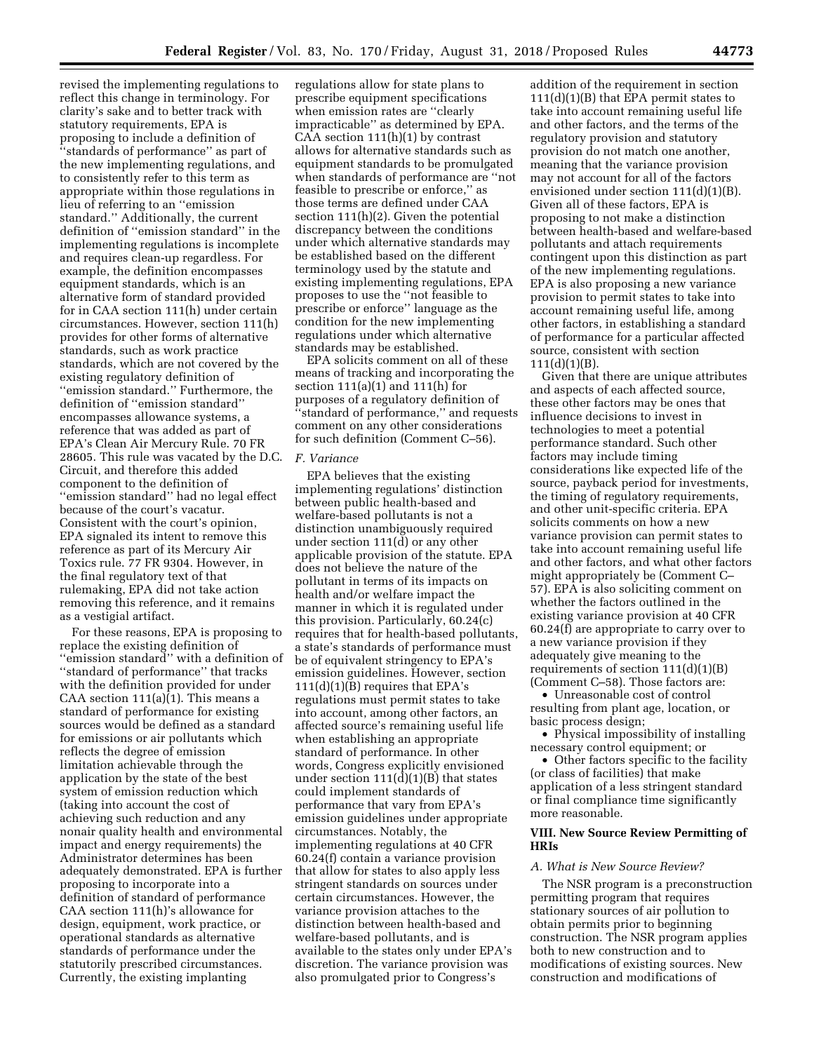revised the implementing regulations to reflect this change in terminology. For clarity's sake and to better track with statutory requirements, EPA is proposing to include a definition of ''standards of performance'' as part of the new implementing regulations, and to consistently refer to this term as appropriate within those regulations in lieu of referring to an ''emission standard.'' Additionally, the current definition of ''emission standard'' in the implementing regulations is incomplete and requires clean-up regardless. For example, the definition encompasses equipment standards, which is an alternative form of standard provided for in CAA section 111(h) under certain circumstances. However, section 111(h) provides for other forms of alternative standards, such as work practice standards, which are not covered by the existing regulatory definition of ''emission standard.'' Furthermore, the definition of ''emission standard'' encompasses allowance systems, a reference that was added as part of EPA's Clean Air Mercury Rule. 70 FR 28605. This rule was vacated by the D.C. Circuit, and therefore this added component to the definition of ''emission standard'' had no legal effect because of the court's vacatur. Consistent with the court's opinion, EPA signaled its intent to remove this reference as part of its Mercury Air Toxics rule. 77 FR 9304. However, in the final regulatory text of that rulemaking, EPA did not take action removing this reference, and it remains as a vestigial artifact.

For these reasons, EPA is proposing to replace the existing definition of ''emission standard'' with a definition of ''standard of performance'' that tracks with the definition provided for under CAA section 111(a)(1). This means a standard of performance for existing sources would be defined as a standard for emissions or air pollutants which reflects the degree of emission limitation achievable through the application by the state of the best system of emission reduction which (taking into account the cost of achieving such reduction and any nonair quality health and environmental impact and energy requirements) the Administrator determines has been adequately demonstrated. EPA is further proposing to incorporate into a definition of standard of performance CAA section 111(h)'s allowance for design, equipment, work practice, or operational standards as alternative standards of performance under the statutorily prescribed circumstances. Currently, the existing implanting regulations allow for state plans to prescribe equipment specifications when emission rates are ''clearly impracticable'' as determined by EPA. CAA section 111(h)(1) by contrast allows for alternative standards such as equipment standards to be promulgated when standards of performance are ''not feasible to prescribe or enforce,'' as those terms are defined under CAA section 111(h)(2). Given the potential discrepancy between the conditions under which alternative standards may be established based on the different terminology used by the statute and existing implementing regulations, EPA proposes to use the ''not feasible to prescribe or enforce'' language as the condition for the new implementing regulations under which alternative standards may be established.

EPA solicits comment on all of these means of tracking and incorporating the section 111(a)(1) and 111(h) for purposes of a regulatory definition of ''standard of performance,'' and requests comment on any other considerations for such definition (Comment C–56).

### *F. Variance*

EPA believes that the existing implementing regulations' distinction between public health-based and welfare-based pollutants is not a distinction unambiguously required under section 111(d) or any other applicable provision of the statute. EPA does not believe the nature of the pollutant in terms of its impacts on health and/or welfare impact the manner in which it is regulated under this provision. Particularly, 60.24(c) requires that for health-based pollutants, a state's standards of performance must be of equivalent stringency to EPA's emission guidelines. However, section 111(d)(1)(B) requires that EPA's regulations must permit states to take into account, among other factors, an affected source's remaining useful life when establishing an appropriate standard of performance. In other words, Congress explicitly envisioned under section 111(d)(1)(B) that states could implement standards of performance that vary from EPA's emission guidelines under appropriate circumstances. Notably, the implementing regulations at 40 CFR 60.24(f) contain a variance provision that allow for states to also apply less stringent standards on sources under certain circumstances. However, the variance provision attaches to the distinction between health-based and welfare-based pollutants, and is available to the states only under EPA's discretion. The variance provision was also promulgated prior to Congress's addition of the requirement in section 111(d)(1)(B) that EPA permit states to take into account remaining useful life and other factors, and the terms of the regulatory provision and statutory provision do not match one another, meaning that the variance provision may not account for all of the factors envisioned under section 111(d)(1)(B). Given all of these factors, EPA is proposing to not make a distinction between health-based and welfare-based pollutants and attach requirements contingent upon this distinction as part of the new implementing regulations. EPA is also proposing a new variance provision to permit states to take into account remaining useful life, among other factors, in establishing a standard of performance for a particular affected source, consistent with section 111(d)(1)(B).

Given that there are unique attributes and aspects of each affected source, these other factors may be ones that influence decisions to invest in technologies to meet a potential performance standard. Such other factors may include timing considerations like expected life of the source, payback period for investments, the timing of regulatory requirements, and other unit-specific criteria. EPA solicits comments on how a new variance provision can permit states to take into account remaining useful life and other factors, and what other factors might appropriately be (Comment C–57). EPA is also soliciting comment on whether the factors outlined in the existing variance provision at 40 CFR 60.24(f) are appropriate to carry over to a new variance provision if they adequately give meaning to the requirements of section 111(d)(1)(B) (Comment C–58). Those factors are:

- Unreasonable cost of control resulting from plant age, location, or basic process design;
- Physical impossibility of installing necessary control equipment; or
- Other factors specific to the facility (or class of facilities) that make application of a less stringent standard or final compliance time significantly more reasonable.

## VIII. New Source Review Permitting of HRIs

### *A. What is New Source Review?*

The NSR program is a preconstruction permitting program that requires stationary sources of air pollution to obtain permits prior to beginning construction. The NSR program applies both to new construction and to modifications of existing sources. New construction and modifications of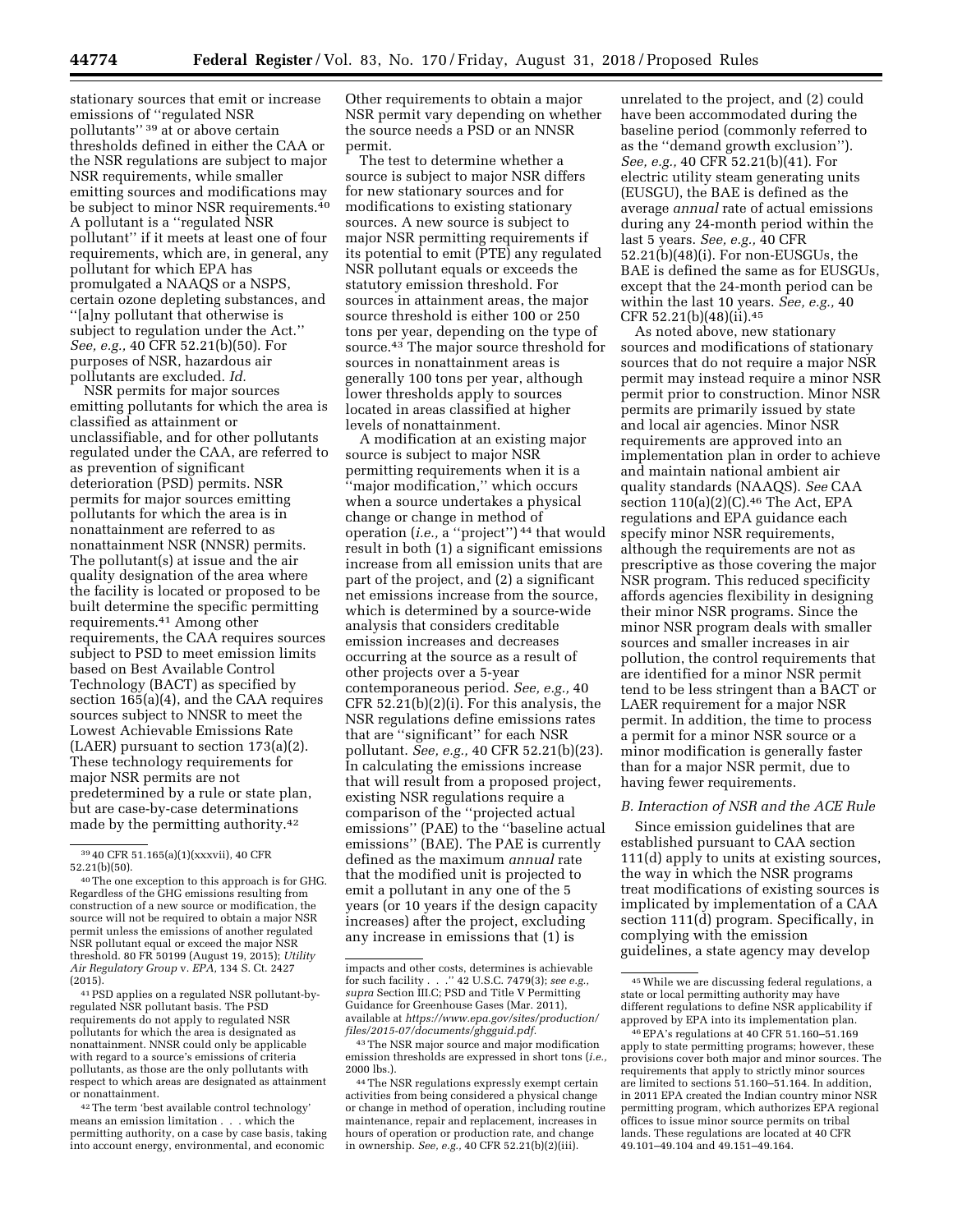stationary sources that emit or increase emissions of "regulated NSR pollutants" [39] at or above certain thresholds defined in either the CAA or the NSR regulations are subject to major NSR requirements, while smaller emitting sources and modifications may be subject to minor NSR requirements.[40] A pollutant is a "regulated NSR pollutant" if it meets at least one of four requirements, which are, in general, any pollutant for which EPA has promulgated a NAAQS or a NSPS, certain ozone depleting substances, and "[a]ny pollutant that otherwise is subject to regulation under the Act." *See, e.g.,* 40 CFR 52.21(b)(50). For purposes of NSR, hazardous air pollutants are excluded. *Id.*

NSR permits for major sources emitting pollutants for which the area is classified as attainment or unclassifiable, and for other pollutants regulated under the CAA, are referred to as prevention of significant deterioration (PSD) permits. NSR permits for major sources emitting pollutants for which the area is in nonattainment are referred to as nonattainment NSR (NNSR) permits. The pollutant(s) at issue and the air quality designation of the area where the facility is located or proposed to be built determine the specific permitting requirements.[41] Among other requirements, the CAA requires sources subject to PSD to meet emission limits based on Best Available Control Technology (BACT) as specified by section 165(a)(4), and the CAA requires sources subject to NNSR to meet the Lowest Achievable Emissions Rate (LAER) pursuant to section 173(a)(2). These technology requirements for major NSR permits are not predetermined by a rule or state plan, but are case-by-case determinations made by the permitting authority.[42] Other requirements to obtain a major NSR permit vary depending on whether the source needs a PSD or an NNSR permit.

The test to determine whether a source is subject to major NSR differs for new stationary sources and for modifications to existing stationary sources. A new source is subject to major NSR permitting requirements if its potential to emit (PTE) any regulated NSR pollutant equals or exceeds the statutory emission threshold. For sources in attainment areas, the major source threshold is either 100 or 250 tons per year, depending on the type of source.[43] The major source threshold for sources in nonattainment areas is generally 100 tons per year, although lower thresholds apply to sources located in areas classified at higher levels of nonattainment.

A modification at an existing major source is subject to major NSR permitting requirements when it is a "major modification," which occurs when a source undertakes a physical change or change in method of operation (*i.e.,* a "project") [44] that would result in both (1) a significant emissions increase from all emission units that are part of the project, and (2) a significant net emissions increase from the source, which is determined by a source-wide analysis that considers creditable emission increases and decreases occurring at the source as a result of other projects over a 5-year contemporaneous period. *See, e.g.,* 40 CFR 52.21(b)(2)(i). For this analysis, the NSR regulations define emissions rates that are "significant" for each NSR pollutant. *See, e.g.,* 40 CFR 52.21(b)(23). In calculating the emissions increase that will result from a proposed project, existing NSR regulations require a comparison of the "projected actual emissions" (PAE) to the "baseline actual emissions" (BAE). The PAE is currently defined as the maximum *annual* rate that the modified unit is projected to emit a pollutant in any one of the 5 years (or 10 years if the design capacity increases) after the project, excluding any increase in emissions that (1) is unrelated to the project, and (2) could have been accommodated during the baseline period (commonly referred to as the "demand growth exclusion"). *See, e.g.,* 40 CFR 52.21(b)(41). For electric utility steam generating units (EUSGU), the BAE is defined as the average *annual* rate of actual emissions during any 24-month period within the last 5 years. *See, e.g.,* 40 CFR 52.21(b)(48)(i). For non-EUSGUs, the BAE is defined the same as for EUSGUs, except that the 24-month period can be within the last 10 years. *See, e.g.,* 40 CFR 52.21(b)(48)(ii).[45]

As noted above, new stationary sources and modifications of stationary sources that do not require a major NSR permit may instead require a minor NSR permit prior to construction. Minor NSR permits are primarily issued by state and local air agencies. Minor NSR requirements are approved into an implementation plan in order to achieve and maintain national ambient air quality standards (NAAQS). *See* CAA section 110(a)(2)(C).[46] The Act, EPA regulations and EPA guidance each specify minor NSR requirements, although the requirements are not as prescriptive as those covering the major NSR program. This reduced specificity affords agencies flexibility in designing their minor NSR programs. Since the minor NSR program deals with smaller sources and smaller increases in air pollution, the control requirements that are identified for a minor NSR permit tend to be less stringent than a BACT or LAER requirement for a major NSR permit. In addition, the time to process a permit for a minor NSR source or a minor modification is generally faster than for a major NSR permit, due to having fewer requirements.

### *B. Interaction of NSR and the ACE Rule*

Since emission guidelines that are established pursuant to CAA section 111(d) apply to units at existing sources, the way in which the NSR programs treat modifications of existing sources is implicated by implementation of a CAA section 111(d) program. Specifically, in complying with the emission guidelines, a state agency may develop

---

[39] 40 CFR 51.165(a)(1)(xxxvii), 40 CFR 52.21(b)(50).

[40] The one exception to this approach is for GHG. Regardless of the GHG emissions resulting from construction of a new source or modification, the source will not be required to obtain a major NSR permit unless the emissions of another regulated NSR pollutant equal or exceed the major NSR threshold. 80 FR 50199 (August 19, 2015); *Utility Air Regulatory Group* v. *EPA,* 134 S. Ct. 2427 (2015).

[41] PSD applies on a regulated NSR pollutant-by-regulated NSR pollutant basis. The PSD requirements do not apply to regulated NSR pollutants for which the area is designated as nonattainment. NNSR could only be applicable with regard to a source's emissions of criteria pollutants, as those are the only pollutants with respect to which areas are designated as attainment or nonattainment.

[42] The term 'best available control technology' means an emission limitation . . . which the permitting authority, on a case by case basis, taking into account energy, environmental, and economic impacts and other costs, determines is achievable for such facility . . ." 42 U.S.C. 7479(3); *see e.g., supra* Section III.C; PSD and Title V Permitting Guidance for Greenhouse Gases (Mar. 2011), available at *https://www.epa.gov/sites/production/files/2015-07/documents/ghgguid.pdf.*

[43] The NSR major source and major modification emission thresholds are expressed in short tons (*i.e.,* 2000 lbs.).

[44] The NSR regulations expressly exempt certain activities from being considered a physical change or change in method of operation, including routine maintenance, repair and replacement, increases in hours of operation or production rate, and change in ownership. *See, e.g.,* 40 CFR 52.21(b)(2)(iii).

[45] While we are discussing federal regulations, a state or local permitting authority may have different regulations to define NSR applicability if approved by EPA into its implementation plan.

[46] EPA's regulations at 40 CFR 51.160–51.169 apply to state permitting programs; however, these provisions cover both major and minor sources. The requirements that apply to strictly minor sources are limited to sections 51.160–51.164. In addition, in 2011 EPA created the Indian country minor NSR permitting program, which authorizes EPA regional offices to issue minor source permits on tribal lands. These regulations are located at 40 CFR 49.101–49.104 and 49.151–49.164.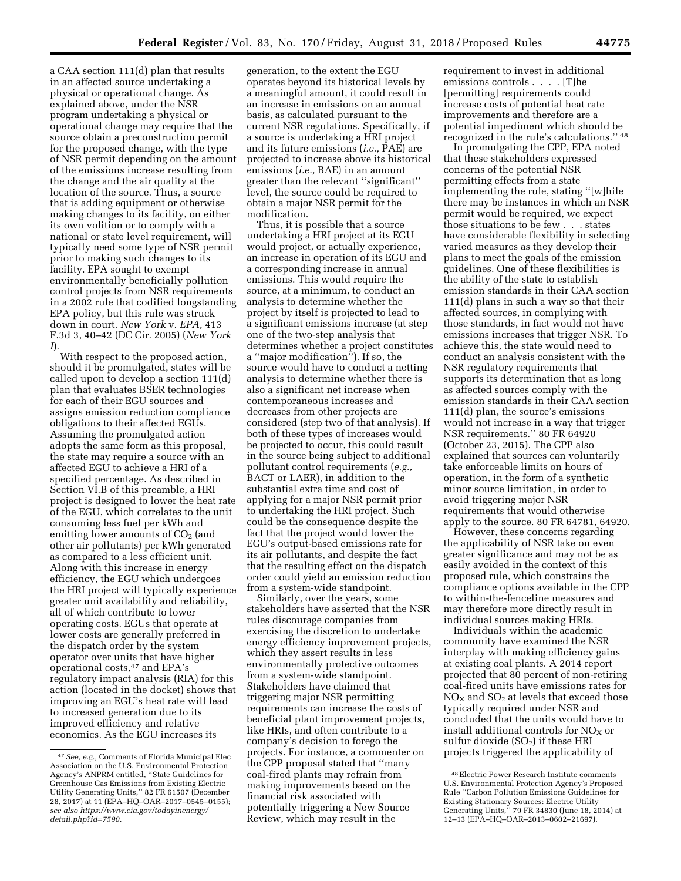a CAA section 111(d) plan that results in an affected source undertaking a physical or operational change. As explained above, under the NSR program undertaking a physical or operational change may require that the source obtain a preconstruction permit for the proposed change, with the type of NSR permit depending on the amount of the emissions increase resulting from the change and the air quality at the location of the source. Thus, a source that is adding equipment or otherwise making changes to its facility, on either its own volition or to comply with a national or state level requirement, will typically need some type of NSR permit prior to making such changes to its facility. EPA sought to exempt environmentally beneficially pollution control projects from NSR requirements in a 2002 rule that codified longstanding EPA policy, but this rule was struck down in court. *New York* v. *EPA,* 413 F.3d 3, 40–42 (DC Cir. 2005) (*New York I*).

With respect to the proposed action, should it be promulgated, states will be called upon to develop a section 111(d) plan that evaluates BSER technologies for each of their EGU sources and assigns emission reduction compliance obligations to their affected EGUs. Assuming the promulgated action adopts the same form as this proposal, the state may require a source with an affected EGU to achieve a HRI of a specified percentage. As described in Section VI.B of this preamble, a HRI project is designed to lower the heat rate of the EGU, which correlates to the unit consuming less fuel per kWh and emitting lower amounts of $CO_2$ (and other air pollutants) per kWh generated as compared to a less efficient unit. Along with this increase in energy efficiency, the EGU which undergoes the HRI project will typically experience greater unit availability and reliability, all of which contribute to lower operating costs. EGUs that operate at lower costs are generally preferred in the dispatch order by the system operator over units that have higher operational costs,[47] and EPA's regulatory impact analysis (RIA) for this action (located in the docket) shows that improving an EGU's heat rate will lead to increased generation due to its improved efficiency and relative economics. As the EGU increases its generation, to the extent the EGU operates beyond its historical levels by a meaningful amount, it could result in an increase in emissions on an annual basis, as calculated pursuant to the current NSR regulations. Specifically, if a source is undertaking a HRI project and its future emissions (*i.e.,* PAE) are projected to increase above its historical emissions (*i.e.,* BAE) in an amount greater than the relevant ''significant'' level, the source could be required to obtain a major NSR permit for the modification.

Thus, it is possible that a source undertaking a HRI project at its EGU would project, or actually experience, an increase in operation of its EGU and a corresponding increase in annual emissions. This would require the source, at a minimum, to conduct an analysis to determine whether the project by itself is projected to lead to a significant emissions increase (at step one of the two-step analysis that determines whether a project constitutes a ''major modification''). If so, the source would have to conduct a netting analysis to determine whether there is also a significant net increase when contemporaneous increases and decreases from other projects are considered (step two of that analysis). If both of these types of increases would be projected to occur, this could result in the source being subject to additional pollutant control requirements (*e.g.,* BACT or LAER), in addition to the substantial extra time and cost of applying for a major NSR permit prior to undertaking the HRI project. Such could be the consequence despite the fact that the project would lower the EGU's output-based emissions rate for its air pollutants, and despite the fact that the resulting effect on the dispatch order could yield an emission reduction from a system-wide standpoint.

Similarly, over the years, some stakeholders have asserted that the NSR rules discourage companies from exercising the discretion to undertake energy efficiency improvement projects, which they assert results in less environmentally protective outcomes from a system-wide standpoint. Stakeholders have claimed that triggering major NSR permitting requirements can increase the costs of beneficial plant improvement projects, like HRIs, and often contribute to a company's decision to forego the projects. For instance, a commenter on the CPP proposal stated that ''many coal-fired plants may refrain from making improvements based on the financial risk associated with potentially triggering a New Source Review, which may result in the requirement to invest in additional emissions controls . . . . [T]he [permitting] requirements could increase costs of potential heat rate improvements and therefore are a potential impediment which should be recognized in the rule's calculations.''[48]

In promulgating the CPP, EPA noted that these stakeholders expressed concerns of the potential NSR permitting effects from a state implementing the rule, stating ''[w]hile there may be instances in which an NSR permit would be required, we expect those situations to be few . . . states have considerable flexibility in selecting varied measures as they develop their plans to meet the goals of the emission guidelines. One of these flexibilities is the ability of the state to establish emission standards in their CAA section 111(d) plans in such a way so that their affected sources, in complying with those standards, in fact would not have emissions increases that trigger NSR. To achieve this, the state would need to conduct an analysis consistent with the NSR regulatory requirements that supports its determination that as long as affected sources comply with the emission standards in their CAA section 111(d) plan, the source's emissions would not increase in a way that trigger NSR requirements.'' 80 FR 64920 (October 23, 2015). The CPP also explained that sources can voluntarily take enforceable limits on hours of operation, in the form of a synthetic minor source limitation, in order to avoid triggering major NSR requirements that would otherwise apply to the source. 80 FR 64781, 64920.

However, these concerns regarding the applicability of NSR take on even greater significance and may not be as easily avoided in the context of this proposed rule, which constrains the compliance options available in the CPP to within-the-fenceline measures and may therefore more directly result in individual sources making HRIs.

Individuals within the academic community have examined the NSR interplay with making efficiency gains at existing coal plants. A 2014 report projected that 80 percent of non-retiring coal-fired units have emissions rates for $NO_X$ and $SO_2$ at levels that exceed those typically required under NSR and concluded that the units would have to install additional controls for $NO_X$ or sulfur dioxide ($SO_2$) if these HRI projects triggered the applicability of

---

[47] *See, e.g.,* Comments of Florida Municipal Elec Association on the U.S. Environmental Protection Agency's ANPRM entitled, ''State Guidelines for Greenhouse Gas Emissions from Existing Electric Utility Generating Units,'' 82 FR 61507 (December 28, 2017) at 11 (EPA–HQ–OAR–2017–0545–0155); *see also https://www.eia.gov/todayinenergy/detail.php?id=7590.*

[48] Electric Power Research Institute comments U.S. Environmental Protection Agency's Proposed Rule ''Carbon Pollution Emissions Guidelines for Existing Stationary Sources: Electric Utility Generating Units,'' 79 FR 34830 (June 18, 2014) at 12–13 (EPA–HQ–OAR–2013–0602–21697).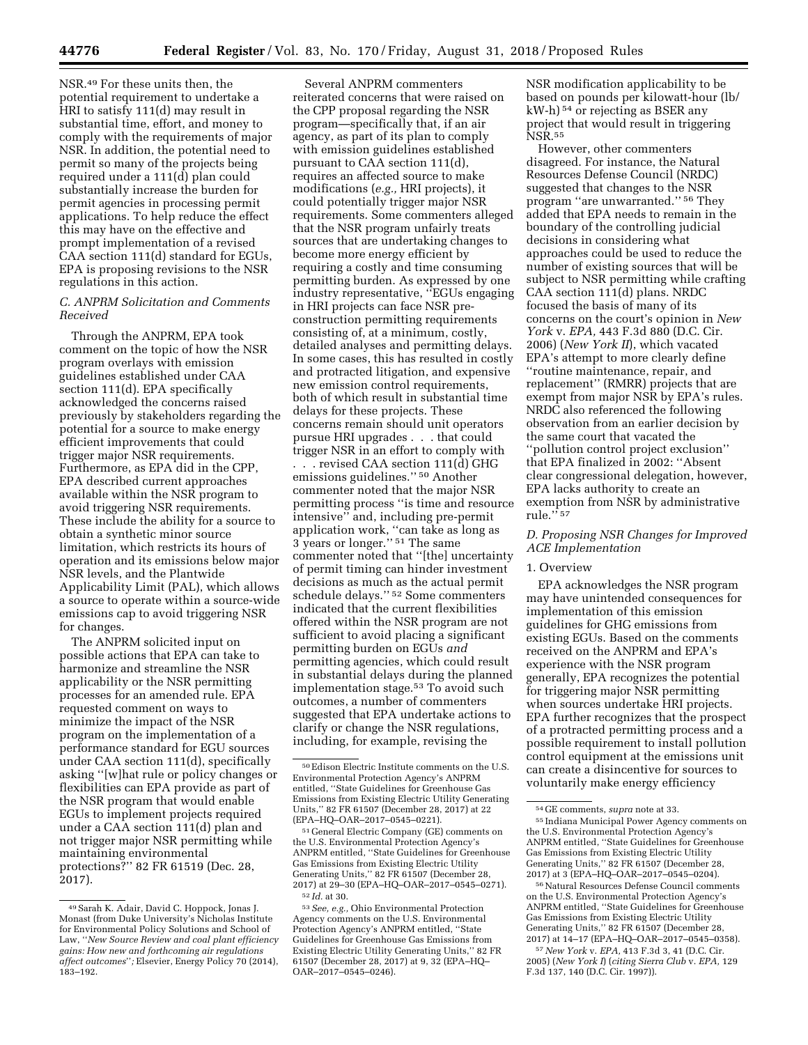NSR.[49] For these units then, the potential requirement to undertake a HRI to satisfy 111(d) may result in substantial time, effort, and money to comply with the requirements of major NSR. In addition, the potential need to permit so many of the projects being required under a 111(d) plan could substantially increase the burden for permit agencies in processing permit applications. To help reduce the effect this may have on the effective and prompt implementation of a revised CAA section 111(d) standard for EGUs, EPA is proposing revisions to the NSR regulations in this action.

### C. ANPRM Solicitation and Comments Received

Through the ANPRM, EPA took comment on the topic of how the NSR program overlays with emission guidelines established under CAA section 111(d). EPA specifically acknowledged the concerns raised previously by stakeholders regarding the potential for a source to make energy efficient improvements that could trigger major NSR requirements. Furthermore, as EPA did in the CPP, EPA described current approaches available within the NSR program to avoid triggering NSR requirements. These include the ability for a source to obtain a synthetic minor source limitation, which restricts its hours of operation and its emissions below major NSR levels, and the Plantwide Applicability Limit (PAL), which allows a source to operate within a source-wide emissions cap to avoid triggering NSR for changes.

The ANPRM solicited input on possible actions that EPA can take to harmonize and streamline the NSR applicability or the NSR permitting processes for an amended rule. EPA requested comment on ways to minimize the impact of the NSR program on the implementation of a performance standard for EGU sources under CAA section 111(d), specifically asking ''[w]hat rule or policy changes or flexibilities can EPA provide as part of the NSR program that would enable EGUs to implement projects required under a CAA section 111(d) plan and not trigger major NSR permitting while maintaining environmental protections?'' 82 FR 61519 (Dec. 28, 2017).

Several ANPRM commenters reiterated concerns that were raised on the CPP proposal regarding the NSR program—specifically that, if an air agency, as part of its plan to comply with emission guidelines established pursuant to CAA section 111(d), requires an affected source to make modifications (*e.g.,* HRI projects), it could potentially trigger major NSR requirements. Some commenters alleged that the NSR program unfairly treats sources that are undertaking changes to become more energy efficient by requiring a costly and time consuming permitting burden. As expressed by one industry representative, ''EGUs engaging in HRI projects can face NSR pre-construction permitting requirements consisting of, at a minimum, costly, detailed analyses and permitting delays. In some cases, this has resulted in costly and protracted litigation, and expensive new emission control requirements, both of which result in substantial time delays for these projects. These concerns remain should unit operators pursue HRI upgrades . . . that could trigger NSR in an effort to comply with . . . revised CAA section 111(d) GHG emissions guidelines.''[50] Another commenter noted that the major NSR permitting process ''is time and resource intensive'' and, including pre-permit application work, ''can take as long as 3 years or longer.''[51] The same commenter noted that ''[the] uncertainty of permit timing can hinder investment decisions as much as the actual permit schedule delays.''[52] Some commenters indicated that the current flexibilities offered within the NSR program are not sufficient to avoid placing a significant permitting burden on EGUs *and* permitting agencies, which could result in substantial delays during the planned implementation stage.[53] To avoid such outcomes, a number of commenters suggested that EPA undertake actions to clarify or change the NSR regulations, including, for example, revising the NSR modification applicability to be based on pounds per kilowatt-hour (lb/kW-h)[54] or rejecting as BSER any project that would result in triggering NSR.[55]

However, other commenters disagreed. For instance, the Natural Resources Defense Council (NRDC) suggested that changes to the NSR program ''are unwarranted.''[56] They added that EPA needs to remain in the boundary of the controlling judicial decisions in considering what approaches could be used to reduce the number of existing sources that will be subject to NSR permitting while crafting CAA section 111(d) plans. NRDC focused the basis of many of its concerns on the court's opinion in *New York* v. *EPA,* 443 F.3d 880 (D.C. Cir. 2006) (*New York II*), which vacated EPA's attempt to more clearly define ''routine maintenance, repair, and replacement'' (RMRR) projects that are exempt from major NSR by EPA's rules. NRDC also referenced the following observation from an earlier decision by the same court that vacated the ''pollution control project exclusion'' that EPA finalized in 2002: ''Absent clear congressional delegation, however, EPA lacks authority to create an exemption from NSR by administrative rule.''[57]

### D. Proposing NSR Changes for Improved ACE Implementation

#### 1. Overview

EPA acknowledges the NSR program may have unintended consequences for implementation of this emission guidelines for GHG emissions from existing EGUs. Based on the comments received on the ANPRM and EPA's experience with the NSR program generally, EPA recognizes the potential for triggering major NSR permitting when sources undertake HRI projects. EPA further recognizes that the prospect of a protracted permitting process and a possible requirement to install pollution control equipment at the emissions unit can create a disincentive for sources to voluntarily make energy efficiency

---

[49] Sarah K. Adair, David C. Hoppock, Jonas J. Monast (from Duke University's Nicholas Institute for Environmental Policy Solutions and School of Law, ''*New Source Review and coal plant efficiency gains: How new and forthcoming air regulations affect outcomes*''*;* Elsevier, Energy Policy 70 (2014), 183–192.

[50] Edison Electric Institute comments on the U.S. Environmental Protection Agency's ANPRM entitled, ''State Guidelines for Greenhouse Gas Emissions from Existing Electric Utility Generating Units,'' 82 FR 61507 (December 28, 2017) at 22 (EPA–HQ–OAR–2017–0545–0221).

[51] General Electric Company (GE) comments on the U.S. Environmental Protection Agency's ANPRM entitled, ''State Guidelines for Greenhouse Gas Emissions from Existing Electric Utility Generating Units,'' 82 FR 61507 (December 28, 2017) at 29–30 (EPA–HQ–OAR–2017–0545–0271).

[52] *Id.* at 30.

[53] *See, e.g.,* Ohio Environmental Protection Agency comments on the U.S. Environmental Protection Agency's ANPRM entitled, ''State Guidelines for Greenhouse Gas Emissions from Existing Electric Utility Generating Units,'' 82 FR 61507 (December 28, 2017) at 9, 32 (EPA–HQ–OAR–2017–0545–0246).

[54] GE comments, *supra* note at 33.

[55] Indiana Municipal Power Agency comments on the U.S. Environmental Protection Agency's ANPRM entitled, ''State Guidelines for Greenhouse Gas Emissions from Existing Electric Utility Generating Units,'' 82 FR 61507 (December 28, 2017) at 3 (EPA–HQ–OAR–2017–0545–0204).

[56] Natural Resources Defense Council comments on the U.S. Environmental Protection Agency's ANPRM entitled, ''State Guidelines for Greenhouse Gas Emissions from Existing Electric Utility Generating Units,'' 82 FR 61507 (December 28, 2017) at 14–17 (EPA–HQ–OAR–2017–0545–0358).

[57] *New York* v. *EPA,* 413 F.3d 3, 41 (D.C. Cir. 2005) (*New York I*) (*citing Sierra Club* v. *EPA,* 129 F.3d 137, 140 (D.C. Cir. 1997)).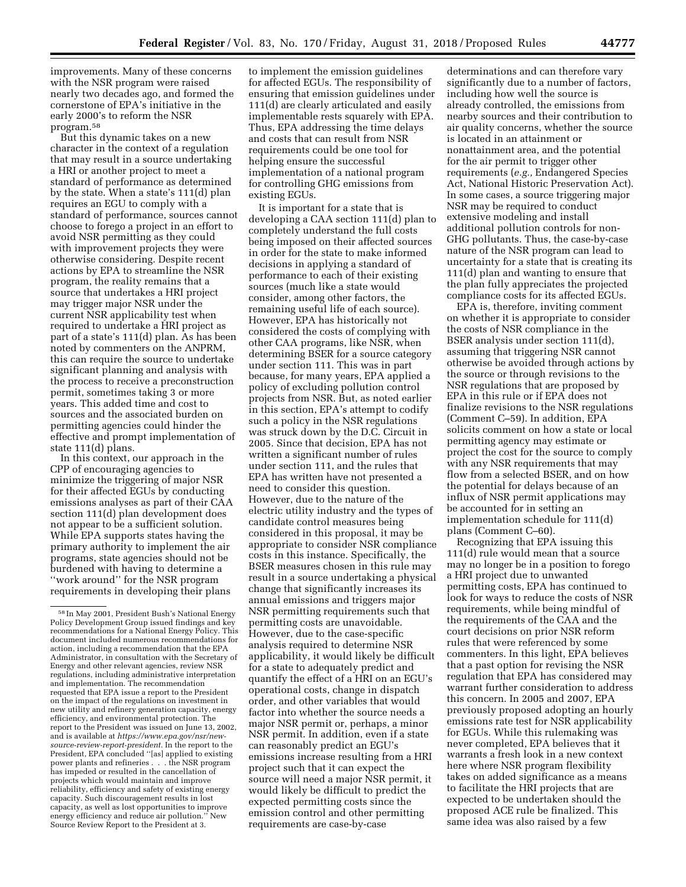improvements. Many of these concerns with the NSR program were raised nearly two decades ago, and formed the cornerstone of EPA's initiative in the early 2000's to reform the NSR program.[58]

But this dynamic takes on a new character in the context of a regulation that may result in a source undertaking a HRI or another project to meet a standard of performance as determined by the state. When a state's 111(d) plan requires an EGU to comply with a standard of performance, sources cannot choose to forego a project in an effort to avoid NSR permitting as they could with improvement projects they were otherwise considering. Despite recent actions by EPA to streamline the NSR program, the reality remains that a source that undertakes a HRI project may trigger major NSR under the current NSR applicability test when required to undertake a HRI project as part of a state's 111(d) plan. As has been noted by commenters on the ANPRM, this can require the source to undertake significant planning and analysis with the process to receive a preconstruction permit, sometimes taking 3 or more years. This added time and cost to sources and the associated burden on permitting agencies could hinder the effective and prompt implementation of state 111(d) plans.

In this context, our approach in the CPP of encouraging agencies to minimize the triggering of major NSR for their affected EGUs by conducting emissions analyses as part of their CAA section 111(d) plan development does not appear to be a sufficient solution. While EPA supports states having the primary authority to implement the air programs, state agencies should not be burdened with having to determine a ''work around'' for the NSR program requirements in developing their plans to implement the emission guidelines for affected EGUs. The responsibility of ensuring that emission guidelines under 111(d) are clearly articulated and easily implementable rests squarely with EPA. Thus, EPA addressing the time delays and costs that can result from NSR requirements could be one tool for helping ensure the successful implementation of a national program for controlling GHG emissions from existing EGUs.

It is important for a state that is developing a CAA section 111(d) plan to completely understand the full costs being imposed on their affected sources in order for the state to make informed decisions in applying a standard of performance to each of their existing sources (much like a state would consider, among other factors, the remaining useful life of each source). However, EPA has historically not considered the costs of complying with other CAA programs, like NSR, when determining BSER for a source category under section 111. This was in part because, for many years, EPA applied a policy of excluding pollution control projects from NSR. But, as noted earlier in this section, EPA's attempt to codify such a policy in the NSR regulations was struck down by the D.C. Circuit in 2005. Since that decision, EPA has not written a significant number of rules under section 111, and the rules that EPA has written have not presented a need to consider this question. However, due to the nature of the electric utility industry and the types of candidate control measures being considered in this proposal, it may be appropriate to consider NSR compliance costs in this instance. Specifically, the BSER measures chosen in this rule may result in a source undertaking a physical change that significantly increases its annual emissions and triggers major NSR permitting requirements such that permitting costs are unavoidable. However, due to the case-specific analysis required to determine NSR applicability, it would likely be difficult for a state to adequately predict and quantify the effect of a HRI on an EGU's operational costs, change in dispatch order, and other variables that would factor into whether the source needs a major NSR permit or, perhaps, a minor NSR permit. In addition, even if a state can reasonably predict an EGU's emissions increase resulting from a HRI project such that it can expect the source will need a major NSR permit, it would likely be difficult to predict the expected permitting costs since the emission control and other permitting requirements are case-by-case determinations and can therefore vary significantly due to a number of factors, including how well the source is already controlled, the emissions from nearby sources and their contribution to air quality concerns, whether the source is located in an attainment or nonattainment area, and the potential for the air permit to trigger other requirements (*e.g.,* Endangered Species Act, National Historic Preservation Act). In some cases, a source triggering major NSR may be required to conduct extensive modeling and install additional pollution controls for non-GHG pollutants. Thus, the case-by-case nature of the NSR program can lead to uncertainty for a state that is creating its 111(d) plan and wanting to ensure that the plan fully appreciates the projected compliance costs for its affected EGUs.

EPA is, therefore, inviting comment on whether it is appropriate to consider the costs of NSR compliance in the BSER analysis under section 111(d), assuming that triggering NSR cannot otherwise be avoided through actions by the source or through revisions to the NSR regulations that are proposed by EPA in this rule or if EPA does not finalize revisions to the NSR regulations (Comment C–59). In addition, EPA solicits comment on how a state or local permitting agency may estimate or project the cost for the source to comply with any NSR requirements that may flow from a selected BSER, and on how the potential for delays because of an influx of NSR permit applications may be accounted for in setting an implementation schedule for 111(d) plans (Comment C–60).

Recognizing that EPA issuing this 111(d) rule would mean that a source may no longer be in a position to forego a HRI project due to unwanted permitting costs, EPA has continued to look for ways to reduce the costs of NSR requirements, while being mindful of the requirements of the CAA and the court decisions on prior NSR reform rules that were referenced by some commenters. In this light, EPA believes that a past option for revising the NSR regulation that EPA has considered may warrant further consideration to address this concern. In 2005 and 2007, EPA previously proposed adopting an hourly emissions rate test for NSR applicability for EGUs. While this rulemaking was never completed, EPA believes that it warrants a fresh look in a new context here where NSR program flexibility takes on added significance as a means to facilitate the HRI projects that are expected to be undertaken should the proposed ACE rule be finalized. This same idea was also raised by a few

[58] In May 2001, President Bush's National Energy Policy Development Group issued findings and key recommendations for a National Energy Policy. This document included numerous recommendations for action, including a recommendation that the EPA Administrator, in consultation with the Secretary of Energy and other relevant agencies, review NSR regulations, including administrative interpretation and implementation. The recommendation requested that EPA issue a report to the President on the impact of the regulations on investment in new utility and refinery generation capacity, energy efficiency, and environmental protection. The report to the President was issued on June 13, 2002, and is available at *https://www.epa.gov/nsr/new-source-review-report-president*. In the report to the President, EPA concluded ''[as] applied to existing power plants and refineries . . . the NSR program has impeded or resulted in the cancellation of projects which would maintain and improve reliability, efficiency and safety of existing energy capacity. Such discouragement results in lost capacity, as well as lost opportunities to improve energy efficiency and reduce air pollution.'' New Source Review Report to the President at 3.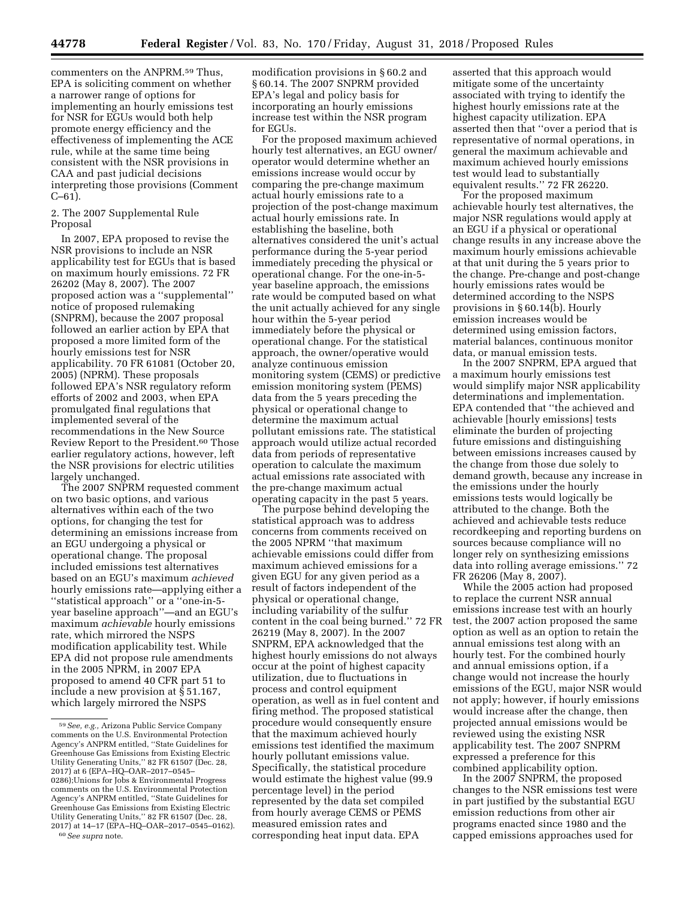commenters on the ANPRM.[59] Thus, EPA is soliciting comment on whether a narrower range of options for implementing an hourly emissions test for NSR for EGUs would both help promote energy efficiency and the effectiveness of implementing the ACE rule, while at the same time being consistent with the NSR provisions in CAA and past judicial decisions interpreting those provisions (Comment C–61).

2. The 2007 Supplemental Rule Proposal

In 2007, EPA proposed to revise the NSR provisions to include an NSR applicability test for EGUs that is based on maximum hourly emissions. 72 FR 26202 (May 8, 2007). The 2007 proposed action was a ''supplemental'' notice of proposed rulemaking (SNPRM), because the 2007 proposal followed an earlier action by EPA that proposed a more limited form of the hourly emissions test for NSR applicability. 70 FR 61081 (October 20, 2005) (NPRM). These proposals followed EPA's NSR regulatory reform efforts of 2002 and 2003, when EPA promulgated final regulations that implemented several of the recommendations in the New Source Review Report to the President.[60] Those earlier regulatory actions, however, left the NSR provisions for electric utilities largely unchanged.

The 2007 SNPRM requested comment on two basic options, and various alternatives within each of the two options, for changing the test for determining an emissions increase from an EGU undergoing a physical or operational change. The proposal included emissions test alternatives based on an EGU's maximum *achieved* hourly emissions rate—applying either a ''statistical approach'' or a ''one-in-5-year baseline approach''—and an EGU's maximum *achievable* hourly emissions rate, which mirrored the NSPS modification applicability test. While EPA did not propose rule amendments in the 2005 NPRM, in 2007 EPA proposed to amend 40 CFR part 51 to include a new provision at § 51.167, which largely mirrored the NSPS modification provisions in § 60.2 and § 60.14. The 2007 SNPRM provided EPA's legal and policy basis for incorporating an hourly emissions increase test within the NSR program for EGUs.

For the proposed maximum achieved hourly test alternatives, an EGU owner/operator would determine whether an emissions increase would occur by comparing the pre-change maximum actual hourly emissions rate to a projection of the post-change maximum actual hourly emissions rate. In establishing the baseline, both alternatives considered the unit's actual performance during the 5-year period immediately preceding the physical or operational change. For the one-in-5-year baseline approach, the emissions rate would be computed based on what the unit actually achieved for any single hour within the 5-year period immediately before the physical or operational change. For the statistical approach, the owner/operative would analyze continuous emission monitoring system (CEMS) or predictive emission monitoring system (PEMS) data from the 5 years preceding the physical or operational change to determine the maximum actual pollutant emissions rate. The statistical approach would utilize actual recorded data from periods of representative operation to calculate the maximum actual emissions rate associated with the pre-change maximum actual operating capacity in the past 5 years.

The purpose behind developing the statistical approach was to address concerns from comments received on the 2005 NPRM ''that maximum achievable emissions could differ from maximum achieved emissions for a given EGU for any given period as a result of factors independent of the physical or operational change, including variability of the sulfur content in the coal being burned.'' 72 FR 26219 (May 8, 2007). In the 2007 SNPRM, EPA acknowledged that the highest hourly emissions do not always occur at the point of highest capacity utilization, due to fluctuations in process and control equipment operation, as well as in fuel content and firing method. The proposed statistical procedure would consequently ensure that the maximum achieved hourly emissions test identified the maximum hourly pollutant emissions value. Specifically, the statistical procedure would estimate the highest value (99.9 percentage level) in the period represented by the data set compiled from hourly average CEMS or PEMS measured emission rates and corresponding heat input data. EPA asserted that this approach would mitigate some of the uncertainty associated with trying to identify the highest hourly emissions rate at the highest capacity utilization. EPA asserted then that ''over a period that is representative of normal operations, in general the maximum achievable and maximum achieved hourly emissions test would lead to substantially equivalent results.'' 72 FR 26220.

For the proposed maximum achievable hourly test alternatives, the major NSR regulations would apply at an EGU if a physical or operational change results in any increase above the maximum hourly emissions achievable at that unit during the 5 years prior to the change. Pre-change and post-change hourly emissions rates would be determined according to the NSPS provisions in § 60.14(b). Hourly emission increases would be determined using emission factors, material balances, continuous monitor data, or manual emission tests.

In the 2007 SNPRM, EPA argued that a maximum hourly emissions test would simplify major NSR applicability determinations and implementation. EPA contended that ''the achieved and achievable [hourly emissions] tests eliminate the burden of projecting future emissions and distinguishing between emissions increases caused by the change from those due solely to demand growth, because any increase in the emissions under the hourly emissions tests would logically be attributed to the change. Both the achieved and achievable tests reduce recordkeeping and reporting burdens on sources because compliance will no longer rely on synthesizing emissions data into rolling average emissions.'' 72 FR 26206 (May 8, 2007).

While the 2005 action had proposed to replace the current NSR annual emissions increase test with an hourly test, the 2007 action proposed the same option as well as an option to retain the annual emissions test along with an hourly test. For the combined hourly and annual emissions option, if a change would not increase the hourly emissions of the EGU, major NSR would not apply; however, if hourly emissions would increase after the change, then projected annual emissions would be reviewed using the existing NSR applicability test. The 2007 SNPRM expressed a preference for this combined applicability option.

In the 2007 SNPRM, the proposed changes to the NSR emissions test were in part justified by the substantial EGU emission reductions from other air programs enacted since 1980 and the capped emissions approaches used for

---

[59] *See, e.g.,* Arizona Public Service Company comments on the U.S. Environmental Protection Agency's ANPRM entitled, ''State Guidelines for Greenhouse Gas Emissions from Existing Electric Utility Generating Units,'' 82 FR 61507 (Dec. 28, 2017) at 6 (EPA–HQ–OAR–2017–0545–0286);Unions for Jobs & Environmental Progress comments on the U.S. Environmental Protection Agency's ANPRM entitled, ''State Guidelines for Greenhouse Gas Emissions from Existing Electric Utility Generating Units,'' 82 FR 61507 (Dec. 28, 2017) at 14–17 (EPA–HQ–OAR–2017–0545–0162).

[60] *See supra* note.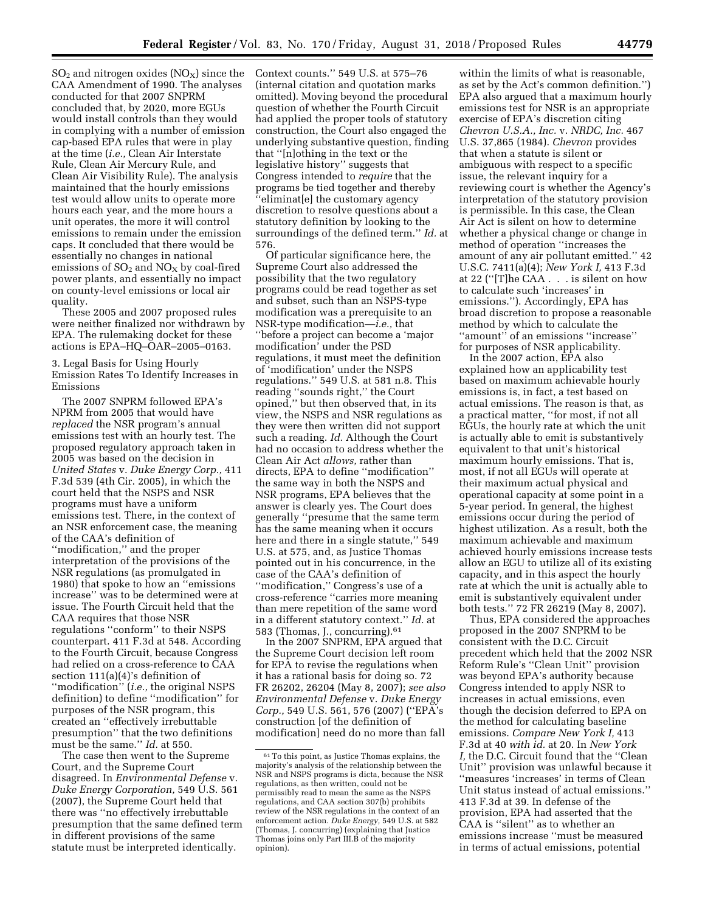$SO_2$ and nitrogen oxides ($NO_X$) since the CAA Amendment of 1990. The analyses conducted for that 2007 SNPRM concluded that, by 2020, more EGUs would install controls than they would in complying with a number of emission cap-based EPA rules that were in play at the time (*i.e.,* Clean Air Interstate Rule, Clean Air Mercury Rule, and Clean Air Visibility Rule). The analysis maintained that the hourly emissions test would allow units to operate more hours each year, and the more hours a unit operates, the more it will control emissions to remain under the emission caps. It concluded that there would be essentially no changes in national emissions of $SO_2$ and $NO_X$ by coal-fired power plants, and essentially no impact on county-level emissions or local air quality.

These 2005 and 2007 proposed rules were neither finalized nor withdrawn by EPA. The rulemaking docket for these actions is EPA–HQ–OAR–2005–0163.

3. Legal Basis for Using Hourly Emission Rates To Identify Increases in Emissions

The 2007 SNPRM followed EPA's NPRM from 2005 that would have *replaced* the NSR program's annual emissions test with an hourly test. The proposed regulatory approach taken in 2005 was based on the decision in *United States* v. *Duke Energy Corp.,* 411 F.3d 539 (4th Cir. 2005), in which the court held that the NSPS and NSR programs must have a uniform emissions test. There, in the context of an NSR enforcement case, the meaning of the CAA's definition of "modification," and the proper interpretation of the provisions of the NSR regulations (as promulgated in 1980) that spoke to how an "emissions increase" was to be determined were at issue. The Fourth Circuit held that the CAA requires that those NSR regulations "conform" to their NSPS counterpart. 411 F.3d at 548. According to the Fourth Circuit, because Congress had relied on a cross-reference to CAA section 111(a)(4)'s definition of "modification" (*i.e.,* the original NSPS definition) to define "modification" for purposes of the NSR program, this created an "effectively irrebuttable presumption" that the two definitions must be the same." *Id.* at 550.

The case then went to the Supreme Court, and the Supreme Court disagreed. In *Environmental Defense* v. *Duke Energy Corporation,* 549 U.S. 561 (2007), the Supreme Court held that there was "no effectively irrebuttable presumption that the same defined term in different provisions of the same statute must be interpreted identically. Context counts." 549 U.S. at 575–76 (internal citation and quotation marks omitted). Moving beyond the procedural question of whether the Fourth Circuit had applied the proper tools of statutory construction, the Court also engaged the underlying substantive question, finding that "[n]othing in the text or the legislative history" suggests that Congress intended to *require* that the programs be tied together and thereby "eliminat[e] the customary agency discretion to resolve questions about a statutory definition by looking to the surroundings of the defined term." *Id.* at 576.

Of particular significance here, the Supreme Court also addressed the possibility that the two regulatory programs could be read together as set and subset, such than an NSPS-type modification was a prerequisite to an NSR-type modification—*i.e.,* that "before a project can become a 'major modification' under the PSD regulations, it must meet the definition of 'modification' under the NSPS regulations." 549 U.S. at 581 n.8. This reading "sounds right," the Court opined," but then observed that, in its view, the NSPS and NSR regulations as they were then written did not support such a reading. *Id.* Although the Court had no occasion to address whether the Clean Air Act *allows,* rather than directs, EPA to define "modification" the same way in both the NSPS and NSR programs, EPA believes that the answer is clearly yes. The Court does generally "presume that the same term has the same meaning when it occurs here and there in a single statute," 549 U.S. at 575, and, as Justice Thomas pointed out in his concurrence, in the case of the CAA's definition of "modification," Congress's use of a cross-reference "carries more meaning than mere repetition of the same word in a different statutory context." *Id.* at 583 (Thomas, J., concurring).[61]

In the 2007 SNPRM, EPA argued that the Supreme Court decision left room for EPA to revise the regulations when it has a rational basis for doing so. 72 FR 26202, 26204 (May 8, 2007); *see also Environmental Defense* v. *Duke Energy Corp.,* 549 U.S. 561, 576 (2007) ("EPA's construction [of the definition of modification] need do no more than fall within the limits of what is reasonable, as set by the Act's common definition.") EPA also argued that a maximum hourly emissions test for NSR is an appropriate exercise of EPA's discretion citing *Chevron U.S.A., Inc.* v. *NRDC, Inc.* 467 U.S. 37,865 (1984). *Chevron* provides that when a statute is silent or ambiguous with respect to a specific issue, the relevant inquiry for a reviewing court is whether the Agency's interpretation of the statutory provision is permissible. In this case, the Clean Air Act is silent on how to determine whether a physical change or change in method of operation "increases the amount of any air pollutant emitted." 42 U.S.C. 7411(a)(4); *New York I,* 413 F.3d at 22 ("[T]he CAA . . . is silent on how to calculate such 'increases' in emissions."). Accordingly, EPA has broad discretion to propose a reasonable method by which to calculate the "amount" of an emissions "increase" for purposes of NSR applicability.

In the 2007 action, EPA also explained how an applicability test based on maximum achievable hourly emissions is, in fact, a test based on actual emissions. The reason is that, as a practical matter, "for most, if not all EGUs, the hourly rate at which the unit is actually able to emit is substantively equivalent to that unit's historical maximum hourly emissions. That is, most, if not all EGUs will operate at their maximum actual physical and operational capacity at some point in a 5-year period. In general, the highest emissions occur during the period of highest utilization. As a result, both the maximum achievable and maximum achieved hourly emissions increase tests allow an EGU to utilize all of its existing capacity, and in this aspect the hourly rate at which the unit is actually able to emit is substantively equivalent under both tests." 72 FR 26219 (May 8, 2007).

Thus, EPA considered the approaches proposed in the 2007 SNPRM to be consistent with the D.C. Circuit precedent which held that the 2002 NSR Reform Rule's "Clean Unit" provision was beyond EPA's authority because Congress intended to apply NSR to increases in actual emissions, even though the decision deferred to EPA on the method for calculating baseline emissions. *Compare New York I,* 413 F.3d at 40 *with id.* at 20. In *New York I,* the D.C. Circuit found that the "Clean Unit" provision was unlawful because it "measures 'increases' in terms of Clean Unit status instead of actual emissions." 413 F.3d at 39. In defense of the provision, EPA had asserted that the CAA is "silent" as to whether an emissions increase "must be measured in terms of actual emissions, potential

[61] To this point, as Justice Thomas explains, the majority's analysis of the relationship between the NSR and NSPS programs is dicta, because the NSR regulations, as then written, could not be permissibly read to mean the same as the NSPS regulations, and CAA section 307(b) prohibits review of the NSR regulations in the context of an enforcement action. *Duke Energy,* 549 U.S. at 582 (Thomas, J. concurring) (explaining that Justice Thomas joins only Part III.B of the majority opinion).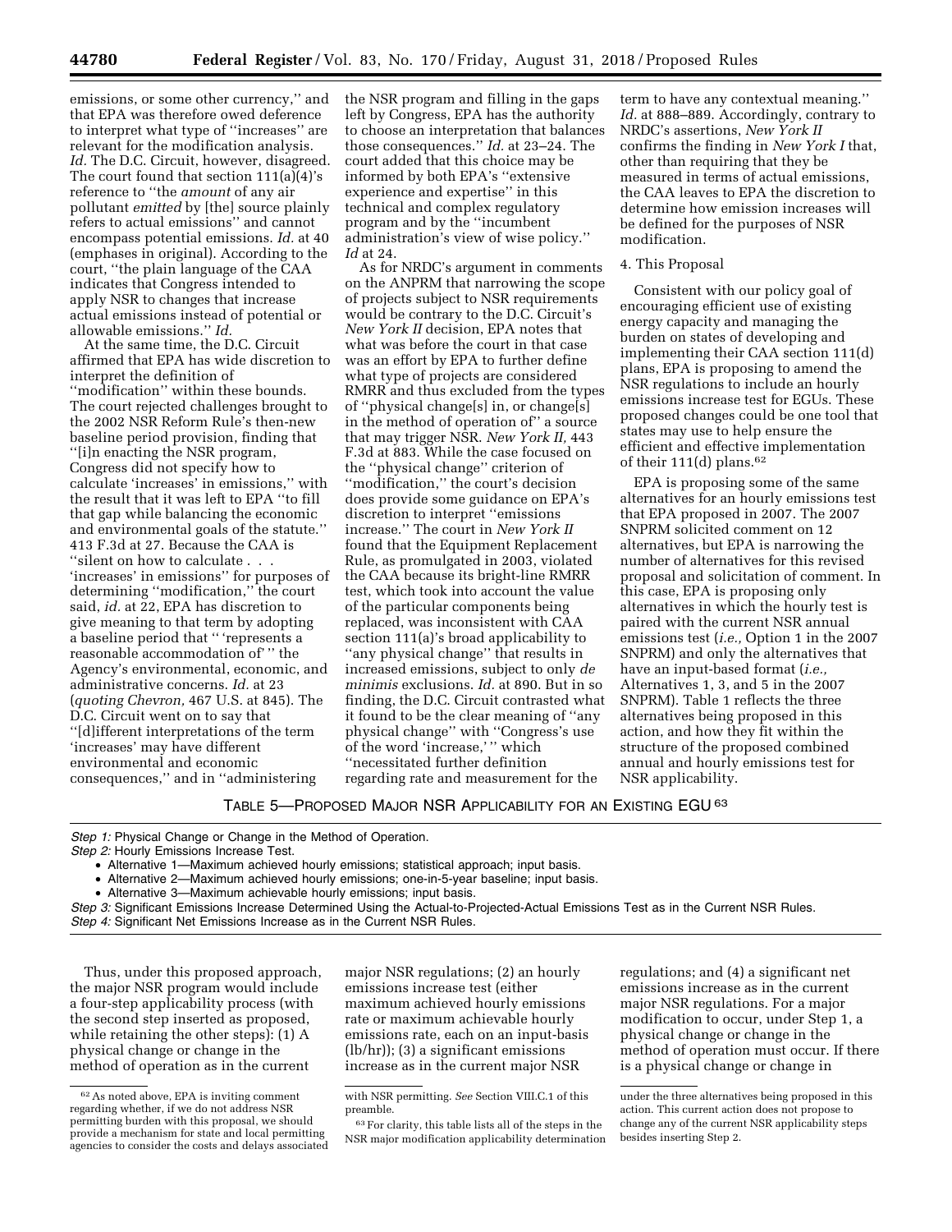emissions, or some other currency,'' and that EPA was therefore owed deference to interpret what type of ''increases'' are relevant for the modification analysis. *Id.* The D.C. Circuit, however, disagreed. The court found that section 111(a)(4)'s reference to ''the *amount* of any air pollutant *emitted* by [the] source plainly refers to actual emissions'' and cannot encompass potential emissions. *Id.* at 40 (emphases in original). According to the court, ''the plain language of the CAA indicates that Congress intended to apply NSR to changes that increase actual emissions instead of potential or allowable emissions.'' *Id.*

At the same time, the D.C. Circuit affirmed that EPA has wide discretion to interpret the definition of ''modification'' within these bounds. The court rejected challenges brought to the 2002 NSR Reform Rule's then-new baseline period provision, finding that ''[i]n enacting the NSR program, Congress did not specify how to calculate 'increases' in emissions,'' with the result that it was left to EPA ''to fill that gap while balancing the economic and environmental goals of the statute.'' 413 F.3d at 27. Because the CAA is ''silent on how to calculate . . . 'increases' in emissions'' for purposes of determining ''modification,'' the court said, *id.* at 22, EPA has discretion to give meaning to that term by adopting a baseline period that '' 'represents a reasonable accommodation of' '' the Agency's environmental, economic, and administrative concerns. *Id.* at 23 (*quoting Chevron,* 467 U.S. at 845). The D.C. Circuit went on to say that ''[d]ifferent interpretations of the term 'increases' may have different environmental and economic consequences,'' and in ''administering the NSR program and filling in the gaps left by Congress, EPA has the authority to choose an interpretation that balances those consequences.'' *Id.* at 23–24. The court added that this choice may be informed by both EPA's ''extensive experience and expertise'' in this technical and complex regulatory program and by the ''incumbent administration's view of wise policy.'' *Id* at 24.

As for NRDC's argument in comments on the ANPRM that narrowing the scope of projects subject to NSR requirements would be contrary to the D.C. Circuit's *New York II* decision, EPA notes that what was before the court in that case was an effort by EPA to further define what type of projects are considered RMRR and thus excluded from the types of ''physical change[s] in, or change[s] in the method of operation of'' a source that may trigger NSR. *New York II,* 443 F.3d at 883. While the case focused on the ''physical change'' criterion of ''modification,'' the court's decision does provide some guidance on EPA's discretion to interpret ''emissions increase.'' The court in *New York II* found that the Equipment Replacement Rule, as promulgated in 2003, violated the CAA because its bright-line RMRR test, which took into account the value of the particular components being replaced, was inconsistent with CAA section 111(a)'s broad applicability to ''any physical change'' that results in increased emissions, subject to only *de minimis* exclusions. *Id.* at 890. But in so finding, the D.C. Circuit contrasted what it found to be the clear meaning of ''any physical change'' with ''Congress's use of the word 'increase,' '' which ''necessitated further definition regarding rate and measurement for the term to have any contextual meaning.'' *Id.* at 888–889. Accordingly, contrary to NRDC's assertions, *New York II* confirms the finding in *New York I* that, other than requiring that they be measured in terms of actual emissions, the CAA leaves to EPA the discretion to determine how emission increases will be defined for the purposes of NSR modification.

4. This Proposal

Consistent with our policy goal of encouraging efficient use of existing energy capacity and managing the burden on states of developing and implementing their CAA section 111(d) plans, EPA is proposing to amend the NSR regulations to include an hourly emissions increase test for EGUs. These proposed changes could be one tool that states may use to help ensure the efficient and effective implementation of their 111(d) plans.[62]

EPA is proposing some of the same alternatives for an hourly emissions test that EPA proposed in 2007. The 2007 SNPRM solicited comment on 12 alternatives, but EPA is narrowing the number of alternatives for this revised proposal and solicitation of comment. In this case, EPA is proposing only alternatives in which the hourly test is paired with the current NSR annual emissions test (*i.e.,* Option 1 in the 2007 SNPRM) and only the alternatives that have an input-based format (*i.e.,* Alternatives 1, 3, and 5 in the 2007 SNPRM). Table 1 reflects the three alternatives being proposed in this action, and how they fit within the structure of the proposed combined annual and hourly emissions test for NSR applicability.

TABLE 5—PROPOSED MAJOR NSR APPLICABILITY FOR AN EXISTING EGU[63]

*Step 1:* Physical Change or Change in the Method of Operation.
*Step 2:* Hourly Emissions Increase Test.
- Alternative 1—Maximum achieved hourly emissions; statistical approach; input basis.
- Alternative 2—Maximum achieved hourly emissions; one-in-5-year baseline; input basis.
- Alternative 3—Maximum achievable hourly emissions; input basis.

*Step 3:* Significant Emissions Increase Determined Using the Actual-to-Projected-Actual Emissions Test as in the Current NSR Rules.
*Step 4:* Significant Net Emissions Increase as in the Current NSR Rules.

Thus, under this proposed approach, the major NSR program would include a four-step applicability process (with the second step inserted as proposed, while retaining the other steps): (1) A physical change or change in the method of operation as in the current major NSR regulations; (2) an hourly emissions increase test (either maximum achieved hourly emissions rate or maximum achievable hourly emissions rate, each on an input-basis (lb/hr)); (3) a significant emissions increase as in the current major NSR regulations; and (4) a significant net emissions increase as in the current major NSR regulations. For a major modification to occur, under Step 1, a physical change or change in the method of operation must occur. If there is a physical change or change in

[62] As noted above, EPA is inviting comment regarding whether, if we do not address NSR permitting burden with this proposal, we should provide a mechanism for state and local permitting agencies to consider the costs and delays associated with NSR permitting. *See* Section VIII.C.1 of this preamble.

[63] For clarity, this table lists all of the steps in the NSR major modification applicability determination under the three alternatives being proposed in this action. This current action does not propose to change any of the current NSR applicability steps besides inserting Step 2.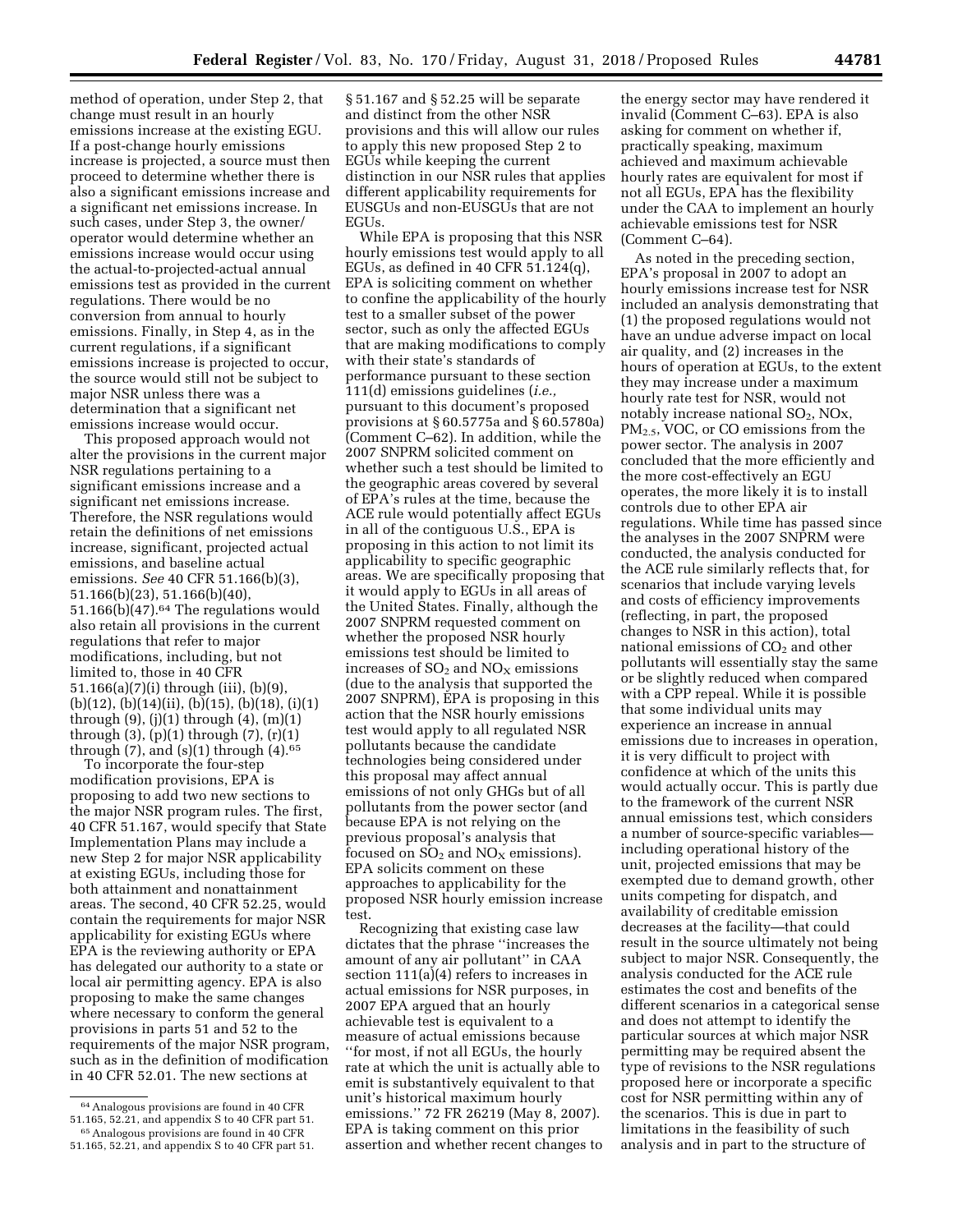method of operation, under Step 2, that change must result in an hourly emissions increase at the existing EGU. If a post-change hourly emissions increase is projected, a source must then proceed to determine whether there is also a significant emissions increase and a significant net emissions increase. In such cases, under Step 3, the owner/operator would determine whether an emissions increase would occur using the actual-to-projected-actual annual emissions test as provided in the current regulations. There would be no conversion from annual to hourly emissions. Finally, in Step 4, as in the current regulations, if a significant emissions increase is projected to occur, the source would still not be subject to major NSR unless there was a determination that a significant net emissions increase would occur.

This proposed approach would not alter the provisions in the current major NSR regulations pertaining to a significant emissions increase and a significant net emissions increase. Therefore, the NSR regulations would retain the definitions of net emissions increase, significant, projected actual emissions, and baseline actual emissions. *See* 40 CFR 51.166(b)(3), 51.166(b)(23), 51.166(b)(40), 51.166(b)(47).[64] The regulations would also retain all provisions in the current regulations that refer to major modifications, including, but not limited to, those in 40 CFR 51.166(a)(7)(i) through (iii), (b)(9), (b)(12), (b)(14)(ii), (b)(15), (b)(18), (i)(1) through (9), (j)(1) through (4), (m)(1) through (3), (p)(1) through (7), (r)(1) through (7), and (s)(1) through (4).[65]

To incorporate the four-step modification provisions, EPA is proposing to add two new sections to the major NSR program rules. The first, 40 CFR 51.167, would specify that State Implementation Plans may include a new Step 2 for major NSR applicability at existing EGUs, including those for both attainment and nonattainment areas. The second, 40 CFR 52.25, would contain the requirements for major NSR applicability for existing EGUs where EPA is the reviewing authority or EPA has delegated our authority to a state or local air permitting agency. EPA is also proposing to make the same changes where necessary to conform the general provisions in parts 51 and 52 to the requirements of the major NSR program, such as in the definition of modification in 40 CFR 52.01. The new sections at § 51.167 and § 52.25 will be separate and distinct from the other NSR provisions and this will allow our rules to apply this new proposed Step 2 to EGUs while keeping the current distinction in our NSR rules that applies different applicability requirements for EUSGUs and non-EUSGUs that are not EGUs.

While EPA is proposing that this NSR hourly emissions test would apply to all EGUs, as defined in 40 CFR 51.124(q), EPA is soliciting comment on whether to confine the applicability of the hourly test to a smaller subset of the power sector, such as only the affected EGUs that are making modifications to comply with their state's standards of performance pursuant to these section 111(d) emissions guidelines (*i.e.,* pursuant to this document's proposed provisions at § 60.5775a and § 60.5780a) (Comment C–62). In addition, while the 2007 SNPRM solicited comment on whether such a test should be limited to the geographic areas covered by several of EPA's rules at the time, because the ACE rule would potentially affect EGUs in all of the contiguous U.S., EPA is proposing in this action to not limit its applicability to specific geographic areas. We are specifically proposing that it would apply to EGUs in all areas of the United States. Finally, although the 2007 SNPRM requested comment on whether the proposed NSR hourly emissions test should be limited to increases of $SO_2$ and $NO_X$ emissions (due to the analysis that supported the 2007 SNPRM), EPA is proposing in this action that the NSR hourly emissions test would apply to all regulated NSR pollutants because the candidate technologies being considered under this proposal may affect annual emissions of not only GHGs but of all pollutants from the power sector (and because EPA is not relying on the previous proposal's analysis that focused on $SO_2$ and $NO_X$ emissions). EPA solicits comment on these approaches to applicability for the proposed NSR hourly emission increase test.

Recognizing that existing case law dictates that the phrase ''increases the amount of any air pollutant'' in CAA section 111(a)(4) refers to increases in actual emissions for NSR purposes, in 2007 EPA argued that an hourly achievable test is equivalent to a measure of actual emissions because ''for most, if not all EGUs, the hourly rate at which the unit is actually able to emit is substantively equivalent to that unit's historical maximum hourly emissions.'' 72 FR 26219 (May 8, 2007). EPA is taking comment on this prior assertion and whether recent changes to the energy sector may have rendered it invalid (Comment C–63). EPA is also asking for comment on whether if, practically speaking, maximum achieved and maximum achievable hourly rates are equivalent for most if not all EGUs, EPA has the flexibility under the CAA to implement an hourly achievable emissions test for NSR (Comment C–64).

As noted in the preceding section, EPA's proposal in 2007 to adopt an hourly emissions increase test for NSR included an analysis demonstrating that (1) the proposed regulations would not have an undue adverse impact on local air quality, and (2) increases in the hours of operation at EGUs, to the extent they may increase under a maximum hourly rate test for NSR, would not notably increase national $SO_2$, NOx, $PM_{2.5}$, VOC, or CO emissions from the power sector. The analysis in 2007 concluded that the more efficiently and the more cost-effectively an EGU operates, the more likely it is to install controls due to other EPA air regulations. While time has passed since the analyses in the 2007 SNPRM were conducted, the analysis conducted for the ACE rule similarly reflects that, for scenarios that include varying levels and costs of efficiency improvements (reflecting, in part, the proposed changes to NSR in this action), total national emissions of $CO_2$ and other pollutants will essentially stay the same or be slightly reduced when compared with a CPP repeal. While it is possible that some individual units may experience an increase in annual emissions due to increases in operation, it is very difficult to project with confidence at which of the units this would actually occur. This is partly due to the framework of the current NSR annual emissions test, which considers a number of source-specific variables—including operational history of the unit, projected emissions that may be exempted due to demand growth, other units competing for dispatch, and availability of creditable emission decreases at the facility—that could result in the source ultimately not being subject to major NSR. Consequently, the analysis conducted for the ACE rule estimates the cost and benefits of the different scenarios in a categorical sense and does not attempt to identify the particular sources at which major NSR permitting may be required absent the type of revisions to the NSR regulations proposed here or incorporate a specific cost for NSR permitting within any of the scenarios. This is due in part to limitations in the feasibility of such analysis and in part to the structure of

[64] Analogous provisions are found in 40 CFR 51.165, 52.21, and appendix S to 40 CFR part 51.

[65] Analogous provisions are found in 40 CFR 51.165, 52.21, and appendix S to 40 CFR part 51.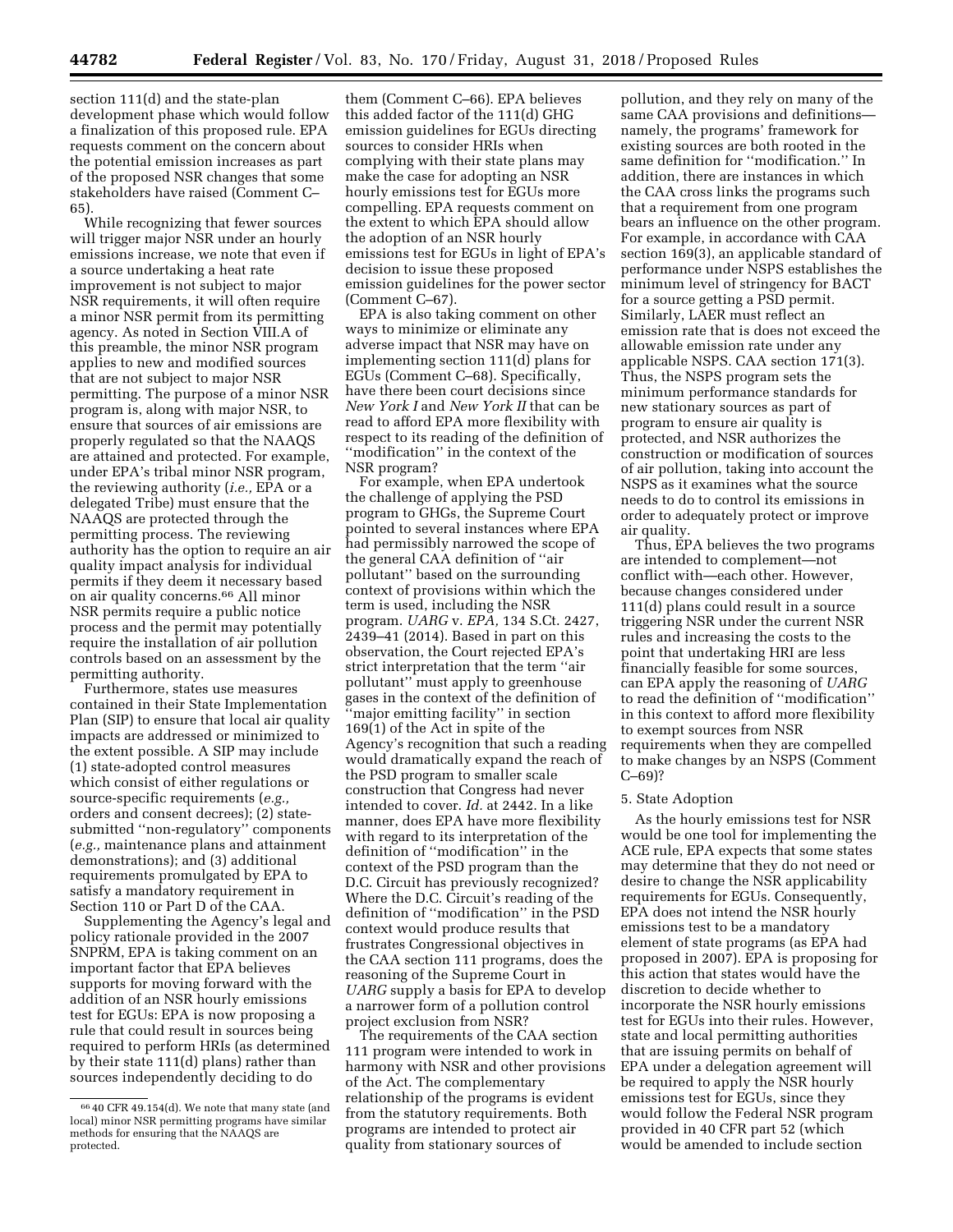section 111(d) and the state-plan development phase which would follow a finalization of this proposed rule. EPA requests comment on the concern about the potential emission increases as part of the proposed NSR changes that some stakeholders have raised (Comment C–65).

While recognizing that fewer sources will trigger major NSR under an hourly emissions increase, we note that even if a source undertaking a heat rate improvement is not subject to major NSR requirements, it will often require a minor NSR permit from its permitting agency. As noted in Section VIII.A of this preamble, the minor NSR program applies to new and modified sources that are not subject to major NSR permitting. The purpose of a minor NSR program is, along with major NSR, to ensure that sources of air emissions are properly regulated so that the NAAQS are attained and protected. For example, under EPA's tribal minor NSR program, the reviewing authority (*i.e.,* EPA or a delegated Tribe) must ensure that the NAAQS are protected through the permitting process. The reviewing authority has the option to require an air quality impact analysis for individual permits if they deem it necessary based on air quality concerns.[66] All minor NSR permits require a public notice process and the permit may potentially require the installation of air pollution controls based on an assessment by the permitting authority.

Furthermore, states use measures contained in their State Implementation Plan (SIP) to ensure that local air quality impacts are addressed or minimized to the extent possible. A SIP may include (1) state-adopted control measures which consist of either regulations or source-specific requirements (*e.g.,* orders and consent decrees); (2) state-submitted ''non-regulatory'' components (*e.g.,* maintenance plans and attainment demonstrations); and (3) additional requirements promulgated by EPA to satisfy a mandatory requirement in Section 110 or Part D of the CAA.

Supplementing the Agency's legal and policy rationale provided in the 2007 SNPRM, EPA is taking comment on an important factor that EPA believes supports for moving forward with the addition of an NSR hourly emissions test for EGUs: EPA is now proposing a rule that could result in sources being required to perform HRIs (as determined by their state 111(d) plans) rather than sources independently deciding to do them (Comment C–66). EPA believes this added factor of the 111(d) GHG emission guidelines for EGUs directing sources to consider HRIs when complying with their state plans may make the case for adopting an NSR hourly emissions test for EGUs more compelling. EPA requests comment on the extent to which EPA should allow the adoption of an NSR hourly emissions test for EGUs in light of EPA's decision to issue these proposed emission guidelines for the power sector (Comment C–67).

EPA is also taking comment on other ways to minimize or eliminate any adverse impact that NSR may have on implementing section 111(d) plans for EGUs (Comment C–68). Specifically, have there been court decisions since *New York I* and *New York II* that can be read to afford EPA more flexibility with respect to its reading of the definition of ''modification'' in the context of the NSR program?

For example, when EPA undertook the challenge of applying the PSD program to GHGs, the Supreme Court pointed to several instances where EPA had permissibly narrowed the scope of the general CAA definition of ''air pollutant'' based on the surrounding context of provisions within which the term is used, including the NSR program. *UARG* v. *EPA,* 134 S.Ct. 2427, 2439–41 (2014). Based in part on this observation, the Court rejected EPA's strict interpretation that the term ''air pollutant'' must apply to greenhouse gases in the context of the definition of ''major emitting facility'' in section 169(1) of the Act in spite of the Agency's recognition that such a reading would dramatically expand the reach of the PSD program to smaller scale construction that Congress had never intended to cover. *Id.* at 2442. In a like manner, does EPA have more flexibility with regard to its interpretation of the definition of ''modification'' in the context of the PSD program than the D.C. Circuit has previously recognized? Where the D.C. Circuit's reading of the definition of ''modification'' in the PSD context would produce results that frustrates Congressional objectives in the CAA section 111 programs, does the reasoning of the Supreme Court in *UARG* supply a basis for EPA to develop a narrower form of a pollution control project exclusion from NSR?

The requirements of the CAA section 111 program were intended to work in harmony with NSR and other provisions of the Act. The complementary relationship of the programs is evident from the statutory requirements. Both programs are intended to protect air quality from stationary sources of pollution, and they rely on many of the same CAA provisions and definitions—namely, the programs' framework for existing sources are both rooted in the same definition for ''modification.'' In addition, there are instances in which the CAA cross links the programs such that a requirement from one program bears an influence on the other program. For example, in accordance with CAA section 169(3), an applicable standard of performance under NSPS establishes the minimum level of stringency for BACT for a source getting a PSD permit. Similarly, LAER must reflect an emission rate that is does not exceed the allowable emission rate under any applicable NSPS. CAA section 171(3). Thus, the NSPS program sets the minimum performance standards for new stationary sources as part of program to ensure air quality is protected, and NSR authorizes the construction or modification of sources of air pollution, taking into account the NSPS as it examines what the source needs to do to control its emissions in order to adequately protect or improve air quality.

Thus, EPA believes the two programs are intended to complement—not conflict with—each other. However, because changes considered under 111(d) plans could result in a source triggering NSR under the current NSR rules and increasing the costs to the point that undertaking HRI are less financially feasible for some sources, can EPA apply the reasoning of *UARG* to read the definition of ''modification'' in this context to afford more flexibility to exempt sources from NSR requirements when they are compelled to make changes by an NSPS (Comment C–69)?

5. State Adoption

As the hourly emissions test for NSR would be one tool for implementing the ACE rule, EPA expects that some states may determine that they do not need or desire to change the NSR applicability requirements for EGUs. Consequently, EPA does not intend the NSR hourly emissions test to be a mandatory element of state programs (as EPA had proposed in 2007). EPA is proposing for this action that states would have the discretion to decide whether to incorporate the NSR hourly emissions test for EGUs into their rules. However, state and local permitting authorities that are issuing permits on behalf of EPA under a delegation agreement will be required to apply the NSR hourly emissions test for EGUs, since they would follow the Federal NSR program provided in 40 CFR part 52 (which would be amended to include section

---

[66] 40 CFR 49.154(d). We note that many state (and local) minor NSR permitting programs have similar methods for ensuring that the NAAQS are protected.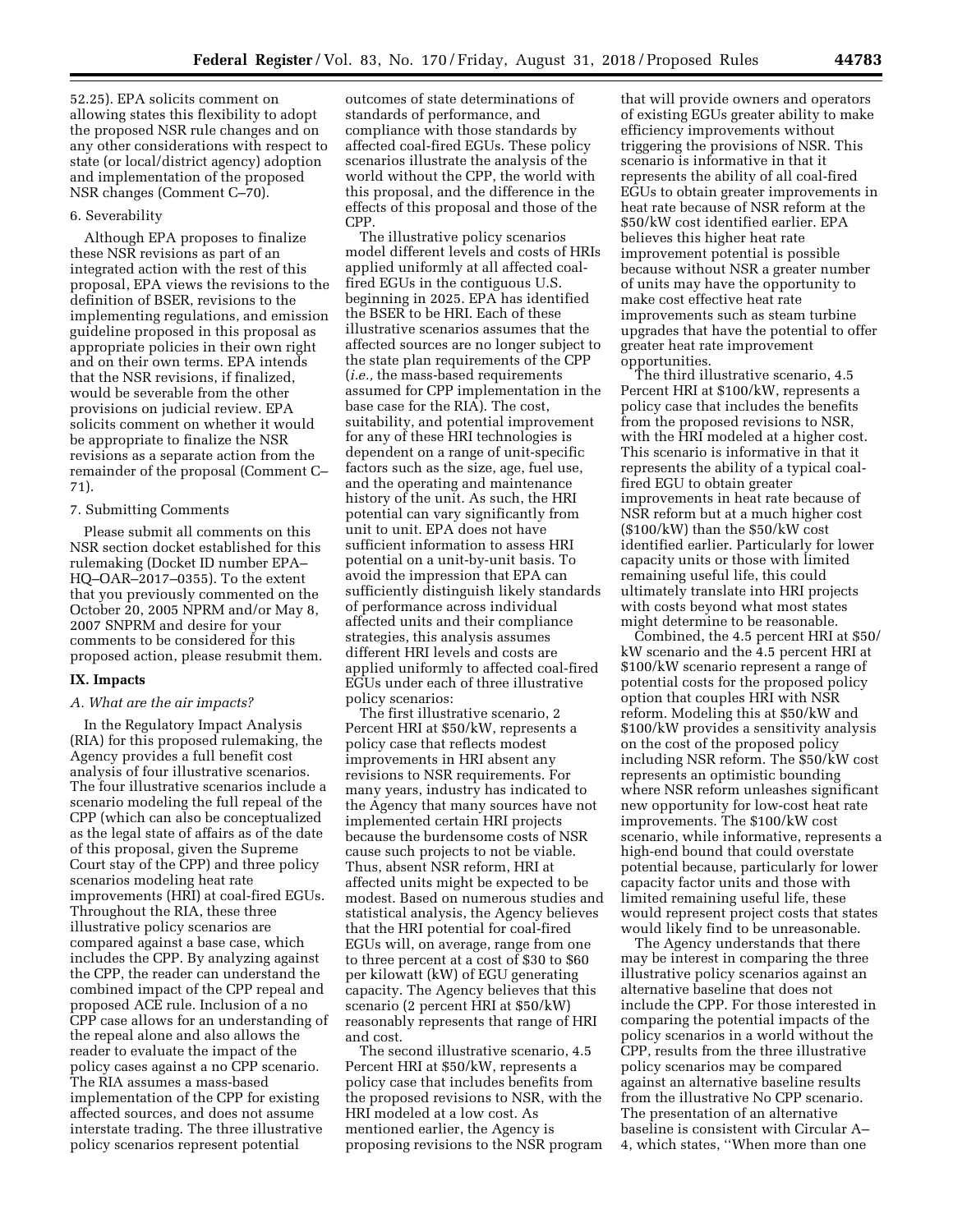52.25). EPA solicits comment on allowing states this flexibility to adopt the proposed NSR rule changes and on any other considerations with respect to state (or local/district agency) adoption and implementation of the proposed NSR changes (Comment C–70).

6. Severability

Although EPA proposes to finalize these NSR revisions as part of an integrated action with the rest of this proposal, EPA views the revisions to the definition of BSER, revisions to the implementing regulations, and emission guideline proposed in this proposal as appropriate policies in their own right and on their own terms. EPA intends that the NSR revisions, if finalized, would be severable from the other provisions on judicial review. EPA solicits comment on whether it would be appropriate to finalize the NSR revisions as a separate action from the remainder of the proposal (Comment C–71).

7. Submitting Comments

Please submit all comments on this NSR section docket established for this rulemaking (Docket ID number EPA–HQ–OAR–2017–0355). To the extent that you previously commented on the October 20, 2005 NPRM and/or May 8, 2007 SNPRM and desire for your comments to be considered for this proposed action, please resubmit them.

## IX. Impacts

### A. What are the air impacts?

In the Regulatory Impact Analysis (RIA) for this proposed rulemaking, the Agency provides a full benefit cost analysis of four illustrative scenarios. The four illustrative scenarios include a scenario modeling the full repeal of the CPP (which can also be conceptualized as the legal state of affairs as of the date of this proposal, given the Supreme Court stay of the CPP) and three policy scenarios modeling heat rate improvements (HRI) at coal-fired EGUs. Throughout the RIA, these three illustrative policy scenarios are compared against a base case, which includes the CPP. By analyzing against the CPP, the reader can understand the combined impact of the CPP repeal and proposed ACE rule. Inclusion of a no CPP case allows for an understanding of the repeal alone and also allows the reader to evaluate the impact of the policy cases against a no CPP scenario. The RIA assumes a mass-based implementation of the CPP for existing affected sources, and does not assume interstate trading. The three illustrative policy scenarios represent potential outcomes of state determinations of standards of performance, and compliance with those standards by affected coal-fired EGUs. These policy scenarios illustrate the analysis of the world without the CPP, the world with this proposal, and the difference in the effects of this proposal and those of the CPP.

The illustrative policy scenarios model different levels and costs of HRIs applied uniformly at all affected coal-fired EGUs in the contiguous U.S. beginning in 2025. EPA has identified the BSER to be HRI. Each of these illustrative scenarios assumes that the affected sources are no longer subject to the state plan requirements of the CPP (*i.e.,* the mass-based requirements assumed for CPP implementation in the base case for the RIA). The cost, suitability, and potential improvement for any of these HRI technologies is dependent on a range of unit-specific factors such as the size, age, fuel use, and the operating and maintenance history of the unit. As such, the HRI potential can vary significantly from unit to unit. EPA does not have sufficient information to assess HRI potential on a unit-by-unit basis. To avoid the impression that EPA can sufficiently distinguish likely standards of performance across individual affected units and their compliance strategies, this analysis assumes different HRI levels and costs are applied uniformly to affected coal-fired EGUs under each of three illustrative policy scenarios:

The first illustrative scenario, 2 Percent HRI at $50/kW, represents a policy case that reflects modest improvements in HRI absent any revisions to NSR requirements. For many years, industry has indicated to the Agency that many sources have not implemented certain HRI projects because the burdensome costs of NSR cause such projects to not be viable. Thus, absent NSR reform, HRI at affected units might be expected to be modest. Based on numerous studies and statistical analysis, the Agency believes that the HRI potential for coal-fired EGUs will, on average, range from one to three percent at a cost of $30 to $60 per kilowatt (kW) of EGU generating capacity. The Agency believes that this scenario (2 percent HRI at $50/kW) reasonably represents that range of HRI and cost.

The second illustrative scenario, 4.5 Percent HRI at $50/kW, represents a policy case that includes benefits from the proposed revisions to NSR, with the HRI modeled at a low cost. As mentioned earlier, the Agency is proposing revisions to the NSR program that will provide owners and operators of existing EGUs greater ability to make efficiency improvements without triggering the provisions of NSR. This scenario is informative in that it represents the ability of all coal-fired EGUs to obtain greater improvements in heat rate because of NSR reform at the $50/kW cost identified earlier. EPA believes this higher heat rate improvement potential is possible because without NSR a greater number of units may have the opportunity to make cost effective heat rate improvements such as steam turbine upgrades that have the potential to offer greater heat rate improvement opportunities.

The third illustrative scenario, 4.5 Percent HRI at $100/kW, represents a policy case that includes the benefits from the proposed revisions to NSR, with the HRI modeled at a higher cost. This scenario is informative in that it represents the ability of a typical coal-fired EGU to obtain greater improvements in heat rate because of NSR reform but at a much higher cost ($100/kW) than the $50/kW cost identified earlier. Particularly for lower capacity units or those with limited remaining useful life, this could ultimately translate into HRI projects with costs beyond what most states might determine to be reasonable.

Combined, the 4.5 percent HRI at $50/kW scenario and the 4.5 percent HRI at $100/kW scenario represent a range of potential costs for the proposed policy option that couples HRI with NSR reform. Modeling this at $50/kW and $100/kW provides a sensitivity analysis on the cost of the proposed policy including NSR reform. The $50/kW cost represents an optimistic bounding where NSR reform unleashes significant new opportunity for low-cost heat rate improvements. The $100/kW cost scenario, while informative, represents a high-end bound that could overstate potential because, particularly for lower capacity factor units and those with limited remaining useful life, these would represent project costs that states would likely find to be unreasonable.

The Agency understands that there may be interest in comparing the three illustrative policy scenarios against an alternative baseline that does not include the CPP. For those interested in comparing the potential impacts of the policy scenarios in a world without the CPP, results from the three illustrative policy scenarios may be compared against an alternative baseline results from the illustrative No CPP scenario. The presentation of an alternative baseline is consistent with Circular A–4, which states, ''When more than one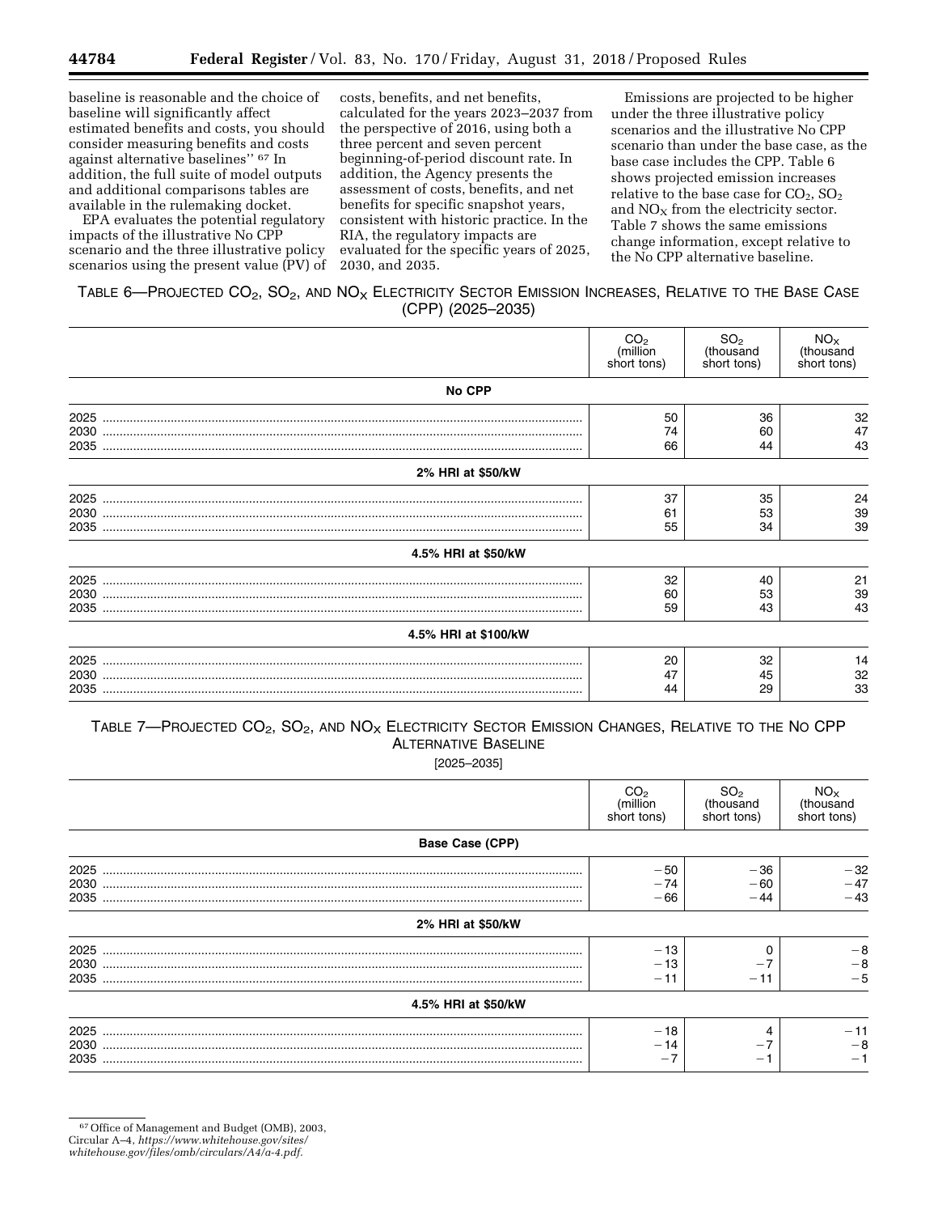baseline is reasonable and the choice of baseline will significantly affect estimated benefits and costs, you should consider measuring benefits and costs against alternative baselines'' [67] In addition, the full suite of model outputs and additional comparisons tables are available in the rulemaking docket.

EPA evaluates the potential regulatory impacts of the illustrative No CPP scenario and the three illustrative policy scenarios using the present value (PV) of costs, benefits, and net benefits, calculated for the years 2023–2037 from the perspective of 2016, using both a three percent and seven percent beginning-of-period discount rate. In addition, the Agency presents the assessment of costs, benefits, and net benefits for specific snapshot years, consistent with historic practice. In the RIA, the regulatory impacts are evaluated for the specific years of 2025, 2030, and 2035.

Emissions are projected to be higher under the three illustrative policy scenarios and the illustrative No CPP scenario than under the base case, as the base case includes the CPP. Table 6 shows projected emission increases relative to the base case for $CO_2$, $SO_2$ and $NO_X$ from the electricity sector. Table 7 shows the same emissions change information, except relative to the No CPP alternative baseline.

TABLE 6—PROJECTED $CO_2$, $SO_2$, AND $NO_X$ ELECTRICITY SECTOR EMISSION INCREASES, RELATIVE TO THE BASE CASE (CPP) (2025–2035)

| | $CO_2$ (million short tons) | $SO_2$ (thousand short tons) | $NO_X$ (thousand short tons) |
|---|---|---|---|
| **No CPP** | | | |
| 2025 | 50 | 36 | 32 |
| 2030 | 74 | 60 | 47 |
| 2035 | 66 | 44 | 43 |
| **2% HRI at $50/kW** | | | |
| 2025 | 37 | 35 | 24 |
| 2030 | 61 | 53 | 39 |
| 2035 | 55 | 34 | 39 |
| **4.5% HRI at $50/kW** | | | |
| 2025 | 32 | 40 | 21 |
| 2030 | 60 | 53 | 39 |
| 2035 | 59 | 43 | 43 |
| **4.5% HRI at $100/kW** | | | |
| 2025 | 20 | 32 | 14 |
| 2030 | 47 | 45 | 32 |
| 2035 | 44 | 29 | 33 |

TABLE 7—PROJECTED $CO_2$, $SO_2$, AND $NO_X$ ELECTRICITY SECTOR EMISSION CHANGES, RELATIVE TO THE NO CPP ALTERNATIVE BASELINE

[2025–2035]

| | $CO_2$ (million short tons) | $SO_2$ (thousand short tons) | $NO_X$ (thousand short tons) |
|---|---|---|---|
| **Base Case (CPP)** | | | |
| 2025 | −50 | −36 | −32 |
| 2030 | −74 | −60 | −47 |
| 2035 | −66 | −44 | −43 |
| **2% HRI at $50/kW** | | | |
| 2025 | −13 | 0 | −8 |
| 2030 | −13 | −7 | −8 |
| 2035 | −11 | −11 | −5 |
| **4.5% HRI at $50/kW** | | | |
| 2025 | −18 | 4 | −11 |
| 2030 | −14 | −7 | −8 |
| 2035 | −7 | −1 | −1 |

[67] Office of Management and Budget (OMB), 2003, Circular A–4, *https://www.whitehouse.gov/sites/whitehouse.gov/files/omb/circulars/A4/a-4.pdf.*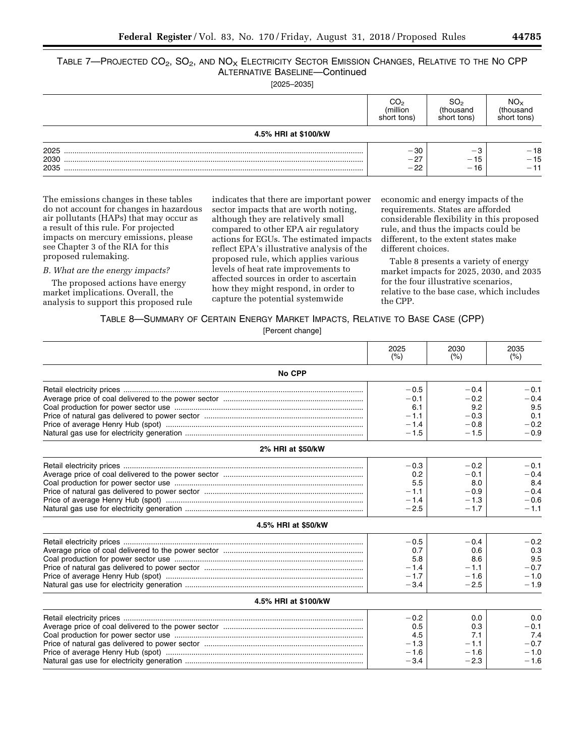TABLE 7—PROJECTED $CO_2$, $SO_2$, AND $NO_X$ ELECTRICITY SECTOR EMISSION CHANGES, RELATIVE TO THE NO CPP ALTERNATIVE BASELINE—Continued

[2025–2035]

| | $CO_2$ (million short tons) | $SO_2$ (thousand short tons) | $NO_X$ (thousand short tons) |
|---|---|---|---|
| **4.5% HRI at $100/kW** | | | |
| 2025 | −30 | −3 | −18 |
| 2030 | −27 | −15 | −15 |
| 2035 | −22 | −16 | −11 |

The emissions changes in these tables do not account for changes in hazardous air pollutants (HAPs) that may occur as a result of this rule. For projected impacts on mercury emissions, please see Chapter 3 of the RIA for this proposed rulemaking.

*B. What are the energy impacts?*

The proposed actions have energy market implications. Overall, the analysis to support this proposed rule indicates that there are important power sector impacts that are worth noting, although they are relatively small compared to other EPA air regulatory actions for EGUs. The estimated impacts reflect EPA's illustrative analysis of the proposed rule, which applies various levels of heat rate improvements to affected sources in order to ascertain how they might respond, in order to capture the potential systemwide economic and energy impacts of the requirements. States are afforded considerable flexibility in this proposed rule, and thus the impacts could be different, to the extent states make different choices.

Table 8 presents a variety of energy market impacts for 2025, 2030, and 2035 for the four illustrative scenarios, relative to the base case, which includes the CPP.

TABLE 8—SUMMARY OF CERTAIN ENERGY MARKET IMPACTS, RELATIVE TO BASE CASE (CPP)

[Percent change]

| | 2025 (%) | 2030 (%) | 2035 (%) |
|---|---|---|---|
| **No CPP** | | | |
| Retail electricity prices | −0.5 | −0.4 | −0.1 |
| Average price of coal delivered to the power sector | −0.1 | −0.2 | −0.4 |
| Coal production for power sector use | 6.1 | 9.2 | 9.5 |
| Price of natural gas delivered to power sector | −1.1 | −0.3 | 0.1 |
| Price of average Henry Hub (spot) | −1.4 | −0.8 | −0.2 |
| Natural gas use for electricity generation | −1.5 | −1.5 | −0.9 |
| **2% HRI at $50/kW** | | | |
| Retail electricity prices | −0.3 | −0.2 | −0.1 |
| Average price of coal delivered to the power sector | 0.2 | −0.1 | −0.4 |
| Coal production for power sector use | 5.5 | 8.0 | 8.4 |
| Price of natural gas delivered to power sector | −1.1 | −0.9 | −0.4 |
| Price of average Henry Hub (spot) | −1.4 | −1.3 | −0.6 |
| Natural gas use for electricity generation | −2.5 | −1.7 | −1.1 |
| **4.5% HRI at $50/kW** | | | |
| Retail electricity prices | −0.5 | −0.4 | −0.2 |
| Average price of coal delivered to the power sector | 0.7 | 0.6 | 0.3 |
| Coal production for power sector use | 5.8 | 8.6 | 9.5 |
| Price of natural gas delivered to power sector | −1.4 | −1.1 | −0.7 |
| Price of average Henry Hub (spot) | −1.7 | −1.6 | −1.0 |
| Natural gas use for electricity generation | −3.4 | −2.5 | −1.9 |
| **4.5% HRI at $100/kW** | | | |
| Retail electricity prices | −0.2 | 0.0 | 0.0 |
| Average price of coal delivered to the power sector | 0.5 | 0.3 | −0.1 |
| Coal production for power sector use | 4.5 | 7.1 | 7.4 |
| Price of natural gas delivered to power sector | −1.3 | −1.1 | −0.7 |
| Price of average Henry Hub (spot) | −1.6 | −1.6 | −1.0 |
| Natural gas use for electricity generation | −3.4 | −2.3 | −1.6 |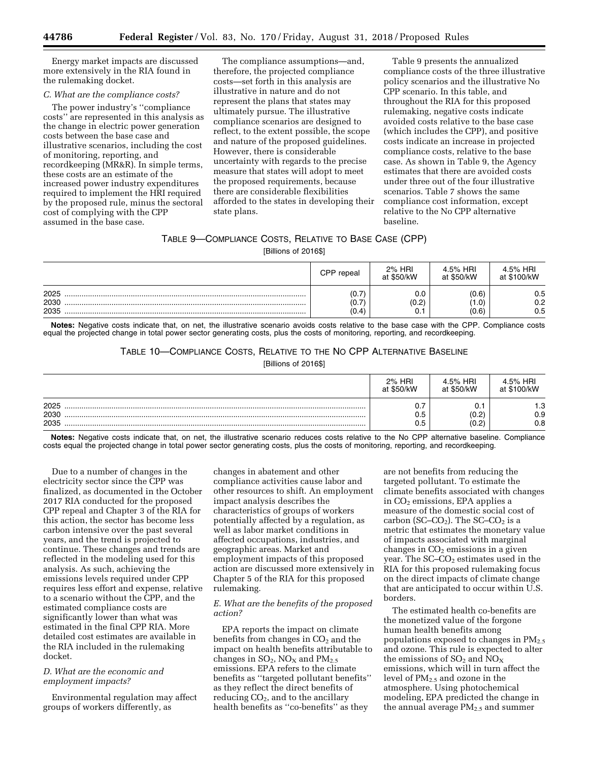Energy market impacts are discussed more extensively in the RIA found in the rulemaking docket.

### C. What are the compliance costs?

The power industry's ''compliance costs'' are represented in this analysis as the change in electric power generation costs between the base case and illustrative scenarios, including the cost of monitoring, reporting, and recordkeeping (MR&R). In simple terms, these costs are an estimate of the increased power industry expenditures required to implement the HRI required by the proposed rule, minus the sectoral cost of complying with the CPP assumed in the base case.

The compliance assumptions—and, therefore, the projected compliance costs—set forth in this analysis are illustrative in nature and do not represent the plans that states may ultimately pursue. The illustrative compliance scenarios are designed to reflect, to the extent possible, the scope and nature of the proposed guidelines. However, there is considerable uncertainty with regards to the precise measure that states will adopt to meet the proposed requirements, because there are considerable flexibilities afforded to the states in developing their state plans.

Table 9 presents the annualized compliance costs of the three illustrative policy scenarios and the illustrative No CPP scenario. In this table, and throughout the RIA for this proposed rulemaking, negative costs indicate avoided costs relative to the base case (which includes the CPP), and positive costs indicate an increase in projected compliance costs, relative to the base case. As shown in Table 9, the Agency estimates that there are avoided costs under three out of the four illustrative scenarios. Table 7 shows the same compliance cost information, except relative to the No CPP alternative baseline.

TABLE 9—COMPLIANCE COSTS, RELATIVE TO BASE CASE (CPP)

[Billions of 2016$]

| | CPP repeal | 2% HRI at $50/kW | 4.5% HRI at $50/kW | 4.5% HRI at $100/kW |
|---|---|---|---|---|
| 2025 | (0.7) | 0.0 | (0.6) | 0.5 |
| 2030 | (0.7) | (0.2) | (1.0) | 0.2 |
| 2035 | (0.4) | 0.1 | (0.6) | 0.5 |

**Notes:** Negative costs indicate that, on net, the illustrative scenario avoids costs relative to the base case with the CPP. Compliance costs equal the projected change in total power sector generating costs, plus the costs of monitoring, reporting, and recordkeeping.

TABLE 10—COMPLIANCE COSTS, RELATIVE TO THE NO CPP ALTERNATIVE BASELINE

[Billions of 2016$]

| | 2% HRI at $50/kW | 4.5% HRI at $50/kW | 4.5% HRI at $100/kW |
|---|---|---|---|
| 2025 | 0.7 | 0.1 | 1.3 |
| 2030 | 0.5 | (0.2) | 0.9 |
| 2035 | 0.5 | (0.2) | 0.8 |

**Notes:** Negative costs indicate that, on net, the illustrative scenario reduces costs relative to the No CPP alternative baseline. Compliance costs equal the projected change in total power sector generating costs, plus the costs of monitoring, reporting, and recordkeeping.

Due to a number of changes in the electricity sector since the CPP was finalized, as documented in the October 2017 RIA conducted for the proposed CPP repeal and Chapter 3 of the RIA for this action, the sector has become less carbon intensive over the past several years, and the trend is projected to continue. These changes and trends are reflected in the modeling used for this analysis. As such, achieving the emissions levels required under CPP requires less effort and expense, relative to a scenario without the CPP, and the estimated compliance costs are significantly lower than what was estimated in the final CPP RIA. More detailed cost estimates are available in the RIA included in the rulemaking docket.

### D. What are the economic and employment impacts?

Environmental regulation may affect groups of workers differently, as changes in abatement and other compliance activities cause labor and other resources to shift. An employment impact analysis describes the characteristics of groups of workers potentially affected by a regulation, as well as labor market conditions in affected occupations, industries, and geographic areas. Market and employment impacts of this proposed action are discussed more extensively in Chapter 5 of the RIA for this proposed rulemaking.

### E. What are the benefits of the proposed action?

EPA reports the impact on climate benefits from changes in $CO_2$ and the impact on health benefits attributable to changes in $SO_2$, $NO_X$ and $PM_{2.5}$ emissions. EPA refers to the climate benefits as ''targeted pollutant benefits'' as they reflect the direct benefits of reducing $CO_2$, and to the ancillary health benefits as ''co-benefits'' as they are not benefits from reducing the targeted pollutant. To estimate the climate benefits associated with changes in $CO_2$ emissions, EPA applies a measure of the domestic social cost of carbon (SC–$CO_2$). The SC–$CO_2$ is a metric that estimates the monetary value of impacts associated with marginal changes in $CO_2$ emissions in a given year. The SC–$CO_2$ estimates used in the RIA for this proposed rulemaking focus on the direct impacts of climate change that are anticipated to occur within U.S. borders.

The estimated health co-benefits are the monetized value of the forgone human health benefits among populations exposed to changes in $PM_{2.5}$ and ozone. This rule is expected to alter the emissions of $SO_2$ and $NO_X$ emissions, which will in turn affect the level of $PM_{2.5}$ and ozone in the atmosphere. Using photochemical modeling, EPA predicted the change in the annual average $PM_{2.5}$ and summer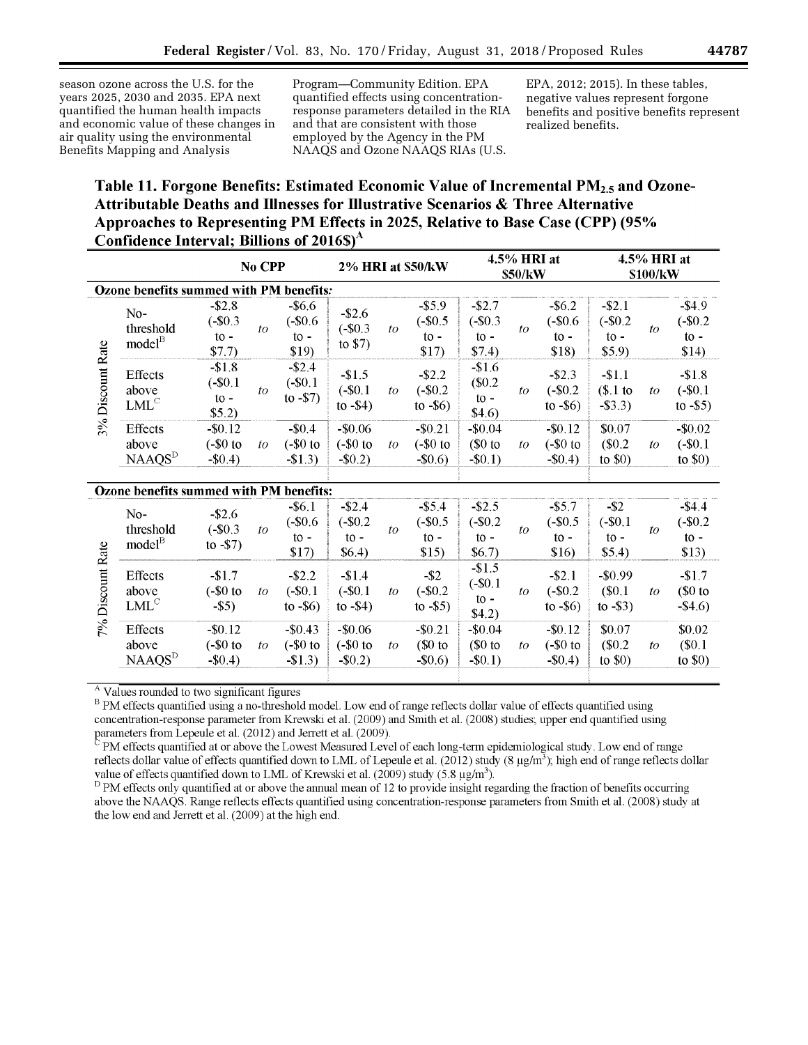season ozone across the U.S. for the years 2025, 2030 and 2035. EPA next quantified the human health impacts and economic value of these changes in air quality using the environmental Benefits Mapping and Analysis Program—Community Edition. EPA quantified effects using concentration-response parameters detailed in the RIA and that are consistent with those employed by the Agency in the PM NAAQS and Ozone NAAQS RIAs (U.S. EPA, 2012; 2015). In these tables, negative values represent forgone benefits and positive benefits represent realized benefits.

**Table 11. Forgone Benefits: Estimated Economic Value of Incremental $PM_{2.5}$ and Ozone-Attributable Deaths and Illnesses for Illustrative Scenarios & Three Alternative Approaches to Representing PM Effects in 2025, Relative to Base Case (CPP) (95% Confidence Interval; Billions of 2016$)[A]**

| | | No CPP | | | 2% HRI at $50/kW | | | 4.5% HRI at $50/kW | | | 4.5% HRI at $100/kW | | |
|---|---|---|---|---|---|---|---|---|---|---|---|---|---|
| **Ozone benefits summed with PM benefits:** | | | | | | | | | | | | | |
| 3% Discount Rate | No-threshold model[B] | -$2.8 (-$0.3 to - $7.7) | to | -$6.6 (-$0.6 to - $19) | -$2.6 (-$0.3 to $7) | to | -$5.9 (-$0.5 to - $17) | -$2.7 (-$0.3 to - $7.4) | to | -$6.2 (-$0.6 to - $18) | -$2.1 (-$0.2 to - $5.9) | to | -$4.9 (-$0.2 to - $14) |
| | Effects above LML[C] | -$1.8 (-$0.1 to - $5.2) | to | -$2.4 (-$0.1 to -$7) | -$1.5 (-$0.1 to -$4) | to | -$2.2 (-$0.2 to -$6) | -$1.6 ($0.2 to - $4.6) | to | -$2.3 (-$0.2 to -$6) | -$1.1 ($.1 to -$3.3) | to | -$1.8 (-$0.1 to -$5) |
| | Effects above NAAQS[D] | -$0.12 (-$0 to -$0.4) | to | -$0.4 (-$0 to -$1.3) | -$0.06 (-$0 to -$0.2) | to | -$0.21 (-$0 to -$0.6) | -$0.04 ($0 to -$0.1) | to | -$0.12 (-$0 to -$0.4) | $0.07 ($0.2 to $0) | to | -$0.02 (-$0.1 to $0) |
| **Ozone benefits summed with PM benefits:** | | | | | | | | | | | | | |
| 7% Discount Rate | No-threshold model[B] | -$2.6 (-$0.3 to -$7) | to | -$6.1 (-$0.6 to - $17) | -$2.4 (-$0.2 to - $6.4) | to | -$5.4 (-$0.5 to - $15) | -$2.5 (-$0.2 to - $6.7) | to | -$5.7 (-$0.5 to - $16) | -$2 (-$0.1 to - $5.4) | to | -$4.4 (-$0.2 to - $13) |
| | Effects above LML[C] | -$1.7 (-$0 to -$5) | to | -$2.2 (-$0.1 to -$6) | -$1.4 (-$0.1 to -$4) | to | -$2 (-$0.2 to -$5) | -$1.5 (-$0.1 to - $4.2) | to | -$2.1 (-$0.2 to -$6) | -$0.99 ($0.1 to -$3) | to | -$1.7 ($0 to -$4.6) |
| | Effects above NAAQS[D] | -$0.12 (-$0 to -$0.4) | to | -$0.43 (-$0 to -$1.3) | -$0.06 (-$0 to -$0.2) | to | -$0.21 ($0 to -$0.6) | -$0.04 ($0 to -$0.1) | to | -$0.12 (-$0 to -$0.4) | $0.07 ($0.2 to $0) | to | $0.02 ($0.1 to $0) |

[A] Values rounded to two significant figures

[B] PM effects quantified using a no-threshold model. Low end of range reflects dollar value of effects quantified using concentration-response parameter from Krewski et al. (2009) and Smith et al. (2008) studies; upper end quantified using parameters from Lepeule et al. (2012) and Jerrett et al. (2009).

[C] PM effects quantified at or above the Lowest Measured Level of each long-term epidemiological study. Low end of range reflects dollar value of effects quantified down to LML of Lepeule et al. (2012) study (8 μg/m³); high end of range reflects dollar value of effects quantified down to LML of Krewski et al. (2009) study (5.8 μg/m³).

[D] PM effects only quantified at or above the annual mean of 12 to provide insight regarding the fraction of benefits occurring above the NAAQS. Range reflects effects quantified using concentration-response parameters from Smith et al. (2008) study at the low end and Jerrett et al. (2009) at the high end.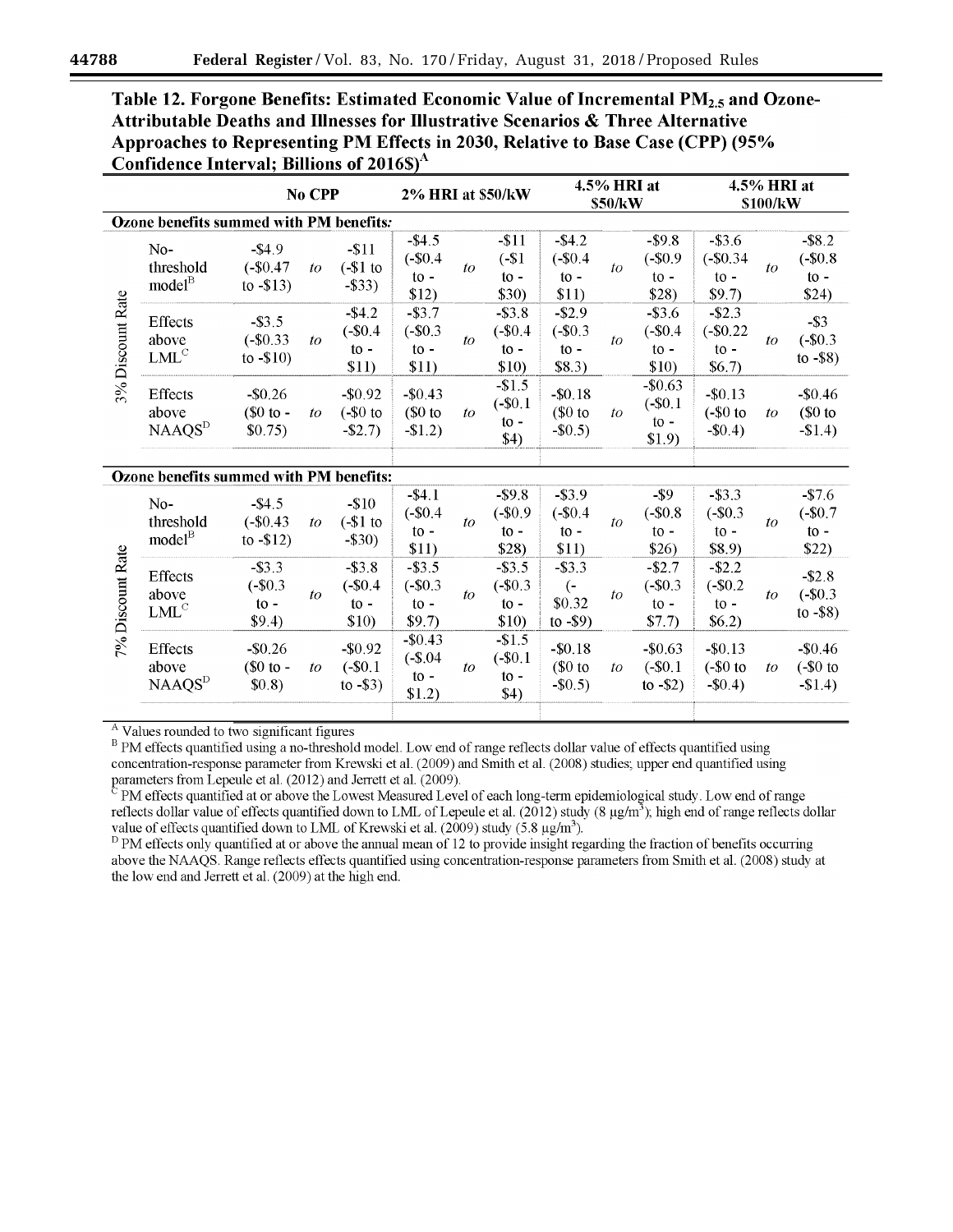**Table 12. Forgone Benefits: Estimated Economic Value of Incremental $PM_{2.5}$ and Ozone-Attributable Deaths and Illnesses for Illustrative Scenarios & Three Alternative Approaches to Representing PM Effects in 2030, Relative to Base Case (CPP) (95% Confidence Interval; Billions of 2016$)[A]**

| | | No CPP | | | 2% HRI at $50/kW | | | 4.5% HRI at $50/kW | | | 4.5% HRI at $100/kW | | |
|---|---|---|---|---|---|---|---|---|---|---|---|---|---|
| **Ozone benefits summed with PM benefits:** | | | | | | | | | | | | | |
| 3% Discount Rate | No-threshold model[B] | -$4.9 (-$0.47 to -$13) | *to* | -$11 (-$1 to -$33) | -$4.5 (-$0.4 to -$12) | *to* | -$11 (-$1 to -$30) | -$4.2 (-$0.4 to -$11) | *to* | -$9.8 (-$0.9 to -$28) | -$3.6 (-$0.34 to -$9.7) | *to* | -$8.2 (-$0.8 to -$24) |
| | Effects above LML[C] | -$3.5 (-$0.33 to -$10) | *to* | -$4.2 (-$0.4 to -$11) | -$3.7 (-$0.3 to -$11) | *to* | -$3.8 (-$0.4 to -$10) | -$2.9 (-$0.3 to -$8.3) | *to* | -$3.6 (-$0.4 to -$10) | -$2.3 (-$0.22 to -$6.7) | *to* | -$3 (-$0.3 to -$8) |
| | Effects above NAAQS[D] | -$0.26 ($0 to -$0.75) | *to* | -$0.92 (-$0 to -$2.7) | -$0.43 ($0 to -$1.2) | *to* | -$1.5 (-$0.1 to -$4) | -$0.18 ($0 to -$0.5) | *to* | -$0.63 (-$0.1 to -$1.9) | -$0.13 (-$0 to -$0.4) | *to* | -$0.46 ($0 to -$1.4) |
| **Ozone benefits summed with PM benefits:** | | | | | | | | | | | | | |
| 7% Discount Rate | No-threshold model[B] | -$4.5 (-$0.43 to -$12) | *to* | -$10 (-$1 to -$30) | -$4.1 (-$0.4 to -$11) | *to* | -$9.8 (-$0.9 to -$28) | -$3.9 (-$0.4 to -$11) | *to* | -$9 (-$0.8 to -$26) | -$3.3 (-$0.3 to -$8.9) | *to* | -$7.6 (-$0.7 to -$22) |
| | Effects above LML[C] | -$3.3 (-$0.3 to -$9.4) | *to* | -$3.8 (-$0.4 to -$10) | -$3.5 (-$0.3 to -$9.7) | *to* | -$3.5 (-$0.3 to -$10) | -$3.3 (-$0.32 to -$9) | *to* | -$2.7 (-$0.3 to -$7.7) | -$2.2 (-$0.2 to -$6.2) | *to* | -$2.8 (-$0.3 to -$8) |
| | Effects above NAAQS[D] | -$0.26 ($0 to -$0.8) | *to* | -$0.92 (-$0.1 to -$3) | -$0.43 (-$.04 to -$1.2) | *to* | -$1.5 (-$0.1 to -$4) | -$0.18 ($0 to -$0.5) | *to* | -$0.63 (-$0.1 to -$2) | -$0.13 (-$0 to -$0.4) | *to* | -$0.46 (-$0 to -$1.4) |

[A] Values rounded to two significant figures

[B] PM effects quantified using a no-threshold model. Low end of range reflects dollar value of effects quantified using concentration-response parameter from Krewski et al. (2009) and Smith et al. (2008) studies; upper end quantified using parameters from Lepeule et al. (2012) and Jerrett et al. (2009).

[C] PM effects quantified at or above the Lowest Measured Level of each long-term epidemiological study. Low end of range reflects dollar value of effects quantified down to LML of Lepeule et al. (2012) study (8 μg/m³); high end of range reflects dollar value of effects quantified down to LML of Krewski et al. (2009) study (5.8 μg/m³).

[D] PM effects only quantified at or above the annual mean of 12 to provide insight regarding the fraction of benefits occurring above the NAAQS. Range reflects effects quantified using concentration-response parameters from Smith et al. (2008) study at the low end and Jerrett et al. (2009) at the high end.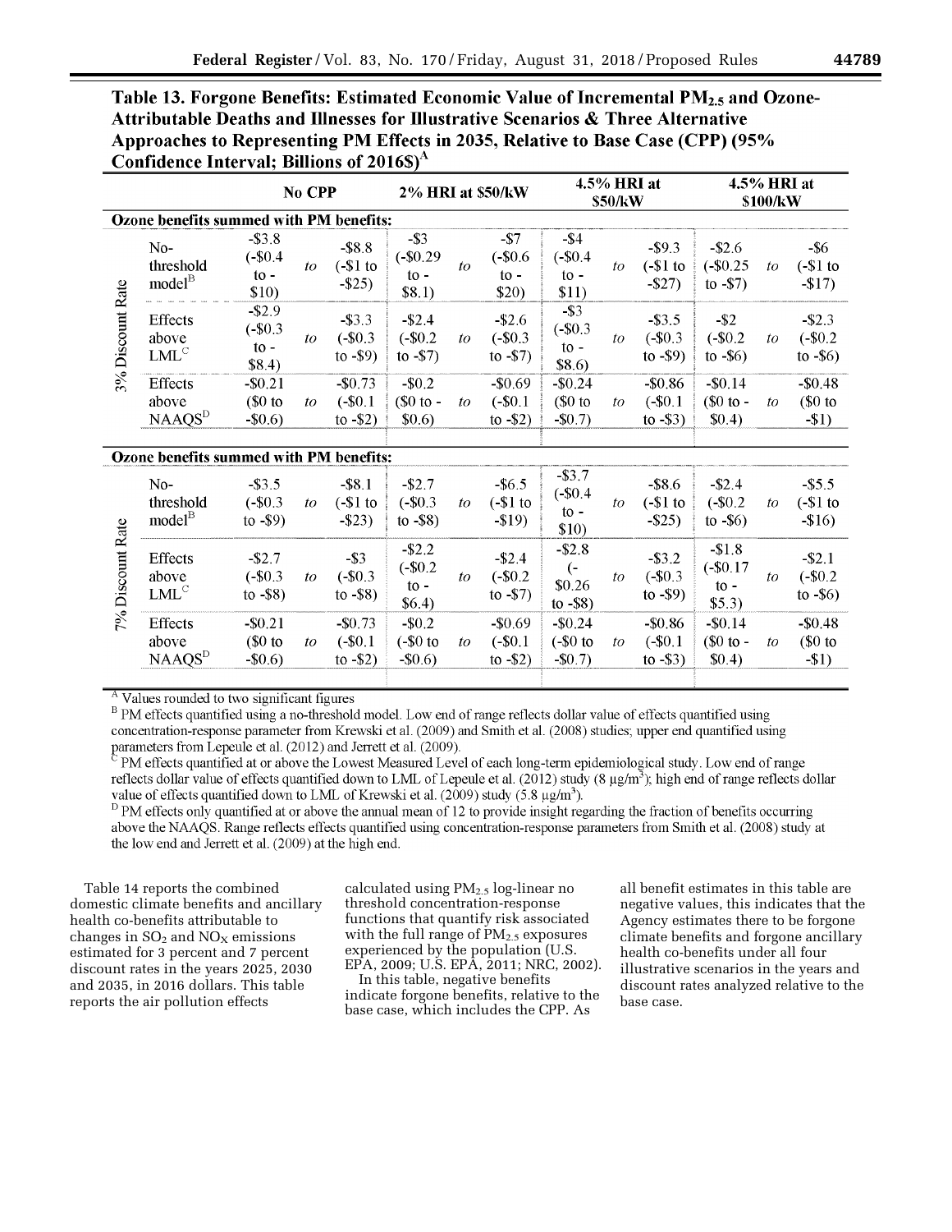**Table 13. Forgone Benefits: Estimated Economic Value of Incremental $PM_{2.5}$ and Ozone-Attributable Deaths and Illnesses for Illustrative Scenarios & Three Alternative Approaches to Representing PM Effects in 2035, Relative to Base Case (CPP) (95% Confidence Interval; Billions of 2016$)[A]**

| | | No CPP | | | 2% HRI at $50/kW | | | 4.5% HRI at $50/kW | | | 4.5% HRI at $100/kW | | |
|---|---|---|---|---|---|---|---|---|---|---|---|---|---|
| **Ozone benefits summed with PM benefits:** | | | | | | | | | | | | | |
| 3% Discount Rate | No-threshold model[B] | -$3.8 (-$0.4 to -$10) | to | -$8.8 (-$1 to -$25) | -$3 (-$0.29 to -$8.1) | to | -$7 (-$0.6 to -$20) | -$4 (-$0.4 to -$11) | to | -$9.3 (-$1 to -$27) | -$2.6 (-$0.25 to -$7) | to | -$6 (-$1 to -$17) |
| | Effects above LML[C] | -$2.9 (-$0.3 to -$8.4) | to | -$3.3 (-$0.3 to -$9) | -$2.4 (-$0.2 to -$7) | to | -$2.6 (-$0.3 to -$7) | -$3 (-$0.3 to -$8.6) | to | -$3.5 (-$0.3 to -$9) | -$2 (-$0.2 to -$6) | to | -$2.3 (-$0.2 to -$6) |
| | Effects above NAAQS[D] | -$0.21 ($0 to -$0.6) | to | -$0.73 (-$0.1 to -$2) | -$0.2 ($0 to -$0.6) | to | -$0.69 (-$0.1 to -$2) | -$0.24 ($0 to -$0.7) | to | -$0.86 (-$0.1 to -$3) | -$0.14 ($0 to -$0.4) | to | -$0.48 ($0 to -$1) |
| **Ozone benefits summed with PM benefits:** | | | | | | | | | | | | | |
| 7% Discount Rate | No-threshold model[B] | -$3.5 (-$0.3 to -$9) | to | -$8.1 (-$1 to -$23) | -$2.7 (-$0.3 to -$8) | to | -$6.5 (-$1 to -$19) | -$3.7 (-$0.4 to -$10) | to | -$8.6 (-$1 to -$25) | -$2.4 (-$0.2 to -$6) | to | -$5.5 (-$1 to -$16) |
| | Effects above LML[C] | -$2.7 (-$0.3 to -$8) | to | -$3 (-$0.3 to -$8) | -$2.2 (-$0.2 to -$6.4) | to | -$2.4 (-$0.2 to -$7) | -$2.8 (-$0.26 to -$8) | to | -$3.2 (-$0.3 to -$9) | -$1.8 (-$0.17 to -$5.3) | to | -$2.1 (-$0.2 to -$6) |
| | Effects above NAAQS[D] | -$0.21 ($0 to -$0.6) | to | -$0.73 (-$0.1 to -$2) | -$0.2 (-$0 to -$0.6) | to | -$0.69 (-$0.1 to -$2) | -$0.24 (-$0 to -$0.7) | to | -$0.86 (-$0.1 to -$3) | -$0.14 ($0 to -$0.4) | to | -$0.48 ($0 to -$1) |

[A] Values rounded to two significant figures

[B] PM effects quantified using a no-threshold model. Low end of range reflects dollar value of effects quantified using concentration-response parameter from Krewski et al. (2009) and Smith et al. (2008) studies; upper end quantified using parameters from Lepeule et al. (2012) and Jerrett et al. (2009).

[C] PM effects quantified at or above the Lowest Measured Level of each long-term epidemiological study. Low end of range reflects dollar value of effects quantified down to LML of Lepeule et al. (2012) study (8 $\mu g/m^3$); high end of range reflects dollar value of effects quantified down to LML of Krewski et al. (2009) study (5.8 $\mu g/m^3$).

[D] PM effects only quantified at or above the annual mean of 12 to provide insight regarding the fraction of benefits occurring above the NAAQS. Range reflects effects quantified using concentration-response parameters from Smith et al. (2008) study at the low end and Jerrett et al. (2009) at the high end.

Table 14 reports the combined domestic climate benefits and ancillary health co-benefits attributable to changes in $SO_2$ and $NO_X$ emissions estimated for 3 percent and 7 percent discount rates in the years 2025, 2030 and 2035, in 2016 dollars. This table reports the air pollution effects calculated using $PM_{2.5}$ log-linear no threshold concentration-response functions that quantify risk associated with the full range of $PM_{2.5}$ exposures experienced by the population (U.S. EPA, 2009; U.S. EPA, 2011; NRC, 2002).

In this table, negative benefits indicate forgone benefits, relative to the base case, which includes the CPP. As all benefit estimates in this table are negative values, this indicates that the Agency estimates there to be forgone climate benefits and forgone ancillary health co-benefits under all four illustrative scenarios in the years and discount rates analyzed relative to the base case.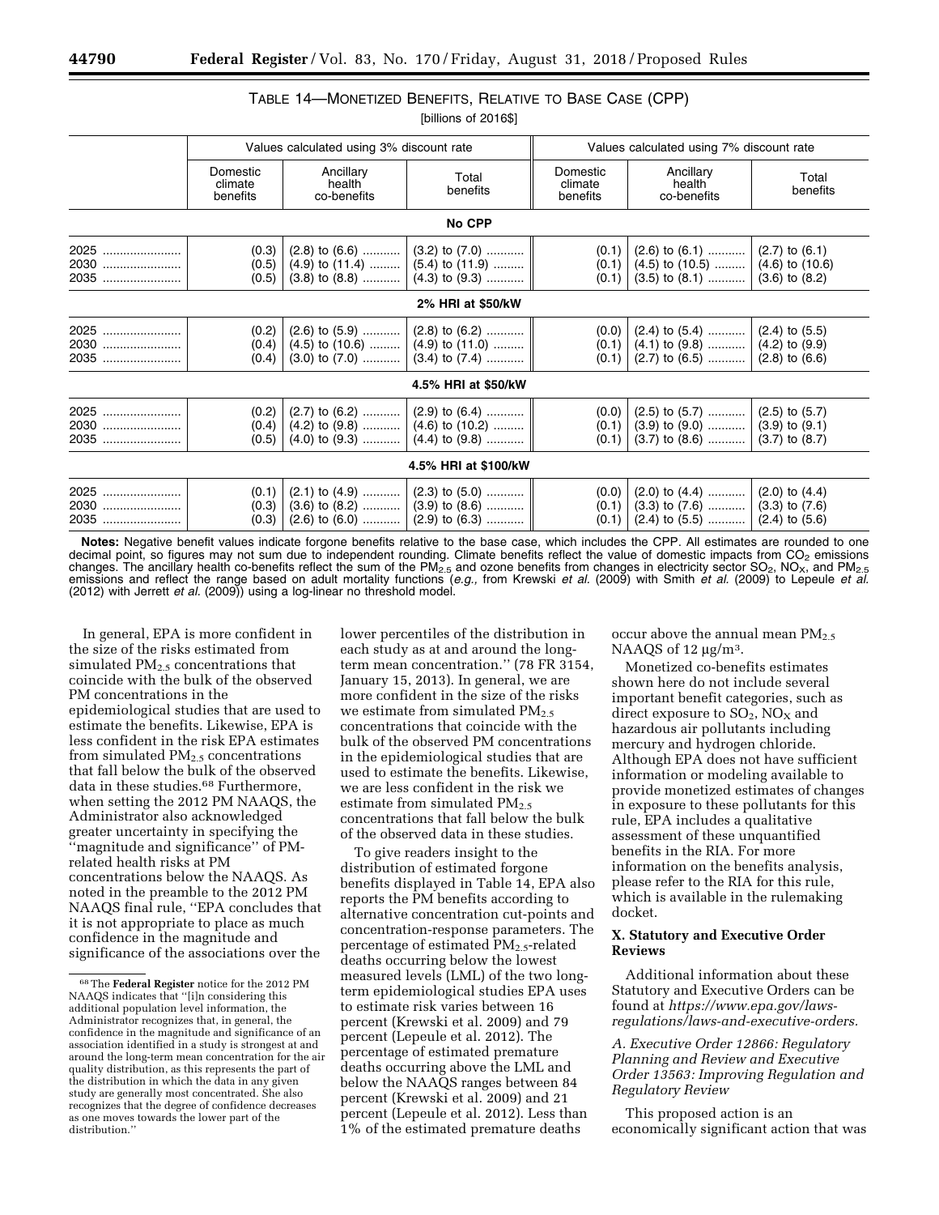TABLE 14—MONETIZED BENEFITS, RELATIVE TO BASE CASE (CPP)

[billions of 2016$]

| | Values calculated using 3% discount rate | | | Values calculated using 7% discount rate | | |
|---|---|---|---|---|---|---|
| | Domestic climate benefits | Ancillary health co-benefits | Total benefits | Domestic climate benefits | Ancillary health co-benefits | Total benefits |
| **No CPP** | | | | | | |
| 2025 | (0.3) | (2.8) to (6.6) | (3.2) to (7.0) | (0.1) | (2.6) to (6.1) | (2.7) to (6.1) |
| 2030 | (0.5) | (4.9) to (11.4) | (5.4) to (11.9) | (0.1) | (4.5) to (10.5) | (4.6) to (10.6) |
| 2035 | (0.5) | (3.8) to (8.8) | (4.3) to (9.3) | (0.1) | (3.5) to (8.1) | (3.6) to (8.2) |
| **2% HRI at $50/kW** | | | | | | |
| 2025 | (0.2) | (2.6) to (5.9) | (2.8) to (6.2) | (0.0) | (2.4) to (5.4) | (2.4) to (5.5) |
| 2030 | (0.4) | (4.5) to (10.6) | (4.9) to (11.0) | (0.1) | (4.1) to (9.8) | (4.2) to (9.9) |
| 2035 | (0.4) | (3.0) to (7.0) | (3.4) to (7.4) | (0.1) | (2.7) to (6.5) | (2.8) to (6.6) |
| **4.5% HRI at $50/kW** | | | | | | |
| 2025 | (0.2) | (2.7) to (6.2) | (2.9) to (6.4) | (0.0) | (2.5) to (5.7) | (2.5) to (5.7) |
| 2030 | (0.4) | (4.2) to (9.8) | (4.6) to (10.2) | (0.1) | (3.9) to (9.0) | (3.9) to (9.1) |
| 2035 | (0.5) | (4.0) to (9.3) | (4.4) to (9.8) | (0.1) | (3.7) to (8.6) | (3.7) to (8.7) |
| **4.5% HRI at $100/kW** | | | | | | |
| 2025 | (0.1) | (2.1) to (4.9) | (2.3) to (5.0) | (0.0) | (2.0) to (4.4) | (2.0) to (4.4) |
| 2030 | (0.3) | (3.6) to (8.2) | (3.9) to (8.6) | (0.1) | (3.3) to (7.6) | (3.3) to (7.6) |
| 2035 | (0.3) | (2.6) to (6.0) | (2.9) to (6.3) | (0.1) | (2.4) to (5.5) | (2.4) to (5.6) |

**Notes:** Negative benefit values indicate forgone benefits relative to the base case, which includes the CPP. All estimates are rounded to one decimal point, so figures may not sum due to independent rounding. Climate benefits reflect the value of domestic impacts from $CO_2$ emissions changes. The ancillary health co-benefits reflect the sum of the $PM_{2.5}$ and ozone benefits from changes in electricity sector $SO_2$, $NO_X$, and $PM_{2.5}$ emissions and reflect the range based on adult mortality functions (*e.g.,* from Krewski *et al.* (2009) with Smith *et al.* (2009) to Lepeule *et al.* (2012) with Jerrett *et al.* (2009)) using a log-linear no threshold model.

In general, EPA is more confident in the size of the risks estimated from simulated $PM_{2.5}$ concentrations that coincide with the bulk of the observed PM concentrations in the epidemiological studies that are used to estimate the benefits. Likewise, EPA is less confident in the risk EPA estimates from simulated $PM_{2.5}$ concentrations that fall below the bulk of the observed data in these studies.[68] Furthermore, when setting the 2012 PM NAAQS, the Administrator also acknowledged greater uncertainty in specifying the ''magnitude and significance'' of PM-related health risks at PM concentrations below the NAAQS. As noted in the preamble to the 2012 PM NAAQS final rule, ''EPA concludes that it is not appropriate to place as much confidence in the magnitude and significance of the associations over the lower percentiles of the distribution in each study as at and around the long-term mean concentration.'' (78 FR 3154, January 15, 2013). In general, we are more confident in the size of the risks we estimate from simulated $PM_{2.5}$ concentrations that coincide with the bulk of the observed PM concentrations in the epidemiological studies that are used to estimate the benefits. Likewise, we are less confident in the risk we estimate from simulated $PM_{2.5}$ concentrations that fall below the bulk of the observed data in these studies.

To give readers insight to the distribution of estimated forgone benefits displayed in Table 14, EPA also reports the PM benefits according to alternative concentration cut-points and concentration-response parameters. The percentage of estimated $PM_{2.5}$-related deaths occurring below the lowest measured levels (LML) of the two long-term epidemiological studies EPA uses to estimate risk varies between 16 percent (Krewski et al. 2009) and 79 percent (Lepeule et al. 2012). The percentage of estimated premature deaths occurring above the LML and below the NAAQS ranges between 84 percent (Krewski et al. 2009) and 21 percent (Lepeule et al. 2012). Less than 1% of the estimated premature deaths occur above the annual mean $PM_{2.5}$ NAAQS of 12 $\mu g/m^3$.

Monetized co-benefits estimates shown here do not include several important benefit categories, such as direct exposure to $SO_2$, $NO_X$ and hazardous air pollutants including mercury and hydrogen chloride. Although EPA does not have sufficient information or modeling available to provide monetized estimates of changes in exposure to these pollutants for this rule, EPA includes a qualitative assessment of these unquantified benefits in the RIA. For more information on the benefits analysis, please refer to the RIA for this rule, which is available in the rulemaking docket.

## X. Statutory and Executive Order Reviews

Additional information about these Statutory and Executive Orders can be found at *https://www.epa.gov/laws-regulations/laws-and-executive-orders.*

### *A. Executive Order 12866: Regulatory Planning and Review and Executive Order 13563: Improving Regulation and Regulatory Review*

This proposed action is an economically significant action that was

[68] The **Federal Register** notice for the 2012 PM NAAQS indicates that ''[i]n considering this additional population level information, the Administrator recognizes that, in general, the confidence in the magnitude and significance of an association identified in a study is strongest at and around the long-term mean concentration for the air quality distribution, as this represents the part of the distribution in which the data in any given study are generally most concentrated. She also recognizes that the degree of confidence decreases as one moves towards the lower part of the distribution.''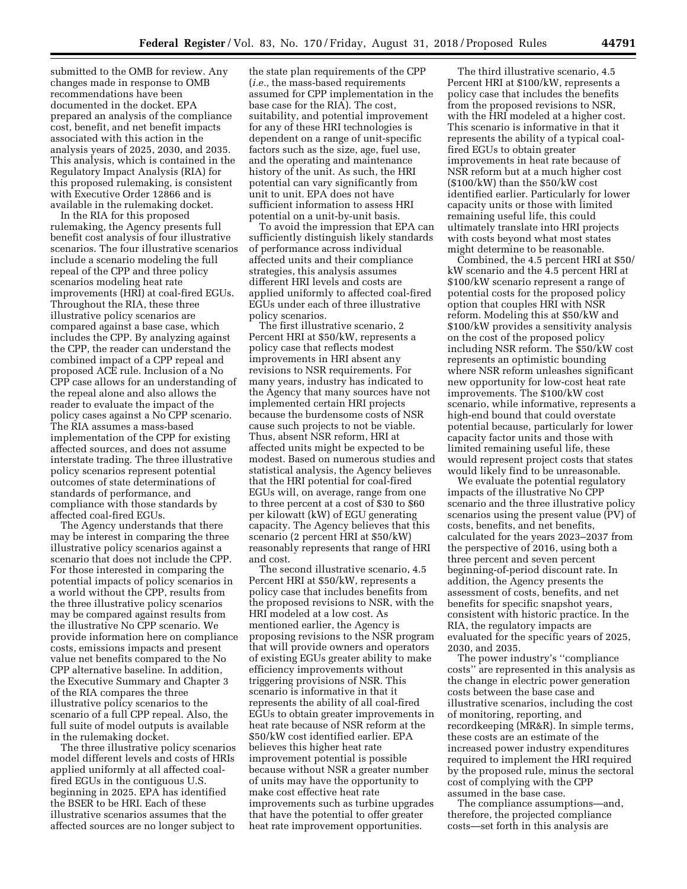submitted to the OMB for review. Any changes made in response to OMB recommendations have been documented in the docket. EPA prepared an analysis of the compliance cost, benefit, and net benefit impacts associated with this action in the analysis years of 2025, 2030, and 2035. This analysis, which is contained in the Regulatory Impact Analysis (RIA) for this proposed rulemaking, is consistent with Executive Order 12866 and is available in the rulemaking docket.

In the RIA for this proposed rulemaking, the Agency presents full benefit cost analysis of four illustrative scenarios. The four illustrative scenarios include a scenario modeling the full repeal of the CPP and three policy scenarios modeling heat rate improvements (HRI) at coal-fired EGUs. Throughout the RIA, these three illustrative policy scenarios are compared against a base case, which includes the CPP. By analyzing against the CPP, the reader can understand the combined impact of a CPP repeal and proposed ACE rule. Inclusion of a No CPP case allows for an understanding of the repeal alone and also allows the reader to evaluate the impact of the policy cases against a No CPP scenario. The RIA assumes a mass-based implementation of the CPP for existing affected sources, and does not assume interstate trading. The three illustrative policy scenarios represent potential outcomes of state determinations of standards of performance, and compliance with those standards by affected coal-fired EGUs.

The Agency understands that there may be interest in comparing the three illustrative policy scenarios against a scenario that does not include the CPP. For those interested in comparing the potential impacts of policy scenarios in a world without the CPP, results from the three illustrative policy scenarios may be compared against results from the illustrative No CPP scenario. We provide information here on compliance costs, emissions impacts and present value net benefits compared to the No CPP alternative baseline. In addition, the Executive Summary and Chapter 3 of the RIA compares the three illustrative policy scenarios to the scenario of a full CPP repeal. Also, the full suite of model outputs is available in the rulemaking docket.

The three illustrative policy scenarios model different levels and costs of HRIs applied uniformly at all affected coal-fired EGUs in the contiguous U.S. beginning in 2025. EPA has identified the BSER to be HRI. Each of these illustrative scenarios assumes that the affected sources are no longer subject to the state plan requirements of the CPP (*i.e.,* the mass-based requirements assumed for CPP implementation in the base case for the RIA). The cost, suitability, and potential improvement for any of these HRI technologies is dependent on a range of unit-specific factors such as the size, age, fuel use, and the operating and maintenance history of the unit. As such, the HRI potential can vary significantly from unit to unit. EPA does not have sufficient information to assess HRI potential on a unit-by-unit basis.

To avoid the impression that EPA can sufficiently distinguish likely standards of performance across individual affected units and their compliance strategies, this analysis assumes different HRI levels and costs are applied uniformly to affected coal-fired EGUs under each of three illustrative policy scenarios.

The first illustrative scenario, 2 Percent HRI at $50/kW, represents a policy case that reflects modest improvements in HRI absent any revisions to NSR requirements. For many years, industry has indicated to the Agency that many sources have not implemented certain HRI projects because the burdensome costs of NSR cause such projects to not be viable. Thus, absent NSR reform, HRI at affected units might be expected to be modest. Based on numerous studies and statistical analysis, the Agency believes that the HRI potential for coal-fired EGUs will, on average, range from one to three percent at a cost of $30 to $60 per kilowatt (kW) of EGU generating capacity. The Agency believes that this scenario (2 percent HRI at $50/kW) reasonably represents that range of HRI and cost.

The second illustrative scenario, 4.5 Percent HRI at $50/kW, represents a policy case that includes benefits from the proposed revisions to NSR, with the HRI modeled at a low cost. As mentioned earlier, the Agency is proposing revisions to the NSR program that will provide owners and operators of existing EGUs greater ability to make efficiency improvements without triggering provisions of NSR. This scenario is informative in that it represents the ability of all coal-fired EGUs to obtain greater improvements in heat rate because of NSR reform at the $50/kW cost identified earlier. EPA believes this higher heat rate improvement potential is possible because without NSR a greater number of units may have the opportunity to make cost effective heat rate improvements such as turbine upgrades that have the potential to offer greater heat rate improvement opportunities.

The third illustrative scenario, 4.5 Percent HRI at $100/kW, represents a policy case that includes the benefits from the proposed revisions to NSR, with the HRI modeled at a higher cost. This scenario is informative in that it represents the ability of a typical coal-fired EGUs to obtain greater improvements in heat rate because of NSR reform but at a much higher cost ($100/kW) than the $50/kW cost identified earlier. Particularly for lower capacity units or those with limited remaining useful life, this could ultimately translate into HRI projects with costs beyond what most states might determine to be reasonable.

Combined, the 4.5 percent HRI at $50/kW scenario and the 4.5 percent HRI at $100/kW scenario represent a range of potential costs for the proposed policy option that couples HRI with NSR reform. Modeling this at $50/kW and $100/kW provides a sensitivity analysis on the cost of the proposed policy including NSR reform. The $50/kW cost represents an optimistic bounding where NSR reform unleashes significant new opportunity for low-cost heat rate improvements. The $100/kW cost scenario, while informative, represents a high-end bound that could overstate potential because, particularly for lower capacity factor units and those with limited remaining useful life, these would represent project costs that states would likely find to be unreasonable.

We evaluate the potential regulatory impacts of the illustrative No CPP scenario and the three illustrative policy scenarios using the present value (PV) of costs, benefits, and net benefits, calculated for the years 2023–2037 from the perspective of 2016, using both a three percent and seven percent beginning-of-period discount rate. In addition, the Agency presents the assessment of costs, benefits, and net benefits for specific snapshot years, consistent with historic practice. In the RIA, the regulatory impacts are evaluated for the specific years of 2025, 2030, and 2035.

The power industry's ''compliance costs'' are represented in this analysis as the change in electric power generation costs between the base case and illustrative scenarios, including the cost of monitoring, reporting, and recordkeeping (MR&R). In simple terms, these costs are an estimate of the increased power industry expenditures required to implement the HRI required by the proposed rule, minus the sectoral cost of complying with the CPP assumed in the base case.

The compliance assumptions—and, therefore, the projected compliance costs—set forth in this analysis are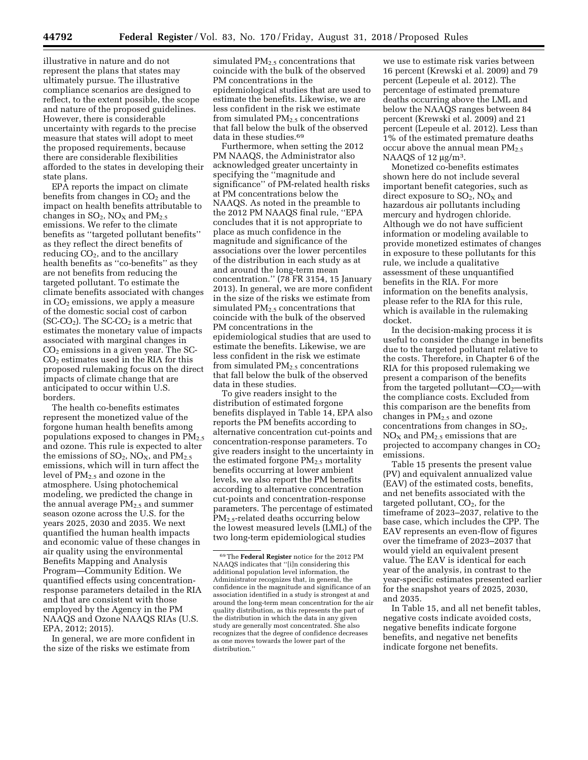illustrative in nature and do not represent the plans that states may ultimately pursue. The illustrative compliance scenarios are designed to reflect, to the extent possible, the scope and nature of the proposed guidelines. However, there is considerable uncertainty with regards to the precise measure that states will adopt to meet the proposed requirements, because there are considerable flexibilities afforded to the states in developing their state plans.

EPA reports the impact on climate benefits from changes in $CO_2$ and the impact on health benefits attributable to changes in $SO_2$, $NO_X$ and $PM_{2.5}$ emissions. We refer to the climate benefits as ''targeted pollutant benefits'' as they reflect the direct benefits of reducing $CO_2$, and to the ancillary health benefits as ''co-benefits'' as they are not benefits from reducing the targeted pollutant. To estimate the climate benefits associated with changes in $CO_2$ emissions, we apply a measure of the domestic social cost of carbon (SC-$CO_2$). The SC-$CO_2$ is a metric that estimates the monetary value of impacts associated with marginal changes in $CO_2$ emissions in a given year. The SC-$CO_2$ estimates used in the RIA for this proposed rulemaking focus on the direct impacts of climate change that are anticipated to occur within U.S. borders.

The health co-benefits estimates represent the monetized value of the forgone human health benefits among populations exposed to changes in $PM_{2.5}$ and ozone. This rule is expected to alter the emissions of $SO_2$, $NO_X$, and $PM_{2.5}$ emissions, which will in turn affect the level of $PM_{2.5}$ and ozone in the atmosphere. Using photochemical modeling, we predicted the change in the annual average $PM_{2.5}$ and summer season ozone across the U.S. for the years 2025, 2030 and 2035. We next quantified the human health impacts and economic value of these changes in air quality using the environmental Benefits Mapping and Analysis Program—Community Edition. We quantified effects using concentration-response parameters detailed in the RIA and that are consistent with those employed by the Agency in the PM NAAQS and Ozone NAAQS RIAs (U.S. EPA, 2012; 2015).

In general, we are more confident in the size of the risks we estimate from simulated $PM_{2.5}$ concentrations that coincide with the bulk of the observed PM concentrations in the epidemiological studies that are used to estimate the benefits. Likewise, we are less confident in the risk we estimate from simulated $PM_{2.5}$ concentrations that fall below the bulk of the observed data in these studies.[69]

Furthermore, when setting the 2012 PM NAAQS, the Administrator also acknowledged greater uncertainty in specifying the ''magnitude and significance'' of PM-related health risks at PM concentrations below the NAAQS. As noted in the preamble to the 2012 PM NAAQS final rule, ''EPA concludes that it is not appropriate to place as much confidence in the magnitude and significance of the associations over the lower percentiles of the distribution in each study as at and around the long-term mean concentration.'' (78 FR 3154, 15 January 2013). In general, we are more confident in the size of the risks we estimate from simulated $PM_{2.5}$ concentrations that coincide with the bulk of the observed PM concentrations in the epidemiological studies that are used to estimate the benefits. Likewise, we are less confident in the risk we estimate from simulated $PM_{2.5}$ concentrations that fall below the bulk of the observed data in these studies.

To give readers insight to the distribution of estimated forgone benefits displayed in Table 14, EPA also reports the PM benefits according to alternative concentration cut-points and concentration-response parameters. To give readers insight to the uncertainty in the estimated forgone $PM_{2.5}$ mortality benefits occurring at lower ambient levels, we also report the PM benefits according to alternative concentration cut-points and concentration-response parameters. The percentage of estimated $PM_{2.5}$-related deaths occurring below the lowest measured levels (LML) of the two long-term epidemiological studies we use to estimate risk varies between 16 percent (Krewski et al. 2009) and 79 percent (Lepeule et al. 2012). The percentage of estimated premature deaths occurring above the LML and below the NAAQS ranges between 84 percent (Krewski et al. 2009) and 21 percent (Lepeule et al. 2012). Less than 1% of the estimated premature deaths occur above the annual mean $PM_{2.5}$ NAAQS of 12 µg/m$^3$.

Monetized co-benefits estimates shown here do not include several important benefit categories, such as direct exposure to $SO_2$, $NO_X$ and hazardous air pollutants including mercury and hydrogen chloride. Although we do not have sufficient information or modeling available to provide monetized estimates of changes in exposure to these pollutants for this rule, we include a qualitative assessment of these unquantified benefits in the RIA. For more information on the benefits analysis, please refer to the RIA for this rule, which is available in the rulemaking docket.

In the decision-making process it is useful to consider the change in benefits due to the targeted pollutant relative to the costs. Therefore, in Chapter 6 of the RIA for this proposed rulemaking we present a comparison of the benefits from the targeted pollutant—$CO_2$—with the compliance costs. Excluded from this comparison are the benefits from changes in $PM_{2.5}$ and ozone concentrations from changes in $SO_2$, $NO_X$ and $PM_{2.5}$ emissions that are projected to accompany changes in $CO_2$ emissions.

Table 15 presents the present value (PV) and equivalent annualized value (EAV) of the estimated costs, benefits, and net benefits associated with the targeted pollutant, $CO_2$, for the timeframe of 2023–2037, relative to the base case, which includes the CPP. The EAV represents an even-flow of figures over the timeframe of 2023–2037 that would yield an equivalent present value. The EAV is identical for each year of the analysis, in contrast to the year-specific estimates presented earlier for the snapshot years of 2025, 2030, and 2035.

In Table 15, and all net benefit tables, negative costs indicate avoided costs, negative benefits indicate forgone benefits, and negative net benefits indicate forgone net benefits.

---

[69] The **Federal Register** notice for the 2012 PM NAAQS indicates that ''[i]n considering this additional population level information, the Administrator recognizes that, in general, the confidence in the magnitude and significance of an association identified in a study is strongest at and around the long-term mean concentration for the air quality distribution, as this represents the part of the distribution in which the data in any given study are generally most concentrated. She also recognizes that the degree of confidence decreases as one moves towards the lower part of the distribution.''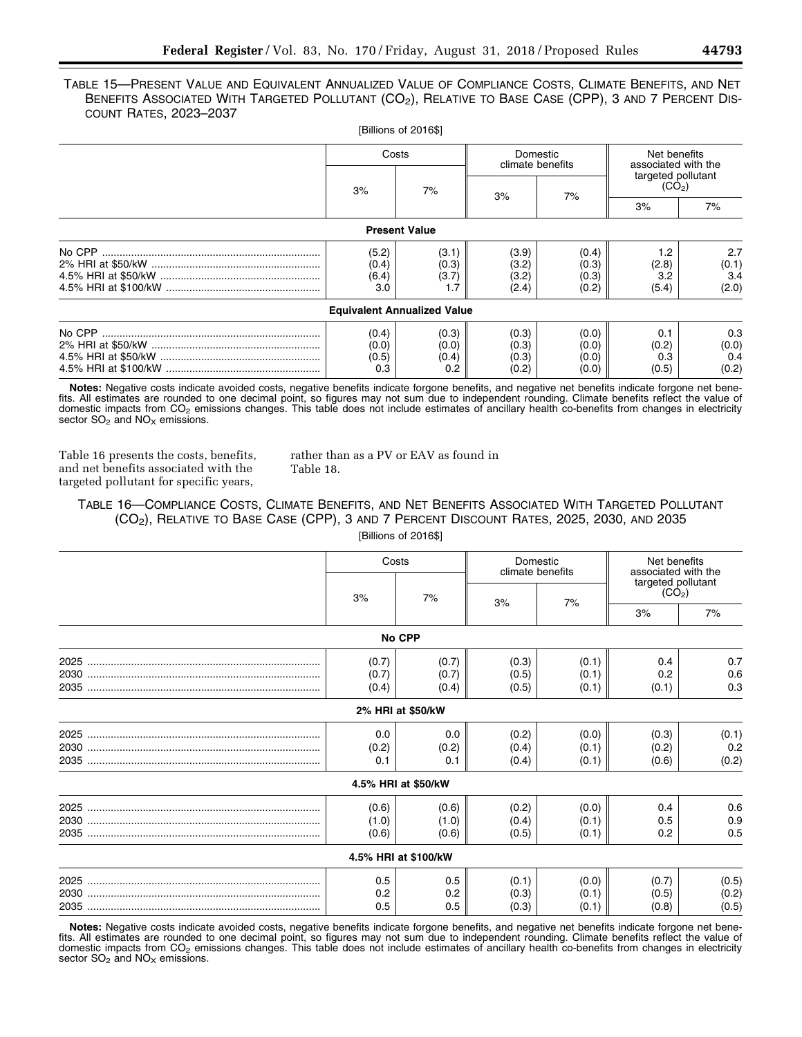TABLE 15—PRESENT VALUE AND EQUIVALENT ANNUALIZED VALUE OF COMPLIANCE COSTS, CLIMATE BENEFITS, AND NET BENEFITS ASSOCIATED WITH TARGETED POLLUTANT ($CO_2$), RELATIVE TO BASE CASE (CPP), 3 AND 7 PERCENT DISCOUNT RATES, 2023–2037

[Billions of 2016$]

| | Costs | | Domestic climate benefits | | Net benefits associated with the targeted pollutant ($CO_2$) | |
|---|---|---|---|---|---|---|
| | 3% | 7% | 3% | 7% | 3% | 7% |
| **Present Value** | | | | | | |
| No CPP | (5.2) | (3.1) | (3.9) | (0.4) | 1.2 | 2.7 |
| 2% HRI at $50/kW | (0.4) | (0.3) | (3.2) | (0.3) | (2.8) | (0.1) |
| 4.5% HRI at $50/kW | (6.4) | (3.7) | (3.2) | (0.3) | 3.2 | 3.4 |
| 4.5% HRI at $100/kW | 3.0 | 1.7 | (2.4) | (0.2) | (5.4) | (2.0) |
| **Equivalent Annualized Value** | | | | | | |
| No CPP | (0.4) | (0.3) | (0.3) | (0.0) | 0.1 | 0.3 |
| 2% HRI at $50/kW | (0.0) | (0.0) | (0.3) | (0.0) | (0.2) | (0.0) |
| 4.5% HRI at $50/kW | (0.5) | (0.4) | (0.3) | (0.0) | 0.3 | 0.4 |
| 4.5% HRI at $100/kW | 0.3 | 0.2 | (0.2) | (0.0) | (0.5) | (0.2) |

**Notes:** Negative costs indicate avoided costs, negative benefits indicate forgone benefits, and negative net benefits indicate forgone net benefits. All estimates are rounded to one decimal point, so figures may not sum due to independent rounding. Climate benefits reflect the value of domestic impacts from $CO_2$ emissions changes. This table does not include estimates of ancillary health co-benefits from changes in electricity sector $SO_2$ and $NO_X$ emissions.

Table 16 presents the costs, benefits, and net benefits associated with the targeted pollutant for specific years, rather than as a PV or EAV as found in Table 18.

TABLE 16—COMPLIANCE COSTS, CLIMATE BENEFITS, AND NET BENEFITS ASSOCIATED WITH TARGETED POLLUTANT ($CO_2$), RELATIVE TO BASE CASE (CPP), 3 AND 7 PERCENT DISCOUNT RATES, 2025, 2030, AND 2035

[Billions of 2016$]

| | Costs | | Domestic climate benefits | | Net benefits associated with the targeted pollutant ($CO_2$) | |
|---|---|---|---|---|---|---|
| | 3% | 7% | 3% | 7% | 3% | 7% |
| **No CPP** | | | | | | |
| 2025 | (0.7) | (0.7) | (0.3) | (0.1) | 0.4 | 0.7 |
| 2030 | (0.7) | (0.7) | (0.5) | (0.1) | 0.2 | 0.6 |
| 2035 | (0.4) | (0.4) | (0.5) | (0.1) | (0.1) | 0.3 |
| **2% HRI at $50/kW** | | | | | | |
| 2025 | 0.0 | 0.0 | (0.2) | (0.0) | (0.3) | (0.1) |
| 2030 | (0.2) | (0.2) | (0.4) | (0.1) | (0.2) | 0.2 |
| 2035 | 0.1 | 0.1 | (0.4) | (0.1) | (0.6) | (0.2) |
| **4.5% HRI at $50/kW** | | | | | | |
| 2025 | (0.6) | (0.6) | (0.2) | (0.0) | 0.4 | 0.6 |
| 2030 | (1.0) | (1.0) | (0.4) | (0.1) | 0.5 | 0.9 |
| 2035 | (0.6) | (0.6) | (0.5) | (0.1) | 0.2 | 0.5 |
| **4.5% HRI at $100/kW** | | | | | | |
| 2025 | 0.5 | 0.5 | (0.1) | (0.0) | (0.7) | (0.5) |
| 2030 | 0.2 | 0.2 | (0.3) | (0.1) | (0.5) | (0.2) |
| 2035 | 0.5 | 0.5 | (0.3) | (0.1) | (0.8) | (0.5) |

**Notes:** Negative costs indicate avoided costs, negative benefits indicate forgone benefits, and negative net benefits indicate forgone net benefits. All estimates are rounded to one decimal point, so figures may not sum due to independent rounding. Climate benefits reflect the value of domestic impacts from $CO_2$ emissions changes. This table does not include estimates of ancillary health co-benefits from changes in electricity sector $SO_2$ and $NO_X$ emissions.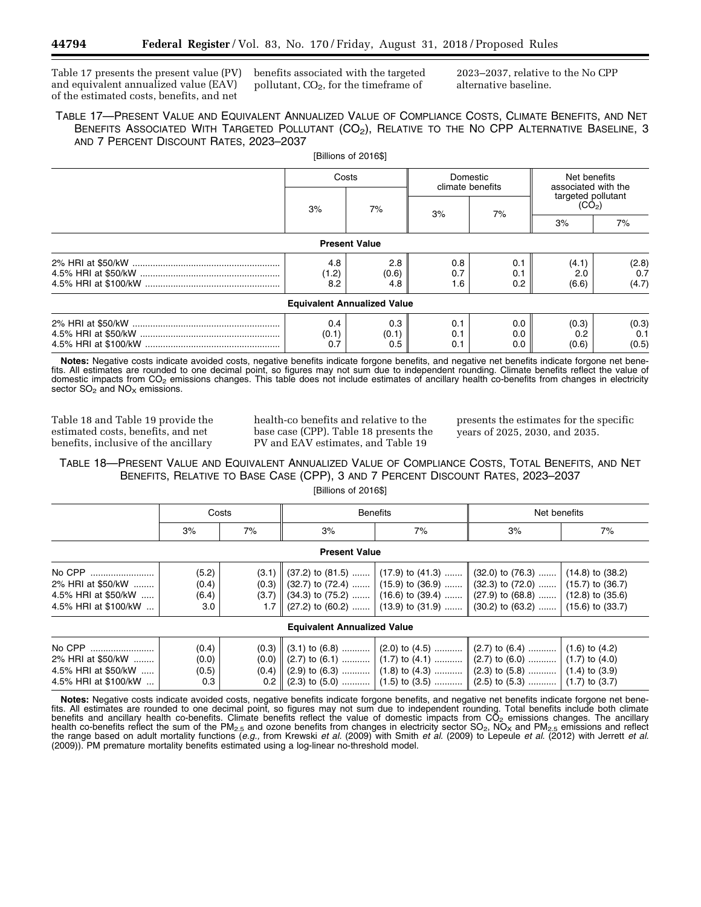Table 17 presents the present value (PV) and equivalent annualized value (EAV) of the estimated costs, benefits, and net benefits associated with the targeted pollutant, $CO_2$, for the timeframe of 2023–2037, relative to the No CPP alternative baseline.

TABLE 17—PRESENT VALUE AND EQUIVALENT ANNUALIZED VALUE OF COMPLIANCE COSTS, CLIMATE BENEFITS, AND NET BENEFITS ASSOCIATED WITH TARGETED POLLUTANT ($CO_2$), RELATIVE TO THE NO CPP ALTERNATIVE BASELINE, 3 AND 7 PERCENT DISCOUNT RATES, 2023–2037

[Billions of 2016$]

| | Costs | | Domestic climate benefits | | Net benefits associated with the targeted pollutant ($CO_2$) | |
|---|---|---|---|---|---|---|
| | 3% | 7% | 3% | 7% | 3% | 7% |
| **Present Value** | | | | | | |
| 2% HRI at $50/kW | 4.8 | 2.8 | 0.8 | 0.1 | (4.1) | (2.8) |
| 4.5% HRI at $50/kW | (1.2) | (0.6) | 0.7 | 0.1 | 2.0 | 0.7 |
| 4.5% HRI at $100/kW | 8.2 | 4.8 | 1.6 | 0.2 | (6.6) | (4.7) |
| **Equivalent Annualized Value** | | | | | | |
| 2% HRI at $50/kW | 0.4 | 0.3 | 0.1 | 0.0 | (0.3) | (0.3) |
| 4.5% HRI at $50/kW | (0.1) | (0.1) | 0.1 | 0.0 | 0.2 | 0.1 |
| 4.5% HRI at $100/kW | 0.7 | 0.5 | 0.1 | 0.0 | (0.6) | (0.5) |

**Notes:** Negative costs indicate avoided costs, negative benefits indicate forgone benefits, and negative net benefits indicate forgone net benefits. All estimates are rounded to one decimal point, so figures may not sum due to independent rounding. Climate benefits reflect the value of domestic impacts from $CO_2$ emissions changes. This table does not include estimates of ancillary health co-benefits from changes in electricity sector $SO_2$ and $NO_X$ emissions.

Table 18 and Table 19 provide the estimated costs, benefits, and net benefits, inclusive of the ancillary health-co benefits and relative to the base case (CPP). Table 18 presents the PV and EAV estimates, and Table 19 presents the estimates for the specific years of 2025, 2030, and 2035.

TABLE 18—PRESENT VALUE AND EQUIVALENT ANNUALIZED VALUE OF COMPLIANCE COSTS, TOTAL BENEFITS, AND NET BENEFITS, RELATIVE TO BASE CASE (CPP), 3 AND 7 PERCENT DISCOUNT RATES, 2023–2037

[Billions of 2016$]

| | Costs | | Benefits | | Net benefits | |
|---|---|---|---|---|---|---|
| | 3% | 7% | 3% | 7% | 3% | 7% |
| **Present Value** | | | | | | |
| No CPP | (5.2) | (3.1) | (37.2) to (81.5) | (17.9) to (41.3) | (32.0) to (76.3) | (14.8) to (38.2) |
| 2% HRI at $50/kW | (0.4) | (0.3) | (32.7) to (72.4) | (15.9) to (36.9) | (32.3) to (72.0) | (15.7) to (36.7) |
| 4.5% HRI at $50/kW | (6.4) | (3.7) | (34.3) to (75.2) | (16.6) to (39.4) | (27.9) to (68.8) | (12.8) to (35.6) |
| 4.5% HRI at $100/kW | 3.0 | 1.7 | (27.2) to (60.2) | (13.9) to (31.9) | (30.2) to (63.2) | (15.6) to (33.7) |
| **Equivalent Annualized Value** | | | | | | |
| No CPP | (0.4) | (0.3) | (3.1) to (6.8) | (2.0) to (4.5) | (2.7) to (6.4) | (1.6) to (4.2) |
| 2% HRI at $50/kW | (0.0) | (0.0) | (2.7) to (6.1) | (1.7) to (4.1) | (2.7) to (6.0) | (1.7) to (4.0) |
| 4.5% HRI at $50/kW | (0.5) | (0.4) | (2.9) to (6.3) | (1.8) to (4.3) | (2.3) to (5.8) | (1.4) to (3.9) |
| 4.5% HRI at $100/kW | 0.3 | 0.2 | (2.3) to (5.0) | (1.5) to (3.5) | (2.5) to (5.3) | (1.7) to (3.7) |

**Notes:** Negative costs indicate avoided costs, negative benefits indicate forgone benefits, and negative net benefits indicate forgone net benefits. All estimates are rounded to one decimal point, so figures may not sum due to independent rounding. Total benefits include both climate benefits and ancillary health co-benefits. Climate benefits reflect the value of domestic impacts from $CO_2$ emissions changes. The ancillary health co-benefits reflect the sum of the $PM_{2.5}$ and ozone benefits from changes in electricity sector $SO_2$, $NO_X$ and $PM_{2.5}$ emissions and reflect the range based on adult mortality functions (*e.g.,* from Krewski *et al.* (2009) with Smith *et al.* (2009) to Lepeule *et al.* (2012) with Jerrett *et al.* (2009)). PM premature mortality benefits estimated using a log-linear no-threshold model.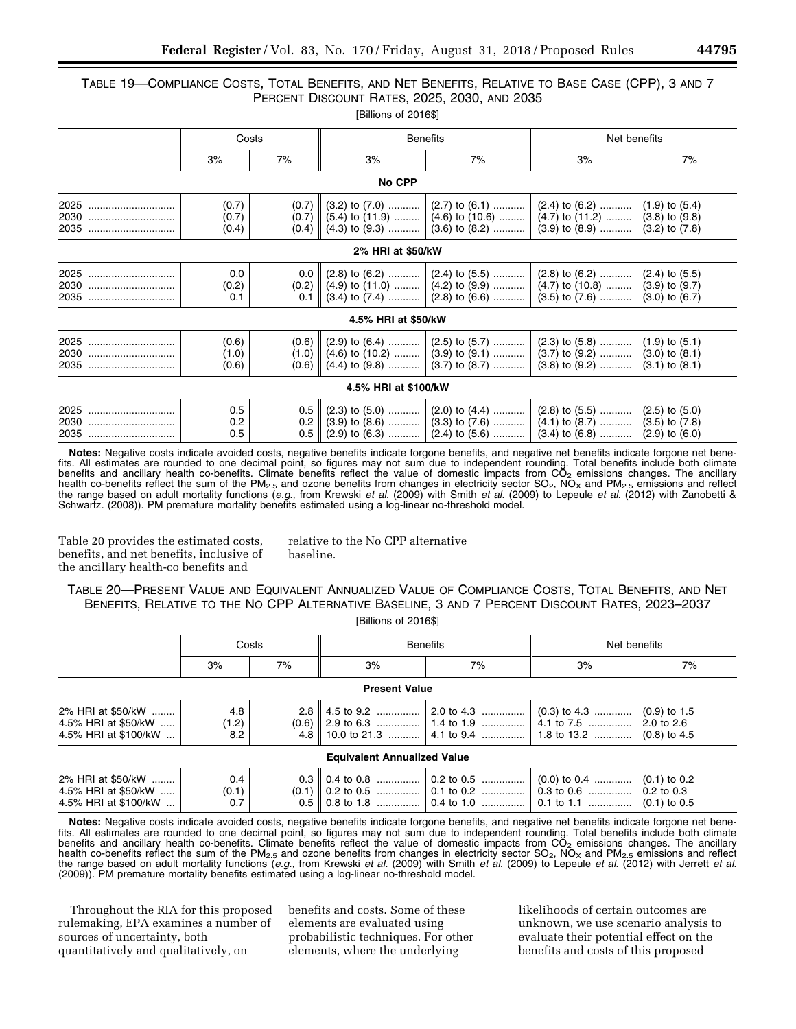TABLE 19—COMPLIANCE COSTS, TOTAL BENEFITS, AND NET BENEFITS, RELATIVE TO BASE CASE (CPP), 3 AND 7 PERCENT DISCOUNT RATES, 2025, 2030, AND 2035

[Billions of 2016$]

| | Costs | | Benefits | | Net benefits | |
|---|---|---|---|---|---|---|
| | 3% | 7% | 3% | 7% | 3% | 7% |
| **No CPP** | | | | | | |
| 2025 | (0.7) | (0.7) | (3.2) to (7.0) | (2.7) to (6.1) | (2.4) to (6.2) | (1.9) to (5.4) |
| 2030 | (0.7) | (0.7) | (5.4) to (11.9) | (4.6) to (10.6) | (4.7) to (11.2) | (3.8) to (9.8) |
| 2035 | (0.4) | (0.4) | (4.3) to (9.3) | (3.6) to (8.2) | (3.9) to (8.9) | (3.2) to (7.8) |
| **2% HRI at $50/kW** | | | | | | |
| 2025 | 0.0 | 0.0 | (2.8) to (6.2) | (2.4) to (5.5) | (2.8) to (6.2) | (2.4) to (5.5) |
| 2030 | (0.2) | (0.2) | (4.9) to (11.0) | (4.2) to (9.9) | (4.7) to (10.8) | (3.9) to (9.7) |
| 2035 | 0.1 | 0.1 | (3.4) to (7.4) | (2.8) to (6.6) | (3.5) to (7.6) | (3.0) to (6.7) |
| **4.5% HRI at $50/kW** | | | | | | |
| 2025 | (0.6) | (0.6) | (2.9) to (6.4) | (2.5) to (5.7) | (2.3) to (5.8) | (1.9) to (5.1) |
| 2030 | (1.0) | (1.0) | (4.6) to (10.2) | (3.9) to (9.1) | (3.7) to (9.2) | (3.0) to (8.1) |
| 2035 | (0.6) | (0.6) | (4.4) to (9.8) | (3.7) to (8.7) | (3.8) to (9.2) | (3.1) to (8.1) |
| **4.5% HRI at $100/kW** | | | | | | |
| 2025 | 0.5 | 0.5 | (2.3) to (5.0) | (2.0) to (4.4) | (2.8) to (5.5) | (2.5) to (5.0) |
| 2030 | 0.2 | 0.2 | (3.9) to (8.6) | (3.3) to (7.6) | (4.1) to (8.7) | (3.5) to (7.8) |
| 2035 | 0.5 | 0.5 | (2.9) to (6.3) | (2.4) to (5.6) | (3.4) to (6.8) | (2.9) to (6.0) |

**Notes:** Negative costs indicate avoided costs, negative benefits indicate forgone benefits, and negative net benefits indicate forgone net benefits. All estimates are rounded to one decimal point, so figures may not sum due to independent rounding. Total benefits include both climate benefits and ancillary health co-benefits. Climate benefits reflect the value of domestic impacts from $CO_2$ emissions changes. The ancillary health co-benefits reflect the sum of the $PM_{2.5}$ and ozone benefits from changes in electricity sector $SO_2$, $NO_X$ and $PM_{2.5}$ emissions and reflect the range based on adult mortality functions (*e.g.,* from Krewski *et al.* (2009) with Smith *et al.* (2009) to Lepeule *et al.* (2012) with Zanobetti & Schwartz. (2008)). PM premature mortality benefits estimated using a log-linear no-threshold model.

Table 20 provides the estimated costs, benefits, and net benefits, inclusive of the ancillary health-co benefits and relative to the No CPP alternative baseline.

TABLE 20—PRESENT VALUE AND EQUIVALENT ANNUALIZED VALUE OF COMPLIANCE COSTS, TOTAL BENEFITS, AND NET BENEFITS, RELATIVE TO THE NO CPP ALTERNATIVE BASELINE, 3 AND 7 PERCENT DISCOUNT RATES, 2023–2037

[Billions of 2016$]

| | Costs | | Benefits | | Net benefits | |
|---|---|---|---|---|---|---|
| | 3% | 7% | 3% | 7% | 3% | 7% |
| **Present Value** | | | | | | |
| 2% HRI at $50/kW | 4.8 | 2.8 | 4.5 to 9.2 | 2.0 to 4.3 | (0.3) to 4.3 | (0.9) to 1.5 |
| 4.5% HRI at $50/kW | (1.2) | (0.6) | 2.9 to 6.3 | 1.4 to 1.9 | 4.1 to 7.5 | 2.0 to 2.6 |
| 4.5% HRI at $100/kW | 8.2 | 4.8 | 10.0 to 21.3 | 4.1 to 9.4 | 1.8 to 13.2 | (0.8) to 4.5 |
| **Equivalent Annualized Value** | | | | | | |
| 2% HRI at $50/kW | 0.4 | 0.3 | 0.4 to 0.8 | 0.2 to 0.5 | (0.0) to 0.4 | (0.1) to 0.2 |
| 4.5% HRI at $50/kW | (0.1) | (0.1) | 0.2 to 0.5 | 0.1 to 0.2 | 0.3 to 0.6 | 0.2 to 0.3 |
| 4.5% HRI at $100/kW | 0.7 | 0.5 | 0.8 to 1.8 | 0.4 to 1.0 | 0.1 to 1.1 | (0.1) to 0.5 |

**Notes:** Negative costs indicate avoided costs, negative benefits indicate forgone benefits, and negative net benefits indicate forgone net benefits. All estimates are rounded to one decimal point, so figures may not sum due to independent rounding. Total benefits include both climate benefits and ancillary health co-benefits. Climate benefits reflect the value of domestic impacts from $CO_2$ emissions changes. The ancillary health co-benefits reflect the sum of the $PM_{2.5}$ and ozone benefits from changes in electricity sector $SO_2$, $NO_X$ and $PM_{2.5}$ emissions and reflect the range based on adult mortality functions (*e.g.,* from Krewski *et al.* (2009) with Smith *et al.* (2009) to Lepeule *et al.* (2012) with Jerrett *et al.* (2009)). PM premature mortality benefits estimated using a log-linear no-threshold model.

Throughout the RIA for this proposed rulemaking, EPA examines a number of sources of uncertainty, both quantitatively and qualitatively, on benefits and costs. Some of these elements are evaluated using probabilistic techniques. For other elements, where the underlying likelihoods of certain outcomes are unknown, we use scenario analysis to evaluate their potential effect on the benefits and costs of this proposed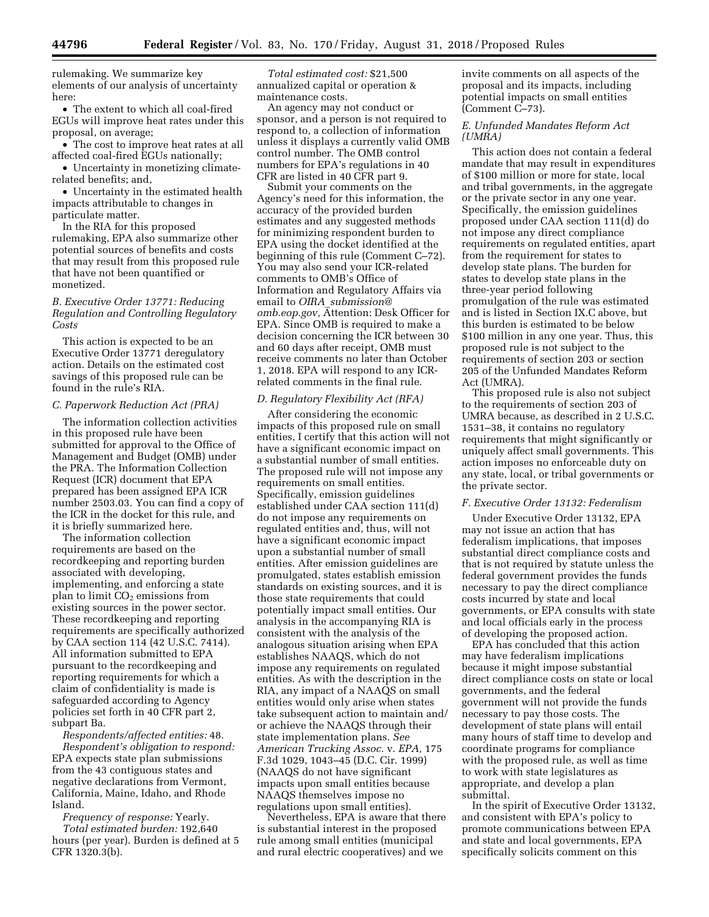rulemaking. We summarize key elements of our analysis of uncertainty here:

- The extent to which all coal-fired EGUs will improve heat rates under this proposal, on average;
- The cost to improve heat rates at all affected coal-fired EGUs nationally;
- Uncertainty in monetizing climate-related benefits; and,
- Uncertainty in the estimated health impacts attributable to changes in particulate matter.

In the RIA for this proposed rulemaking, EPA also summarize other potential sources of benefits and costs that may result from this proposed rule that have not been quantified or monetized.

### *B. Executive Order 13771: Reducing Regulation and Controlling Regulatory Costs*

This action is expected to be an Executive Order 13771 deregulatory action. Details on the estimated cost savings of this proposed rule can be found in the rule's RIA.

### *C. Paperwork Reduction Act (PRA)*

The information collection activities in this proposed rule have been submitted for approval to the Office of Management and Budget (OMB) under the PRA. The Information Collection Request (ICR) document that EPA prepared has been assigned EPA ICR number 2503.03. You can find a copy of the ICR in the docket for this rule, and it is briefly summarized here.

The information collection requirements are based on the recordkeeping and reporting burden associated with developing, implementing, and enforcing a state plan to limit $CO_2$ emissions from existing sources in the power sector. These recordkeeping and reporting requirements are specifically authorized by CAA section 114 (42 U.S.C. 7414). All information submitted to EPA pursuant to the recordkeeping and reporting requirements for which a claim of confidentiality is made is safeguarded according to Agency policies set forth in 40 CFR part 2, subpart Ba.

*Respondents/affected entities:* 48.

*Respondent's obligation to respond:* EPA expects state plan submissions from the 43 contiguous states and negative declarations from Vermont, California, Maine, Idaho, and Rhode Island.

*Frequency of response:* Yearly.

*Total estimated burden:* 192,640 hours (per year). Burden is defined at 5 CFR 1320.3(b).

*Total estimated cost:* $21,500 annualized capital or operation & maintenance costs.

An agency may not conduct or sponsor, and a person is not required to respond to, a collection of information unless it displays a currently valid OMB control number. The OMB control numbers for EPA's regulations in 40 CFR are listed in 40 CFR part 9.

Submit your comments on the Agency's need for this information, the accuracy of the provided burden estimates and any suggested methods for minimizing respondent burden to EPA using the docket identified at the beginning of this rule (Comment C–72). You may also send your ICR-related comments to OMB's Office of Information and Regulatory Affairs via email to *OIRA_submission@omb.eop.gov,* Attention: Desk Officer for EPA. Since OMB is required to make a decision concerning the ICR between 30 and 60 days after receipt, OMB must receive comments no later than October 1, 2018. EPA will respond to any ICR-related comments in the final rule.

### *D. Regulatory Flexibility Act (RFA)*

After considering the economic impacts of this proposed rule on small entities, I certify that this action will not have a significant economic impact on a substantial number of small entities. The proposed rule will not impose any requirements on small entities. Specifically, emission guidelines established under CAA section 111(d) do not impose any requirements on regulated entities and, thus, will not have a significant economic impact upon a substantial number of small entities. After emission guidelines are promulgated, states establish emission standards on existing sources, and it is those state requirements that could potentially impact small entities. Our analysis in the accompanying RIA is consistent with the analysis of the analogous situation arising when EPA establishes NAAQS, which do not impose any requirements on regulated entities. As with the description in the RIA, any impact of a NAAQS on small entities would only arise when states take subsequent action to maintain and/or achieve the NAAQS through their state implementation plans. *See American Trucking Assoc.* v. *EPA,* 175 F.3d 1029, 1043–45 (D.C. Cir. 1999) (NAAQS do not have significant impacts upon small entities because NAAQS themselves impose no regulations upon small entities).

Nevertheless, EPA is aware that there is substantial interest in the proposed rule among small entities (municipal and rural electric cooperatives) and we invite comments on all aspects of the proposal and its impacts, including potential impacts on small entities (Comment C–73).

### *E. Unfunded Mandates Reform Act (UMRA)*

This action does not contain a federal mandate that may result in expenditures of $100 million or more for state, local and tribal governments, in the aggregate or the private sector in any one year. Specifically, the emission guidelines proposed under CAA section 111(d) do not impose any direct compliance requirements on regulated entities, apart from the requirement for states to develop state plans. The burden for states to develop state plans in the three-year period following promulgation of the rule was estimated and is listed in Section IX.C above, but this burden is estimated to be below $100 million in any one year. Thus, this proposed rule is not subject to the requirements of section 203 or section 205 of the Unfunded Mandates Reform Act (UMRA).

This proposed rule is also not subject to the requirements of section 203 of UMRA because, as described in 2 U.S.C. 1531–38, it contains no regulatory requirements that might significantly or uniquely affect small governments. This action imposes no enforceable duty on any state, local, or tribal governments or the private sector.

### *F. Executive Order 13132: Federalism*

Under Executive Order 13132, EPA may not issue an action that has federalism implications, that imposes substantial direct compliance costs and that is not required by statute unless the federal government provides the funds necessary to pay the direct compliance costs incurred by state and local governments, or EPA consults with state and local officials early in the process of developing the proposed action.

EPA has concluded that this action may have federalism implications because it might impose substantial direct compliance costs on state or local governments, and the federal government will not provide the funds necessary to pay those costs. The development of state plans will entail many hours of staff time to develop and coordinate programs for compliance with the proposed rule, as well as time to work with state legislatures as appropriate, and develop a plan submittal.

In the spirit of Executive Order 13132, and consistent with EPA's policy to promote communications between EPA and state and local governments, EPA specifically solicits comment on this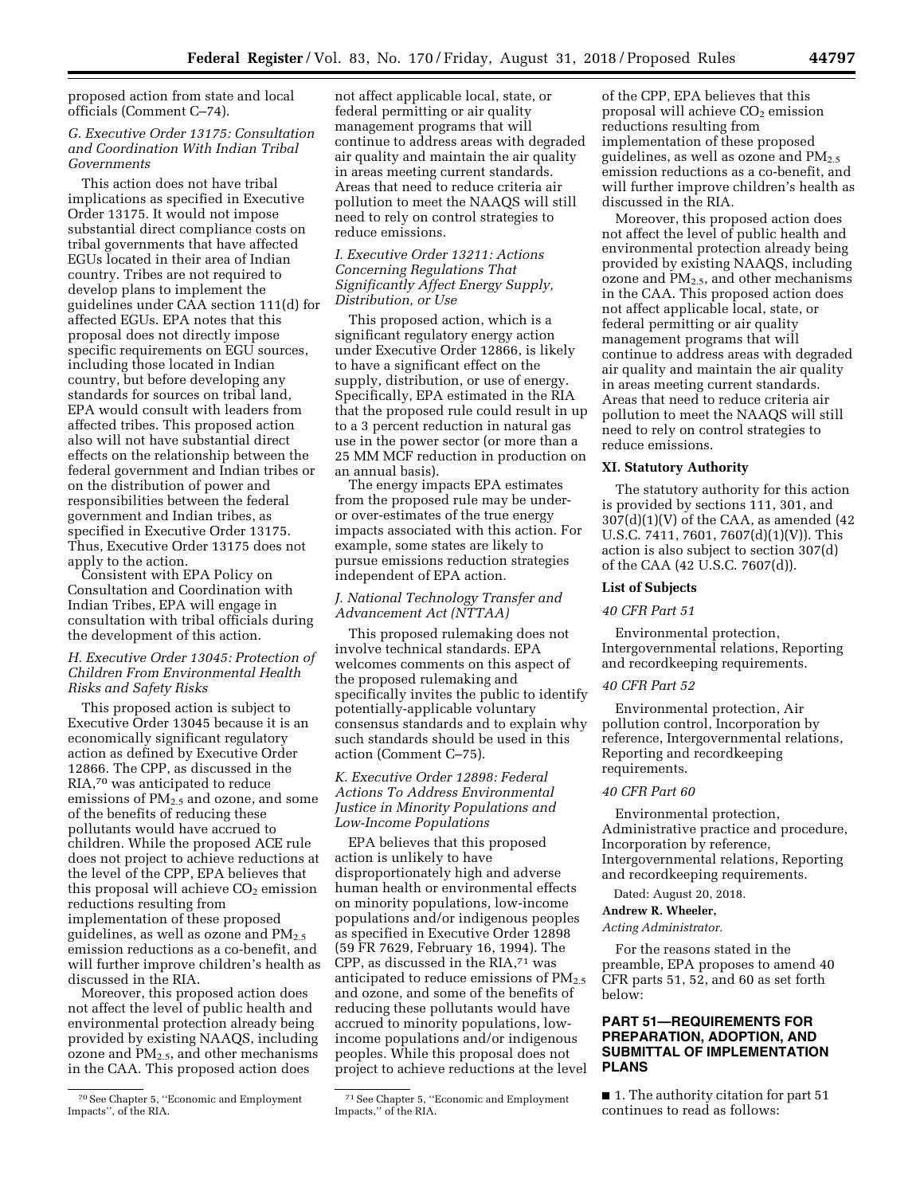proposed action from state and local officials (Comment C–74).

### G. Executive Order 13175: Consultation and Coordination With Indian Tribal Governments

This action does not have tribal implications as specified in Executive Order 13175. It would not impose substantial direct compliance costs on tribal governments that have affected EGUs located in their area of Indian country. Tribes are not required to develop plans to implement the guidelines under CAA section 111(d) for affected EGUs. EPA notes that this proposal does not directly impose specific requirements on EGU sources, including those located in Indian country, but before developing any standards for sources on tribal land, EPA would consult with leaders from affected tribes. This proposed action also will not have substantial direct effects on the relationship between the federal government and Indian tribes or on the distribution of power and responsibilities between the federal government and Indian tribes, as specified in Executive Order 13175. Thus, Executive Order 13175 does not apply to the action.

Consistent with EPA Policy on Consultation and Coordination with Indian Tribes, EPA will engage in consultation with tribal officials during the development of this action.

### H. Executive Order 13045: Protection of Children From Environmental Health Risks and Safety Risks

This proposed action is subject to Executive Order 13045 because it is an economically significant regulatory action as defined by Executive Order 12866. The CPP, as discussed in the RIA,[70] was anticipated to reduce emissions of $PM_{2.5}$ and ozone, and some of the benefits of reducing these pollutants would have accrued to children. While the proposed ACE rule does not project to achieve reductions at the level of the CPP, EPA believes that this proposal will achieve $CO_2$ emission reductions resulting from implementation of these proposed guidelines, as well as ozone and $PM_{2.5}$ emission reductions as a co-benefit, and will further improve children's health as discussed in the RIA.

Moreover, this proposed action does not affect the level of public health and environmental protection already being provided by existing NAAQS, including ozone and $PM_{2.5}$, and other mechanisms in the CAA. This proposed action does not affect applicable local, state, or federal permitting or air quality management programs that will continue to address areas with degraded air quality and maintain the air quality in areas meeting current standards. Areas that need to reduce criteria air pollution to meet the NAAQS will still need to rely on control strategies to reduce emissions.

### I. Executive Order 13211: Actions Concerning Regulations That Significantly Affect Energy Supply, Distribution, or Use

This proposed action, which is a significant regulatory energy action under Executive Order 12866, is likely to have a significant effect on the supply, distribution, or use of energy. Specifically, EPA estimated in the RIA that the proposed rule could result in up to a 3 percent reduction in natural gas use in the power sector (or more than a 25 MM MCF reduction in production on an annual basis).

The energy impacts EPA estimates from the proposed rule may be under- or over-estimates of the true energy impacts associated with this action. For example, some states are likely to pursue emissions reduction strategies independent of EPA action.

### J. National Technology Transfer and Advancement Act (NTTAA)

This proposed rulemaking does not involve technical standards. EPA welcomes comments on this aspect of the proposed rulemaking and specifically invites the public to identify potentially-applicable voluntary consensus standards and to explain why such standards should be used in this action (Comment C–75).

### K. Executive Order 12898: Federal Actions To Address Environmental Justice in Minority Populations and Low-Income Populations

EPA believes that this proposed action is unlikely to have disproportionately high and adverse human health or environmental effects on minority populations, low-income populations and/or indigenous peoples as specified in Executive Order 12898 (59 FR 7629, February 16, 1994). The CPP, as discussed in the RIA,[71] was anticipated to reduce emissions of $PM_{2.5}$ and ozone, and some of the benefits of reducing these pollutants would have accrued to minority populations, low-income populations and/or indigenous peoples. While this proposal does not project to achieve reductions at the level of the CPP, EPA believes that this proposal will achieve $CO_2$ emission reductions resulting from implementation of these proposed guidelines, as well as ozone and $PM_{2.5}$ emission reductions as a co-benefit, and will further improve children's health as discussed in the RIA.

Moreover, this proposed action does not affect the level of public health and environmental protection already being provided by existing NAAQS, including ozone and $PM_{2.5}$, and other mechanisms in the CAA. This proposed action does not affect applicable local, state, or federal permitting or air quality management programs that will continue to address areas with degraded air quality and maintain the air quality in areas meeting current standards. Areas that need to reduce criteria air pollution to meet the NAAQS will still need to rely on control strategies to reduce emissions.

## XI. Statutory Authority

The statutory authority for this action is provided by sections 111, 301, and 307(d)(1)(V) of the CAA, as amended (42 U.S.C. 7411, 7601, 7607(d)(1)(V)). This action is also subject to section 307(d) of the CAA (42 U.S.C. 7607(d)).

### List of Subjects

*40 CFR Part 51*

Environmental protection, Intergovernmental relations, Reporting and recordkeeping requirements.

*40 CFR Part 52*

Environmental protection, Air pollution control, Incorporation by reference, Intergovernmental relations, Reporting and recordkeeping requirements.

*40 CFR Part 60*

Environmental protection, Administrative practice and procedure, Incorporation by reference, Intergovernmental relations, Reporting and recordkeeping requirements.

Dated: August 20, 2018.

**Andrew R. Wheeler,**

*Acting Administrator.*

For the reasons stated in the preamble, EPA proposes to amend 40 CFR parts 51, 52, and 60 as set forth below:

## PART 51—REQUIREMENTS FOR PREPARATION, ADOPTION, AND SUBMITTAL OF IMPLEMENTATION PLANS

■ 1. The authority citation for part 51 continues to read as follows:

---

[70] See Chapter 5, "Economic and Employment Impacts", of the RIA.

[71] See Chapter 5, "Economic and Employment Impacts," of the RIA.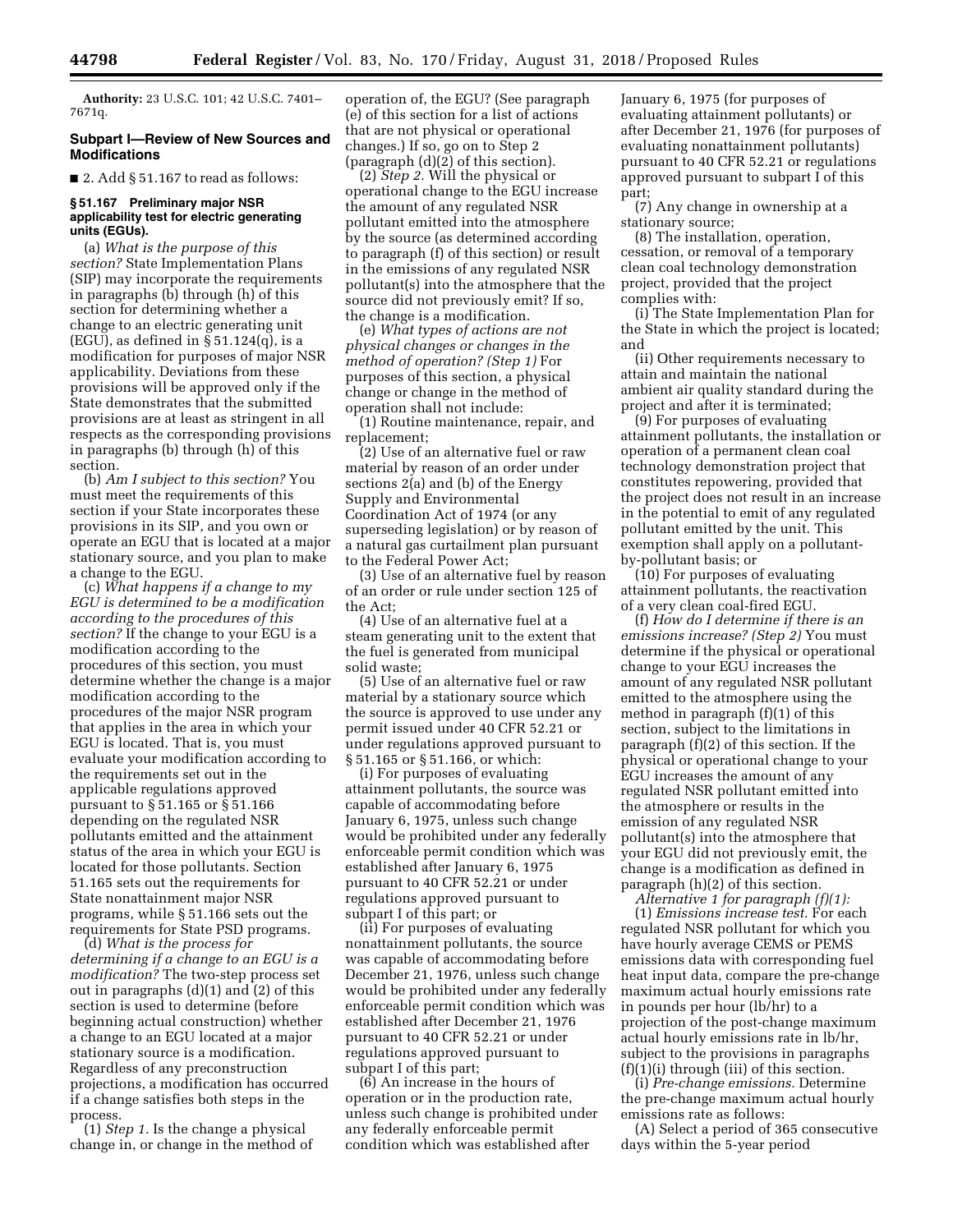**Authority:** 23 U.S.C. 101; 42 U.S.C. 7401–7671q.

## Subpart I—Review of New Sources and Modifications

■ 2. Add § 51.167 to read as follows:

### § 51.167 Preliminary major NSR applicability test for electric generating units (EGUs).

(a) *What is the purpose of this section?* State Implementation Plans (SIP) may incorporate the requirements in paragraphs (b) through (h) of this section for determining whether a change to an electric generating unit (EGU), as defined in § 51.124(q), is a modification for purposes of major NSR applicability. Deviations from these provisions will be approved only if the State demonstrates that the submitted provisions are at least as stringent in all respects as the corresponding provisions in paragraphs (b) through (h) of this section.

(b) *Am I subject to this section?* You must meet the requirements of this section if your State incorporates these provisions in its SIP, and you own or operate an EGU that is located at a major stationary source, and you plan to make a change to the EGU.

(c) *What happens if a change to my EGU is determined to be a modification according to the procedures of this section?* If the change to your EGU is a modification according to the procedures of this section, you must determine whether the change is a major modification according to the procedures of the major NSR program that applies in the area in which your EGU is located. That is, you must evaluate your modification according to the requirements set out in the applicable regulations approved pursuant to § 51.165 or § 51.166 depending on the regulated NSR pollutants emitted and the attainment status of the area in which your EGU is located for those pollutants. Section 51.165 sets out the requirements for State nonattainment major NSR programs, while § 51.166 sets out the requirements for State PSD programs.

(d) *What is the process for determining if a change to an EGU is a modification?* The two-step process set out in paragraphs (d)(1) and (2) of this section is used to determine (before beginning actual construction) whether a change to an EGU located at a major stationary source is a modification. Regardless of any preconstruction projections, a modification has occurred if a change satisfies both steps in the process.

(1) *Step 1.* Is the change a physical change in, or change in the method of operation of, the EGU? (See paragraph (e) of this section for a list of actions that are not physical or operational changes.) If so, go on to Step 2 (paragraph (d)(2) of this section).

(2) *Step 2.* Will the physical or operational change to the EGU increase the amount of any regulated NSR pollutant emitted into the atmosphere by the source (as determined according to paragraph (f) of this section) or result in the emissions of any regulated NSR pollutant(s) into the atmosphere that the source did not previously emit? If so, the change is a modification.

(e) *What types of actions are not physical changes or changes in the method of operation? (Step 1)* For purposes of this section, a physical change or change in the method of operation shall not include:

(1) Routine maintenance, repair, and replacement;

(2) Use of an alternative fuel or raw material by reason of an order under sections 2(a) and (b) of the Energy Supply and Environmental Coordination Act of 1974 (or any superseding legislation) or by reason of a natural gas curtailment plan pursuant to the Federal Power Act;

(3) Use of an alternative fuel by reason of an order or rule under section 125 of the Act;

(4) Use of an alternative fuel at a steam generating unit to the extent that the fuel is generated from municipal solid waste;

(5) Use of an alternative fuel or raw material by a stationary source which the source is approved to use under any permit issued under 40 CFR 52.21 or under regulations approved pursuant to § 51.165 or § 51.166, or which:

(i) For purposes of evaluating attainment pollutants, the source was capable of accommodating before January 6, 1975, unless such change would be prohibited under any federally enforceable permit condition which was established after January 6, 1975 pursuant to 40 CFR 52.21 or under regulations approved pursuant to subpart I of this part; or

(ii) For purposes of evaluating nonattainment pollutants, the source was capable of accommodating before December 21, 1976, unless such change would be prohibited under any federally enforceable permit condition which was established after December 21, 1976 pursuant to 40 CFR 52.21 or under regulations approved pursuant to subpart I of this part;

(6) An increase in the hours of operation or in the production rate, unless such change is prohibited under any federally enforceable permit condition which was established after January 6, 1975 (for purposes of evaluating attainment pollutants) or after December 21, 1976 (for purposes of evaluating nonattainment pollutants) pursuant to 40 CFR 52.21 or regulations approved pursuant to subpart I of this part;

(7) Any change in ownership at a stationary source;

(8) The installation, operation, cessation, or removal of a temporary clean coal technology demonstration project, provided that the project complies with:

(i) The State Implementation Plan for the State in which the project is located; and

(ii) Other requirements necessary to attain and maintain the national ambient air quality standard during the project and after it is terminated;

(9) For purposes of evaluating attainment pollutants, the installation or operation of a permanent clean coal technology demonstration project that constitutes repowering, provided that the project does not result in an increase in the potential to emit of any regulated pollutant emitted by the unit. This exemption shall apply on a pollutant-by-pollutant basis; or

(10) For purposes of evaluating attainment pollutants, the reactivation of a very clean coal-fired EGU.

(f) *How do I determine if there is an emissions increase? (Step 2)* You must determine if the physical or operational change to your EGU increases the amount of any regulated NSR pollutant emitted to the atmosphere using the method in paragraph (f)(1) of this section, subject to the limitations in paragraph (f)(2) of this section. If the physical or operational change to your EGU increases the amount of any regulated NSR pollutant emitted into the atmosphere or results in the emission of any regulated NSR pollutant(s) into the atmosphere that your EGU did not previously emit, the change is a modification as defined in paragraph (h)(2) of this section.

*Alternative 1 for paragraph (f)(1):*

(1) *Emissions increase test.* For each regulated NSR pollutant for which you have hourly average CEMS or PEMS emissions data with corresponding fuel heat input data, compare the pre-change maximum actual hourly emissions rate in pounds per hour (lb/hr) to a projection of the post-change maximum actual hourly emissions rate in lb/hr, subject to the provisions in paragraphs (f)(1)(i) through (iii) of this section.

(i) *Pre-change emissions.* Determine the pre-change maximum actual hourly emissions rate as follows:

(A) Select a period of 365 consecutive days within the 5-year period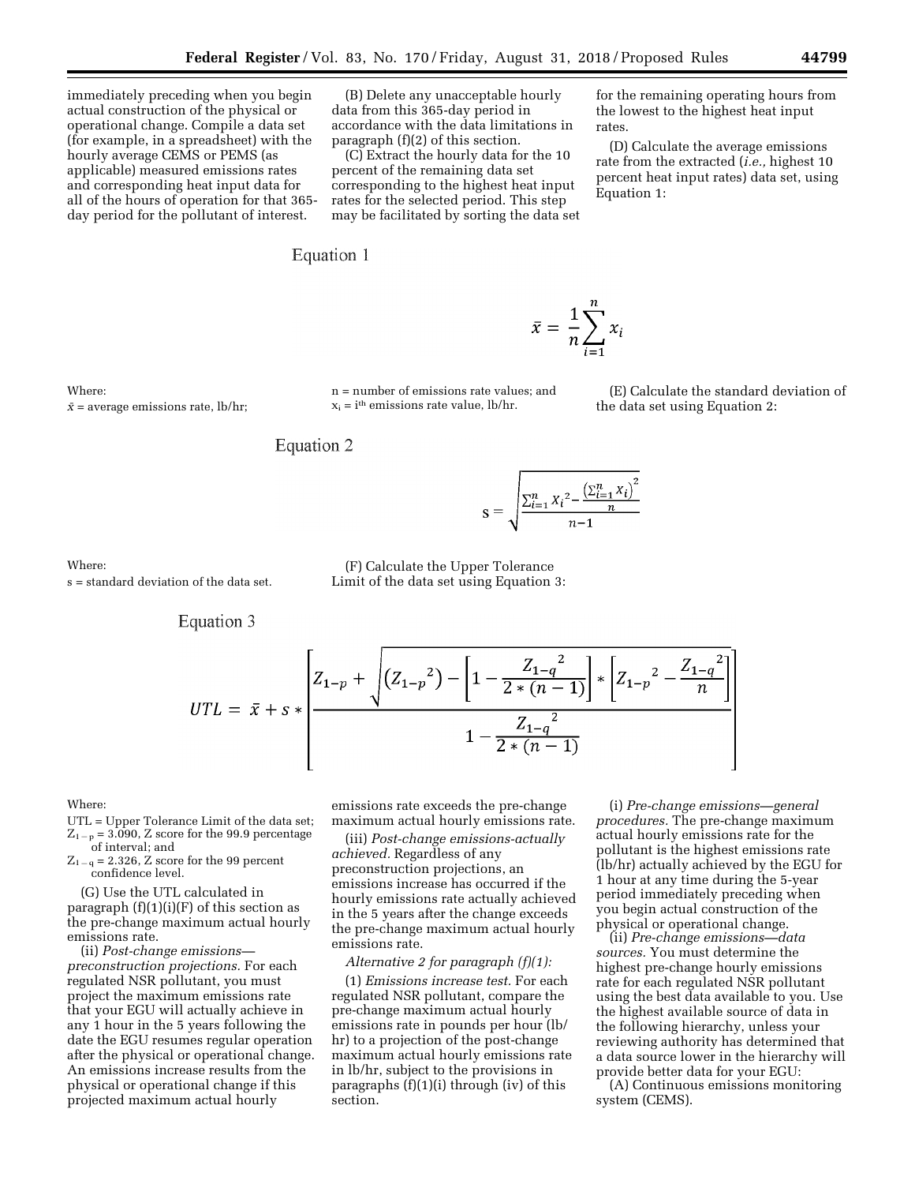immediately preceding when you begin actual construction of the physical or operational change. Compile a data set (for example, in a spreadsheet) with the hourly average CEMS or PEMS (as applicable) measured emissions rates and corresponding heat input data for all of the hours of operation for that 365-day period for the pollutant of interest.

(B) Delete any unacceptable hourly data from this 365-day period in accordance with the data limitations in paragraph (f)(2) of this section.

(C) Extract the hourly data for the 10 percent of the remaining data set corresponding to the highest heat input rates for the selected period. This step may be facilitated by sorting the data set for the remaining operating hours from the lowest to the highest heat input rates.

(D) Calculate the average emissions rate from the extracted (*i.e.,* highest 10 percent heat input rates) data set, using Equation 1:

Equation 1

$$\bar{x} = \frac{1}{n}\sum_{i=1}^{n} x_i$$

Where:

$\bar{x}$ = average emissions rate, lb/hr;

n = number of emissions rate values; and

$x_i$ = $i^{th}$ emissions rate value, lb/hr.

(E) Calculate the standard deviation of the data set using Equation 2:

Equation 2

$$s = \sqrt{\frac{\sum_{i=1}^{n} x_i{}^2 - \frac{\left(\sum_{i=1}^{n} x_i\right)^2}{n}}{n-1}}$$

Where:

s = standard deviation of the data set.

(F) Calculate the Upper Tolerance Limit of the data set using Equation 3:

Equation 3

$$UTL = \bar{x} + s * \left[\frac{Z_{1-p} + \sqrt{\left(Z_{1-p}{}^2\right) - \left[1 - \frac{Z_{1-q}{}^2}{2*(n-1)}\right] * \left[Z_{1-p}{}^2 - \frac{Z_{1-q}{}^2}{n}\right]}}{1 - \frac{Z_{1-q}{}^2}{2*(n-1)}}\right]$$

Where:

UTL = Upper Tolerance Limit of the data set;

$Z_{1-p}$ = 3.090, Z score for the 99.9 percentage of interval; and

$Z_{1-q}$ = 2.326, Z score for the 99 percent confidence level.

(G) Use the UTL calculated in paragraph (f)(1)(i)(F) of this section as the pre-change maximum actual hourly emissions rate.

(ii) *Post-change emissions—preconstruction projections.* For each regulated NSR pollutant, you must project the maximum emissions rate that your EGU will actually achieve in any 1 hour in the 5 years following the date the EGU resumes regular operation after the physical or operational change. An emissions increase results from the physical or operational change if this projected maximum actual hourly emissions rate exceeds the pre-change maximum actual hourly emissions rate.

(iii) *Post-change emissions-actually achieved.* Regardless of any preconstruction projections, an emissions increase has occurred if the hourly emissions rate actually achieved in the 5 years after the change exceeds the pre-change maximum actual hourly emissions rate.

*Alternative 2 for paragraph (f)(1):*

(1) *Emissions increase test.* For each regulated NSR pollutant, compare the pre-change maximum actual hourly emissions rate in pounds per hour (lb/hr) to a projection of the post-change maximum actual hourly emissions rate in lb/hr, subject to the provisions in paragraphs (f)(1)(i) through (iv) of this section.

(i) *Pre-change emissions—general procedures.* The pre-change maximum actual hourly emissions rate for the pollutant is the highest emissions rate (lb/hr) actually achieved by the EGU for 1 hour at any time during the 5-year period immediately preceding when you begin actual construction of the physical or operational change.

(ii) *Pre-change emissions—data sources.* You must determine the highest pre-change hourly emissions rate for each regulated NSR pollutant using the best data available to you. Use the highest available source of data in the following hierarchy, unless your reviewing authority has determined that a data source lower in the hierarchy will provide better data for your EGU:

(A) Continuous emissions monitoring system (CEMS).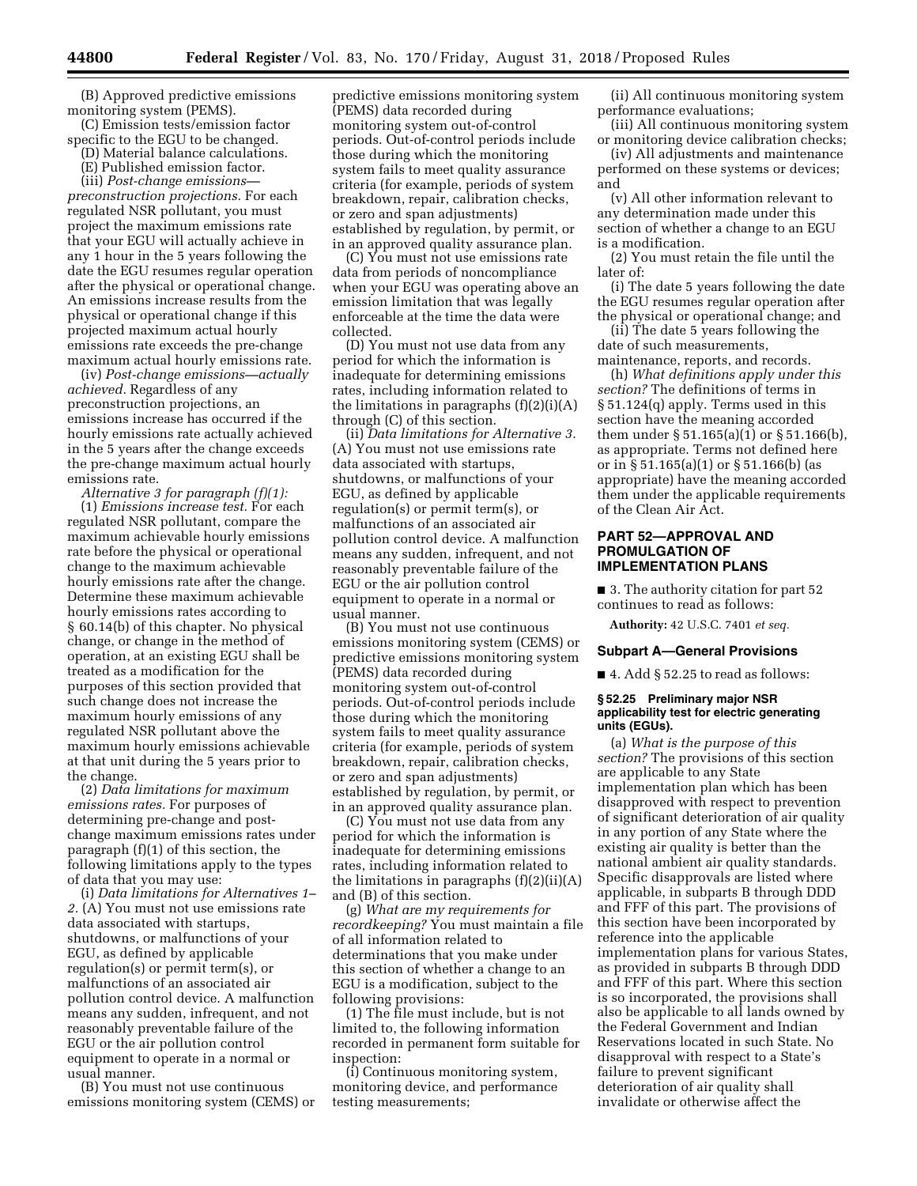(B) Approved predictive emissions monitoring system (PEMS).

(C) Emission tests/emission factor specific to the EGU to be changed.

(D) Material balance calculations.

(E) Published emission factor.

(iii) *Post-change emissions—preconstruction projections.* For each regulated NSR pollutant, you must project the maximum emissions rate that your EGU will actually achieve in any 1 hour in the 5 years following the date the EGU resumes regular operation after the physical or operational change. An emissions increase results from the physical or operational change if this projected maximum actual hourly emissions rate exceeds the pre-change maximum actual hourly emissions rate.

(iv) *Post-change emissions—actually achieved.* Regardless of any preconstruction projections, an emissions increase has occurred if the hourly emissions rate actually achieved in the 5 years after the change exceeds the pre-change maximum actual hourly emissions rate.

*Alternative 3 for paragraph (f)(1):*

(1) *Emissions increase test.* For each regulated NSR pollutant, compare the maximum achievable hourly emissions rate before the physical or operational change to the maximum achievable hourly emissions rate after the change. Determine these maximum achievable hourly emissions rates according to § 60.14(b) of this chapter. No physical change, or change in the method of operation, at an existing EGU shall be treated as a modification for the purposes of this section provided that such change does not increase the maximum hourly emissions of any regulated NSR pollutant above the maximum hourly emissions achievable at that unit during the 5 years prior to the change.

(2) *Data limitations for maximum emissions rates.* For purposes of determining pre-change and post-change maximum emissions rates under paragraph (f)(1) of this section, the following limitations apply to the types of data that you may use:

(i) *Data limitations for Alternatives 1–2.* (A) You must not use emissions rate data associated with startups, shutdowns, or malfunctions of your EGU, as defined by applicable regulation(s) or permit term(s), or malfunctions of an associated air pollution control device. A malfunction means any sudden, infrequent, and not reasonably preventable failure of the EGU or the air pollution control equipment to operate in a normal or usual manner.

(B) You must not use continuous emissions monitoring system (CEMS) or predictive emissions monitoring system (PEMS) data recorded during monitoring system out-of-control periods. Out-of-control periods include those during which the monitoring system fails to meet quality assurance criteria (for example, periods of system breakdown, repair, calibration checks, or zero and span adjustments) established by regulation, by permit, or in an approved quality assurance plan.

(C) You must not use emissions rate data from periods of noncompliance when your EGU was operating above an emission limitation that was legally enforceable at the time the data were collected.

(D) You must not use data from any period for which the information is inadequate for determining emissions rates, including information related to the limitations in paragraphs (f)(2)(i)(A) through (C) of this section.

(ii) *Data limitations for Alternative 3.* (A) You must not use emissions rate data associated with startups, shutdowns, or malfunctions of your EGU, as defined by applicable regulation(s) or permit term(s), or malfunctions of an associated air pollution control device. A malfunction means any sudden, infrequent, and not reasonably preventable failure of the EGU or the air pollution control equipment to operate in a normal or usual manner.

(B) You must not use continuous emissions monitoring system (CEMS) or predictive emissions monitoring system (PEMS) data recorded during monitoring system out-of-control periods. Out-of-control periods include those during which the monitoring system fails to meet quality assurance criteria (for example, periods of system breakdown, repair, calibration checks, or zero and span adjustments) established by regulation, by permit, or in an approved quality assurance plan.

(C) You must not use data from any period for which the information is inadequate for determining emissions rates, including information related to the limitations in paragraphs (f)(2)(ii)(A) and (B) of this section.

(g) *What are my requirements for recordkeeping?* You must maintain a file of all information related to determinations that you make under this section of whether a change to an EGU is a modification, subject to the following provisions:

(1) The file must include, but is not limited to, the following information recorded in permanent form suitable for inspection:

(i) Continuous monitoring system, monitoring device, and performance testing measurements;

(ii) All continuous monitoring system performance evaluations;

(iii) All continuous monitoring system or monitoring device calibration checks;

(iv) All adjustments and maintenance performed on these systems or devices; and

(v) All other information relevant to any determination made under this section of whether a change to an EGU is a modification.

(2) You must retain the file until the later of:

(i) The date 5 years following the date the EGU resumes regular operation after the physical or operational change; and

(ii) The date 5 years following the date of such measurements, maintenance, reports, and records.

(h) *What definitions apply under this section?* The definitions of terms in § 51.124(q) apply. Terms used in this section have the meaning accorded them under § 51.165(a)(1) or § 51.166(b), as appropriate. Terms not defined here or in § 51.165(a)(1) or § 51.166(b) (as appropriate) have the meaning accorded them under the applicable requirements of the Clean Air Act.

## PART 52—APPROVAL AND PROMULGATION OF IMPLEMENTATION PLANS

■ 3. The authority citation for part 52 continues to read as follows:

**Authority:** 42 U.S.C. 7401 *et seq.*

### Subpart A—General Provisions

■ 4. Add § 52.25 to read as follows:

#### § 52.25 Preliminary major NSR applicability test for electric generating units (EGUs).

(a) *What is the purpose of this section?* The provisions of this section are applicable to any State implementation plan which has been disapproved with respect to prevention of significant deterioration of air quality in any portion of any State where the existing air quality is better than the national ambient air quality standards. Specific disapprovals are listed where applicable, in subparts B through DDD and FFF of this part. The provisions of this section have been incorporated by reference into the applicable implementation plans for various States, as provided in subparts B through DDD and FFF of this part. Where this section is so incorporated, the provisions shall also be applicable to all lands owned by the Federal Government and Indian Reservations located in such State. No disapproval with respect to a State's failure to prevent significant deterioration of air quality shall invalidate or otherwise affect the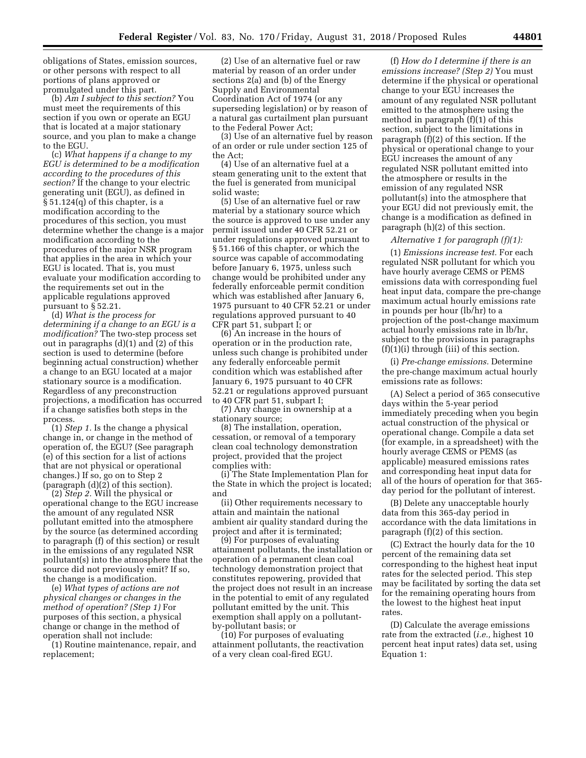obligations of States, emission sources, or other persons with respect to all portions of plans approved or promulgated under this part.

(b) *Am I subject to this section?* You must meet the requirements of this section if you own or operate an EGU that is located at a major stationary source, and you plan to make a change to the EGU.

(c) *What happens if a change to my EGU is determined to be a modification according to the procedures of this section?* If the change to your electric generating unit (EGU), as defined in § 51.124(q) of this chapter, is a modification according to the procedures of this section, you must determine whether the change is a major modification according to the procedures of the major NSR program that applies in the area in which your EGU is located. That is, you must evaluate your modification according to the requirements set out in the applicable regulations approved pursuant to § 52.21.

(d) *What is the process for determining if a change to an EGU is a modification?* The two-step process set out in paragraphs (d)(1) and (2) of this section is used to determine (before beginning actual construction) whether a change to an EGU located at a major stationary source is a modification. Regardless of any preconstruction projections, a modification has occurred if a change satisfies both steps in the process.

(1) *Step 1.* Is the change a physical change in, or change in the method of operation of, the EGU? (See paragraph (e) of this section for a list of actions that are not physical or operational changes.) If so, go on to Step 2 (paragraph (d)(2) of this section).

(2) *Step 2.* Will the physical or operational change to the EGU increase the amount of any regulated NSR pollutant emitted into the atmosphere by the source (as determined according to paragraph (f) of this section) or result in the emissions of any regulated NSR pollutant(s) into the atmosphere that the source did not previously emit? If so, the change is a modification.

(e) *What types of actions are not physical changes or changes in the method of operation? (Step 1)* For purposes of this section, a physical change or change in the method of operation shall not include:

(1) Routine maintenance, repair, and replacement;

(2) Use of an alternative fuel or raw material by reason of an order under sections 2(a) and (b) of the Energy Supply and Environmental Coordination Act of 1974 (or any superseding legislation) or by reason of a natural gas curtailment plan pursuant to the Federal Power Act;

(3) Use of an alternative fuel by reason of an order or rule under section 125 of the Act;

(4) Use of an alternative fuel at a steam generating unit to the extent that the fuel is generated from municipal solid waste;

(5) Use of an alternative fuel or raw material by a stationary source which the source is approved to use under any permit issued under 40 CFR 52.21 or under regulations approved pursuant to § 51.166 of this chapter, or which the source was capable of accommodating before January 6, 1975, unless such change would be prohibited under any federally enforceable permit condition which was established after January 6, 1975 pursuant to 40 CFR 52.21 or under regulations approved pursuant to 40 CFR part 51, subpart I; or

(6) An increase in the hours of operation or in the production rate, unless such change is prohibited under any federally enforceable permit condition which was established after January 6, 1975 pursuant to 40 CFR 52.21 or regulations approved pursuant to 40 CFR part 51, subpart I;

(7) Any change in ownership at a stationary source;

(8) The installation, operation, cessation, or removal of a temporary clean coal technology demonstration project, provided that the project complies with:

(i) The State Implementation Plan for the State in which the project is located; and

(ii) Other requirements necessary to attain and maintain the national ambient air quality standard during the project and after it is terminated;

(9) For purposes of evaluating attainment pollutants, the installation or operation of a permanent clean coal technology demonstration project that constitutes repowering, provided that the project does not result in an increase in the potential to emit of any regulated pollutant emitted by the unit. This exemption shall apply on a pollutant-by-pollutant basis; or

(10) For purposes of evaluating attainment pollutants, the reactivation of a very clean coal-fired EGU.

(f) *How do I determine if there is an emissions increase? (Step 2)* You must determine if the physical or operational change to your EGU increases the amount of any regulated NSR pollutant emitted to the atmosphere using the method in paragraph (f)(1) of this section, subject to the limitations in paragraph (f)(2) of this section. If the physical or operational change to your EGU increases the amount of any regulated NSR pollutant emitted into the atmosphere or results in the emission of any regulated NSR pollutant(s) into the atmosphere that your EGU did not previously emit, the change is a modification as defined in paragraph (h)(2) of this section.

*Alternative 1 for paragraph (f)(1):*

(1) *Emissions increase test.* For each regulated NSR pollutant for which you have hourly average CEMS or PEMS emissions data with corresponding fuel heat input data, compare the pre-change maximum actual hourly emissions rate in pounds per hour (lb/hr) to a projection of the post-change maximum actual hourly emissions rate in lb/hr, subject to the provisions in paragraphs (f)(1)(i) through (iii) of this section.

(i) *Pre-change emissions.* Determine the pre-change maximum actual hourly emissions rate as follows:

(A) Select a period of 365 consecutive days within the 5-year period immediately preceding when you begin actual construction of the physical or operational change. Compile a data set (for example, in a spreadsheet) with the hourly average CEMS or PEMS (as applicable) measured emissions rates and corresponding heat input data for all of the hours of operation for that 365-day period for the pollutant of interest.

(B) Delete any unacceptable hourly data from this 365-day period in accordance with the data limitations in paragraph (f)(2) of this section.

(C) Extract the hourly data for the 10 percent of the remaining data set corresponding to the highest heat input rates for the selected period. This step may be facilitated by sorting the data set for the remaining operating hours from the lowest to the highest heat input rates.

(D) Calculate the average emissions rate from the extracted (*i.e.,* highest 10 percent heat input rates) data set, using Equation 1: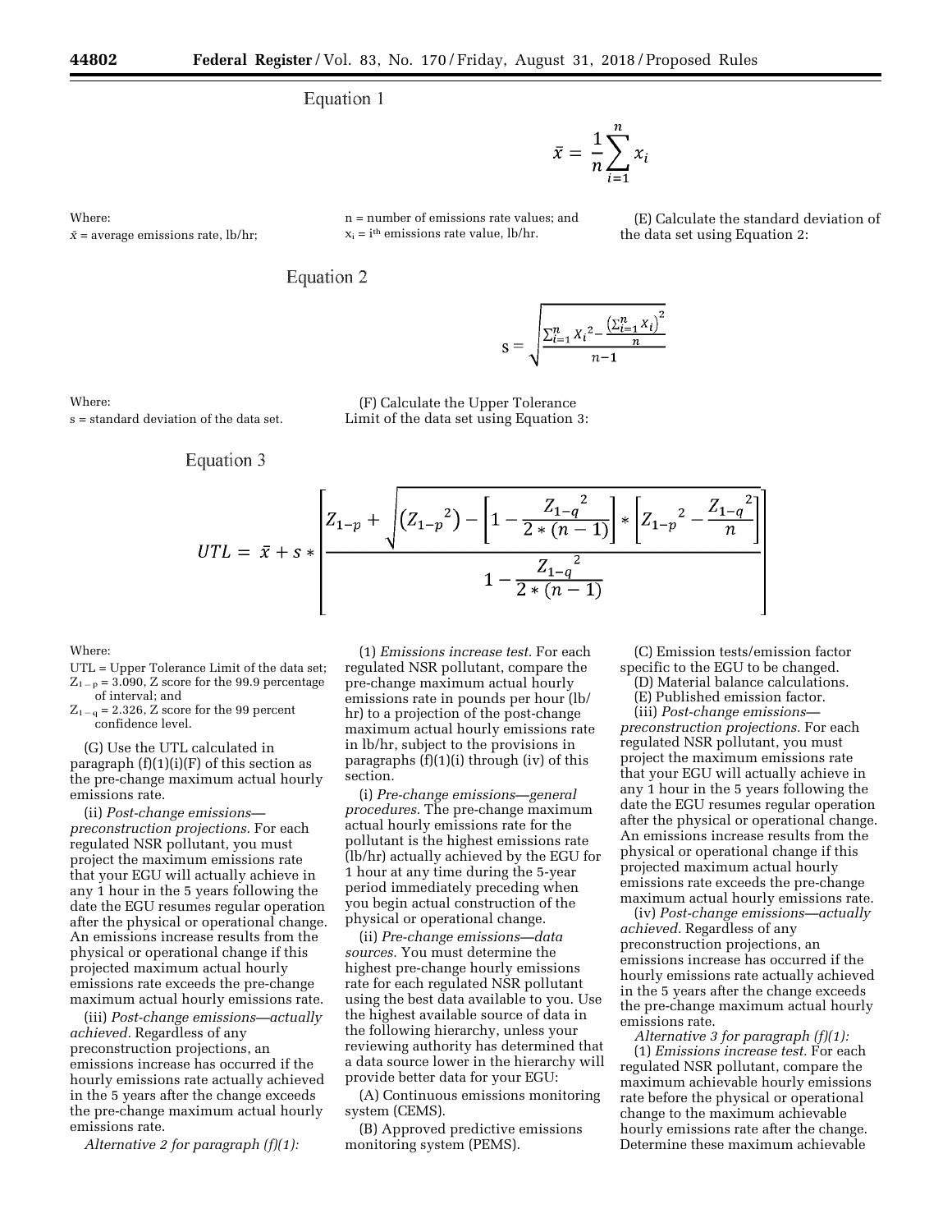Equation 1

$$\bar{x} = \frac{1}{n}\sum_{i=1}^{n} x_i$$

Where:

$\bar{x}$ = average emissions rate, lb/hr;

n = number of emissions rate values; and

$x_i$ = i[th] emissions rate value, lb/hr.

(E) Calculate the standard deviation of the data set using Equation 2:

Equation 2

$$s = \sqrt{\frac{\sum_{i=1}^{n} X_i{}^2 - \frac{\left(\sum_{i=1}^{n} X_i\right)^2}{n}}{n-1}}$$

Where:

s = standard deviation of the data set.

(F) Calculate the Upper Tolerance Limit of the data set using Equation 3:

Equation 3

$$UTL = \bar{x} + s * \left[\frac{Z_{1-p} + \sqrt{\left(Z_{1-p}{}^2\right) - \left[1 - \frac{Z_{1-q}{}^2}{2*(n-1)}\right] * \left[Z_{1-p}{}^2 - \frac{Z_{1-q}{}^2}{n}\right]}}{1 - \frac{Z_{1-q}{}^2}{2*(n-1)}}\right]$$

Where:

UTL = Upper Tolerance Limit of the data set;

$Z_{1-p}$ = 3.090, Z score for the 99.9 percentage of interval; and

$Z_{1-q}$ = 2.326, Z score for the 99 percent confidence level.

(G) Use the UTL calculated in paragraph (f)(1)(i)(F) of this section as the pre-change maximum actual hourly emissions rate.

(ii) *Post-change emissions—preconstruction projections.* For each regulated NSR pollutant, you must project the maximum emissions rate that your EGU will actually achieve in any 1 hour in the 5 years following the date the EGU resumes regular operation after the physical or operational change. An emissions increase results from the physical or operational change if this projected maximum actual hourly emissions rate exceeds the pre-change maximum actual hourly emissions rate.

(iii) *Post-change emissions—actually achieved.* Regardless of any preconstruction projections, an emissions increase has occurred if the hourly emissions rate actually achieved in the 5 years after the change exceeds the pre-change maximum actual hourly emissions rate.

*Alternative 2 for paragraph (f)(1):*

(1) *Emissions increase test.* For each regulated NSR pollutant, compare the pre-change maximum actual hourly emissions rate in pounds per hour (lb/hr) to a projection of the post-change maximum actual hourly emissions rate in lb/hr, subject to the provisions in paragraphs (f)(1)(i) through (iv) of this section.

(i) *Pre-change emissions—general procedures.* The pre-change maximum actual hourly emissions rate for the pollutant is the highest emissions rate (lb/hr) actually achieved by the EGU for 1 hour at any time during the 5-year period immediately preceding when you begin actual construction of the physical or operational change.

(ii) *Pre-change emissions—data sources.* You must determine the highest pre-change hourly emissions rate for each regulated NSR pollutant using the best data available to you. Use the highest available source of data in the following hierarchy, unless your reviewing authority has determined that a data source lower in the hierarchy will provide better data for your EGU:

(A) Continuous emissions monitoring system (CEMS).

(B) Approved predictive emissions monitoring system (PEMS).

(C) Emission tests/emission factor specific to the EGU to be changed.

(D) Material balance calculations.

(E) Published emission factor.

(iii) *Post-change emissions—preconstruction projections.* For each regulated NSR pollutant, you must project the maximum emissions rate that your EGU will actually achieve in any 1 hour in the 5 years following the date the EGU resumes regular operation after the physical or operational change. An emissions increase results from the physical or operational change if this projected maximum actual hourly emissions rate exceeds the pre-change maximum actual hourly emissions rate.

(iv) *Post-change emissions—actually achieved.* Regardless of any preconstruction projections, an emissions increase has occurred if the hourly emissions rate actually achieved in the 5 years after the change exceeds the pre-change maximum actual hourly emissions rate.

*Alternative 3 for paragraph (f)(1):*

(1) *Emissions increase test.* For each regulated NSR pollutant, compare the maximum achievable hourly emissions rate before the physical or operational change to the maximum achievable hourly emissions rate after the change. Determine these maximum achievable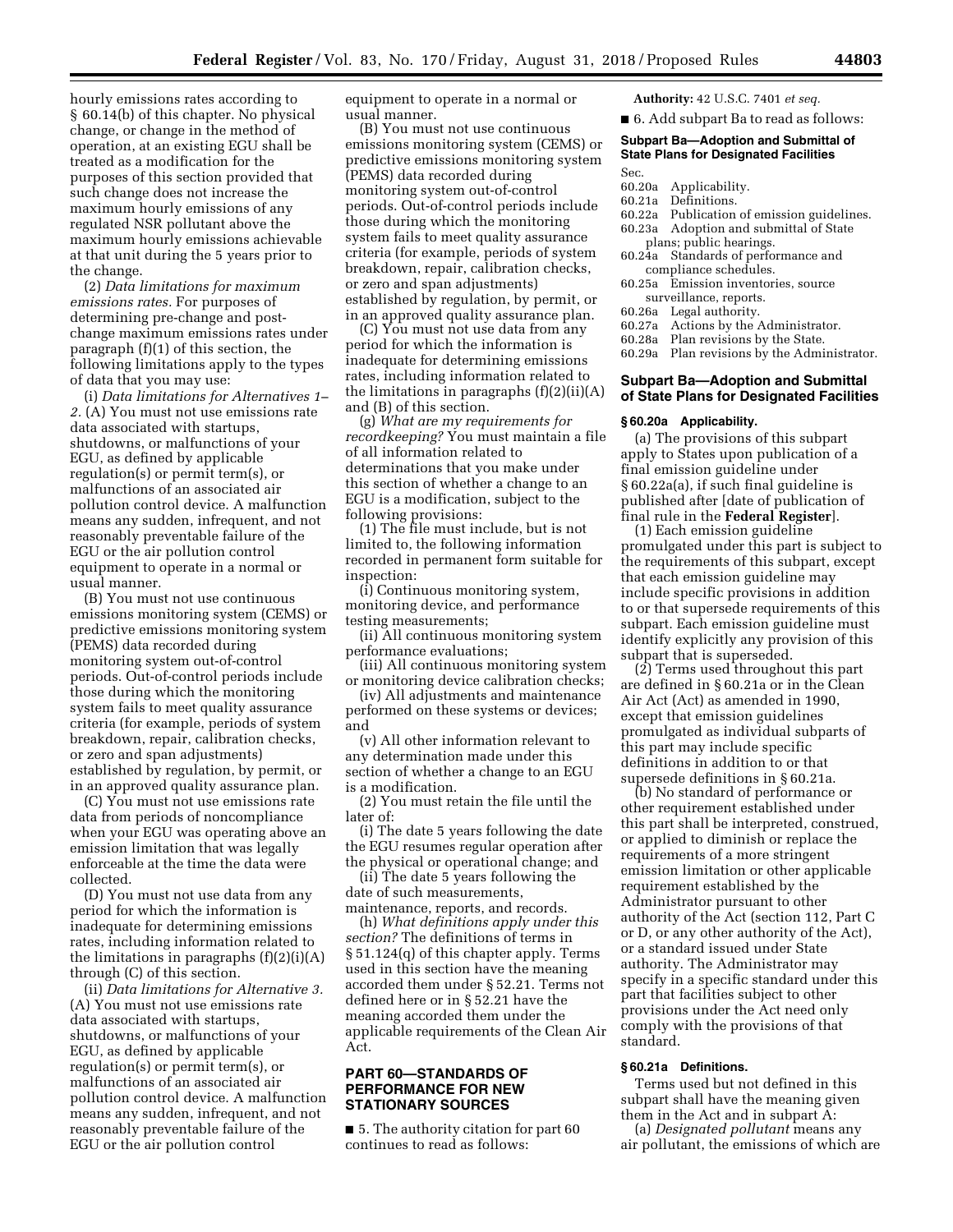hourly emissions rates according to § 60.14(b) of this chapter. No physical change, or change in the method of operation, at an existing EGU shall be treated as a modification for the purposes of this section provided that such change does not increase the maximum hourly emissions of any regulated NSR pollutant above the maximum hourly emissions achievable at that unit during the 5 years prior to the change.

(2) *Data limitations for maximum emissions rates.* For purposes of determining pre-change and post-change maximum emissions rates under paragraph (f)(1) of this section, the following limitations apply to the types of data that you may use:

(i) *Data limitations for Alternatives 1–2.* (A) You must not use emissions rate data associated with startups, shutdowns, or malfunctions of your EGU, as defined by applicable regulation(s) or permit term(s), or malfunctions of an associated air pollution control device. A malfunction means any sudden, infrequent, and not reasonably preventable failure of the EGU or the air pollution control equipment to operate in a normal or usual manner.

(B) You must not use continuous emissions monitoring system (CEMS) or predictive emissions monitoring system (PEMS) data recorded during monitoring system out-of-control periods. Out-of-control periods include those during which the monitoring system fails to meet quality assurance criteria (for example, periods of system breakdown, repair, calibration checks, or zero and span adjustments) established by regulation, by permit, or in an approved quality assurance plan.

(C) You must not use emissions rate data from periods of noncompliance when your EGU was operating above an emission limitation that was legally enforceable at the time the data were collected.

(D) You must not use data from any period for which the information is inadequate for determining emissions rates, including information related to the limitations in paragraphs (f)(2)(i)(A) through (C) of this section.

(ii) *Data limitations for Alternative 3.* (A) You must not use emissions rate data associated with startups, shutdowns, or malfunctions of your EGU, as defined by applicable regulation(s) or permit term(s), or malfunctions of an associated air pollution control device. A malfunction means any sudden, infrequent, and not reasonably preventable failure of the EGU or the air pollution control equipment to operate in a normal or usual manner.

(B) You must not use continuous emissions monitoring system (CEMS) or predictive emissions monitoring system (PEMS) data recorded during monitoring system out-of-control periods. Out-of-control periods include those during which the monitoring system fails to meet quality assurance criteria (for example, periods of system breakdown, repair, calibration checks, or zero and span adjustments) established by regulation, by permit, or in an approved quality assurance plan.

(C) You must not use data from any period for which the information is inadequate for determining emissions rates, including information related to the limitations in paragraphs (f)(2)(ii)(A) and (B) of this section.

(g) *What are my requirements for recordkeeping?* You must maintain a file of all information related to determinations that you make under this section of whether a change to an EGU is a modification, subject to the following provisions:

(1) The file must include, but is not limited to, the following information recorded in permanent form suitable for inspection:

(i) Continuous monitoring system, monitoring device, and performance testing measurements;

(ii) All continuous monitoring system performance evaluations;

(iii) All continuous monitoring system or monitoring device calibration checks;

(iv) All adjustments and maintenance performed on these systems or devices; and

(v) All other information relevant to any determination made under this section of whether a change to an EGU is a modification.

(2) You must retain the file until the later of:

(i) The date 5 years following the date the EGU resumes regular operation after the physical or operational change; and

(ii) The date 5 years following the date of such measurements, maintenance, reports, and records.

(h) *What definitions apply under this section?* The definitions of terms in § 51.124(q) of this chapter apply. Terms used in this section have the meaning accorded them under § 52.21. Terms not defined here or in § 52.21 have the meaning accorded them under the applicable requirements of the Clean Air Act.

## PART 60—STANDARDS OF PERFORMANCE FOR NEW STATIONARY SOURCES

■ 5. The authority citation for part 60 continues to read as follows:

**Authority:** 42 U.S.C. 7401 *et seq.*

■ 6. Add subpart Ba to read as follows:

### Subpart Ba—Adoption and Submittal of State Plans for Designated Facilities

Sec.
60.20a Applicability.
60.21a Definitions.
60.22a Publication of emission guidelines.
60.23a Adoption and submittal of State plans; public hearings.
60.24a Standards of performance and compliance schedules.
60.25a Emission inventories, source surveillance, reports.
60.26a Legal authority.
60.27a Actions by the Administrator.
60.28a Plan revisions by the State.
60.29a Plan revisions by the Administrator.

### Subpart Ba—Adoption and Submittal of State Plans for Designated Facilities

#### § 60.20a Applicability.

(a) The provisions of this subpart apply to States upon publication of a final emission guideline under § 60.22a(a), if such final guideline is published after [date of publication of final rule in the **Federal Register**].

(1) Each emission guideline promulgated under this part is subject to the requirements of this subpart, except that each emission guideline may include specific provisions in addition to or that supersede requirements of this subpart. Each emission guideline must identify explicitly any provision of this subpart that is superseded.

(2) Terms used throughout this part are defined in § 60.21a or in the Clean Air Act (Act) as amended in 1990, except that emission guidelines promulgated as individual subparts of this part may include specific definitions in addition to or that supersede definitions in § 60.21a.

(b) No standard of performance or other requirement established under this part shall be interpreted, construed, or applied to diminish or replace the requirements of a more stringent emission limitation or other applicable requirement established by the Administrator pursuant to other authority of the Act (section 112, Part C or D, or any other authority of the Act), or a standard issued under State authority. The Administrator may specify in a specific standard under this part that facilities subject to other provisions under the Act need only comply with the provisions of that standard.

#### § 60.21a Definitions.

Terms used but not defined in this subpart shall have the meaning given them in the Act and in subpart A:

(a) *Designated pollutant* means any air pollutant, the emissions of which are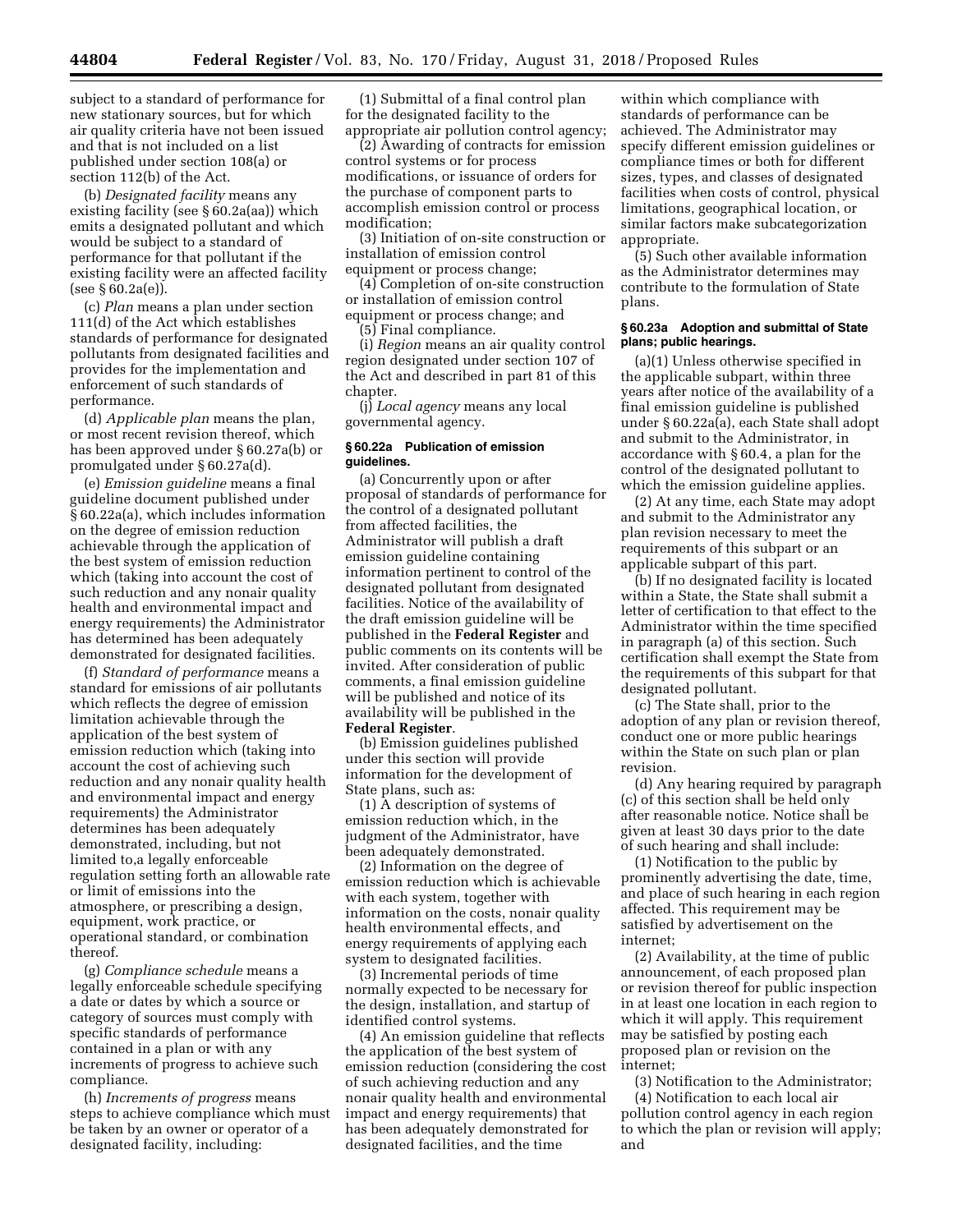subject to a standard of performance for new stationary sources, but for which air quality criteria have not been issued and that is not included on a list published under section 108(a) or section 112(b) of the Act.

(b) *Designated facility* means any existing facility (see § 60.2a(aa)) which emits a designated pollutant and which would be subject to a standard of performance for that pollutant if the existing facility were an affected facility (see § 60.2a(e)).

(c) *Plan* means a plan under section 111(d) of the Act which establishes standards of performance for designated pollutants from designated facilities and provides for the implementation and enforcement of such standards of performance.

(d) *Applicable plan* means the plan, or most recent revision thereof, which has been approved under § 60.27a(b) or promulgated under § 60.27a(d).

(e) *Emission guideline* means a final guideline document published under § 60.22a(a), which includes information on the degree of emission reduction achievable through the application of the best system of emission reduction which (taking into account the cost of such reduction and any nonair quality health and environmental impact and energy requirements) the Administrator has determined has been adequately demonstrated for designated facilities.

(f) *Standard of performance* means a standard for emissions of air pollutants which reflects the degree of emission limitation achievable through the application of the best system of emission reduction which (taking into account the cost of achieving such reduction and any nonair quality health and environmental impact and energy requirements) the Administrator determines has been adequately demonstrated, including, but not limited to,a legally enforceable regulation setting forth an allowable rate or limit of emissions into the atmosphere, or prescribing a design, equipment, work practice, or operational standard, or combination thereof.

(g) *Compliance schedule* means a legally enforceable schedule specifying a date or dates by which a source or category of sources must comply with specific standards of performance contained in a plan or with any increments of progress to achieve such compliance.

(h) *Increments of progress* means steps to achieve compliance which must be taken by an owner or operator of a designated facility, including:

(1) Submittal of a final control plan for the designated facility to the appropriate air pollution control agency;

(2) Awarding of contracts for emission control systems or for process modifications, or issuance of orders for the purchase of component parts to accomplish emission control or process modification;

(3) Initiation of on-site construction or installation of emission control equipment or process change;

(4) Completion of on-site construction or installation of emission control equipment or process change; and

(5) Final compliance.

(i) *Region* means an air quality control region designated under section 107 of the Act and described in part 81 of this chapter.

(j) *Local agency* means any local governmental agency.

**§ 60.22a Publication of emission guidelines.**

(a) Concurrently upon or after proposal of standards of performance for the control of a designated pollutant from affected facilities, the Administrator will publish a draft emission guideline containing information pertinent to control of the designated pollutant from designated facilities. Notice of the availability of the draft emission guideline will be published in the **Federal Register** and public comments on its contents will be invited. After consideration of public comments, a final emission guideline will be published and notice of its availability will be published in the **Federal Register**.

(b) Emission guidelines published under this section will provide information for the development of State plans, such as:

(1) A description of systems of emission reduction which, in the judgment of the Administrator, have been adequately demonstrated.

(2) Information on the degree of emission reduction which is achievable with each system, together with information on the costs, nonair quality health environmental effects, and energy requirements of applying each system to designated facilities.

(3) Incremental periods of time normally expected to be necessary for the design, installation, and startup of identified control systems.

(4) An emission guideline that reflects the application of the best system of emission reduction (considering the cost of such achieving reduction and any nonair quality health and environmental impact and energy requirements) that has been adequately demonstrated for designated facilities, and the time within which compliance with standards of performance can be achieved. The Administrator may specify different emission guidelines or compliance times or both for different sizes, types, and classes of designated facilities when costs of control, physical limitations, geographical location, or similar factors make subcategorization appropriate.

(5) Such other available information as the Administrator determines may contribute to the formulation of State plans.

**§ 60.23a Adoption and submittal of State plans; public hearings.**

(a)(1) Unless otherwise specified in the applicable subpart, within three years after notice of the availability of a final emission guideline is published under § 60.22a(a), each State shall adopt and submit to the Administrator, in accordance with § 60.4, a plan for the control of the designated pollutant to which the emission guideline applies.

(2) At any time, each State may adopt and submit to the Administrator any plan revision necessary to meet the requirements of this subpart or an applicable subpart of this part.

(b) If no designated facility is located within a State, the State shall submit a letter of certification to that effect to the Administrator within the time specified in paragraph (a) of this section. Such certification shall exempt the State from the requirements of this subpart for that designated pollutant.

(c) The State shall, prior to the adoption of any plan or revision thereof, conduct one or more public hearings within the State on such plan or plan revision.

(d) Any hearing required by paragraph (c) of this section shall be held only after reasonable notice. Notice shall be given at least 30 days prior to the date of such hearing and shall include:

(1) Notification to the public by prominently advertising the date, time, and place of such hearing in each region affected. This requirement may be satisfied by advertisement on the internet;

(2) Availability, at the time of public announcement, of each proposed plan or revision thereof for public inspection in at least one location in each region to which it will apply. This requirement may be satisfied by posting each proposed plan or revision on the internet;

(3) Notification to the Administrator;

(4) Notification to each local air pollution control agency in each region to which the plan or revision will apply; and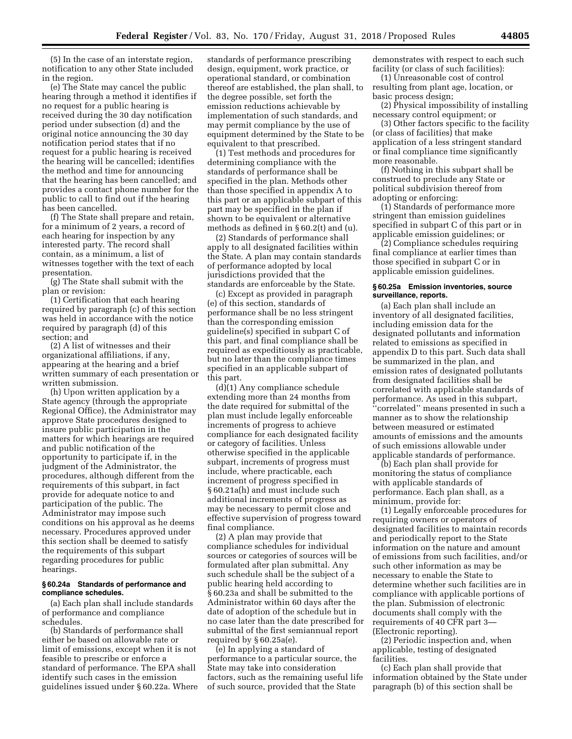(5) In the case of an interstate region, notification to any other State included in the region.

(e) The State may cancel the public hearing through a method it identifies if no request for a public hearing is received during the 30 day notification period under subsection (d) and the original notice announcing the 30 day notification period states that if no request for a public hearing is received the hearing will be cancelled; identifies the method and time for announcing that the hearing has been cancelled; and provides a contact phone number for the public to call to find out if the hearing has been cancelled.

(f) The State shall prepare and retain, for a minimum of 2 years, a record of each hearing for inspection by any interested party. The record shall contain, as a minimum, a list of witnesses together with the text of each presentation.

(g) The State shall submit with the plan or revision:

(1) Certification that each hearing required by paragraph (c) of this section was held in accordance with the notice required by paragraph (d) of this section; and

(2) A list of witnesses and their organizational affiliations, if any, appearing at the hearing and a brief written summary of each presentation or written submission.

(h) Upon written application by a State agency (through the appropriate Regional Office), the Administrator may approve State procedures designed to insure public participation in the matters for which hearings are required and public notification of the opportunity to participate if, in the judgment of the Administrator, the procedures, although different from the requirements of this subpart, in fact provide for adequate notice to and participation of the public. The Administrator may impose such conditions on his approval as he deems necessary. Procedures approved under this section shall be deemed to satisfy the requirements of this subpart regarding procedures for public hearings.

**§ 60.24a Standards of performance and compliance schedules.**

(a) Each plan shall include standards of performance and compliance schedules.

(b) Standards of performance shall either be based on allowable rate or limit of emissions, except when it is not feasible to prescribe or enforce a standard of performance. The EPA shall identify such cases in the emission guidelines issued under § 60.22a. Where standards of performance prescribing design, equipment, work practice, or operational standard, or combination thereof are established, the plan shall, to the degree possible, set forth the emission reductions achievable by implementation of such standards, and may permit compliance by the use of equipment determined by the State to be equivalent to that prescribed.

(1) Test methods and procedures for determining compliance with the standards of performance shall be specified in the plan. Methods other than those specified in appendix A to this part or an applicable subpart of this part may be specified in the plan if shown to be equivalent or alternative methods as defined in § 60.2(t) and (u).

(2) Standards of performance shall apply to all designated facilities within the State. A plan may contain standards of performance adopted by local jurisdictions provided that the standards are enforceable by the State.

(c) Except as provided in paragraph (e) of this section, standards of performance shall be no less stringent than the corresponding emission guideline(s) specified in subpart C of this part, and final compliance shall be required as expeditiously as practicable, but no later than the compliance times specified in an applicable subpart of this part.

(d)(1) Any compliance schedule extending more than 24 months from the date required for submittal of the plan must include legally enforceable increments of progress to achieve compliance for each designated facility or category of facilities. Unless otherwise specified in the applicable subpart, increments of progress must include, where practicable, each increment of progress specified in § 60.21a(h) and must include such additional increments of progress as may be necessary to permit close and effective supervision of progress toward final compliance.

(2) A plan may provide that compliance schedules for individual sources or categories of sources will be formulated after plan submittal. Any such schedule shall be the subject of a public hearing held according to § 60.23a and shall be submitted to the Administrator within 60 days after the date of adoption of the schedule but in no case later than the date prescribed for submittal of the first semiannual report required by § 60.25a(e).

(e) In applying a standard of performance to a particular source, the State may take into consideration factors, such as the remaining useful life of such source, provided that the State demonstrates with respect to each such facility (or class of such facilities):

(1) Unreasonable cost of control resulting from plant age, location, or basic process design;

(2) Physical impossibility of installing necessary control equipment; or

(3) Other factors specific to the facility (or class of facilities) that make application of a less stringent standard or final compliance time significantly more reasonable.

(f) Nothing in this subpart shall be construed to preclude any State or political subdivision thereof from adopting or enforcing:

(1) Standards of performance more stringent than emission guidelines specified in subpart C of this part or in applicable emission guidelines; or

(2) Compliance schedules requiring final compliance at earlier times than those specified in subpart C or in applicable emission guidelines.

**§ 60.25a Emission inventories, source surveillance, reports.**

(a) Each plan shall include an inventory of all designated facilities, including emission data for the designated pollutants and information related to emissions as specified in appendix D to this part. Such data shall be summarized in the plan, and emission rates of designated pollutants from designated facilities shall be correlated with applicable standards of performance. As used in this subpart, "correlated" means presented in such a manner as to show the relationship between measured or estimated amounts of emissions and the amounts of such emissions allowable under applicable standards of performance.

(b) Each plan shall provide for monitoring the status of compliance with applicable standards of performance. Each plan shall, as a minimum, provide for:

(1) Legally enforceable procedures for requiring owners or operators of designated facilities to maintain records and periodically report to the State information on the nature and amount of emissions from such facilities, and/or such other information as may be necessary to enable the State to determine whether such facilities are in compliance with applicable portions of the plan. Submission of electronic documents shall comply with the requirements of 40 CFR part 3—(Electronic reporting).

(2) Periodic inspection and, when applicable, testing of designated facilities.

(c) Each plan shall provide that information obtained by the State under paragraph (b) of this section shall be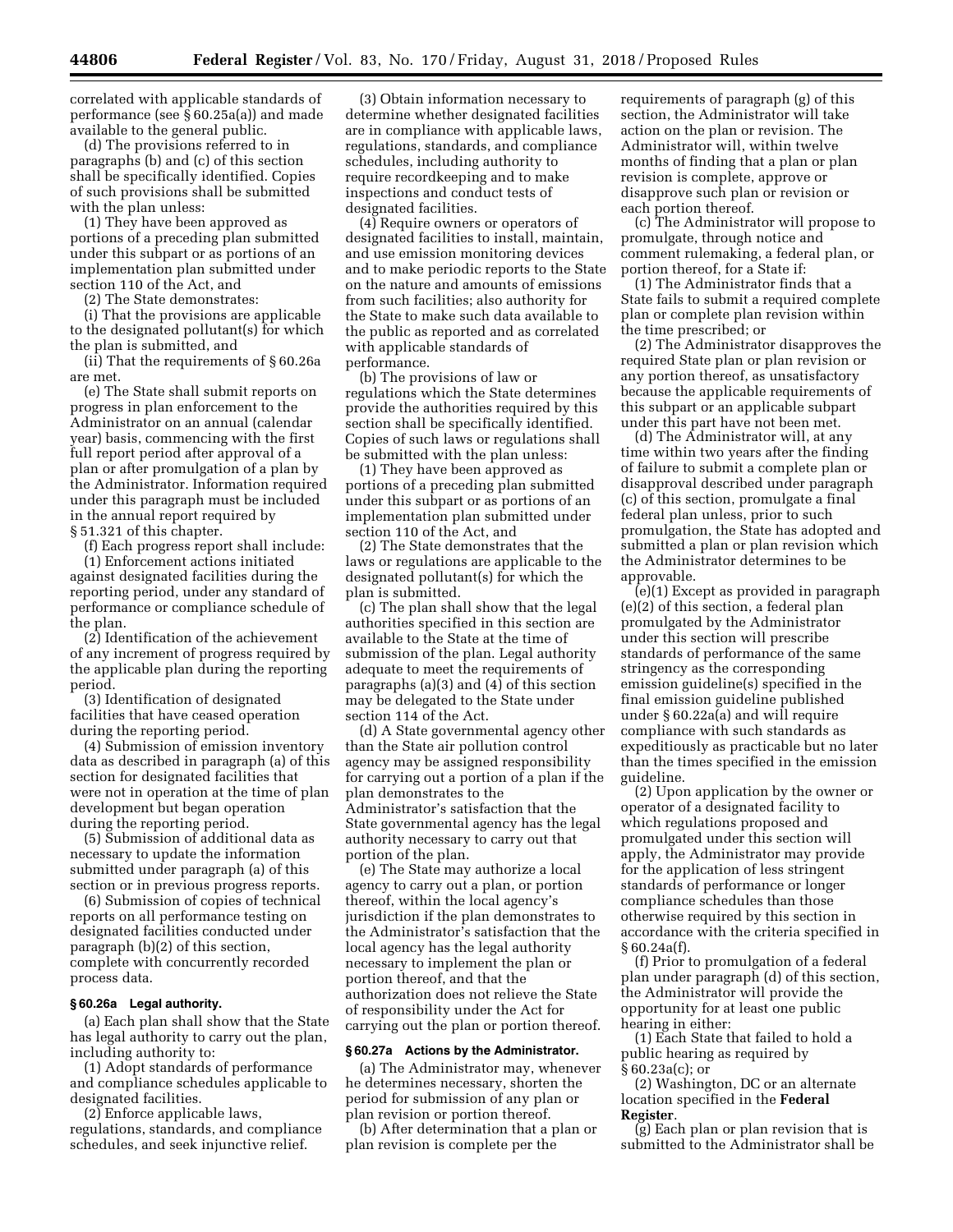correlated with applicable standards of performance (see § 60.25a(a)) and made available to the general public.

(d) The provisions referred to in paragraphs (b) and (c) of this section shall be specifically identified. Copies of such provisions shall be submitted with the plan unless:

(1) They have been approved as portions of a preceding plan submitted under this subpart or as portions of an implementation plan submitted under section 110 of the Act, and

(2) The State demonstrates:

(i) That the provisions are applicable to the designated pollutant(s) for which the plan is submitted, and

(ii) That the requirements of § 60.26a are met.

(e) The State shall submit reports on progress in plan enforcement to the Administrator on an annual (calendar year) basis, commencing with the first full report period after approval of a plan or after promulgation of a plan by the Administrator. Information required under this paragraph must be included in the annual report required by § 51.321 of this chapter.

(f) Each progress report shall include:

(1) Enforcement actions initiated against designated facilities during the reporting period, under any standard of performance or compliance schedule of the plan.

(2) Identification of the achievement of any increment of progress required by the applicable plan during the reporting period.

(3) Identification of designated facilities that have ceased operation during the reporting period.

(4) Submission of emission inventory data as described in paragraph (a) of this section for designated facilities that were not in operation at the time of plan development but began operation during the reporting period.

(5) Submission of additional data as necessary to update the information submitted under paragraph (a) of this section or in previous progress reports.

(6) Submission of copies of technical reports on all performance testing on designated facilities conducted under paragraph (b)(2) of this section, complete with concurrently recorded process data.

### § 60.26a Legal authority.

(a) Each plan shall show that the State has legal authority to carry out the plan, including authority to:

(1) Adopt standards of performance and compliance schedules applicable to designated facilities.

(2) Enforce applicable laws, regulations, standards, and compliance schedules, and seek injunctive relief.

(3) Obtain information necessary to determine whether designated facilities are in compliance with applicable laws, regulations, standards, and compliance schedules, including authority to require recordkeeping and to make inspections and conduct tests of designated facilities.

(4) Require owners or operators of designated facilities to install, maintain, and use emission monitoring devices and to make periodic reports to the State on the nature and amounts of emissions from such facilities; also authority for the State to make such data available to the public as reported and as correlated with applicable standards of performance.

(b) The provisions of law or regulations which the State determines provide the authorities required by this section shall be specifically identified. Copies of such laws or regulations shall be submitted with the plan unless:

(1) They have been approved as portions of a preceding plan submitted under this subpart or as portions of an implementation plan submitted under section 110 of the Act, and

(2) The State demonstrates that the laws or regulations are applicable to the designated pollutant(s) for which the plan is submitted.

(c) The plan shall show that the legal authorities specified in this section are available to the State at the time of submission of the plan. Legal authority adequate to meet the requirements of paragraphs (a)(3) and (4) of this section may be delegated to the State under section 114 of the Act.

(d) A State governmental agency other than the State air pollution control agency may be assigned responsibility for carrying out a portion of a plan if the plan demonstrates to the Administrator's satisfaction that the State governmental agency has the legal authority necessary to carry out that portion of the plan.

(e) The State may authorize a local agency to carry out a plan, or portion thereof, within the local agency's jurisdiction if the plan demonstrates to the Administrator's satisfaction that the local agency has the legal authority necessary to implement the plan or portion thereof, and that the authorization does not relieve the State of responsibility under the Act for carrying out the plan or portion thereof.

### § 60.27a Actions by the Administrator.

(a) The Administrator may, whenever he determines necessary, shorten the period for submission of any plan or plan revision or portion thereof.

(b) After determination that a plan or plan revision is complete per the requirements of paragraph (g) of this section, the Administrator will take action on the plan or revision. The Administrator will, within twelve months of finding that a plan or plan revision is complete, approve or disapprove such plan or revision or each portion thereof.

(c) The Administrator will propose to promulgate, through notice and comment rulemaking, a federal plan, or portion thereof, for a State if:

(1) The Administrator finds that a State fails to submit a required complete plan or complete plan revision within the time prescribed; or

(2) The Administrator disapproves the required State plan or plan revision or any portion thereof, as unsatisfactory because the applicable requirements of this subpart or an applicable subpart under this part have not been met.

(d) The Administrator will, at any time within two years after the finding of failure to submit a complete plan or disapproval described under paragraph (c) of this section, promulgate a final federal plan unless, prior to such promulgation, the State has adopted and submitted a plan or plan revision which the Administrator determines to be approvable.

(e)(1) Except as provided in paragraph (e)(2) of this section, a federal plan promulgated by the Administrator under this section will prescribe standards of performance of the same stringency as the corresponding emission guideline(s) specified in the final emission guideline published under § 60.22a(a) and will require compliance with such standards as expeditiously as practicable but no later than the times specified in the emission guideline.

(2) Upon application by the owner or operator of a designated facility to which regulations proposed and promulgated under this section will apply, the Administrator may provide for the application of less stringent standards of performance or longer compliance schedules than those otherwise required by this section in accordance with the criteria specified in § 60.24a(f).

(f) Prior to promulgation of a federal plan under paragraph (d) of this section, the Administrator will provide the opportunity for at least one public hearing in either:

(1) Each State that failed to hold a public hearing as required by § 60.23a(c); or

(2) Washington, DC or an alternate location specified in the **Federal Register**.

(g) Each plan or plan revision that is submitted to the Administrator shall be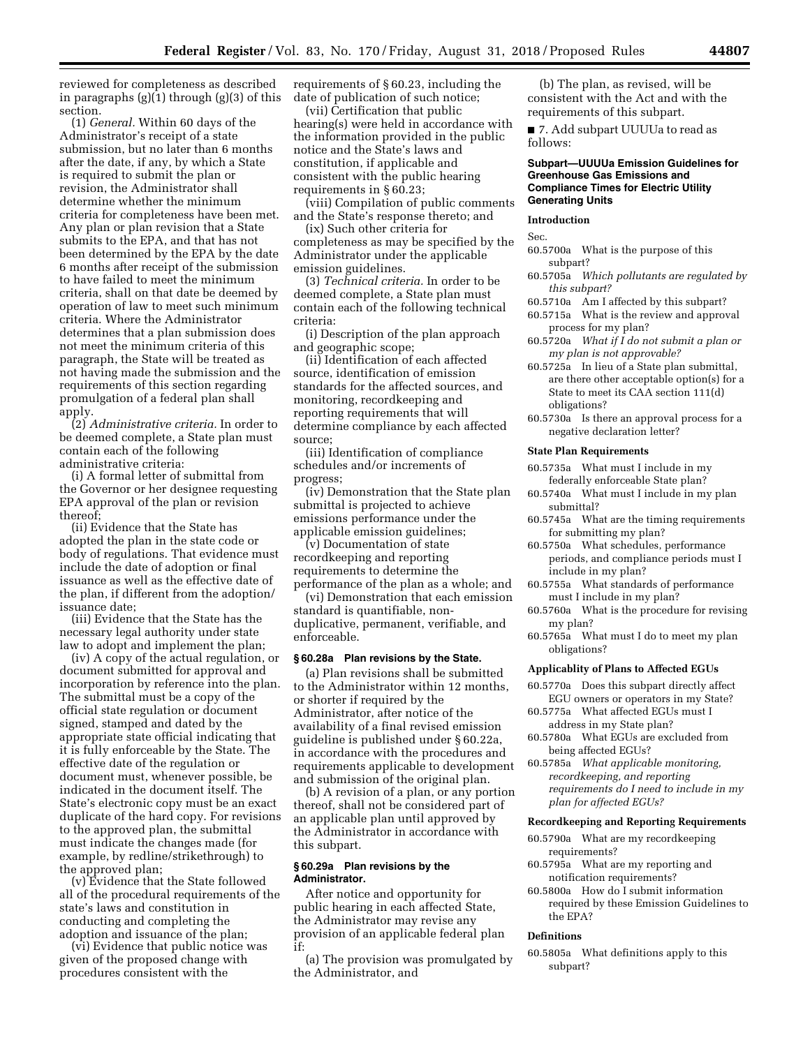reviewed for completeness as described in paragraphs (g)(1) through (g)(3) of this section.

(1) *General.* Within 60 days of the Administrator's receipt of a state submission, but no later than 6 months after the date, if any, by which a State is required to submit the plan or revision, the Administrator shall determine whether the minimum criteria for completeness have been met. Any plan or plan revision that a State submits to the EPA, and that has not been determined by the EPA by the date 6 months after receipt of the submission to have failed to meet the minimum criteria, shall on that date be deemed by operation of law to meet such minimum criteria. Where the Administrator determines that a plan submission does not meet the minimum criteria of this paragraph, the State will be treated as not having made the submission and the requirements of this section regarding promulgation of a federal plan shall apply.

(2) *Administrative criteria.* In order to be deemed complete, a State plan must contain each of the following administrative criteria:

(i) A formal letter of submittal from the Governor or her designee requesting EPA approval of the plan or revision thereof;

(ii) Evidence that the State has adopted the plan in the state code or body of regulations. That evidence must include the date of adoption or final issuance as well as the effective date of the plan, if different from the adoption/issuance date;

(iii) Evidence that the State has the necessary legal authority under state law to adopt and implement the plan;

(iv) A copy of the actual regulation, or document submitted for approval and incorporation by reference into the plan. The submittal must be a copy of the official state regulation or document signed, stamped and dated by the appropriate state official indicating that it is fully enforceable by the State. The effective date of the regulation or document must, whenever possible, be indicated in the document itself. The State's electronic copy must be an exact duplicate of the hard copy. For revisions to the approved plan, the submittal must indicate the changes made (for example, by redline/strikethrough) to the approved plan;

(v) Evidence that the State followed all of the procedural requirements of the state's laws and constitution in conducting and completing the adoption and issuance of the plan;

(vi) Evidence that public notice was given of the proposed change with procedures consistent with the requirements of § 60.23, including the date of publication of such notice;

(vii) Certification that public hearing(s) were held in accordance with the information provided in the public notice and the State's laws and constitution, if applicable and consistent with the public hearing requirements in § 60.23;

(viii) Compilation of public comments and the State's response thereto; and

(ix) Such other criteria for completeness as may be specified by the Administrator under the applicable emission guidelines.

(3) *Technical criteria.* In order to be deemed complete, a State plan must contain each of the following technical criteria:

(i) Description of the plan approach and geographic scope;

(ii) Identification of each affected source, identification of emission standards for the affected sources, and monitoring, recordkeeping and reporting requirements that will determine compliance by each affected source;

(iii) Identification of compliance schedules and/or increments of progress;

(iv) Demonstration that the State plan submittal is projected to achieve emissions performance under the applicable emission guidelines;

(v) Documentation of state recordkeeping and reporting requirements to determine the performance of the plan as a whole; and

(vi) Demonstration that each emission standard is quantifiable, non-duplicative, permanent, verifiable, and enforceable.

**§ 60.28a Plan revisions by the State.**

(a) Plan revisions shall be submitted to the Administrator within 12 months, or shorter if required by the Administrator, after notice of the availability of a final revised emission guideline is published under § 60.22a, in accordance with the procedures and requirements applicable to development and submission of the original plan.

(b) A revision of a plan, or any portion thereof, shall not be considered part of an applicable plan until approved by the Administrator in accordance with this subpart.

**§ 60.29a Plan revisions by the Administrator.**

After notice and opportunity for public hearing in each affected State, the Administrator may revise any provision of an applicable federal plan if:

(a) The provision was promulgated by the Administrator, and

(b) The plan, as revised, will be consistent with the Act and with the requirements of this subpart.

■ 7. Add subpart UUUUa to read as follows:

## Subpart—UUUUa Emission Guidelines for Greenhouse Gas Emissions and Compliance Times for Electric Utility Generating Units

### Introduction

Sec.

60.5700a What is the purpose of this subpart?
60.5705a *Which pollutants are regulated by this subpart?*
60.5710a Am I affected by this subpart?
60.5715a What is the review and approval process for my plan?
60.5720a *What if I do not submit a plan or my plan is not approvable?*
60.5725a In lieu of a State plan submittal, are there other acceptable option(s) for a State to meet its CAA section 111(d) obligations?
60.5730a Is there an approval process for a negative declaration letter?

### State Plan Requirements

60.5735a What must I include in my federally enforceable State plan?
60.5740a What must I include in my plan submittal?
60.5745a What are the timing requirements for submitting my plan?
60.5750a What schedules, performance periods, and compliance periods must I include in my plan?
60.5755a What standards of performance must I include in my plan?
60.5760a What is the procedure for revising my plan?
60.5765a What must I do to meet my plan obligations?

### Applicablity of Plans to Affected EGUs

60.5770a Does this subpart directly affect EGU owners or operators in my State?
60.5775a What affected EGUs must I address in my State plan?
60.5780a What EGUs are excluded from being affected EGUs?
60.5785a *What applicable monitoring, recordkeeping, and reporting requirements do I need to include in my plan for affected EGUs?*

### Recordkeeping and Reporting Requirements

60.5790a What are my recordkeeping requirements?
60.5795a What are my reporting and notification requirements?
60.5800a How do I submit information required by these Emission Guidelines to the EPA?

### Definitions

60.5805a What definitions apply to this subpart?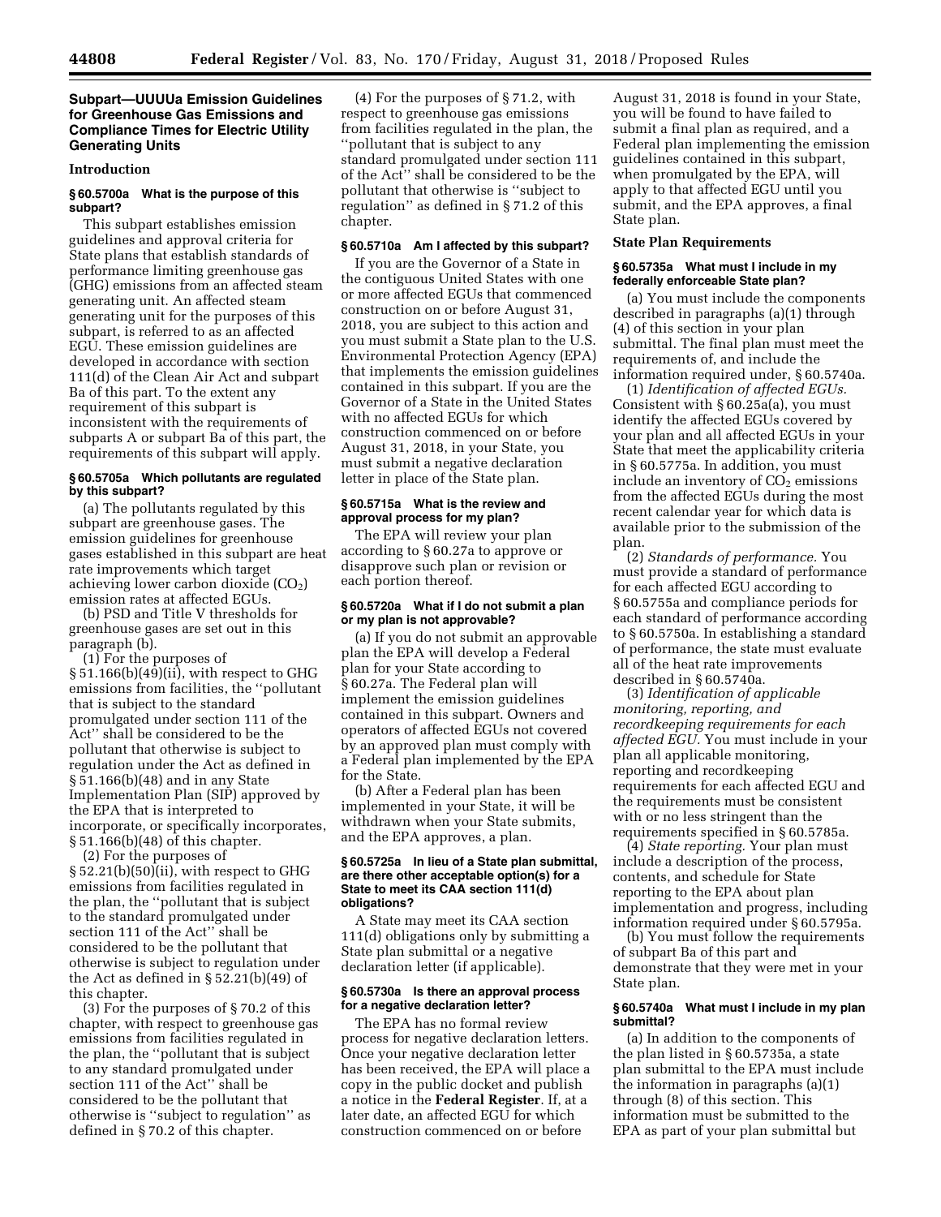## Subpart—UUUUa Emission Guidelines for Greenhouse Gas Emissions and Compliance Times for Electric Utility Generating Units

### Introduction

#### § 60.5700a What is the purpose of this subpart?

This subpart establishes emission guidelines and approval criteria for State plans that establish standards of performance limiting greenhouse gas (GHG) emissions from an affected steam generating unit. An affected steam generating unit for the purposes of this subpart, is referred to as an affected EGU. These emission guidelines are developed in accordance with section 111(d) of the Clean Air Act and subpart Ba of this part. To the extent any requirement of this subpart is inconsistent with the requirements of subparts A or subpart Ba of this part, the requirements of this subpart will apply.

#### § 60.5705a Which pollutants are regulated by this subpart?

(a) The pollutants regulated by this subpart are greenhouse gases. The emission guidelines for greenhouse gases established in this subpart are heat rate improvements which target achieving lower carbon dioxide ($CO_2$) emission rates at affected EGUs.

(b) PSD and Title V thresholds for greenhouse gases are set out in this paragraph (b).

(1) For the purposes of § 51.166(b)(49)(ii), with respect to GHG emissions from facilities, the ''pollutant that is subject to the standard promulgated under section 111 of the Act'' shall be considered to be the pollutant that otherwise is subject to regulation under the Act as defined in § 51.166(b)(48) and in any State Implementation Plan (SIP) approved by the EPA that is interpreted to incorporate, or specifically incorporates, § 51.166(b)(48) of this chapter.

(2) For the purposes of § 52.21(b)(50)(ii), with respect to GHG emissions from facilities regulated in the plan, the ''pollutant that is subject to the standard promulgated under section 111 of the Act'' shall be considered to be the pollutant that otherwise is subject to regulation under the Act as defined in § 52.21(b)(49) of this chapter.

(3) For the purposes of § 70.2 of this chapter, with respect to greenhouse gas emissions from facilities regulated in the plan, the ''pollutant that is subject to any standard promulgated under section 111 of the Act'' shall be considered to be the pollutant that otherwise is ''subject to regulation'' as defined in § 70.2 of this chapter.

(4) For the purposes of § 71.2, with respect to greenhouse gas emissions from facilities regulated in the plan, the ''pollutant that is subject to any standard promulgated under section 111 of the Act'' shall be considered to be the pollutant that otherwise is ''subject to regulation'' as defined in § 71.2 of this chapter.

#### § 60.5710a Am I affected by this subpart?

If you are the Governor of a State in the contiguous United States with one or more affected EGUs that commenced construction on or before August 31, 2018, you are subject to this action and you must submit a State plan to the U.S. Environmental Protection Agency (EPA) that implements the emission guidelines contained in this subpart. If you are the Governor of a State in the United States with no affected EGUs for which construction commenced on or before August 31, 2018, in your State, you must submit a negative declaration letter in place of the State plan.

#### § 60.5715a What is the review and approval process for my plan?

The EPA will review your plan according to § 60.27a to approve or disapprove such plan or revision or each portion thereof.

#### § 60.5720a What if I do not submit a plan or my plan is not approvable?

(a) If you do not submit an approvable plan the EPA will develop a Federal plan for your State according to § 60.27a. The Federal plan will implement the emission guidelines contained in this subpart. Owners and operators of affected EGUs not covered by an approved plan must comply with a Federal plan implemented by the EPA for the State.

(b) After a Federal plan has been implemented in your State, it will be withdrawn when your State submits, and the EPA approves, a plan.

#### § 60.5725a In lieu of a State plan submittal, are there other acceptable option(s) for a State to meet its CAA section 111(d) obligations?

A State may meet its CAA section 111(d) obligations only by submitting a State plan submittal or a negative declaration letter (if applicable).

#### § 60.5730a Is there an approval process for a negative declaration letter?

The EPA has no formal review process for negative declaration letters. Once your negative declaration letter has been received, the EPA will place a copy in the public docket and publish a notice in the **Federal Register**. If, at a later date, an affected EGU for which construction commenced on or before August 31, 2018 is found in your State, you will be found to have failed to submit a final plan as required, and a Federal plan implementing the emission guidelines contained in this subpart, when promulgated by the EPA, will apply to that affected EGU until you submit, and the EPA approves, a final State plan.

### State Plan Requirements

#### § 60.5735a What must I include in my federally enforceable State plan?

(a) You must include the components described in paragraphs (a)(1) through (4) of this section in your plan submittal. The final plan must meet the requirements of, and include the information required under, § 60.5740a.

(1) *Identification of affected EGUs.* Consistent with § 60.25a(a), you must identify the affected EGUs covered by your plan and all affected EGUs in your State that meet the applicability criteria in § 60.5775a. In addition, you must include an inventory of $CO_2$ emissions from the affected EGUs during the most recent calendar year for which data is available prior to the submission of the plan.

(2) *Standards of performance.* You must provide a standard of performance for each affected EGU according to § 60.5755a and compliance periods for each standard of performance according to § 60.5750a. In establishing a standard of performance, the state must evaluate all of the heat rate improvements described in § 60.5740a.

(3) *Identification of applicable monitoring, reporting, and recordkeeping requirements for each affected EGU.* You must include in your plan all applicable monitoring, reporting and recordkeeping requirements for each affected EGU and the requirements must be consistent with or no less stringent than the requirements specified in § 60.5785a.

(4) *State reporting.* Your plan must include a description of the process, contents, and schedule for State reporting to the EPA about plan implementation and progress, including information required under § 60.5795a.

(b) You must follow the requirements of subpart Ba of this part and demonstrate that they were met in your State plan.

#### § 60.5740a What must I include in my plan submittal?

(a) In addition to the components of the plan listed in § 60.5735a, a state plan submittal to the EPA must include the information in paragraphs (a)(1) through (8) of this section. This information must be submitted to the EPA as part of your plan submittal but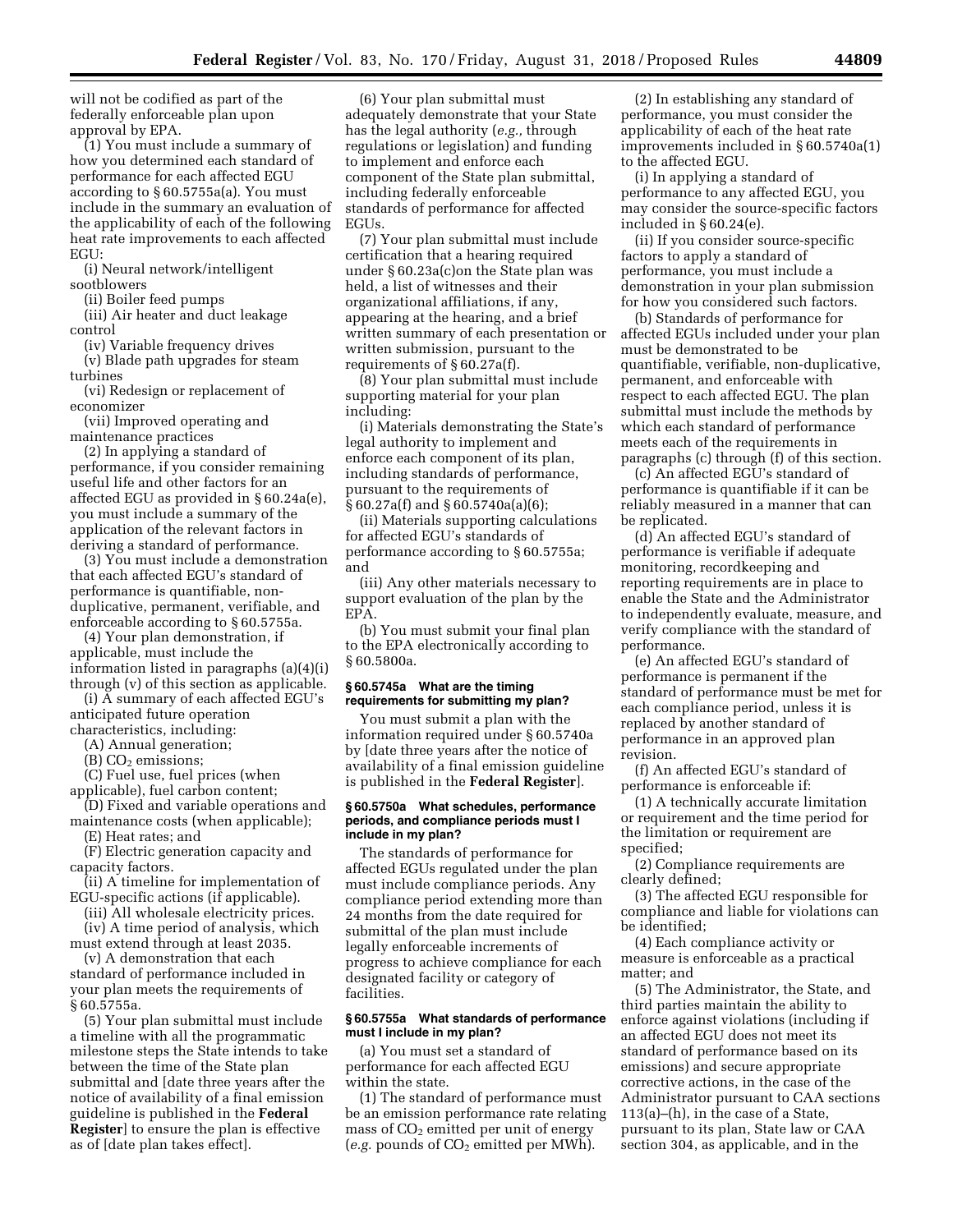will not be codified as part of the federally enforceable plan upon approval by EPA.

(1) You must include a summary of how you determined each standard of performance for each affected EGU according to § 60.5755a(a). You must include in the summary an evaluation of the applicability of each of the following heat rate improvements to each affected EGU:

(i) Neural network/intelligent sootblowers

(ii) Boiler feed pumps

(iii) Air heater and duct leakage control

(iv) Variable frequency drives

(v) Blade path upgrades for steam turbines

(vi) Redesign or replacement of economizer

(vii) Improved operating and maintenance practices

(2) In applying a standard of performance, if you consider remaining useful life and other factors for an affected EGU as provided in § 60.24a(e), you must include a summary of the application of the relevant factors in deriving a standard of performance.

(3) You must include a demonstration that each affected EGU's standard of performance is quantifiable, non-duplicative, permanent, verifiable, and enforceable according to § 60.5755a.

(4) Your plan demonstration, if applicable, must include the information listed in paragraphs (a)(4)(i) through (v) of this section as applicable.

(i) A summary of each affected EGU's anticipated future operation characteristics, including:

(A) Annual generation;

(B) $CO_2$ emissions;

(C) Fuel use, fuel prices (when applicable), fuel carbon content;

(D) Fixed and variable operations and maintenance costs (when applicable);

(E) Heat rates; and

(F) Electric generation capacity and capacity factors.

(ii) A timeline for implementation of EGU-specific actions (if applicable).

(iii) All wholesale electricity prices.

(iv) A time period of analysis, which must extend through at least 2035.

(v) A demonstration that each standard of performance included in your plan meets the requirements of § 60.5755a.

(5) Your plan submittal must include a timeline with all the programmatic milestone steps the State intends to take between the time of the State plan submittal and [date three years after the notice of availability of a final emission guideline is published in the **Federal Register**] to ensure the plan is effective as of [date plan takes effect].

(6) Your plan submittal must adequately demonstrate that your State has the legal authority (*e.g.,* through regulations or legislation) and funding to implement and enforce each component of the State plan submittal, including federally enforceable standards of performance for affected EGUs.

(7) Your plan submittal must include certification that a hearing required under § 60.23a(c)on the State plan was held, a list of witnesses and their organizational affiliations, if any, appearing at the hearing, and a brief written summary of each presentation or written submission, pursuant to the requirements of § 60.27a(f).

(8) Your plan submittal must include supporting material for your plan including:

(i) Materials demonstrating the State's legal authority to implement and enforce each component of its plan, including standards of performance, pursuant to the requirements of § 60.27a(f) and § 60.5740a(a)(6);

(ii) Materials supporting calculations for affected EGU's standards of performance according to § 60.5755a; and

(iii) Any other materials necessary to support evaluation of the plan by the EPA.

(b) You must submit your final plan to the EPA electronically according to § 60.5800a.

### § 60.5745a What are the timing requirements for submitting my plan?

You must submit a plan with the information required under § 60.5740a by [date three years after the notice of availability of a final emission guideline is published in the **Federal Register**].

### § 60.5750a What schedules, performance periods, and compliance periods must I include in my plan?

The standards of performance for affected EGUs regulated under the plan must include compliance periods. Any compliance period extending more than 24 months from the date required for submittal of the plan must include legally enforceable increments of progress to achieve compliance for each designated facility or category of facilities.

### § 60.5755a What standards of performance must I include in my plan?

(a) You must set a standard of performance for each affected EGU within the state.

(1) The standard of performance must be an emission performance rate relating mass of $CO_2$ emitted per unit of energy (*e.g.* pounds of $CO_2$ emitted per MWh).

(2) In establishing any standard of performance, you must consider the applicability of each of the heat rate improvements included in § 60.5740a(1) to the affected EGU.

(i) In applying a standard of performance to any affected EGU, you may consider the source-specific factors included in § 60.24(e).

(ii) If you consider source-specific factors to apply a standard of performance, you must include a demonstration in your plan submission for how you considered such factors.

(b) Standards of performance for affected EGUs included under your plan must be demonstrated to be quantifiable, verifiable, non-duplicative, permanent, and enforceable with respect to each affected EGU. The plan submittal must include the methods by which each standard of performance meets each of the requirements in paragraphs (c) through (f) of this section.

(c) An affected EGU's standard of performance is quantifiable if it can be reliably measured in a manner that can be replicated.

(d) An affected EGU's standard of performance is verifiable if adequate monitoring, recordkeeping and reporting requirements are in place to enable the State and the Administrator to independently evaluate, measure, and verify compliance with the standard of performance.

(e) An affected EGU's standard of performance is permanent if the standard of performance must be met for each compliance period, unless it is replaced by another standard of performance in an approved plan revision.

(f) An affected EGU's standard of performance is enforceable if:

(1) A technically accurate limitation or requirement and the time period for the limitation or requirement are specified;

(2) Compliance requirements are clearly defined;

(3) The affected EGU responsible for compliance and liable for violations can be identified;

(4) Each compliance activity or measure is enforceable as a practical matter; and

(5) The Administrator, the State, and third parties maintain the ability to enforce against violations (including if an affected EGU does not meet its standard of performance based on its emissions) and secure appropriate corrective actions, in the case of the Administrator pursuant to CAA sections 113(a)–(h), in the case of a State, pursuant to its plan, State law or CAA section 304, as applicable, and in the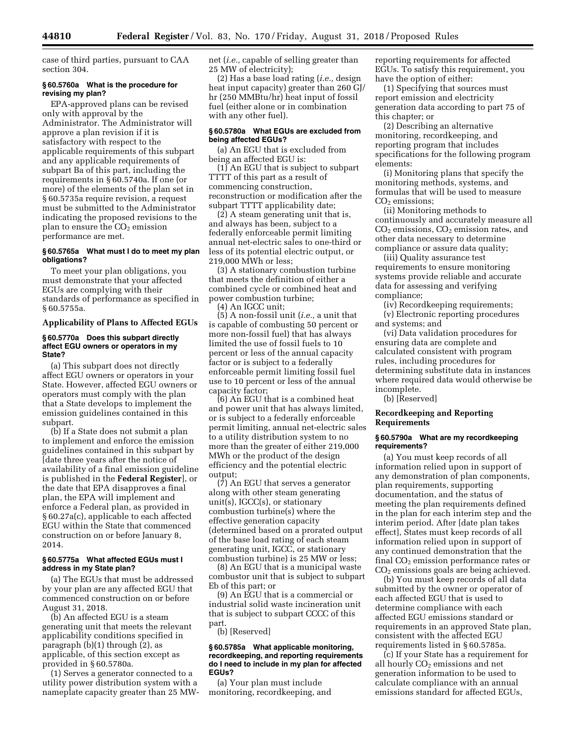case of third parties, pursuant to CAA section 304.

### § 60.5760a What is the procedure for revising my plan?

EPA-approved plans can be revised only with approval by the Administrator. The Administrator will approve a plan revision if it is satisfactory with respect to the applicable requirements of this subpart and any applicable requirements of subpart Ba of this part, including the requirements in § 60.5740a. If one (or more) of the elements of the plan set in § 60.5735a require revision, a request must be submitted to the Administrator indicating the proposed revisions to the plan to ensure the $CO_2$ emission performance are met.

### § 60.5765a What must I do to meet my plan obligations?

To meet your plan obligations, you must demonstrate that your affected EGUs are complying with their standards of performance as specified in § 60.5755a.

## Applicability of Plans to Affected EGUs

### § 60.5770a Does this subpart directly affect EGU owners or operators in my State?

(a) This subpart does not directly affect EGU owners or operators in your State. However, affected EGU owners or operators must comply with the plan that a State develops to implement the emission guidelines contained in this subpart.

(b) If a State does not submit a plan to implement and enforce the emission guidelines contained in this subpart by [date three years after the notice of availability of a final emission guideline is published in the **Federal Register**], or the date that EPA disapproves a final plan, the EPA will implement and enforce a Federal plan, as provided in § 60.27a(c), applicable to each affected EGU within the State that commenced construction on or before January 8, 2014.

### § 60.5775a What affected EGUs must I address in my State plan?

(a) The EGUs that must be addressed by your plan are any affected EGU that commenced construction on or before August 31, 2018.

(b) An affected EGU is a steam generating unit that meets the relevant applicability conditions specified in paragraph (b)(1) through (2), as applicable, of this section except as provided in § 60.5780a.

(1) Serves a generator connected to a utility power distribution system with a nameplate capacity greater than 25 MW-net (*i.e.,* capable of selling greater than 25 MW of electricity);

(2) Has a base load rating (*i.e.,* design heat input capacity) greater than 260 GJ/hr (250 MMBtu/hr) heat input of fossil fuel (either alone or in combination with any other fuel).

### § 60.5780a What EGUs are excluded from being affected EGUs?

(a) An EGU that is excluded from being an affected EGU is:

(1) An EGU that is subject to subpart TTTT of this part as a result of commencing construction, reconstruction or modification after the subpart TTTT applicability date;

(2) A steam generating unit that is, and always has been, subject to a federally enforceable permit limiting annual net-electric sales to one-third or less of its potential electric output, or 219,000 MWh or less;

(3) A stationary combustion turbine that meets the definition of either a combined cycle or combined heat and power combustion turbine;

(4) An IGCC unit;

(5) A non-fossil unit (*i.e.,* a unit that is capable of combusting 50 percent or more non-fossil fuel) that has always limited the use of fossil fuels to 10 percent or less of the annual capacity factor or is subject to a federally enforceable permit limiting fossil fuel use to 10 percent or less of the annual capacity factor;

(6) An EGU that is a combined heat and power unit that has always limited, or is subject to a federally enforceable permit limiting, annual net-electric sales to a utility distribution system to no more than the greater of either 219,000 MWh or the product of the design efficiency and the potential electric output;

(7) An EGU that serves a generator along with other steam generating unit(s), IGCC(s), or stationary combustion turbine(s) where the effective generation capacity (determined based on a prorated output of the base load rating of each steam generating unit, IGCC, or stationary combustion turbine) is 25 MW or less;

(8) An EGU that is a municipal waste combustor unit that is subject to subpart Eb of this part; or

(9) An EGU that is a commercial or industrial solid waste incineration unit that is subject to subpart CCCC of this part.

(b) [Reserved]

### § 60.5785a What applicable monitoring, recordkeeping, and reporting requirements do I need to include in my plan for affected EGUs?

(a) Your plan must include monitoring, recordkeeping, and reporting requirements for affected EGUs. To satisfy this requirement, you have the option of either:

(1) Specifying that sources must report emission and electricity generation data according to part 75 of this chapter; or

(2) Describing an alternative monitoring, recordkeeping, and reporting program that includes specifications for the following program elements:

(i) Monitoring plans that specify the monitoring methods, systems, and formulas that will be used to measure $CO_2$ emissions;

(ii) Monitoring methods to continuously and accurately measure all $CO_2$ emissions, $CO_2$ emission rates, and other data necessary to determine compliance or assure data quality;

(iii) Quality assurance test requirements to ensure monitoring systems provide reliable and accurate data for assessing and verifying compliance;

(iv) Recordkeeping requirements;

(v) Electronic reporting procedures and systems; and

(vi) Data validation procedures for ensuring data are complete and calculated consistent with program rules, including procedures for determining substitute data in instances where required data would otherwise be incomplete.

(b) [Reserved]

## Recordkeeping and Reporting Requirements

### § 60.5790a What are my recordkeeping requirements?

(a) You must keep records of all information relied upon in support of any demonstration of plan components, plan requirements, supporting documentation, and the status of meeting the plan requirements defined in the plan for each interim step and the interim period. After [date plan takes effect], States must keep records of all information relied upon in support of any continued demonstration that the final $CO_2$ emission performance rates or $CO_2$ emissions goals are being achieved.

(b) You must keep records of all data submitted by the owner or operator of each affected EGU that is used to determine compliance with each affected EGU emissions standard or requirements in an approved State plan, consistent with the affected EGU requirements listed in § 60.5785a.

(c) If your State has a requirement for all hourly $CO_2$ emissions and net generation information to be used to calculate compliance with an annual emissions standard for affected EGUs,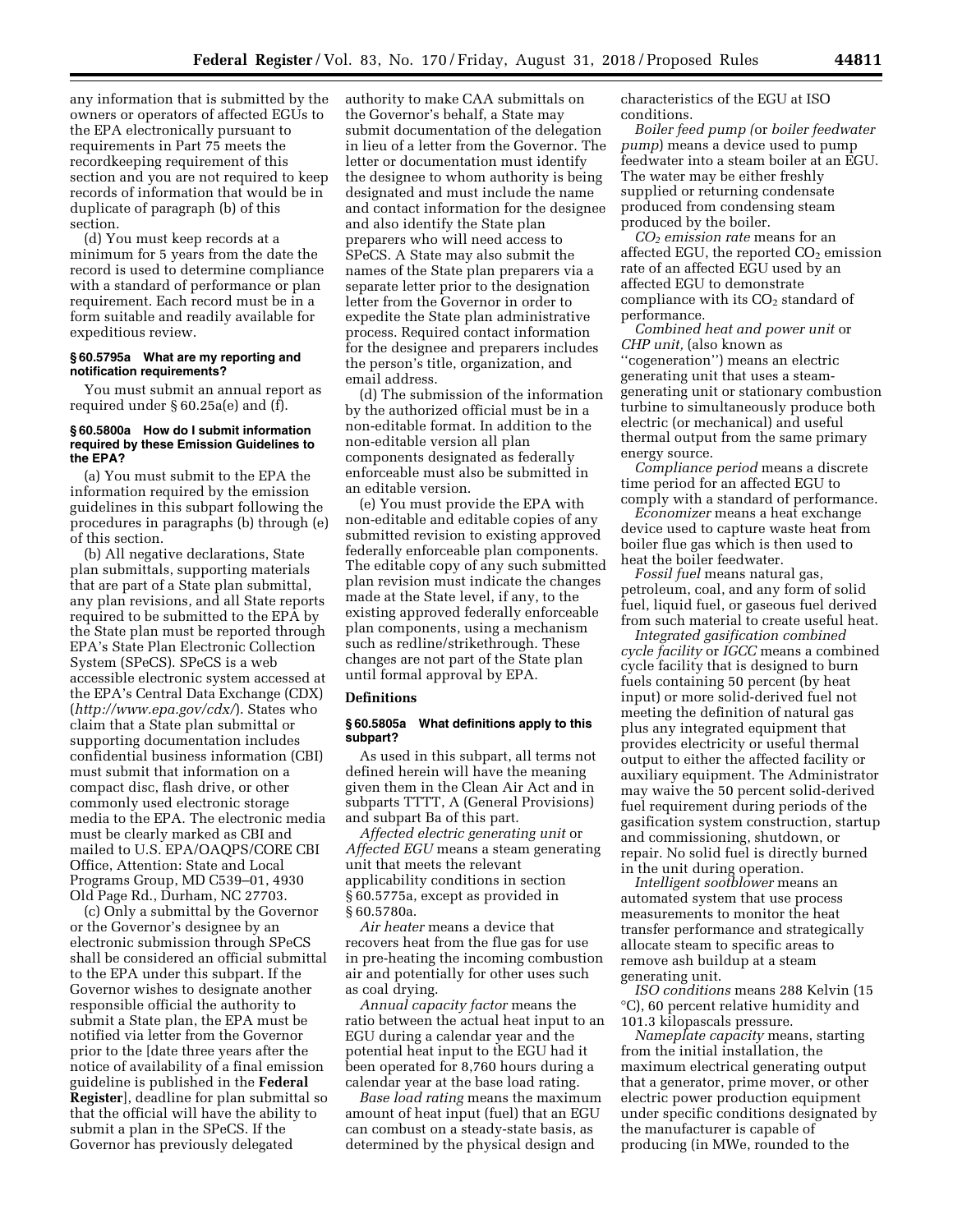any information that is submitted by the owners or operators of affected EGUs to the EPA electronically pursuant to requirements in Part 75 meets the recordkeeping requirement of this section and you are not required to keep records of information that would be in duplicate of paragraph (b) of this section.

(d) You must keep records at a minimum for 5 years from the date the record is used to determine compliance with a standard of performance or plan requirement. Each record must be in a form suitable and readily available for expeditious review.

#### § 60.5795a What are my reporting and notification requirements?

You must submit an annual report as required under § 60.25a(e) and (f).

#### § 60.5800a How do I submit information required by these Emission Guidelines to the EPA?

(a) You must submit to the EPA the information required by the emission guidelines in this subpart following the procedures in paragraphs (b) through (e) of this section.

(b) All negative declarations, State plan submittals, supporting materials that are part of a State plan submittal, any plan revisions, and all State reports required to be submitted to the EPA by the State plan must be reported through EPA's State Plan Electronic Collection System (SPeCS). SPeCS is a web accessible electronic system accessed at the EPA's Central Data Exchange (CDX) (*http://www.epa.gov/cdx/*). States who claim that a State plan submittal or supporting documentation includes confidential business information (CBI) must submit that information on a compact disc, flash drive, or other commonly used electronic storage media to the EPA. The electronic media must be clearly marked as CBI and mailed to U.S. EPA/OAQPS/CORE CBI Office, Attention: State and Local Programs Group, MD C539–01, 4930 Old Page Rd., Durham, NC 27703.

(c) Only a submittal by the Governor or the Governor's designee by an electronic submission through SPeCS shall be considered an official submittal to the EPA under this subpart. If the Governor wishes to designate another responsible official the authority to submit a State plan, the EPA must be notified via letter from the Governor prior to the [date three years after the notice of availability of a final emission guideline is published in the **Federal Register**], deadline for plan submittal so that the official will have the ability to submit a plan in the SPeCS. If the Governor has previously delegated authority to make CAA submittals on the Governor's behalf, a State may submit documentation of the delegation in lieu of a letter from the Governor. The letter or documentation must identify the designee to whom authority is being designated and must include the name and contact information for the designee and also identify the State plan preparers who will need access to SPeCS. A State may also submit the names of the State plan preparers via a separate letter prior to the designation letter from the Governor in order to expedite the State plan administrative process. Required contact information for the designee and preparers includes the person's title, organization, and email address.

(d) The submission of the information by the authorized official must be in a non-editable format. In addition to the non-editable version all plan components designated as federally enforceable must also be submitted in an editable version.

(e) You must provide the EPA with non-editable and editable copies of any submitted revision to existing approved federally enforceable plan components. The editable copy of any such submitted plan revision must indicate the changes made at the State level, if any, to the existing approved federally enforceable plan components, using a mechanism such as redline/strikethrough. These changes are not part of the State plan until formal approval by EPA.

### Definitions

#### § 60.5805a What definitions apply to this subpart?

As used in this subpart, all terms not defined herein will have the meaning given them in the Clean Air Act and in subparts TTTT, A (General Provisions) and subpart Ba of this part.

*Affected electric generating unit* or *Affected EGU* means a steam generating unit that meets the relevant applicability conditions in section § 60.5775a, except as provided in § 60.5780a.

*Air heater* means a device that recovers heat from the flue gas for use in pre-heating the incoming combustion air and potentially for other uses such as coal drying.

*Annual capacity factor* means the ratio between the actual heat input to an EGU during a calendar year and the potential heat input to the EGU had it been operated for 8,760 hours during a calendar year at the base load rating.

*Base load rating* means the maximum amount of heat input (fuel) that an EGU can combust on a steady-state basis, as determined by the physical design and characteristics of the EGU at ISO conditions.

*Boiler feed pump (*or *boiler feedwater pump*) means a device used to pump feedwater into a steam boiler at an EGU. The water may be either freshly supplied or returning condensate produced from condensing steam produced by the boiler.

*$CO_2$ emission rate* means for an affected EGU, the reported $CO_2$ emission rate of an affected EGU used by an affected EGU to demonstrate compliance with its $CO_2$ standard of performance.

*Combined heat and power unit* or *CHP unit,* (also known as "cogeneration") means an electric generating unit that uses a steam-generating unit or stationary combustion turbine to simultaneously produce both electric (or mechanical) and useful thermal output from the same primary energy source.

*Compliance period* means a discrete time period for an affected EGU to comply with a standard of performance.

*Economizer* means a heat exchange device used to capture waste heat from boiler flue gas which is then used to heat the boiler feedwater.

*Fossil fuel* means natural gas, petroleum, coal, and any form of solid fuel, liquid fuel, or gaseous fuel derived from such material to create useful heat.

*Integrated gasification combined cycle facility* or *IGCC* means a combined cycle facility that is designed to burn fuels containing 50 percent (by heat input) or more solid-derived fuel not meeting the definition of natural gas plus any integrated equipment that provides electricity or useful thermal output to either the affected facility or auxiliary equipment. The Administrator may waive the 50 percent solid-derived fuel requirement during periods of the gasification system construction, startup and commissioning, shutdown, or repair. No solid fuel is directly burned in the unit during operation.

*Intelligent sootblower* means an automated system that use process measurements to monitor the heat transfer performance and strategically allocate steam to specific areas to remove ash buildup at a steam generating unit.

*ISO conditions* means 288 Kelvin (15 °C), 60 percent relative humidity and 101.3 kilopascals pressure.

*Nameplate capacity* means, starting from the initial installation, the maximum electrical generating output that a generator, prime mover, or other electric power production equipment under specific conditions designated by the manufacturer is capable of producing (in MWe, rounded to the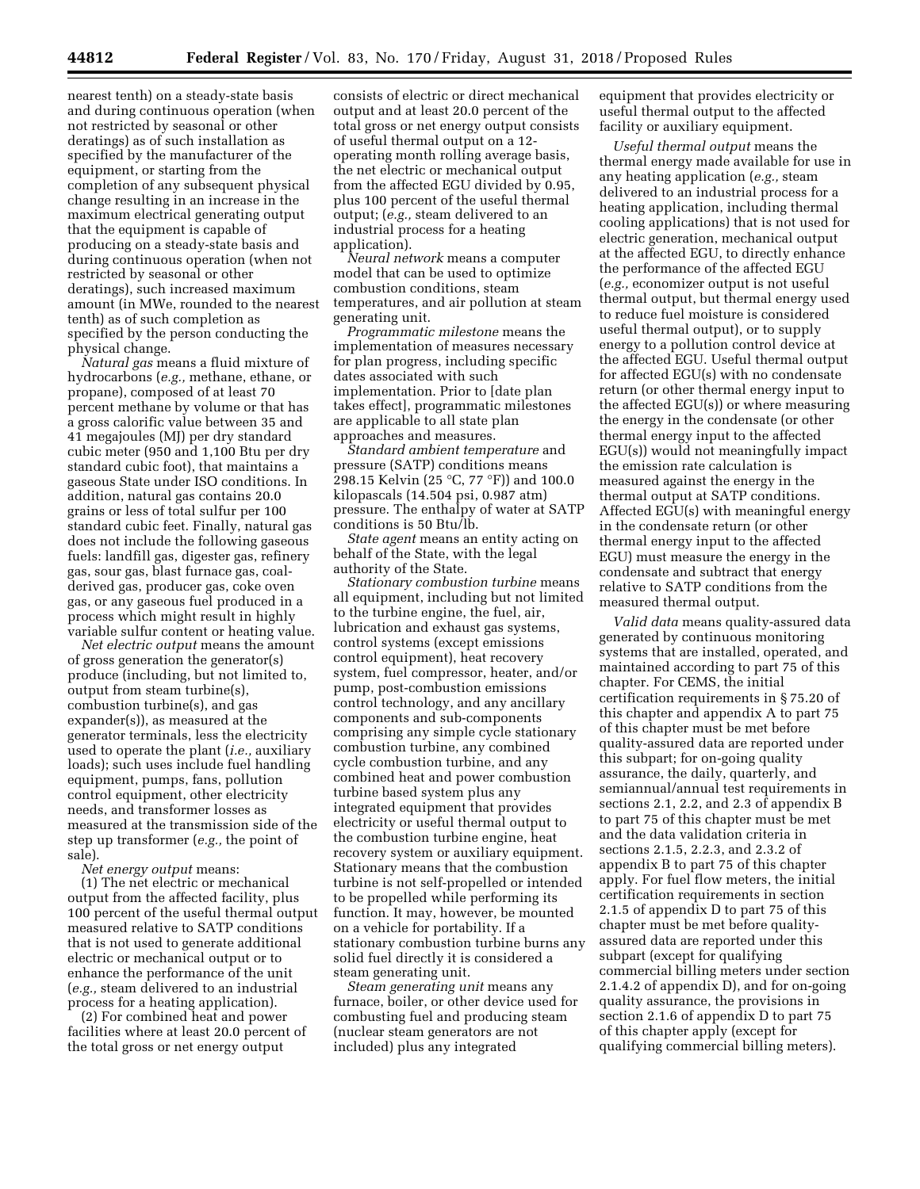nearest tenth) on a steady-state basis and during continuous operation (when not restricted by seasonal or other deratings) as of such installation as specified by the manufacturer of the equipment, or starting from the completion of any subsequent physical change resulting in an increase in the maximum electrical generating output that the equipment is capable of producing on a steady-state basis and during continuous operation (when not restricted by seasonal or other deratings), such increased maximum amount (in MWe, rounded to the nearest tenth) as of such completion as specified by the person conducting the physical change.

*Natural gas* means a fluid mixture of hydrocarbons (*e.g.,* methane, ethane, or propane), composed of at least 70 percent methane by volume or that has a gross calorific value between 35 and 41 megajoules (MJ) per dry standard cubic meter (950 and 1,100 Btu per dry standard cubic foot), that maintains a gaseous State under ISO conditions. In addition, natural gas contains 20.0 grains or less of total sulfur per 100 standard cubic feet. Finally, natural gas does not include the following gaseous fuels: landfill gas, digester gas, refinery gas, sour gas, blast furnace gas, coal-derived gas, producer gas, coke oven gas, or any gaseous fuel produced in a process which might result in highly variable sulfur content or heating value.

*Net electric output* means the amount of gross generation the generator(s) produce (including, but not limited to, output from steam turbine(s), combustion turbine(s), and gas expander(s)), as measured at the generator terminals, less the electricity used to operate the plant (*i.e.,* auxiliary loads); such uses include fuel handling equipment, pumps, fans, pollution control equipment, other electricity needs, and transformer losses as measured at the transmission side of the step up transformer (*e.g.,* the point of sale).

*Net energy output* means:

(1) The net electric or mechanical output from the affected facility, plus 100 percent of the useful thermal output measured relative to SATP conditions that is not used to generate additional electric or mechanical output or to enhance the performance of the unit (*e.g.,* steam delivered to an industrial process for a heating application).

(2) For combined heat and power facilities where at least 20.0 percent of the total gross or net energy output consists of electric or direct mechanical output and at least 20.0 percent of the total gross or net energy output consists of useful thermal output on a 12-operating month rolling average basis, the net electric or mechanical output from the affected EGU divided by 0.95, plus 100 percent of the useful thermal output; (*e.g.,* steam delivered to an industrial process for a heating application).

*Neural network* means a computer model that can be used to optimize combustion conditions, steam temperatures, and air pollution at steam generating unit.

*Programmatic milestone* means the implementation of measures necessary for plan progress, including specific dates associated with such implementation. Prior to [date plan takes effect], programmatic milestones are applicable to all state plan approaches and measures.

*Standard ambient temperature* and pressure (SATP) conditions means 298.15 Kelvin (25 °C, 77 °F)) and 100.0 kilopascals (14.504 psi, 0.987 atm) pressure. The enthalpy of water at SATP conditions is 50 Btu/lb.

*State agent* means an entity acting on behalf of the State, with the legal authority of the State.

*Stationary combustion turbine* means all equipment, including but not limited to the turbine engine, the fuel, air, lubrication and exhaust gas systems, control systems (except emissions control equipment), heat recovery system, fuel compressor, heater, and/or pump, post-combustion emissions control technology, and any ancillary components and sub-components comprising any simple cycle stationary combustion turbine, any combined cycle combustion turbine, and any combined heat and power combustion turbine based system plus any integrated equipment that provides electricity or useful thermal output to the combustion turbine engine, heat recovery system or auxiliary equipment. Stationary means that the combustion turbine is not self-propelled or intended to be propelled while performing its function. It may, however, be mounted on a vehicle for portability. If a stationary combustion turbine burns any solid fuel directly it is considered a steam generating unit.

*Steam generating unit* means any furnace, boiler, or other device used for combusting fuel and producing steam (nuclear steam generators are not included) plus any integrated equipment that provides electricity or useful thermal output to the affected facility or auxiliary equipment.

*Useful thermal output* means the thermal energy made available for use in any heating application (*e.g.,* steam delivered to an industrial process for a heating application, including thermal cooling applications) that is not used for electric generation, mechanical output at the affected EGU, to directly enhance the performance of the affected EGU (*e.g.,* economizer output is not useful thermal output, but thermal energy used to reduce fuel moisture is considered useful thermal output), or to supply energy to a pollution control device at the affected EGU. Useful thermal output for affected EGU(s) with no condensate return (or other thermal energy input to the affected EGU(s)) or where measuring the energy in the condensate (or other thermal energy input to the affected EGU(s)) would not meaningfully impact the emission rate calculation is measured against the energy in the thermal output at SATP conditions. Affected EGU(s) with meaningful energy in the condensate return (or other thermal energy input to the affected EGU) must measure the energy in the condensate and subtract that energy relative to SATP conditions from the measured thermal output.

*Valid data* means quality-assured data generated by continuous monitoring systems that are installed, operated, and maintained according to part 75 of this chapter. For CEMS, the initial certification requirements in § 75.20 of this chapter and appendix A to part 75 of this chapter must be met before quality-assured data are reported under this subpart; for on-going quality assurance, the daily, quarterly, and semiannual/annual test requirements in sections 2.1, 2.2, and 2.3 of appendix B to part 75 of this chapter must be met and the data validation criteria in sections 2.1.5, 2.2.3, and 2.3.2 of appendix B to part 75 of this chapter apply. For fuel flow meters, the initial certification requirements in section 2.1.5 of appendix D to part 75 of this chapter must be met before quality-assured data are reported under this subpart (except for qualifying commercial billing meters under section 2.1.4.2 of appendix D), and for on-going quality assurance, the provisions in section 2.1.6 of appendix D to part 75 of this chapter apply (except for qualifying commercial billing meters).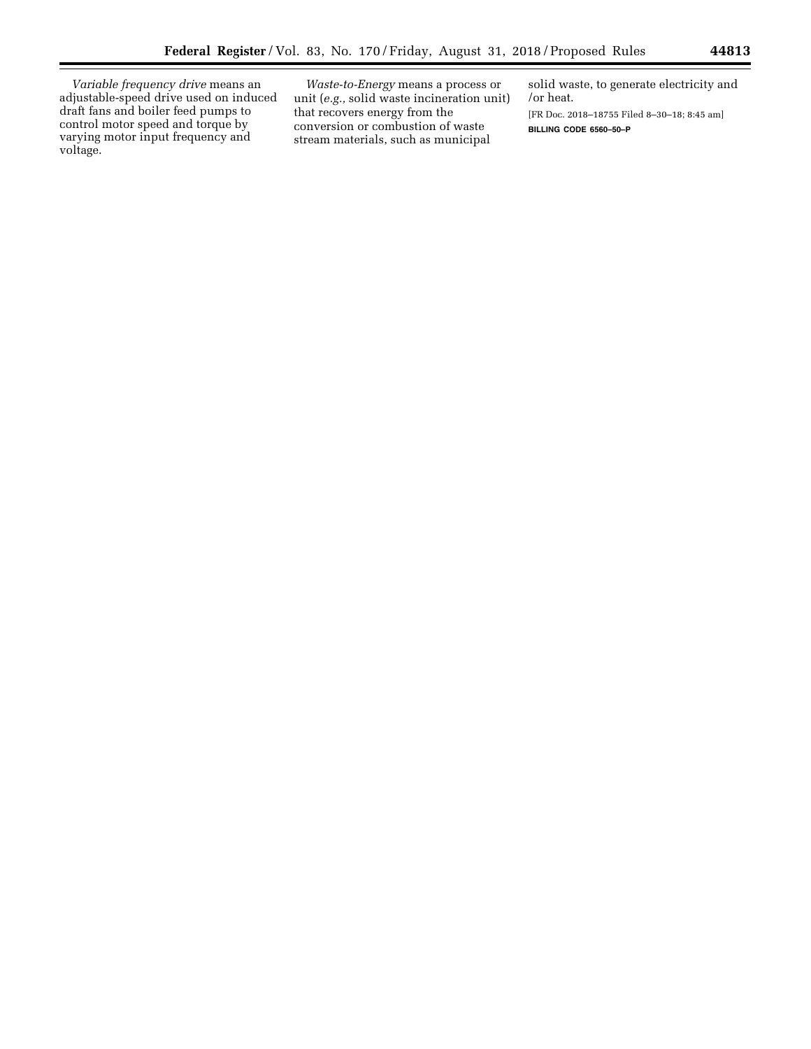*Variable frequency drive* means an adjustable-speed drive used on induced draft fans and boiler feed pumps to control motor speed and torque by varying motor input frequency and voltage.

*Waste-to-Energy* means a process or unit (*e.g.,* solid waste incineration unit) that recovers energy from the conversion or combustion of waste stream materials, such as municipal solid waste, to generate electricity and /or heat.

[FR Doc. 2018–18755 Filed 8–30–18; 8:45 am]

**BILLING CODE 6560–50–P**